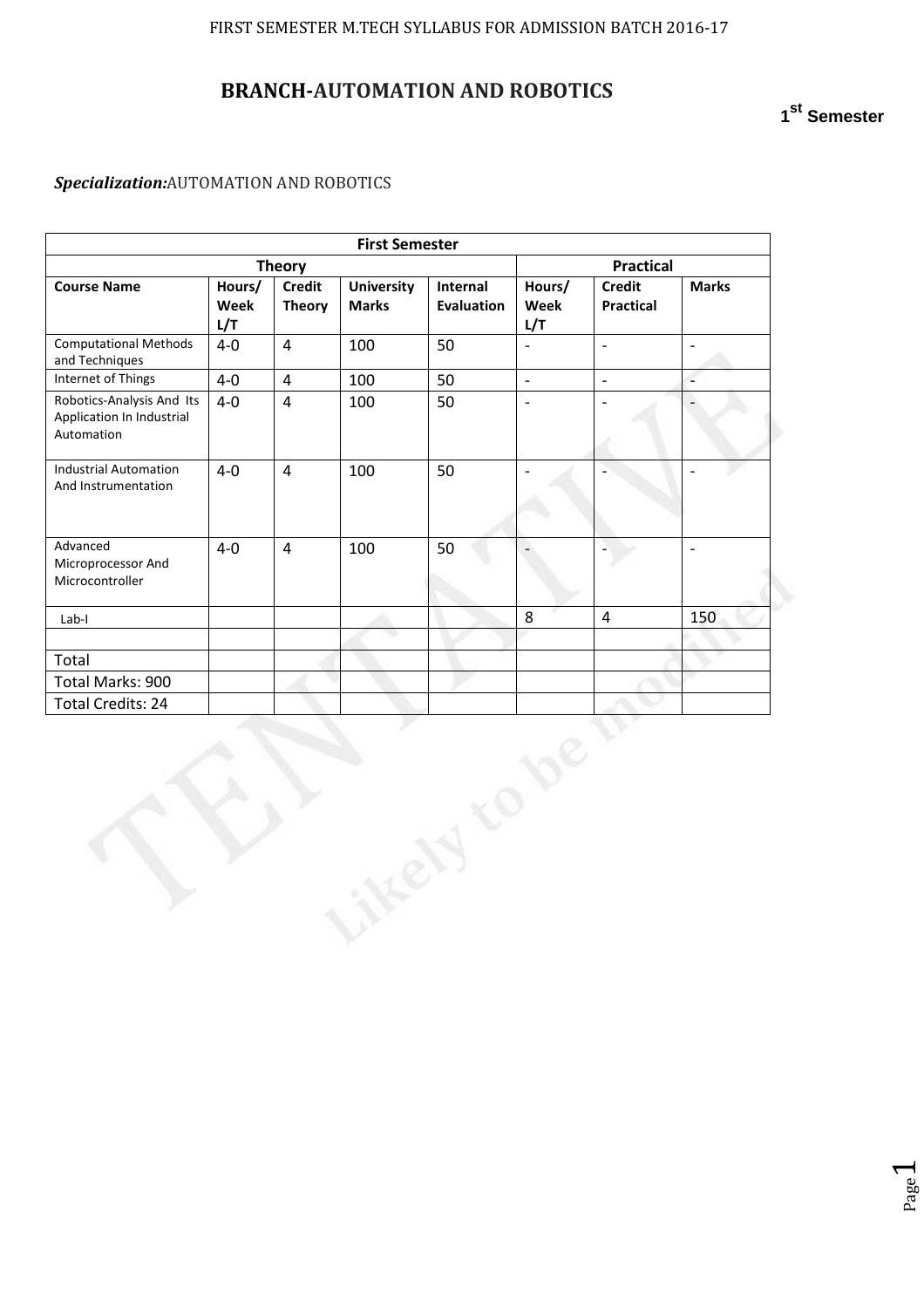# BRANCH-AUTOMATION AND ROBOTICS

**1st Semester**

***Specialization:*** AUTOMATION AND ROBOTICS

| First Semester | | | | | | | |
|---|---|---|---|---|---|---|---|
| Theory | | | | | Practical | | |
| **Course Name** | **Hours/ Week L/T** | **Credit Theory** | **University Marks** | **Internal Evaluation** | **Hours/ Week L/T** | **Credit Practical** | **Marks** |
| Computational Methods and Techniques | 4-0 | 4 | 100 | 50 | - | - | - |
| Internet of Things | 4-0 | 4 | 100 | 50 | - | - | - |
| Robotics-Analysis And Its Application In Industrial Automation | 4-0 | 4 | 100 | 50 | - | - | - |
| Industrial Automation And Instrumentation | 4-0 | 4 | 100 | 50 | - | - | - |
| Advanced Microprocessor And Microcontroller | 4-0 | 4 | 100 | 50 | - | - | - |
| Lab-I | | | | | 8 | 4 | 150 |
| | | | | | | | |
| Total | | | | | | | |
| Total Marks: 900 | | | | | | | |
| Total Credits: 24 | | | | | | | |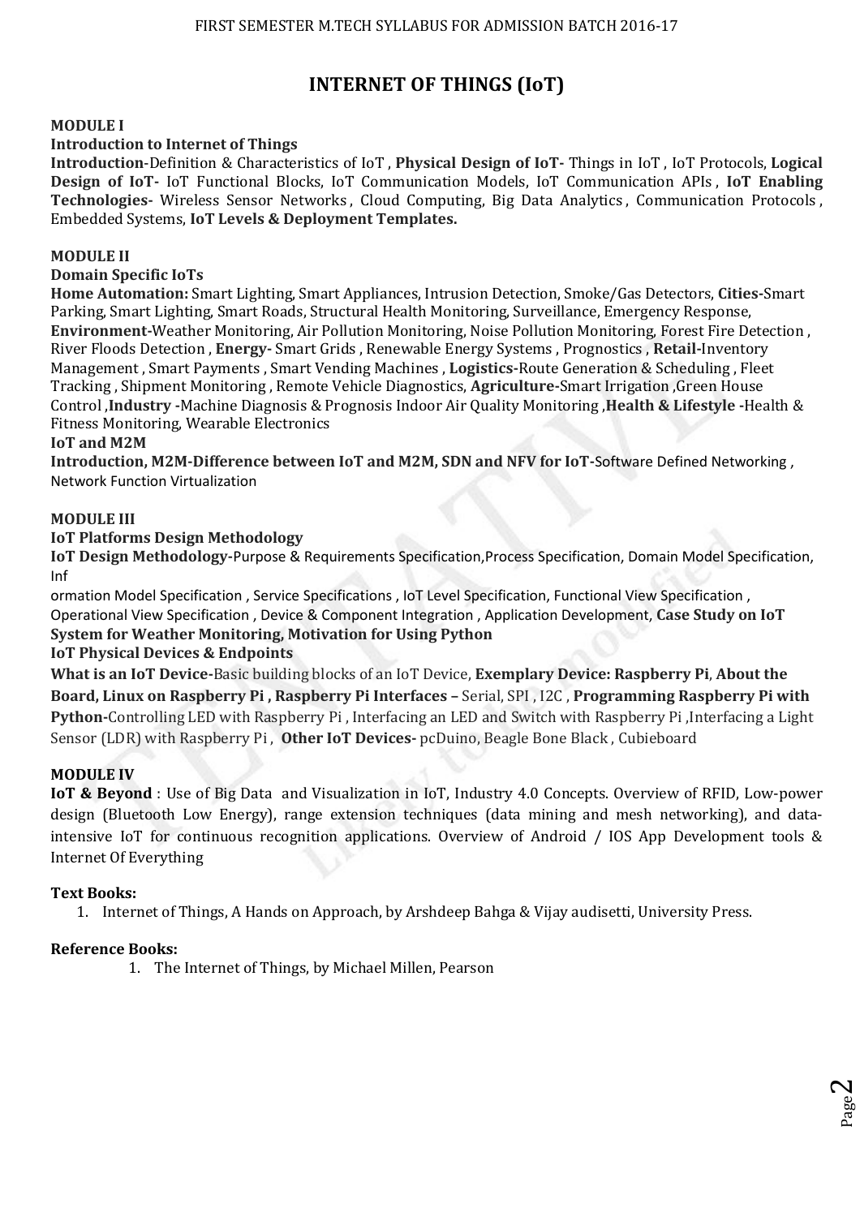# INTERNET OF THINGS (IoT)

**MODULE I**

**Introduction to Internet of Things**

**Introduction**-Definition & Characteristics of IoT , **Physical Design of IoT-** Things in IoT , IoT Protocols, **Logical Design of IoT-** IoT Functional Blocks, IoT Communication Models, IoT Communication APIs , **IoT Enabling Technologies-** Wireless Sensor Networks , Cloud Computing, Big Data Analytics , Communication Protocols , Embedded Systems, **IoT Levels & Deployment Templates.**

**MODULE II**

**Domain Specific IoTs**

**Home Automation:** Smart Lighting, Smart Appliances, Intrusion Detection, Smoke/Gas Detectors, **Cities-**Smart Parking, Smart Lighting, Smart Roads, Structural Health Monitoring, Surveillance, Emergency Response, **Environment-**Weather Monitoring, Air Pollution Monitoring, Noise Pollution Monitoring, Forest Fire Detection , River Floods Detection , **Energy-** Smart Grids , Renewable Energy Systems , Prognostics , **Retail-**Inventory Management , Smart Payments , Smart Vending Machines , **Logistics-**Route Generation & Scheduling , Fleet Tracking , Shipment Monitoring , Remote Vehicle Diagnostics, **Agriculture-**Smart Irrigation ,Green House Control ,**Industry -**Machine Diagnosis & Prognosis Indoor Air Quality Monitoring ,**Health & Lifestyle -**Health & Fitness Monitoring, Wearable Electronics

**IoT and M2M**

**Introduction, M2M-Difference between IoT and M2M, SDN and NFV for IoT-**Software Defined Networking , Network Function Virtualization

**MODULE III**

**IoT Platforms Design Methodology**

**IoT Design Methodology-**Purpose & Requirements Specification,Process Specification, Domain Model Specification, Information Model Specification , Service Specifications , IoT Level Specification, Functional View Specification , Operational View Specification , Device & Component Integration , Application Development, **Case Study on IoT System for Weather Monitoring, Motivation for Using Python**

**IoT Physical Devices & Endpoints**

**What is an IoT Device-**Basic building blocks of an IoT Device, **Exemplary Device: Raspberry Pi**, **About the Board, Linux on Raspberry Pi , Raspberry Pi Interfaces –** Serial, SPI , I2C , **Programming Raspberry Pi with Python-**Controlling LED with Raspberry Pi , Interfacing an LED and Switch with Raspberry Pi ,Interfacing a Light Sensor (LDR) with Raspberry Pi , **Other IoT Devices-** pcDuino, Beagle Bone Black , Cubieboard

**MODULE IV**

**IoT & Beyond** : Use of Big Data and Visualization in IoT, Industry 4.0 Concepts. Overview of RFID, Low-power design (Bluetooth Low Energy), range extension techniques (data mining and mesh networking), and data-intensive IoT for continuous recognition applications. Overview of Android / IOS App Development tools & Internet Of Everything

**Text Books:**

1. Internet of Things, A Hands on Approach, by Arshdeep Bahga & Vijay audisetti, University Press.

**Reference Books:**

1. The Internet of Things, by Michael Millen, Pearson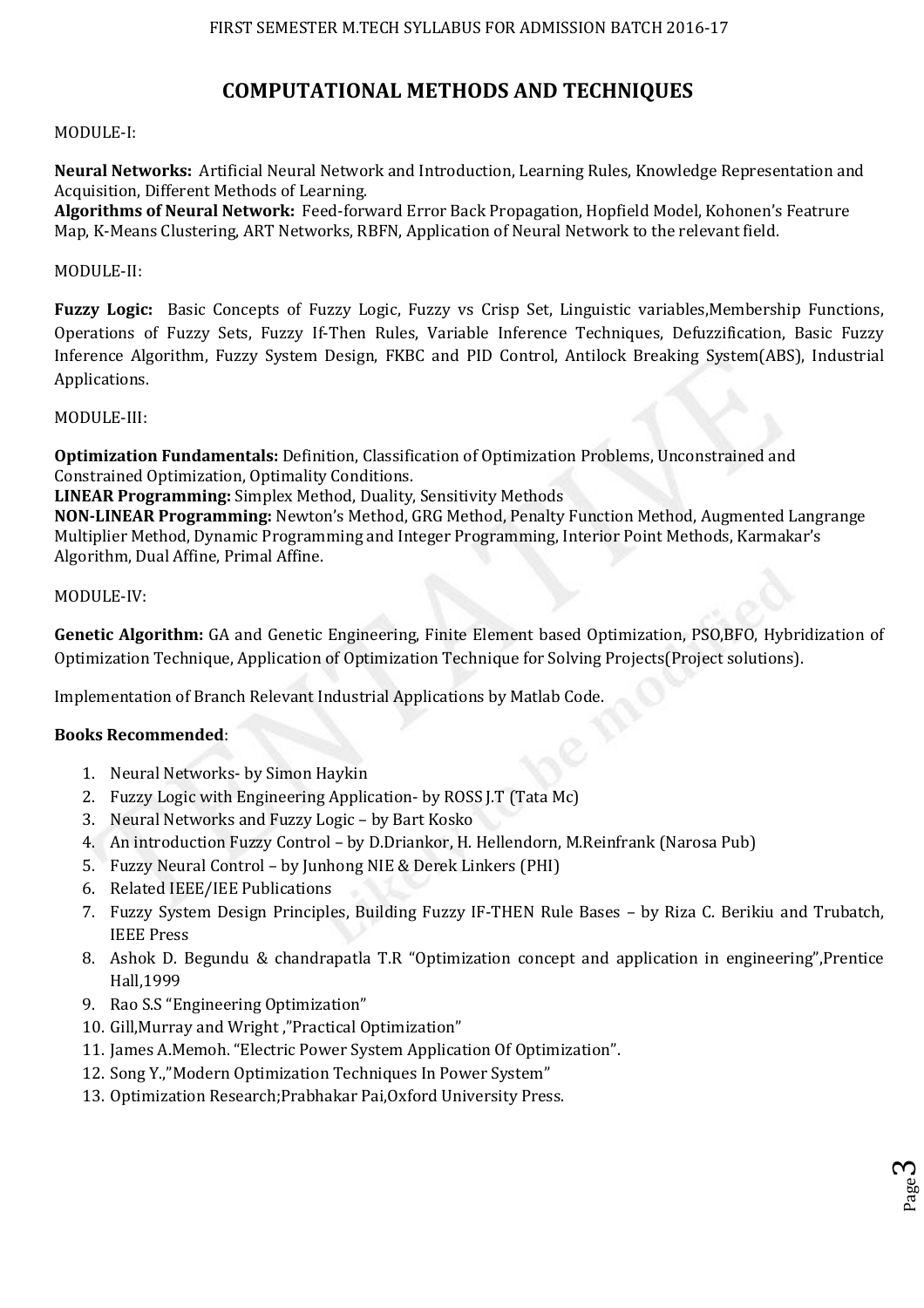# COMPUTATIONAL METHODS AND TECHNIQUES

MODULE-I:

**Neural Networks:** Artificial Neural Network and Introduction, Learning Rules, Knowledge Representation and Acquisition, Different Methods of Learning.
**Algorithms of Neural Network:** Feed-forward Error Back Propagation, Hopfield Model, Kohonen's Featrure Map, K-Means Clustering, ART Networks, RBFN, Application of Neural Network to the relevant field.

MODULE-II:

**Fuzzy Logic:** Basic Concepts of Fuzzy Logic, Fuzzy vs Crisp Set, Linguistic variables,Membership Functions, Operations of Fuzzy Sets, Fuzzy If-Then Rules, Variable Inference Techniques, Defuzzification, Basic Fuzzy Inference Algorithm, Fuzzy System Design, FKBC and PID Control, Antilock Breaking System(ABS), Industrial Applications.

MODULE-III:

**Optimization Fundamentals:** Definition, Classification of Optimization Problems, Unconstrained and Constrained Optimization, Optimality Conditions.
**LINEAR Programming:** Simplex Method, Duality, Sensitivity Methods
**NON-LINEAR Programming:** Newton's Method, GRG Method, Penalty Function Method, Augmented Langrange Multiplier Method, Dynamic Programming and Integer Programming, Interior Point Methods, Karmakar's Algorithm, Dual Affine, Primal Affine.

MODULE-IV:

**Genetic Algorithm:** GA and Genetic Engineering, Finite Element based Optimization, PSO,BFO, Hybridization of Optimization Technique, Application of Optimization Technique for Solving Projects(Project solutions).

Implementation of Branch Relevant Industrial Applications by Matlab Code.

**Books Recommended**:

1. Neural Networks- by Simon Haykin
2. Fuzzy Logic with Engineering Application- by ROSS J.T (Tata Mc)
3. Neural Networks and Fuzzy Logic – by Bart Kosko
4. An introduction Fuzzy Control – by D.Driankor, H. Hellendorn, M.Reinfrank (Narosa Pub)
5. Fuzzy Neural Control – by Junhong NIE & Derek Linkers (PHI)
6. Related IEEE/IEE Publications
7. Fuzzy System Design Principles, Building Fuzzy IF-THEN Rule Bases – by Riza C. Berikiu and Trubatch, IEEE Press
8. Ashok D. Begundu & chandrapatla T.R "Optimization concept and application in engineering",Prentice Hall,1999
9. Rao S.S "Engineering Optimization"
10. Gill,Murray and Wright ,"Practical Optimization"
11. James A.Memoh. "Electric Power System Application Of Optimization".
12. Song Y.,"Modern Optimization Techniques In Power System"
13. Optimization Research;Prabhakar Pai,Oxford University Press.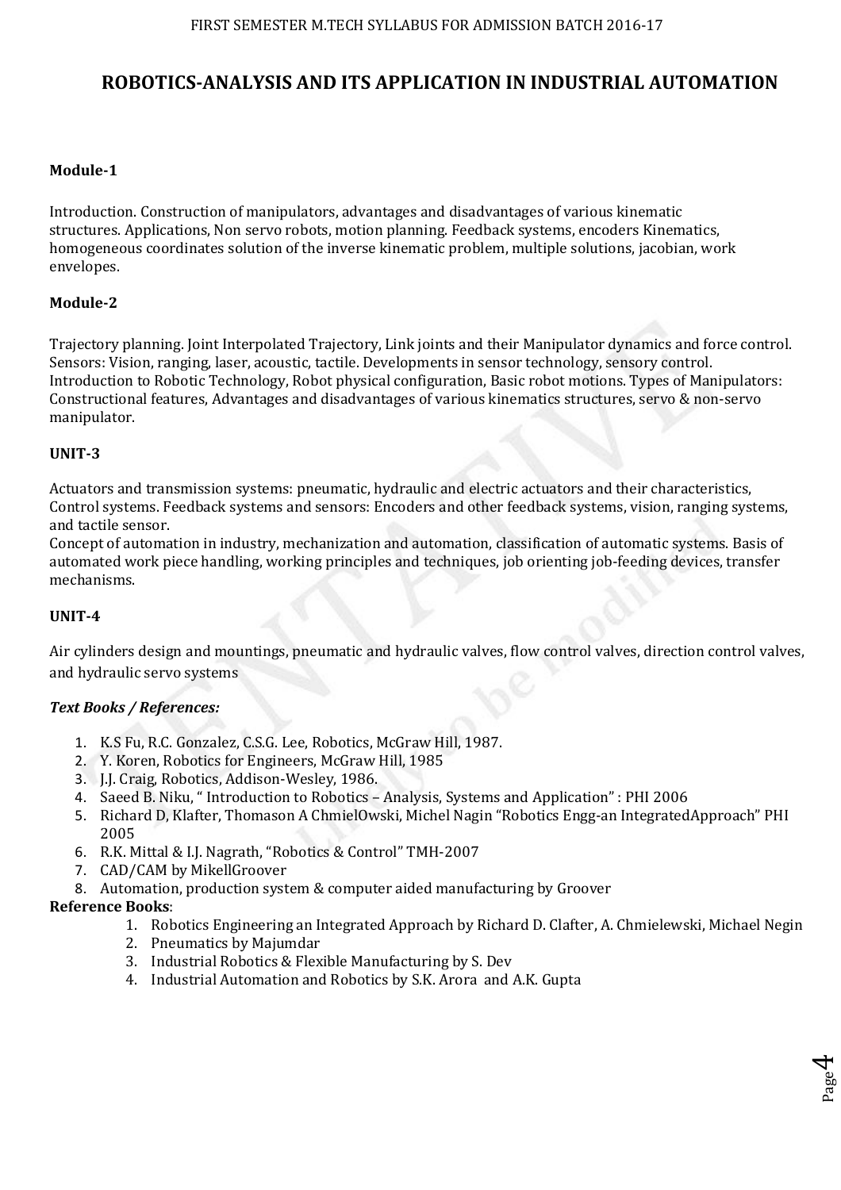# ROBOTICS-ANALYSIS AND ITS APPLICATION IN INDUSTRIAL AUTOMATION

### Module-1

Introduction. Construction of manipulators, advantages and disadvantages of various kinematic structures. Applications, Non servo robots, motion planning. Feedback systems, encoders Kinematics, homogeneous coordinates solution of the inverse kinematic problem, multiple solutions, jacobian, work envelopes.

### Module-2

Trajectory planning. Joint Interpolated Trajectory, Link joints and their Manipulator dynamics and force control. Sensors: Vision, ranging, laser, acoustic, tactile. Developments in sensor technology, sensory control. Introduction to Robotic Technology, Robot physical configuration, Basic robot motions. Types of Manipulators: Constructional features, Advantages and disadvantages of various kinematics structures, servo & non-servo manipulator.

### UNIT-3

Actuators and transmission systems: pneumatic, hydraulic and electric actuators and their characteristics, Control systems. Feedback systems and sensors: Encoders and other feedback systems, vision, ranging systems, and tactile sensor.

Concept of automation in industry, mechanization and automation, classification of automatic systems. Basis of automated work piece handling, working principles and techniques, job orienting job-feeding devices, transfer mechanisms.

### UNIT-4

Air cylinders design and mountings, pneumatic and hydraulic valves, flow control valves, direction control valves, and hydraulic servo systems

***Text Books / References:***

1. K.S Fu, R.C. Gonzalez, C.S.G. Lee, Robotics, McGraw Hill, 1987.
2. Y. Koren, Robotics for Engineers, McGraw Hill, 1985
3. J.J. Craig, Robotics, Addison-Wesley, 1986.
4. Saeed B. Niku, " Introduction to Robotics – Analysis, Systems and Application" : PHI 2006
5. Richard D, Klafter, Thomason A ChmielOwski, Michel Nagin "Robotics Engg-an IntegratedApproach" PHI 2005
6. R.K. Mittal & I.J. Nagrath, "Robotics & Control" TMH-2007
7. CAD/CAM by MikellGroover
8. Automation, production system & computer aided manufacturing by Groover

**Reference Books**:

1. Robotics Engineering an Integrated Approach by Richard D. Clafter, A. Chmielewski, Michael Negin
2. Pneumatics by Majumdar
3. Industrial Robotics & Flexible Manufacturing by S. Dev
4. Industrial Automation and Robotics by S.K. Arora and A.K. Gupta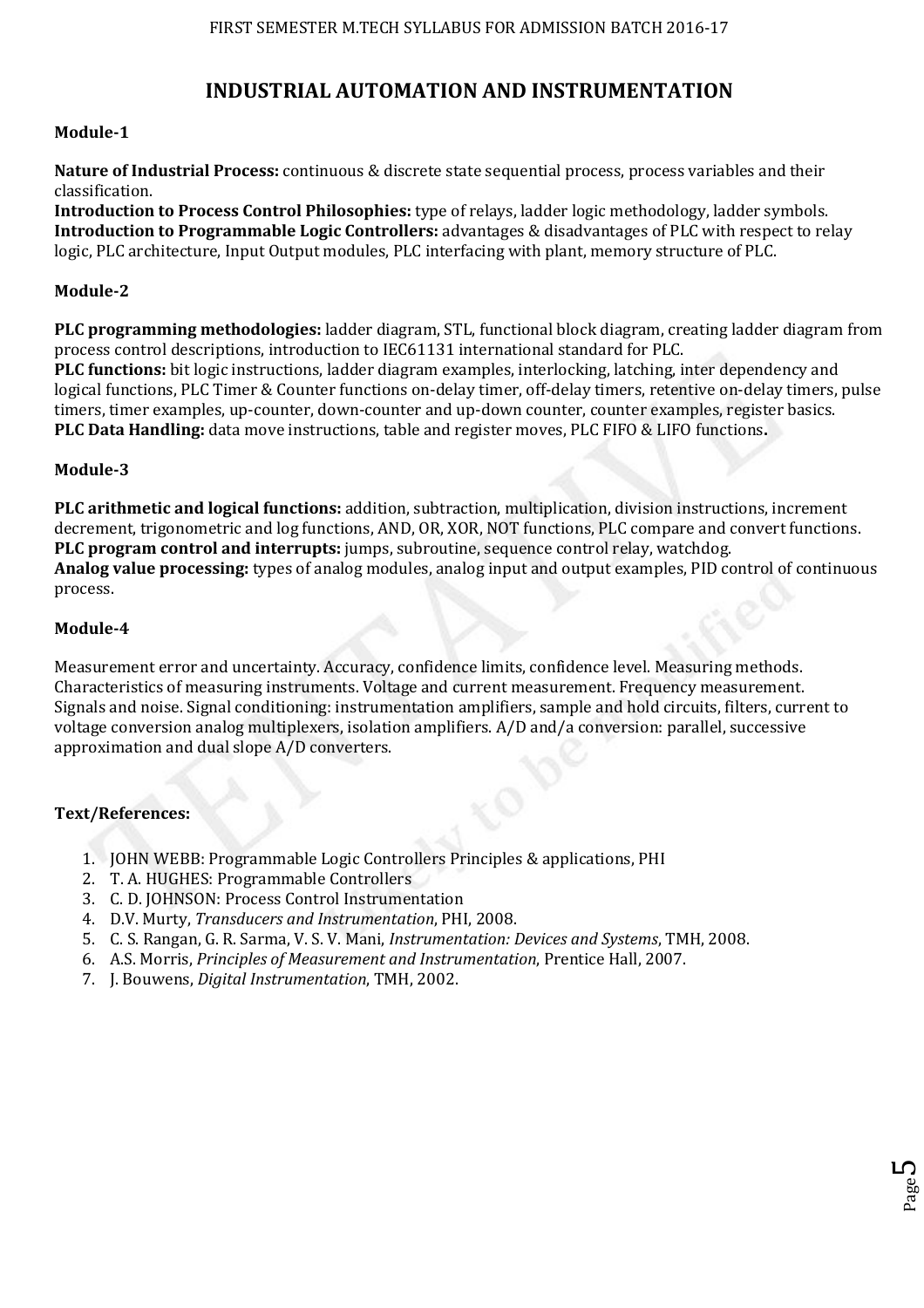# INDUSTRIAL AUTOMATION AND INSTRUMENTATION

**Module-1**

**Nature of Industrial Process:** continuous & discrete state sequential process, process variables and their classification.
**Introduction to Process Control Philosophies:** type of relays, ladder logic methodology, ladder symbols.
**Introduction to Programmable Logic Controllers:** advantages & disadvantages of PLC with respect to relay logic, PLC architecture, Input Output modules, PLC interfacing with plant, memory structure of PLC.

**Module-2**

**PLC programming methodologies:** ladder diagram, STL, functional block diagram, creating ladder diagram from process control descriptions, introduction to IEC61131 international standard for PLC.
**PLC functions:** bit logic instructions, ladder diagram examples, interlocking, latching, inter dependency and logical functions, PLC Timer & Counter functions on-delay timer, off-delay timers, retentive on-delay timers, pulse timers, timer examples, up-counter, down-counter and up-down counter, counter examples, register basics.
**PLC Data Handling:** data move instructions, table and register moves, PLC FIFO & LIFO functions**.**

**Module-3**

**PLC arithmetic and logical functions:** addition, subtraction, multiplication, division instructions, increment decrement, trigonometric and log functions, AND, OR, XOR, NOT functions, PLC compare and convert functions.
**PLC program control and interrupts:** jumps, subroutine, sequence control relay, watchdog.
**Analog value processing:** types of analog modules, analog input and output examples, PID control of continuous process.

**Module-4**

Measurement error and uncertainty. Accuracy, confidence limits, confidence level. Measuring methods. Characteristics of measuring instruments. Voltage and current measurement. Frequency measurement. Signals and noise. Signal conditioning: instrumentation amplifiers, sample and hold circuits, filters, current to voltage conversion analog multiplexers, isolation amplifiers. A/D and/a conversion: parallel, successive approximation and dual slope A/D converters.

**Text/References:**

1. JOHN WEBB: Programmable Logic Controllers Principles & applications, PHI
2. T. A. HUGHES: Programmable Controllers
3. C. D. JOHNSON: Process Control Instrumentation
4. D.V. Murty, *Transducers and Instrumentation*, PHI, 2008.
5. C. S. Rangan, G. R. Sarma, V. S. V. Mani, *Instrumentation: Devices and Systems*, TMH, 2008.
6. A.S. Morris, *Principles of Measurement and Instrumentation*, Prentice Hall, 2007.
7. J. Bouwens, *Digital Instrumentation*, TMH, 2002.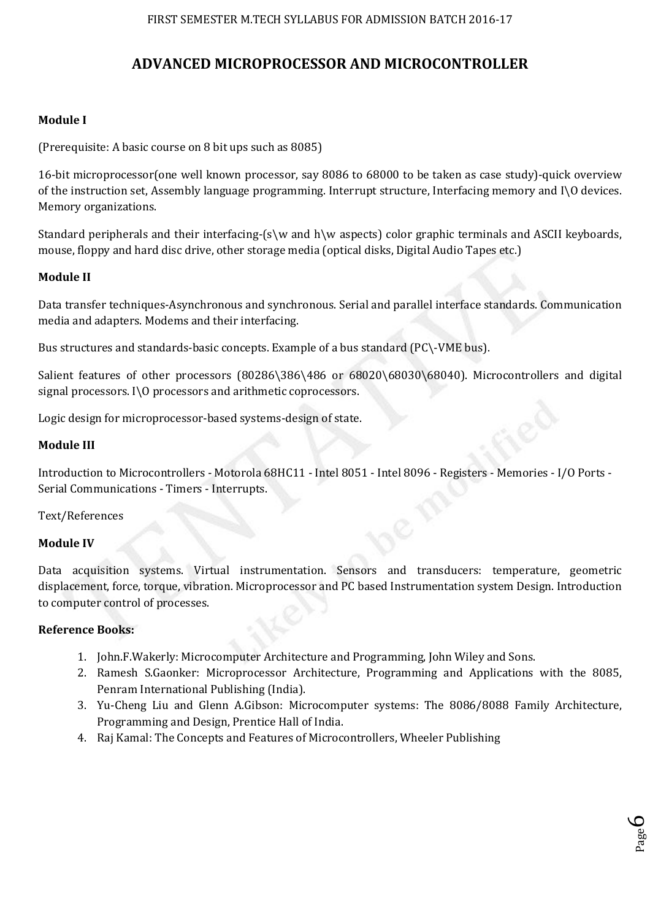# ADVANCED MICROPROCESSOR AND MICROCONTROLLER

**Module I**

(Prerequisite: A basic course on 8 bit ups such as 8085)

16-bit microprocessor(one well known processor, say 8086 to 68000 to be taken as case study)-quick overview of the instruction set, Assembly language programming. Interrupt structure, Interfacing memory and I\O devices. Memory organizations.

Standard peripherals and their interfacing-(s\w and h\w aspects) color graphic terminals and ASCII keyboards, mouse, floppy and hard disc drive, other storage media (optical disks, Digital Audio Tapes etc.)

**Module II**

Data transfer techniques-Asynchronous and synchronous. Serial and parallel interface standards. Communication media and adapters. Modems and their interfacing.

Bus structures and standards-basic concepts. Example of a bus standard (PC\-VME bus).

Salient features of other processors (80286\386\486 or 68020\68030\68040). Microcontrollers and digital signal processors. I\O processors and arithmetic coprocessors.

Logic design for microprocessor-based systems-design of state.

**Module III**

Introduction to Microcontrollers - Motorola 68HC11 - Intel 8051 - Intel 8096 - Registers - Memories - I/O Ports - Serial Communications - Timers - Interrupts.

Text/References

**Module IV**

Data acquisition systems. Virtual instrumentation. Sensors and transducers: temperature, geometric displacement, force, torque, vibration. Microprocessor and PC based Instrumentation system Design. Introduction to computer control of processes.

**Reference Books:**

1. John.F.Wakerly: Microcomputer Architecture and Programming, John Wiley and Sons.
2. Ramesh S.Gaonker: Microprocessor Architecture, Programming and Applications with the 8085, Penram International Publishing (India).
3. Yu-Cheng Liu and Glenn A.Gibson: Microcomputer systems: The 8086/8088 Family Architecture, Programming and Design, Prentice Hall of India.
4. Raj Kamal: The Concepts and Features of Microcontrollers, Wheeler Publishing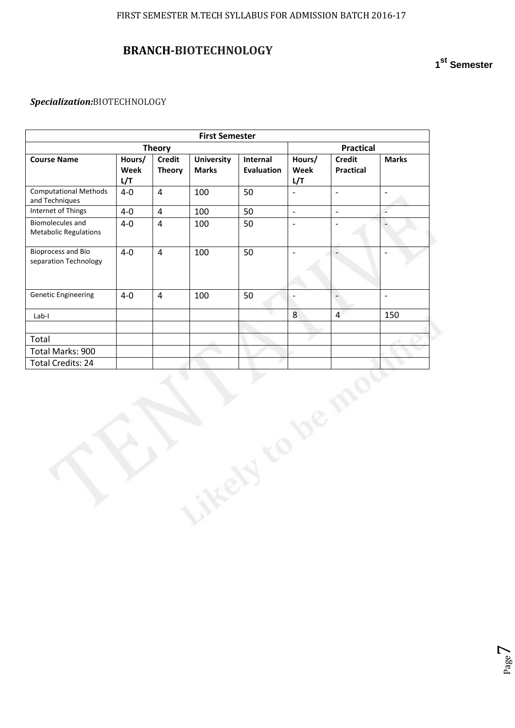## BRANCH-BIOTECHNOLOGY

**1st Semester**

***Specialization:*** BIOTECHNOLOGY

| First Semester | | | | | | | |
|---|---|---|---|---|---|---|---|
| **Theory** | | | | | **Practical** | | |
| **Course Name** | **Hours/ Week L/T** | **Credit Theory** | **University Marks** | **Internal Evaluation** | **Hours/ Week L/T** | **Credit Practical** | **Marks** |
| Computational Methods and Techniques | 4-0 | 4 | 100 | 50 | - | - | - |
| Internet of Things | 4-0 | 4 | 100 | 50 | - | - | - |
| Biomolecules and Metabolic Regulations | 4-0 | 4 | 100 | 50 | - | - | - |
| Bioprocess and Bio separation Technology | 4-0 | 4 | 100 | 50 | - | - | - |
| Genetic Engineering | 4-0 | 4 | 100 | 50 | - | - | - |
| Lab-I | | | | | 8 | 4 | 150 |
| | | | | | | | |
| Total | | | | | | | |
| Total Marks: 900 | | | | | | | |
| Total Credits: 24 | | | | | | | |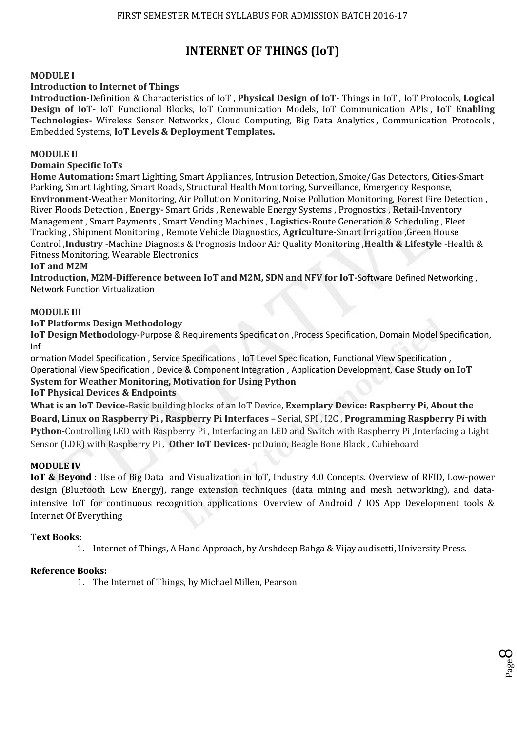# INTERNET OF THINGS (IoT)

**MODULE I**

**Introduction to Internet of Things**

**Introduction**-Definition & Characteristics of IoT , **Physical Design of IoT-** Things in IoT , IoT Protocols, **Logical Design of IoT-** IoT Functional Blocks, IoT Communication Models, IoT Communication APIs , **IoT Enabling Technologies-** Wireless Sensor Networks , Cloud Computing, Big Data Analytics , Communication Protocols , Embedded Systems, **IoT Levels & Deployment Templates.**

**MODULE II**

**Domain Specific IoTs**

**Home Automation:** Smart Lighting, Smart Appliances, Intrusion Detection, Smoke/Gas Detectors, **Cities-**Smart Parking, Smart Lighting, Smart Roads, Structural Health Monitoring, Surveillance, Emergency Response, **Environment-**Weather Monitoring, Air Pollution Monitoring, Noise Pollution Monitoring, Forest Fire Detection , River Floods Detection , **Energy-** Smart Grids , Renewable Energy Systems , Prognostics , **Retail-**Inventory Management , Smart Payments , Smart Vending Machines , **Logistics-**Route Generation & Scheduling , Fleet Tracking , Shipment Monitoring , Remote Vehicle Diagnostics, **Agriculture-**Smart Irrigation ,Green House Control ,**Industry -**Machine Diagnosis & Prognosis Indoor Air Quality Monitoring ,**Health & Lifestyle -**Health & Fitness Monitoring, Wearable Electronics

**IoT and M2M**

**Introduction, M2M-Difference between IoT and M2M, SDN and NFV for IoT-**Software Defined Networking , Network Function Virtualization

**MODULE III**

**IoT Platforms Design Methodology**

**IoT Design Methodology-**Purpose & Requirements Specification ,Process Specification, Domain Model Specification, Inf
ormation Model Specification , Service Specifications , IoT Level Specification, Functional View Specification , Operational View Specification , Device & Component Integration , Application Development, **Case Study on IoT System for Weather Monitoring, Motivation for Using Python**

**IoT Physical Devices & Endpoints**

**What is an IoT Device-**Basic building blocks of an IoT Device, **Exemplary Device: Raspberry Pi**, **About the Board, Linux on Raspberry Pi , Raspberry Pi Interfaces –** Serial, SPI , I2C , **Programming Raspberry Pi with Python-**Controlling LED with Raspberry Pi , Interfacing an LED and Switch with Raspberry Pi ,Interfacing a Light Sensor (LDR) with Raspberry Pi , **Other IoT Devices-** pcDuino, Beagle Bone Black , Cubieboard

**MODULE IV**

**IoT & Beyond** : Use of Big Data and Visualization in IoT, Industry 4.0 Concepts. Overview of RFID, Low-power design (Bluetooth Low Energy), range extension techniques (data mining and mesh networking), and data-intensive IoT for continuous recognition applications. Overview of Android / IOS App Development tools & Internet Of Everything

**Text Books:**

1. Internet of Things, A Hand Approach, by Arshdeep Bahga & Vijay audisetti, University Press.

**Reference Books:**

1. The Internet of Things, by Michael Millen, Pearson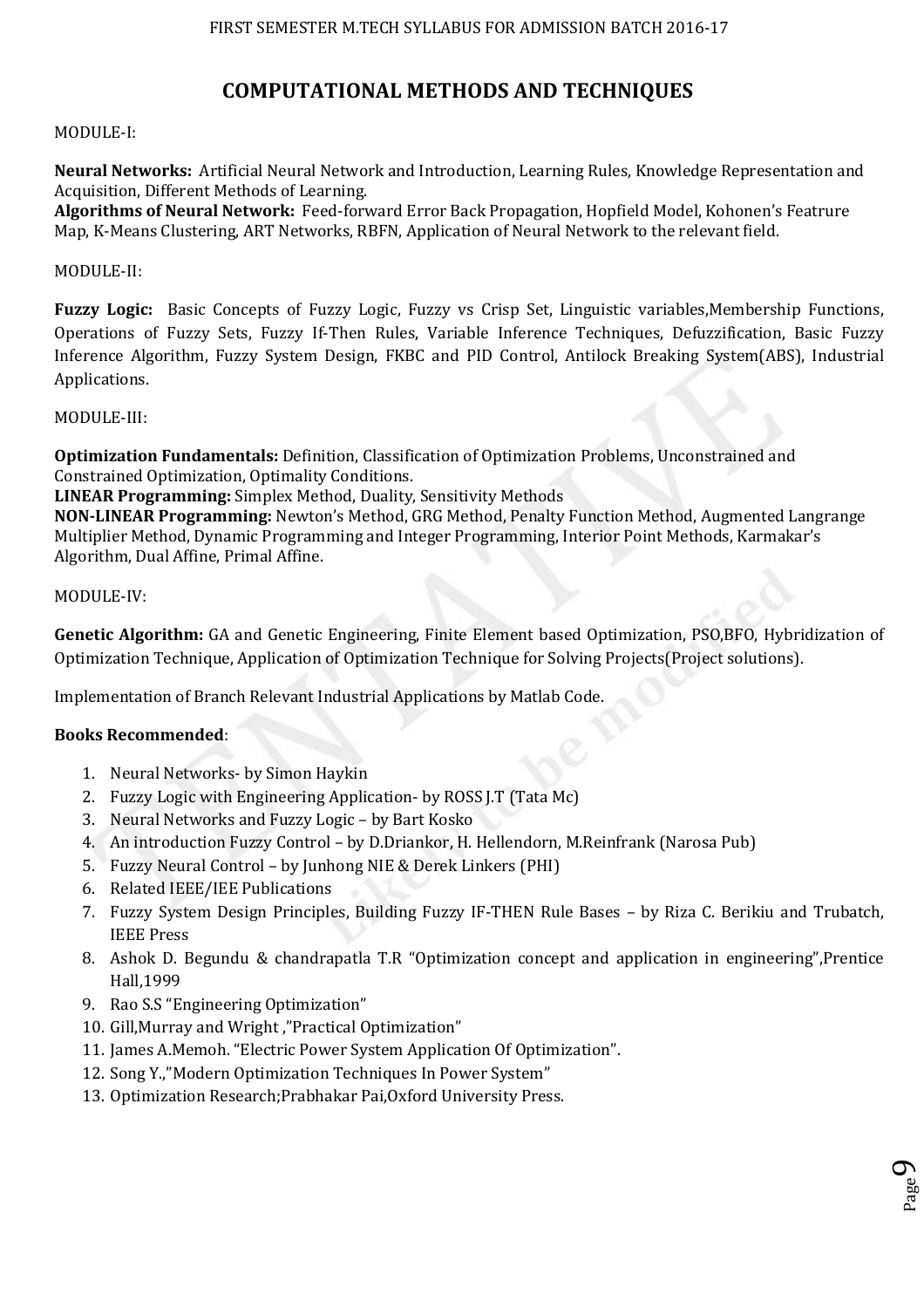# COMPUTATIONAL METHODS AND TECHNIQUES

MODULE-I:

**Neural Networks:** Artificial Neural Network and Introduction, Learning Rules, Knowledge Representation and Acquisition, Different Methods of Learning.
**Algorithms of Neural Network:** Feed-forward Error Back Propagation, Hopfield Model, Kohonen's Featrure Map, K-Means Clustering, ART Networks, RBFN, Application of Neural Network to the relevant field.

MODULE-II:

**Fuzzy Logic:** Basic Concepts of Fuzzy Logic, Fuzzy vs Crisp Set, Linguistic variables,Membership Functions, Operations of Fuzzy Sets, Fuzzy If-Then Rules, Variable Inference Techniques, Defuzzification, Basic Fuzzy Inference Algorithm, Fuzzy System Design, FKBC and PID Control, Antilock Breaking System(ABS), Industrial Applications.

MODULE-III:

**Optimization Fundamentals:** Definition, Classification of Optimization Problems, Unconstrained and Constrained Optimization, Optimality Conditions.
**LINEAR Programming:** Simplex Method, Duality, Sensitivity Methods
**NON-LINEAR Programming:** Newton's Method, GRG Method, Penalty Function Method, Augmented Langrange Multiplier Method, Dynamic Programming and Integer Programming, Interior Point Methods, Karmakar's Algorithm, Dual Affine, Primal Affine.

MODULE-IV:

**Genetic Algorithm:** GA and Genetic Engineering, Finite Element based Optimization, PSO,BFO, Hybridization of Optimization Technique, Application of Optimization Technique for Solving Projects(Project solutions).

Implementation of Branch Relevant Industrial Applications by Matlab Code.

**Books Recommended**:

1. Neural Networks- by Simon Haykin
2. Fuzzy Logic with Engineering Application- by ROSS J.T (Tata Mc)
3. Neural Networks and Fuzzy Logic – by Bart Kosko
4. An introduction Fuzzy Control – by D.Driankor, H. Hellendorn, M.Reinfrank (Narosa Pub)
5. Fuzzy Neural Control – by Junhong NIE & Derek Linkers (PHI)
6. Related IEEE/IEE Publications
7. Fuzzy System Design Principles, Building Fuzzy IF-THEN Rule Bases – by Riza C. Berikiu and Trubatch, IEEE Press
8. Ashok D. Begundu & chandrapatla T.R "Optimization concept and application in engineering",Prentice Hall,1999
9. Rao S.S "Engineering Optimization"
10. Gill,Murray and Wright ,"Practical Optimization"
11. James A.Memoh. "Electric Power System Application Of Optimization".
12. Song Y.,"Modern Optimization Techniques In Power System"
13. Optimization Research;Prabhakar Pai,Oxford University Press.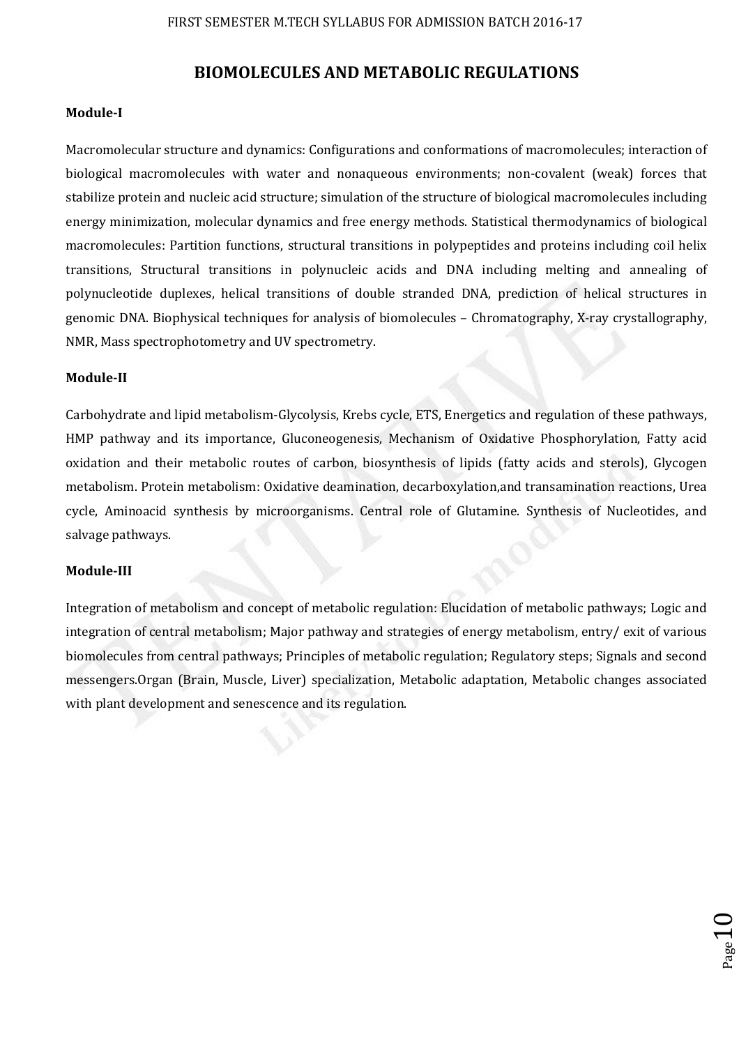# BIOMOLECULES AND METABOLIC REGULATIONS

**Module-I**

Macromolecular structure and dynamics: Configurations and conformations of macromolecules; interaction of biological macromolecules with water and nonaqueous environments; non-covalent (weak) forces that stabilize protein and nucleic acid structure; simulation of the structure of biological macromolecules including energy minimization, molecular dynamics and free energy methods. Statistical thermodynamics of biological macromolecules: Partition functions, structural transitions in polypeptides and proteins including coil helix transitions, Structural transitions in polynucleic acids and DNA including melting and annealing of polynucleotide duplexes, helical transitions of double stranded DNA, prediction of helical structures in genomic DNA. Biophysical techniques for analysis of biomolecules – Chromatography, X-ray crystallography, NMR, Mass spectrophotometry and UV spectrometry.

**Module-II**

Carbohydrate and lipid metabolism-Glycolysis, Krebs cycle, ETS, Energetics and regulation of these pathways, HMP pathway and its importance, Gluconeogenesis, Mechanism of Oxidative Phosphorylation, Fatty acid oxidation and their metabolic routes of carbon, biosynthesis of lipids (fatty acids and sterols), Glycogen metabolism. Protein metabolism: Oxidative deamination, decarboxylation,and transamination reactions, Urea cycle, Aminoacid synthesis by microorganisms. Central role of Glutamine. Synthesis of Nucleotides, and salvage pathways.

**Module-III**

Integration of metabolism and concept of metabolic regulation: Elucidation of metabolic pathways; Logic and integration of central metabolism; Major pathway and strategies of energy metabolism, entry/ exit of various biomolecules from central pathways; Principles of metabolic regulation; Regulatory steps; Signals and second messengers.Organ (Brain, Muscle, Liver) specialization, Metabolic adaptation, Metabolic changes associated with plant development and senescence and its regulation.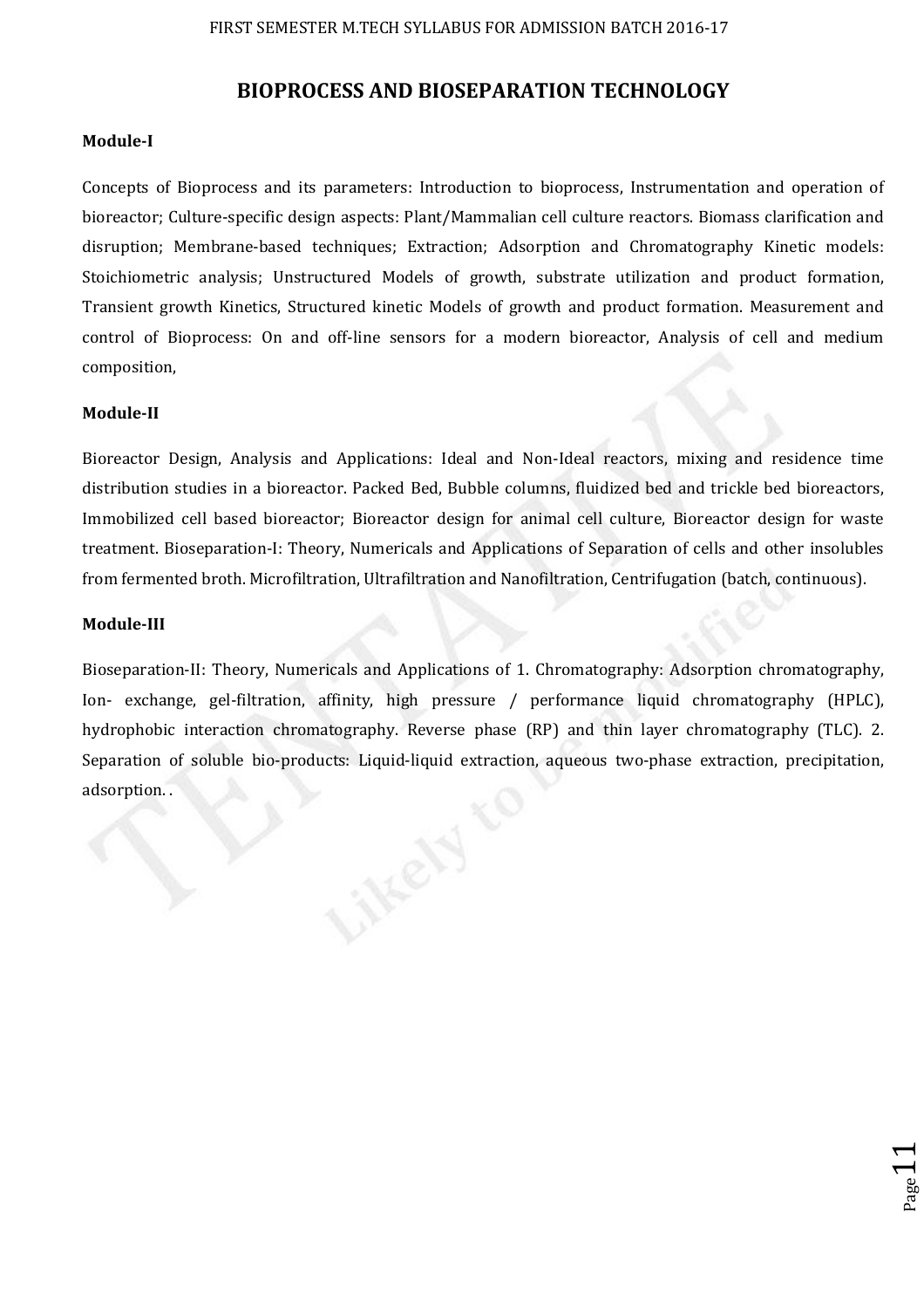# BIOPROCESS AND BIOSEPARATION TECHNOLOGY

**Module-I**

Concepts of Bioprocess and its parameters: Introduction to bioprocess, Instrumentation and operation of bioreactor; Culture-specific design aspects: Plant/Mammalian cell culture reactors. Biomass clarification and disruption; Membrane-based techniques; Extraction; Adsorption and Chromatography Kinetic models: Stoichiometric analysis; Unstructured Models of growth, substrate utilization and product formation, Transient growth Kinetics, Structured kinetic Models of growth and product formation. Measurement and control of Bioprocess: On and off-line sensors for a modern bioreactor, Analysis of cell and medium composition,

**Module-II**

Bioreactor Design, Analysis and Applications: Ideal and Non-Ideal reactors, mixing and residence time distribution studies in a bioreactor. Packed Bed, Bubble columns, fluidized bed and trickle bed bioreactors, Immobilized cell based bioreactor; Bioreactor design for animal cell culture, Bioreactor design for waste treatment. Bioseparation-I: Theory, Numericals and Applications of Separation of cells and other insolubles from fermented broth. Microfiltration, Ultrafiltration and Nanofiltration, Centrifugation (batch, continuous).

**Module-III**

Bioseparation-II: Theory, Numericals and Applications of 1. Chromatography: Adsorption chromatography, Ion- exchange, gel-filtration, affinity, high pressure / performance liquid chromatography (HPLC), hydrophobic interaction chromatography. Reverse phase (RP) and thin layer chromatography (TLC). 2. Separation of soluble bio-products: Liquid-liquid extraction, aqueous two-phase extraction, precipitation, adsorption. .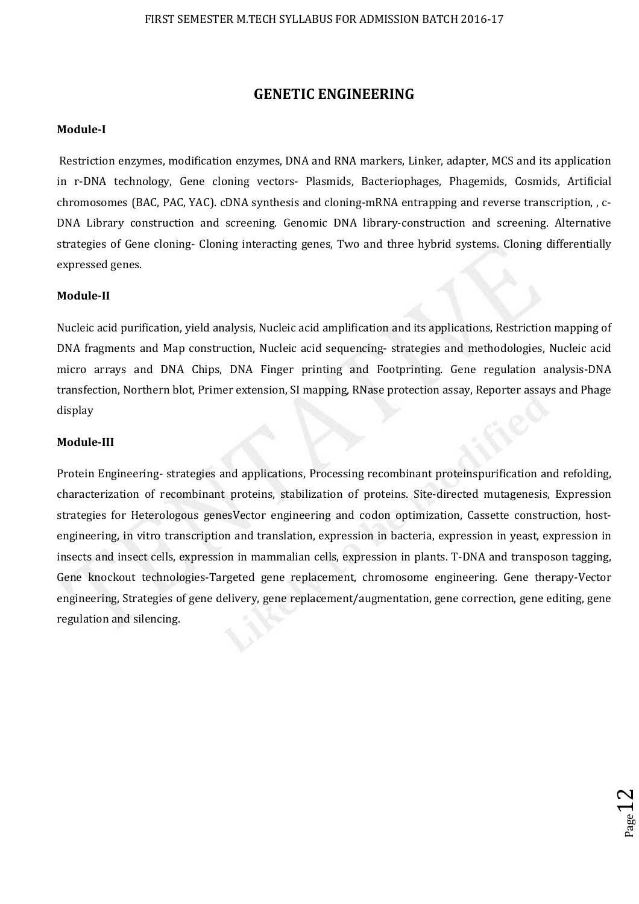# GENETIC ENGINEERING

**Module-I**

Restriction enzymes, modification enzymes, DNA and RNA markers, Linker, adapter, MCS and its application in r-DNA technology, Gene cloning vectors- Plasmids, Bacteriophages, Phagemids, Cosmids, Artificial chromosomes (BAC, PAC, YAC). cDNA synthesis and cloning-mRNA entrapping and reverse transcription, , c-DNA Library construction and screening. Genomic DNA library-construction and screening. Alternative strategies of Gene cloning- Cloning interacting genes, Two and three hybrid systems. Cloning differentially expressed genes.

**Module-II**

Nucleic acid purification, yield analysis, Nucleic acid amplification and its applications, Restriction mapping of DNA fragments and Map construction, Nucleic acid sequencing- strategies and methodologies, Nucleic acid micro arrays and DNA Chips, DNA Finger printing and Footprinting. Gene regulation analysis-DNA transfection, Northern blot, Primer extension, SI mapping, RNase protection assay, Reporter assays and Phage display

**Module-III**

Protein Engineering- strategies and applications, Processing recombinant proteinspurification and refolding, characterization of recombinant proteins, stabilization of proteins. Site-directed mutagenesis, Expression strategies for Heterologous genesVector engineering and codon optimization, Cassette construction, host-engineering, in vitro transcription and translation, expression in bacteria, expression in yeast, expression in insects and insect cells, expression in mammalian cells, expression in plants. T-DNA and transposon tagging, Gene knockout technologies-Targeted gene replacement, chromosome engineering. Gene therapy-Vector engineering, Strategies of gene delivery, gene replacement/augmentation, gene correction, gene editing, gene regulation and silencing.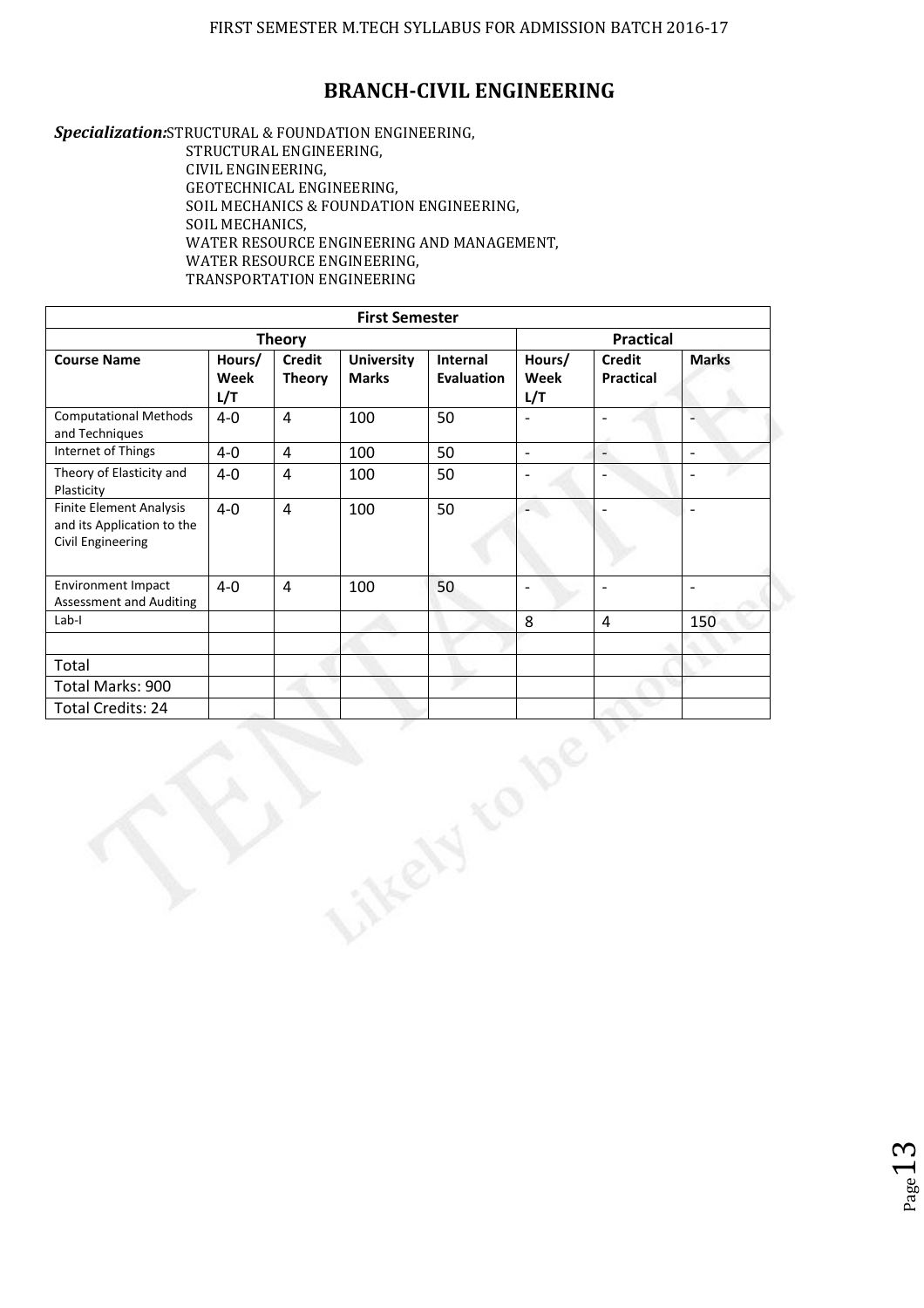## BRANCH-CIVIL ENGINEERING

***Specialization:*** STRUCTURAL & FOUNDATION ENGINEERING,
STRUCTURAL ENGINEERING,
CIVIL ENGINEERING,
GEOTECHNICAL ENGINEERING,
SOIL MECHANICS & FOUNDATION ENGINEERING,
SOIL MECHANICS,
WATER RESOURCE ENGINEERING AND MANAGEMENT,
WATER RESOURCE ENGINEERING,
TRANSPORTATION ENGINEERING

| First Semester | | | | | | | |
|---|---|---|---|---|---|---|---|
| Theory | | | | | Practical | | |
| **Course Name** | **Hours/ Week L/T** | **Credit Theory** | **University Marks** | **Internal Evaluation** | **Hours/ Week L/T** | **Credit Practical** | **Marks** |
| Computational Methods and Techniques | 4-0 | 4 | 100 | 50 | - | - | - |
| Internet of Things | 4-0 | 4 | 100 | 50 | - | - | - |
| Theory of Elasticity and Plasticity | 4-0 | 4 | 100 | 50 | - | - | - |
| Finite Element Analysis and its Application to the Civil Engineering | 4-0 | 4 | 100 | 50 | - | - | - |
| Environment Impact Assessment and Auditing | 4-0 | 4 | 100 | 50 | - | - | - |
| Lab-I | | | | | 8 | 4 | 150 |
| | | | | | | | |
| Total | | | | | | | |
| Total Marks: 900 | | | | | | | |
| Total Credits: 24 | | | | | | | |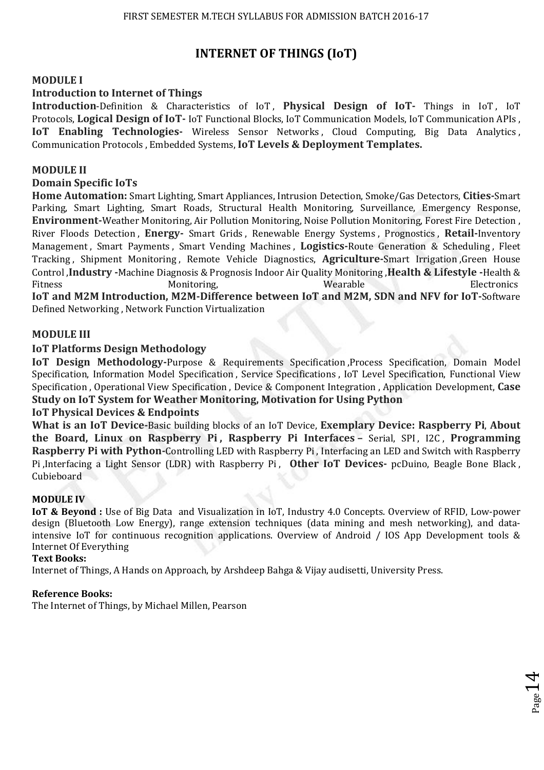# INTERNET OF THINGS (IoT)

## MODULE I

### Introduction to Internet of Things

**Introduction**-Definition & Characteristics of IoT , **Physical Design of IoT-** Things in IoT , IoT Protocols, **Logical Design of IoT-** IoT Functional Blocks, IoT Communication Models, IoT Communication APIs , **IoT Enabling Technologies-** Wireless Sensor Networks , Cloud Computing, Big Data Analytics , Communication Protocols , Embedded Systems, **IoT Levels & Deployment Templates.**

## MODULE II

### Domain Specific IoTs

**Home Automation:** Smart Lighting, Smart Appliances, Intrusion Detection, Smoke/Gas Detectors, **Cities-**Smart Parking, Smart Lighting, Smart Roads, Structural Health Monitoring, Surveillance, Emergency Response, **Environment-**Weather Monitoring, Air Pollution Monitoring, Noise Pollution Monitoring, Forest Fire Detection , River Floods Detection , **Energy-** Smart Grids , Renewable Energy Systems , Prognostics , **Retail-**Inventory Management , Smart Payments , Smart Vending Machines , **Logistics-**Route Generation & Scheduling , Fleet Tracking , Shipment Monitoring , Remote Vehicle Diagnostics, **Agriculture-**Smart Irrigation ,Green House Control ,**Industry -**Machine Diagnosis & Prognosis Indoor Air Quality Monitoring ,**Health & Lifestyle -**Health & Fitness Monitoring, Wearable Electronics

**IoT and M2M Introduction, M2M-Difference between IoT and M2M, SDN and NFV for IoT-**Software Defined Networking , Network Function Virtualization

## MODULE III

### IoT Platforms Design Methodology

**IoT Design Methodology-**Purpose & Requirements Specification ,Process Specification, Domain Model Specification, Information Model Specification , Service Specifications , IoT Level Specification, Functional View Specification , Operational View Specification , Device & Component Integration , Application Development, **Case Study on IoT System for Weather Monitoring, Motivation for Using Python**

### IoT Physical Devices & Endpoints

**What is an IoT Device-**Basic building blocks of an IoT Device, **Exemplary Device: Raspberry Pi**, **About the Board, Linux on Raspberry Pi , Raspberry Pi Interfaces –** Serial, SPI , I2C , **Programming Raspberry Pi with Python-**Controlling LED with Raspberry Pi , Interfacing an LED and Switch with Raspberry Pi ,Interfacing a Light Sensor (LDR) with Raspberry Pi , **Other IoT Devices-** pcDuino, Beagle Bone Black , Cubieboard

## MODULE IV

**IoT & Beyond :** Use of Big Data and Visualization in IoT, Industry 4.0 Concepts. Overview of RFID, Low-power design (Bluetooth Low Energy), range extension techniques (data mining and mesh networking), and data-intensive IoT for continuous recognition applications. Overview of Android / IOS App Development tools & Internet Of Everything

**Text Books:**

Internet of Things, A Hands on Approach, by Arshdeep Bahga & Vijay audisetti, University Press.

**Reference Books:**

The Internet of Things, by Michael Millen, Pearson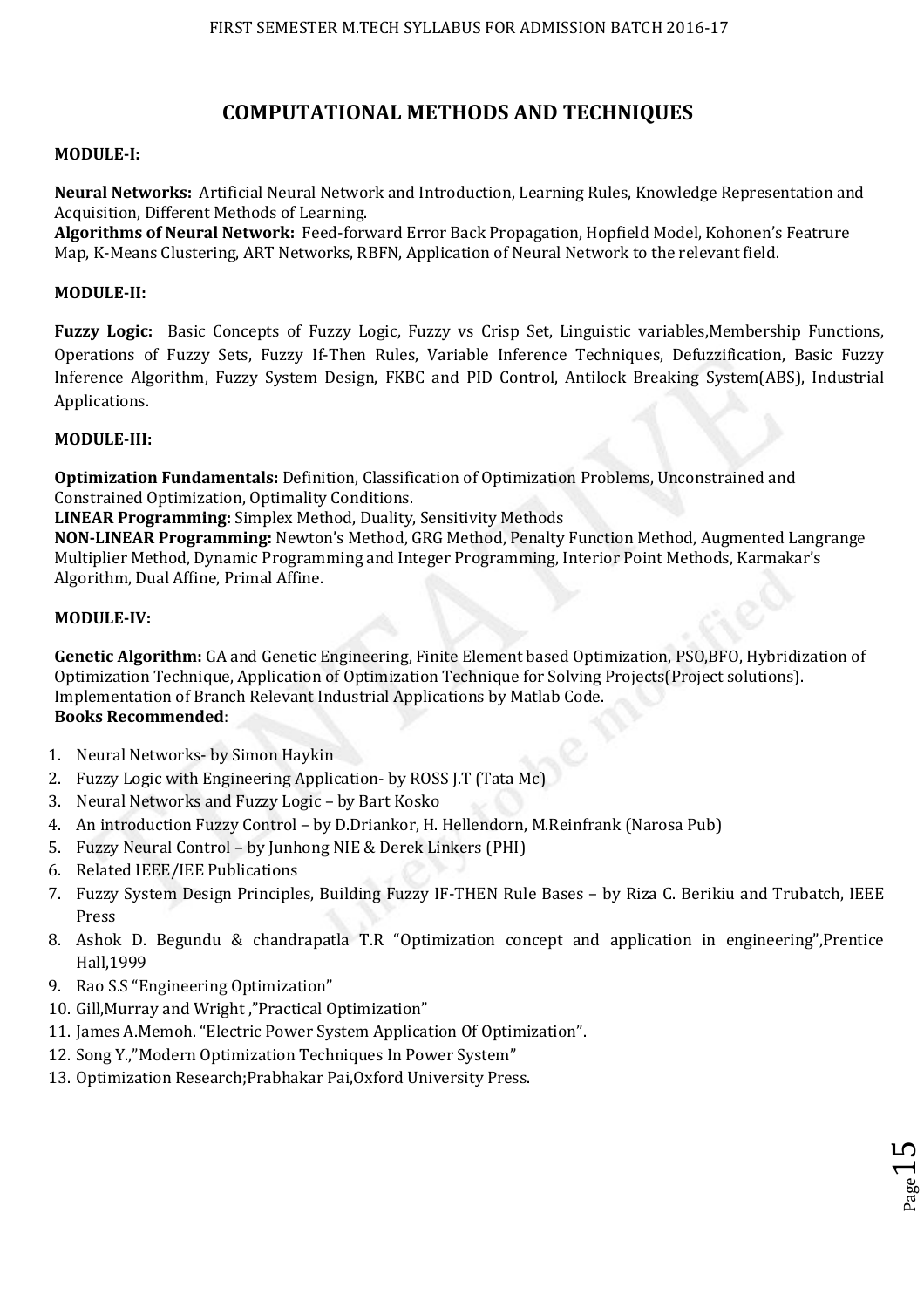# COMPUTATIONAL METHODS AND TECHNIQUES

**MODULE-I:**

**Neural Networks:** Artificial Neural Network and Introduction, Learning Rules, Knowledge Representation and Acquisition, Different Methods of Learning.
**Algorithms of Neural Network:** Feed-forward Error Back Propagation, Hopfield Model, Kohonen's Featrure Map, K-Means Clustering, ART Networks, RBFN, Application of Neural Network to the relevant field.

**MODULE-II:**

**Fuzzy Logic:** Basic Concepts of Fuzzy Logic, Fuzzy vs Crisp Set, Linguistic variables,Membership Functions, Operations of Fuzzy Sets, Fuzzy If-Then Rules, Variable Inference Techniques, Defuzzification, Basic Fuzzy Inference Algorithm, Fuzzy System Design, FKBC and PID Control, Antilock Breaking System(ABS), Industrial Applications.

**MODULE-III:**

**Optimization Fundamentals:** Definition, Classification of Optimization Problems, Unconstrained and Constrained Optimization, Optimality Conditions.
**LINEAR Programming:** Simplex Method, Duality, Sensitivity Methods
**NON-LINEAR Programming:** Newton's Method, GRG Method, Penalty Function Method, Augmented Langrange Multiplier Method, Dynamic Programming and Integer Programming, Interior Point Methods, Karmakar's Algorithm, Dual Affine, Primal Affine.

**MODULE-IV:**

**Genetic Algorithm:** GA and Genetic Engineering, Finite Element based Optimization, PSO,BFO, Hybridization of Optimization Technique, Application of Optimization Technique for Solving Projects(Project solutions). Implementation of Branch Relevant Industrial Applications by Matlab Code.
**Books Recommended**:

1. Neural Networks- by Simon Haykin
2. Fuzzy Logic with Engineering Application- by ROSS J.T (Tata Mc)
3. Neural Networks and Fuzzy Logic – by Bart Kosko
4. An introduction Fuzzy Control – by D.Driankor, H. Hellendorn, M.Reinfrank (Narosa Pub)
5. Fuzzy Neural Control – by Junhong NIE & Derek Linkers (PHI)
6. Related IEEE/IEE Publications
7. Fuzzy System Design Principles, Building Fuzzy IF-THEN Rule Bases – by Riza C. Berikiu and Trubatch, IEEE Press
8. Ashok D. Begundu & chandrapatla T.R "Optimization concept and application in engineering",Prentice Hall,1999
9. Rao S.S "Engineering Optimization"
10. Gill,Murray and Wright ,"Practical Optimization"
11. James A.Memoh. "Electric Power System Application Of Optimization".
12. Song Y.,"Modern Optimization Techniques In Power System"
13. Optimization Research;Prabhakar Pai,Oxford University Press.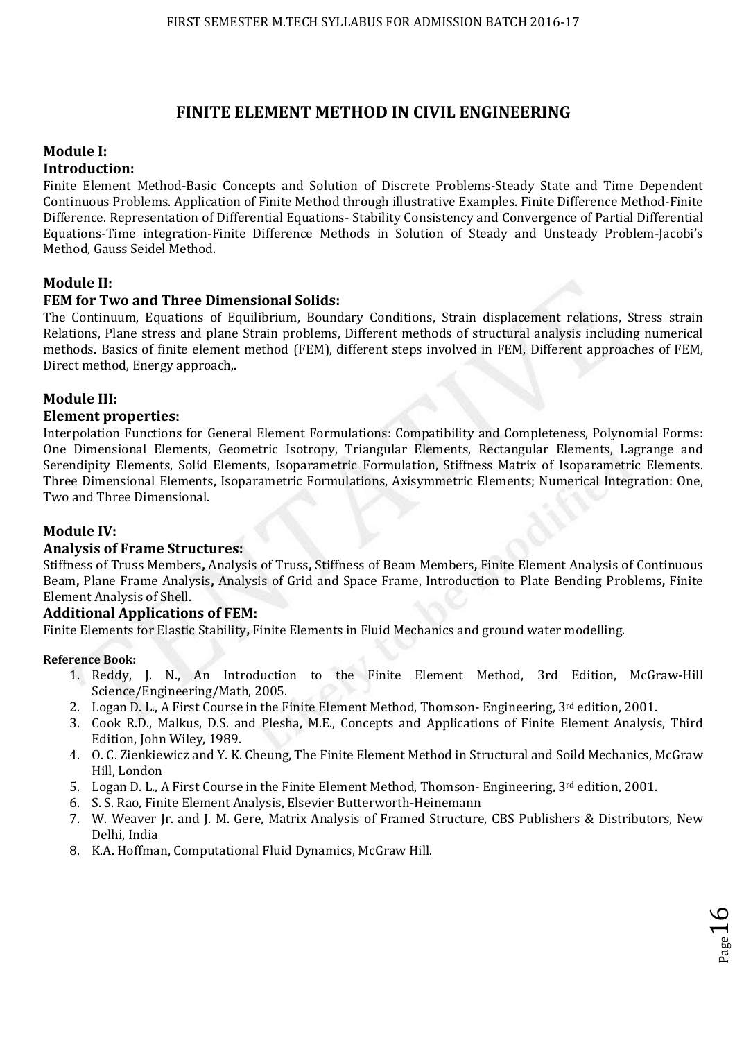# FINITE ELEMENT METHOD IN CIVIL ENGINEERING

### Module I:

### Introduction:

Finite Element Method-Basic Concepts and Solution of Discrete Problems-Steady State and Time Dependent Continuous Problems. Application of Finite Method through illustrative Examples. Finite Difference Method-Finite Difference. Representation of Differential Equations- Stability Consistency and Convergence of Partial Differential Equations-Time integration-Finite Difference Methods in Solution of Steady and Unsteady Problem-Jacobi's Method, Gauss Seidel Method.

### Module II:

### FEM for Two and Three Dimensional Solids:

The Continuum, Equations of Equilibrium, Boundary Conditions, Strain displacement relations, Stress strain Relations, Plane stress and plane Strain problems, Different methods of structural analysis including numerical methods. Basics of finite element method (FEM), different steps involved in FEM, Different approaches of FEM, Direct method, Energy approach,.

### Module III:

### Element properties:

Interpolation Functions for General Element Formulations: Compatibility and Completeness, Polynomial Forms: One Dimensional Elements, Geometric Isotropy, Triangular Elements, Rectangular Elements, Lagrange and Serendipity Elements, Solid Elements, Isoparametric Formulation, Stiffness Matrix of Isoparametric Elements. Three Dimensional Elements, Isoparametric Formulations, Axisymmetric Elements; Numerical Integration: One, Two and Three Dimensional.

### Module IV:

### Analysis of Frame Structures:

Stiffness of Truss Members**,** Analysis of Truss**,** Stiffness of Beam Members**,** Finite Element Analysis of Continuous Beam**,** Plane Frame Analysis**,** Analysis of Grid and Space Frame, Introduction to Plate Bending Problems**,** Finite Element Analysis of Shell.

### Additional Applications of FEM:

Finite Elements for Elastic Stability**,** Finite Elements in Fluid Mechanics and ground water modelling.

**Reference Book:**

1. Reddy, J. N., An Introduction to the Finite Element Method, 3rd Edition, McGraw-Hill Science/Engineering/Math, 2005.
2. Logan D. L., A First Course in the Finite Element Method, Thomson- Engineering, 3rd edition, 2001.
3. Cook R.D., Malkus, D.S. and Plesha, M.E., Concepts and Applications of Finite Element Analysis, Third Edition, John Wiley, 1989.
4. O. C. Zienkiewicz and Y. K. Cheung, The Finite Element Method in Structural and Soild Mechanics, McGraw Hill, London
5. Logan D. L., A First Course in the Finite Element Method, Thomson- Engineering, 3rd edition, 2001.
6. S. S. Rao, Finite Element Analysis, Elsevier Butterworth-Heinemann
7. W. Weaver Jr. and J. M. Gere, Matrix Analysis of Framed Structure, CBS Publishers & Distributors, New Delhi, India
8. K.A. Hoffman, Computational Fluid Dynamics, McGraw Hill.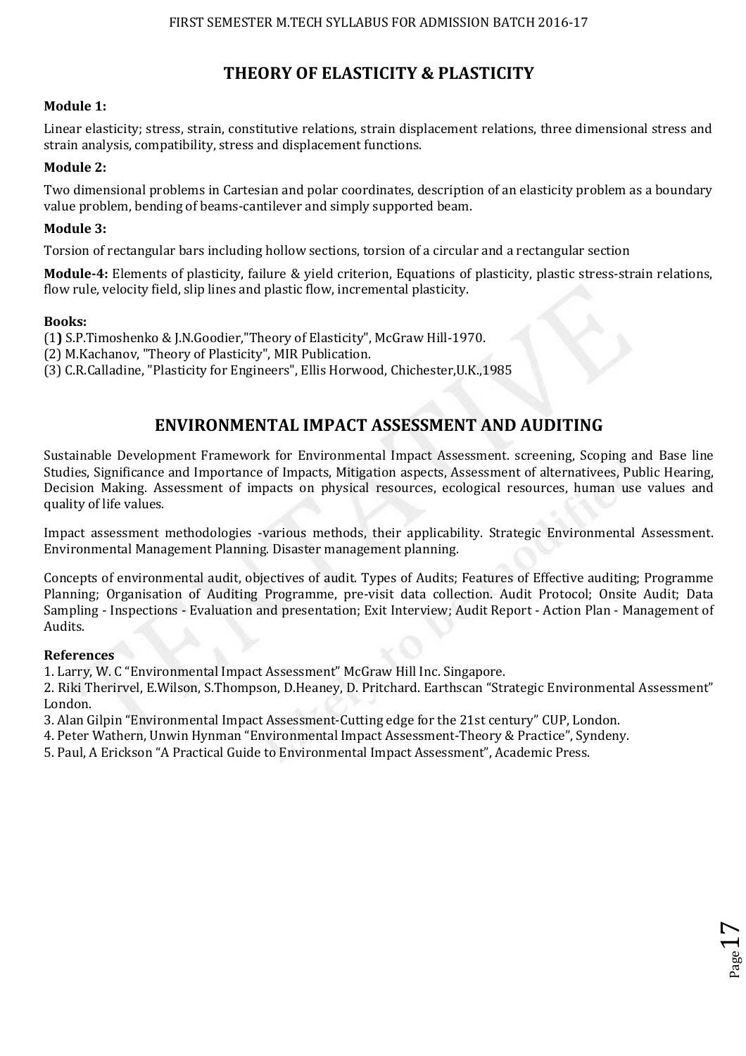## THEORY OF ELASTICITY & PLASTICITY

**Module 1:**

Linear elasticity; stress, strain, constitutive relations, strain displacement relations, three dimensional stress and strain analysis, compatibility, stress and displacement functions.

**Module 2:**

Two dimensional problems in Cartesian and polar coordinates, description of an elasticity problem as a boundary value problem, bending of beams-cantilever and simply supported beam.

**Module 3:**

Torsion of rectangular bars including hollow sections, torsion of a circular and a rectangular section

**Module-4:** Elements of plasticity, failure & yield criterion, Equations of plasticity, plastic stress-strain relations, flow rule, velocity field, slip lines and plastic flow, incremental plasticity.

**Books:**

(1**)** S.P.Timoshenko & J.N.Goodier,"Theory of Elasticity", McGraw Hill-1970.
(2) M.Kachanov, "Theory of Plasticity", MIR Publication.
(3) C.R.Calladine, "Plasticity for Engineers", Ellis Horwood, Chichester,U.K.,1985

## ENVIRONMENTAL IMPACT ASSESSMENT AND AUDITING

Sustainable Development Framework for Environmental Impact Assessment. screening, Scoping and Base line Studies, Significance and Importance of Impacts, Mitigation aspects, Assessment of alternativees, Public Hearing, Decision Making. Assessment of impacts on physical resources, ecological resources, human use values and quality of life values.

Impact assessment methodologies -various methods, their applicability. Strategic Environmental Assessment. Environmental Management Planning. Disaster management planning.

Concepts of environmental audit, objectives of audit. Types of Audits; Features of Effective auditing; Programme Planning; Organisation of Auditing Programme, pre-visit data collection. Audit Protocol; Onsite Audit; Data Sampling - Inspections - Evaluation and presentation; Exit Interview; Audit Report - Action Plan - Management of Audits.

**References**

1. Larry, W. C "Environmental Impact Assessment" McGraw Hill Inc. Singapore.
2. Riki Therirvel, E.Wilson, S.Thompson, D.Heaney, D. Pritchard. Earthscan "Strategic Environmental Assessment" London.
3. Alan Gilpin "Environmental Impact Assessment-Cutting edge for the 21st century" CUP, London.
4. Peter Wathern, Unwin Hynman "Environmental Impact Assessment-Theory & Practice", Syndeny.
5. Paul, A Erickson "A Practical Guide to Environmental Impact Assessment", Academic Press.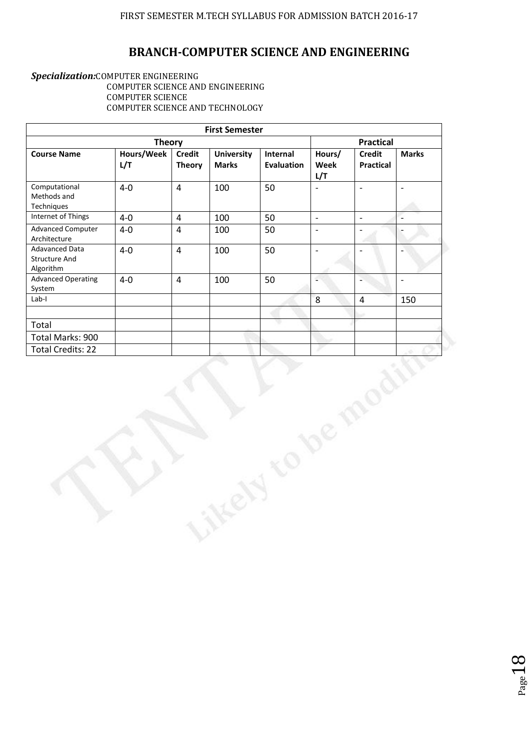# BRANCH-COMPUTER SCIENCE AND ENGINEERING

***Specialization:*** COMPUTER ENGINEERING
COMPUTER SCIENCE AND ENGINEERING
COMPUTER SCIENCE
COMPUTER SCIENCE AND TECHNOLOGY

| First Semester | | | | | | | |
|---|---|---|---|---|---|---|---|
| Theory | | | | | Practical | | |
| **Course Name** | **Hours/Week L/T** | **Credit Theory** | **University Marks** | **Internal Evaluation** | **Hours/ Week L/T** | **Credit Practical** | **Marks** |
| Computational Methods and Techniques | 4-0 | 4 | 100 | 50 | - | - | - |
| Internet of Things | 4-0 | 4 | 100 | 50 | - | - | - |
| Advanced Computer Architecture | 4-0 | 4 | 100 | 50 | - | - | - |
| Adavanced Data Structure And Algorithm | 4-0 | 4 | 100 | 50 | - | - | - |
| Advanced Operating System | 4-0 | 4 | 100 | 50 | - | - | - |
| Lab-I | | | | | 8 | 4 | 150 |
| | | | | | | | |
| Total | | | | | | | |
| Total Marks: 900 | | | | | | | |
| Total Credits: 22 | | | | | | | |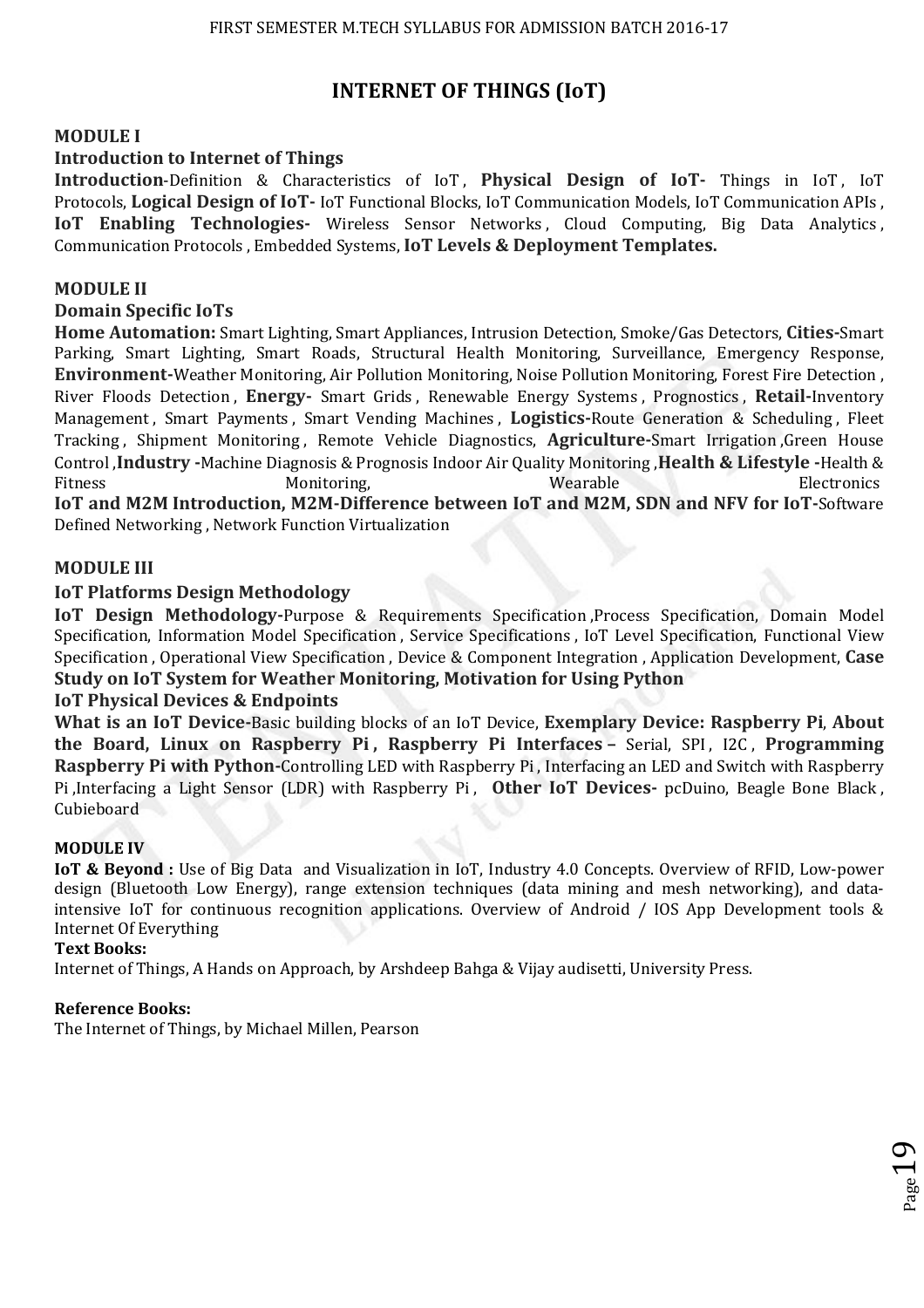# INTERNET OF THINGS (IoT)

### MODULE I

**Introduction to Internet of Things**

**Introduction**-Definition & Characteristics of IoT , **Physical Design of IoT-** Things in IoT , IoT Protocols, **Logical Design of IoT-** IoT Functional Blocks, IoT Communication Models, IoT Communication APIs , **IoT Enabling Technologies-** Wireless Sensor Networks , Cloud Computing, Big Data Analytics , Communication Protocols , Embedded Systems, **IoT Levels & Deployment Templates.**

### MODULE II

**Domain Specific IoTs**

**Home Automation:** Smart Lighting, Smart Appliances, Intrusion Detection, Smoke/Gas Detectors, **Cities-**Smart Parking, Smart Lighting, Smart Roads, Structural Health Monitoring, Surveillance, Emergency Response, **Environment-**Weather Monitoring, Air Pollution Monitoring, Noise Pollution Monitoring, Forest Fire Detection , River Floods Detection , **Energy-** Smart Grids , Renewable Energy Systems , Prognostics , **Retail-**Inventory Management , Smart Payments , Smart Vending Machines , **Logistics-**Route Generation & Scheduling , Fleet Tracking , Shipment Monitoring , Remote Vehicle Diagnostics, **Agriculture-**Smart Irrigation ,Green House Control ,**Industry -**Machine Diagnosis & Prognosis Indoor Air Quality Monitoring ,**Health & Lifestyle -**Health & Fitness Monitoring, Wearable Electronics

**IoT and M2M Introduction, M2M-Difference between IoT and M2M, SDN and NFV for IoT-**Software Defined Networking , Network Function Virtualization

### MODULE III

**IoT Platforms Design Methodology**

**IoT Design Methodology-**Purpose & Requirements Specification ,Process Specification, Domain Model Specification, Information Model Specification , Service Specifications , IoT Level Specification, Functional View Specification , Operational View Specification , Device & Component Integration , Application Development, **Case Study on IoT System for Weather Monitoring, Motivation for Using Python**

**IoT Physical Devices & Endpoints**

**What is an IoT Device-**Basic building blocks of an IoT Device, **Exemplary Device: Raspberry Pi**, **About the Board, Linux on Raspberry Pi , Raspberry Pi Interfaces –** Serial, SPI , I2C , **Programming Raspberry Pi with Python-**Controlling LED with Raspberry Pi , Interfacing an LED and Switch with Raspberry Pi ,Interfacing a Light Sensor (LDR) with Raspberry Pi , **Other IoT Devices-** pcDuino, Beagle Bone Black , Cubieboard

### MODULE IV

**IoT & Beyond :** Use of Big Data and Visualization in IoT, Industry 4.0 Concepts. Overview of RFID, Low-power design (Bluetooth Low Energy), range extension techniques (data mining and mesh networking), and data-intensive IoT for continuous recognition applications. Overview of Android / IOS App Development tools & Internet Of Everything

**Text Books:**

Internet of Things, A Hands on Approach, by Arshdeep Bahga & Vijay audisetti, University Press.

**Reference Books:**

The Internet of Things, by Michael Millen, Pearson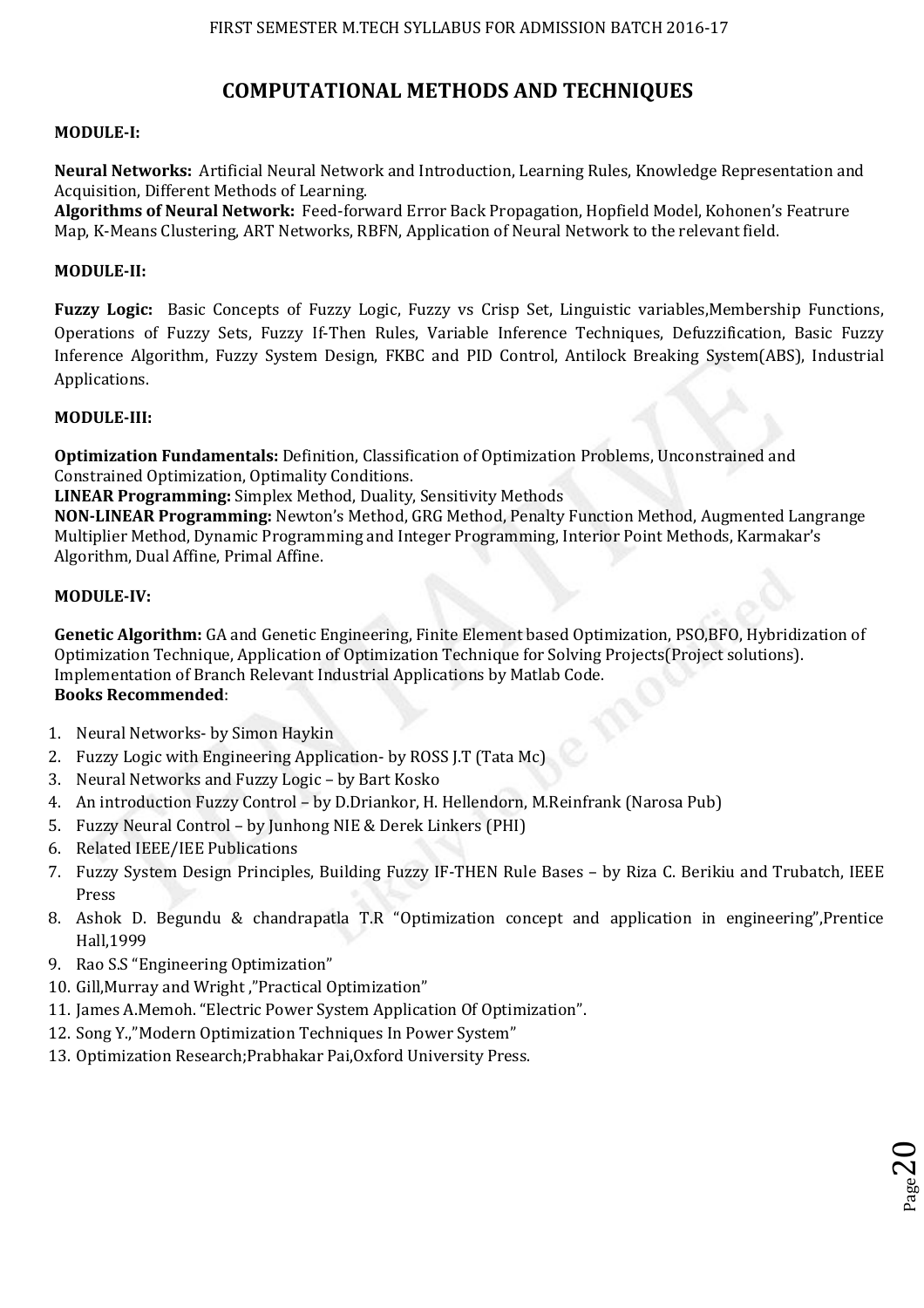# COMPUTATIONAL METHODS AND TECHNIQUES

**MODULE-I:**

**Neural Networks:** Artificial Neural Network and Introduction, Learning Rules, Knowledge Representation and Acquisition, Different Methods of Learning.
**Algorithms of Neural Network:** Feed-forward Error Back Propagation, Hopfield Model, Kohonen's Featrure Map, K-Means Clustering, ART Networks, RBFN, Application of Neural Network to the relevant field.

**MODULE-II:**

**Fuzzy Logic:** Basic Concepts of Fuzzy Logic, Fuzzy vs Crisp Set, Linguistic variables,Membership Functions, Operations of Fuzzy Sets, Fuzzy If-Then Rules, Variable Inference Techniques, Defuzzification, Basic Fuzzy Inference Algorithm, Fuzzy System Design, FKBC and PID Control, Antilock Breaking System(ABS), Industrial Applications.

**MODULE-III:**

**Optimization Fundamentals:** Definition, Classification of Optimization Problems, Unconstrained and Constrained Optimization, Optimality Conditions.
**LINEAR Programming:** Simplex Method, Duality, Sensitivity Methods
**NON-LINEAR Programming:** Newton's Method, GRG Method, Penalty Function Method, Augmented Langrange Multiplier Method, Dynamic Programming and Integer Programming, Interior Point Methods, Karmakar's Algorithm, Dual Affine, Primal Affine.

**MODULE-IV:**

**Genetic Algorithm:** GA and Genetic Engineering, Finite Element based Optimization, PSO,BFO, Hybridization of Optimization Technique, Application of Optimization Technique for Solving Projects(Project solutions). Implementation of Branch Relevant Industrial Applications by Matlab Code.
**Books Recommended**:

1. Neural Networks- by Simon Haykin
2. Fuzzy Logic with Engineering Application- by ROSS J.T (Tata Mc)
3. Neural Networks and Fuzzy Logic – by Bart Kosko
4. An introduction Fuzzy Control – by D.Driankor, H. Hellendorn, M.Reinfrank (Narosa Pub)
5. Fuzzy Neural Control – by Junhong NIE & Derek Linkers (PHI)
6. Related IEEE/IEE Publications
7. Fuzzy System Design Principles, Building Fuzzy IF-THEN Rule Bases – by Riza C. Berikiu and Trubatch, IEEE Press
8. Ashok D. Begundu & chandrapatla T.R "Optimization concept and application in engineering",Prentice Hall,1999
9. Rao S.S "Engineering Optimization"
10. Gill,Murray and Wright ,"Practical Optimization"
11. James A.Memoh. "Electric Power System Application Of Optimization".
12. Song Y.,"Modern Optimization Techniques In Power System"
13. Optimization Research;Prabhakar Pai,Oxford University Press.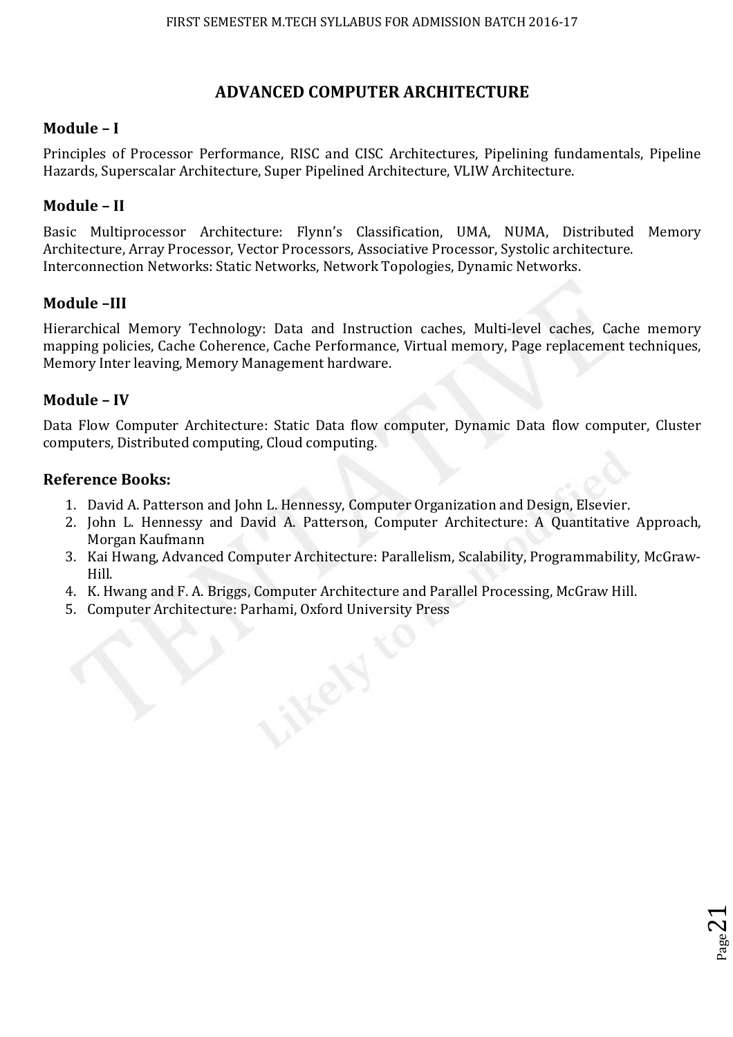# ADVANCED COMPUTER ARCHITECTURE

## Module – I

Principles of Processor Performance, RISC and CISC Architectures, Pipelining fundamentals, Pipeline Hazards, Superscalar Architecture, Super Pipelined Architecture, VLIW Architecture.

## Module – II

Basic Multiprocessor Architecture: Flynn's Classification, UMA, NUMA, Distributed Memory Architecture, Array Processor, Vector Processors, Associative Processor, Systolic architecture.
Interconnection Networks: Static Networks, Network Topologies, Dynamic Networks.

## Module –III

Hierarchical Memory Technology: Data and Instruction caches, Multi-level caches, Cache memory mapping policies, Cache Coherence, Cache Performance, Virtual memory, Page replacement techniques, Memory Inter leaving, Memory Management hardware.

## Module – IV

Data Flow Computer Architecture: Static Data flow computer, Dynamic Data flow computer, Cluster computers, Distributed computing, Cloud computing.

## Reference Books:

1. David A. Patterson and John L. Hennessy, Computer Organization and Design, Elsevier.
2. John L. Hennessy and David A. Patterson, Computer Architecture: A Quantitative Approach, Morgan Kaufmann
3. Kai Hwang, Advanced Computer Architecture: Parallelism, Scalability, Programmability, McGraw-Hill.
4. K. Hwang and F. A. Briggs, Computer Architecture and Parallel Processing, McGraw Hill.
5. Computer Architecture: Parhami, Oxford University Press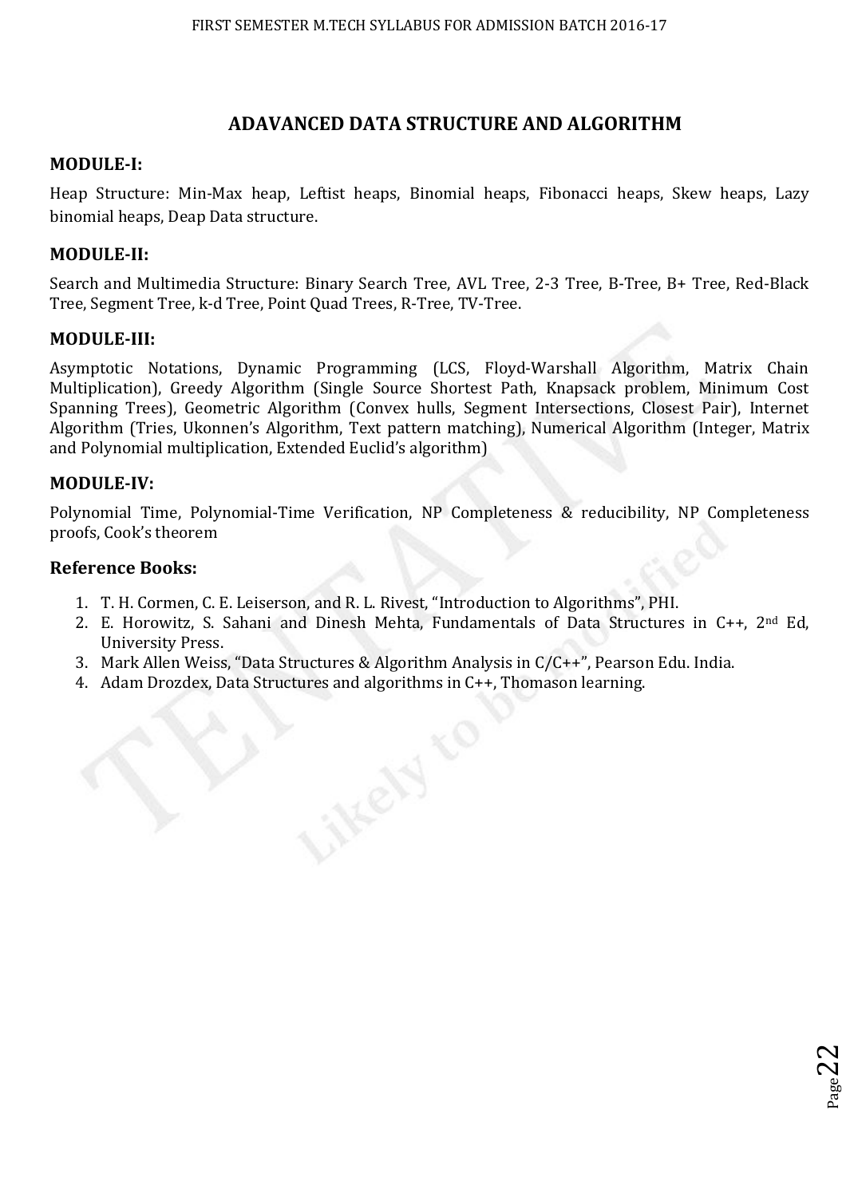# ADAVANCED DATA STRUCTURE AND ALGORITHM

### MODULE-I:

Heap Structure: Min-Max heap, Leftist heaps, Binomial heaps, Fibonacci heaps, Skew heaps, Lazy binomial heaps, Deap Data structure.

### MODULE-II:

Search and Multimedia Structure: Binary Search Tree, AVL Tree, 2-3 Tree, B-Tree, B+ Tree, Red-Black Tree, Segment Tree, k-d Tree, Point Quad Trees, R-Tree, TV-Tree.

### MODULE-III:

Asymptotic Notations, Dynamic Programming (LCS, Floyd-Warshall Algorithm, Matrix Chain Multiplication), Greedy Algorithm (Single Source Shortest Path, Knapsack problem, Minimum Cost Spanning Trees), Geometric Algorithm (Convex hulls, Segment Intersections, Closest Pair), Internet Algorithm (Tries, Ukonnen's Algorithm, Text pattern matching), Numerical Algorithm (Integer, Matrix and Polynomial multiplication, Extended Euclid's algorithm)

### MODULE-IV:

Polynomial Time, Polynomial-Time Verification, NP Completeness & reducibility, NP Completeness proofs, Cook's theorem

### Reference Books:

1. T. H. Cormen, C. E. Leiserson, and R. L. Rivest, "Introduction to Algorithms", PHI.
2. E. Horowitz, S. Sahani and Dinesh Mehta, Fundamentals of Data Structures in C++, 2nd Ed, University Press.
3. Mark Allen Weiss, "Data Structures & Algorithm Analysis in C/C++", Pearson Edu. India.
4. Adam Drozdex, Data Structures and algorithms in C++, Thomason learning.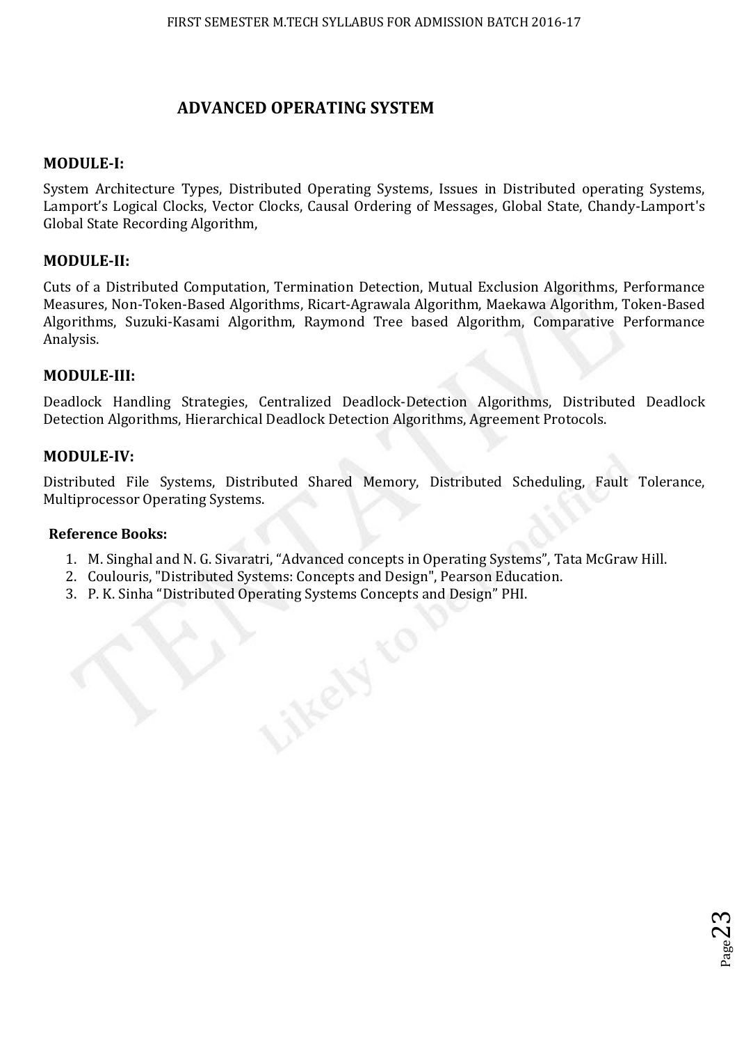# ADVANCED OPERATING SYSTEM

### MODULE-I:

System Architecture Types, Distributed Operating Systems, Issues in Distributed operating Systems, Lamport's Logical Clocks, Vector Clocks, Causal Ordering of Messages, Global State, Chandy-Lamport's Global State Recording Algorithm,

### MODULE-II:

Cuts of a Distributed Computation, Termination Detection, Mutual Exclusion Algorithms, Performance Measures, Non-Token-Based Algorithms, Ricart-Agrawala Algorithm, Maekawa Algorithm, Token-Based Algorithms, Suzuki-Kasami Algorithm, Raymond Tree based Algorithm, Comparative Performance Analysis.

### MODULE-III:

Deadlock Handling Strategies, Centralized Deadlock-Detection Algorithms, Distributed Deadlock Detection Algorithms, Hierarchical Deadlock Detection Algorithms, Agreement Protocols.

### MODULE-IV:

Distributed File Systems, Distributed Shared Memory, Distributed Scheduling, Fault Tolerance, Multiprocessor Operating Systems.

**Reference Books:**

1. M. Singhal and N. G. Sivaratri, "Advanced concepts in Operating Systems", Tata McGraw Hill.
2. Coulouris, "Distributed Systems: Concepts and Design", Pearson Education.
3. P. K. Sinha "Distributed Operating Systems Concepts and Design" PHI.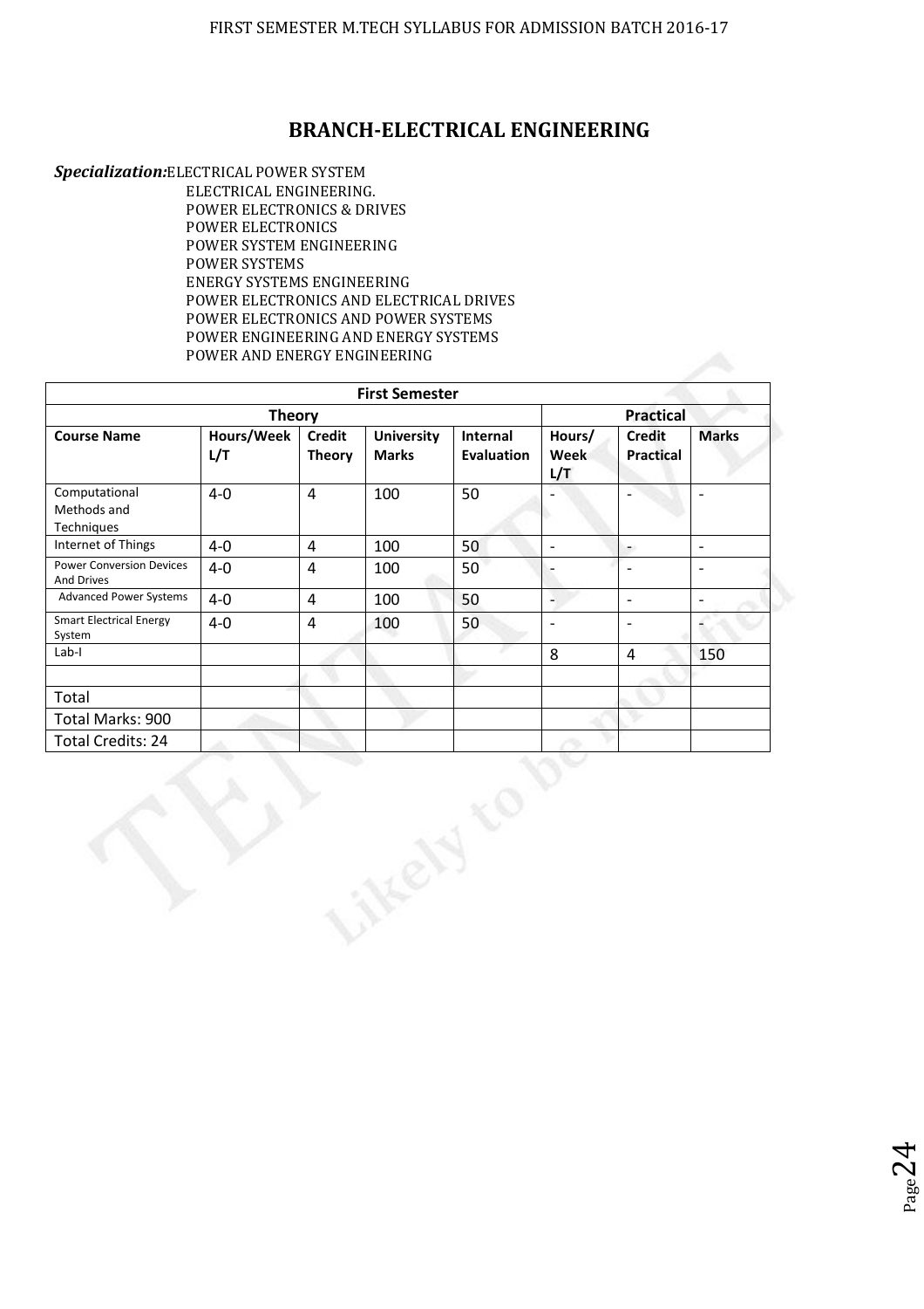## BRANCH-ELECTRICAL ENGINEERING

***Specialization:*** ELECTRICAL POWER SYSTEM
ELECTRICAL ENGINEERING.
POWER ELECTRONICS & DRIVES
POWER ELECTRONICS
POWER SYSTEM ENGINEERING
POWER SYSTEMS
ENERGY SYSTEMS ENGINEERING
POWER ELECTRONICS AND ELECTRICAL DRIVES
POWER ELECTRONICS AND POWER SYSTEMS
POWER ENGINEERING AND ENERGY SYSTEMS
POWER AND ENERGY ENGINEERING

| First Semester | | | | | | | |
|---|---|---|---|---|---|---|---|
| Theory | | | | | Practical | | |
| **Course Name** | **Hours/Week L/T** | **Credit Theory** | **University Marks** | **Internal Evaluation** | **Hours/ Week L/T** | **Credit Practical** | **Marks** |
| Computational Methods and Techniques | 4-0 | 4 | 100 | 50 | - | - | - |
| Internet of Things | 4-0 | 4 | 100 | 50 | - | - | - |
| Power Conversion Devices And Drives | 4-0 | 4 | 100 | 50 | - | - | - |
| Advanced Power Systems | 4-0 | 4 | 100 | 50 | - | - | - |
| Smart Electrical Energy System | 4-0 | 4 | 100 | 50 | - | - | - |
| Lab-I | | | | | 8 | 4 | 150 |
| | | | | | | | |
| Total | | | | | | | |
| Total Marks: 900 | | | | | | | |
| Total Credits: 24 | | | | | | | |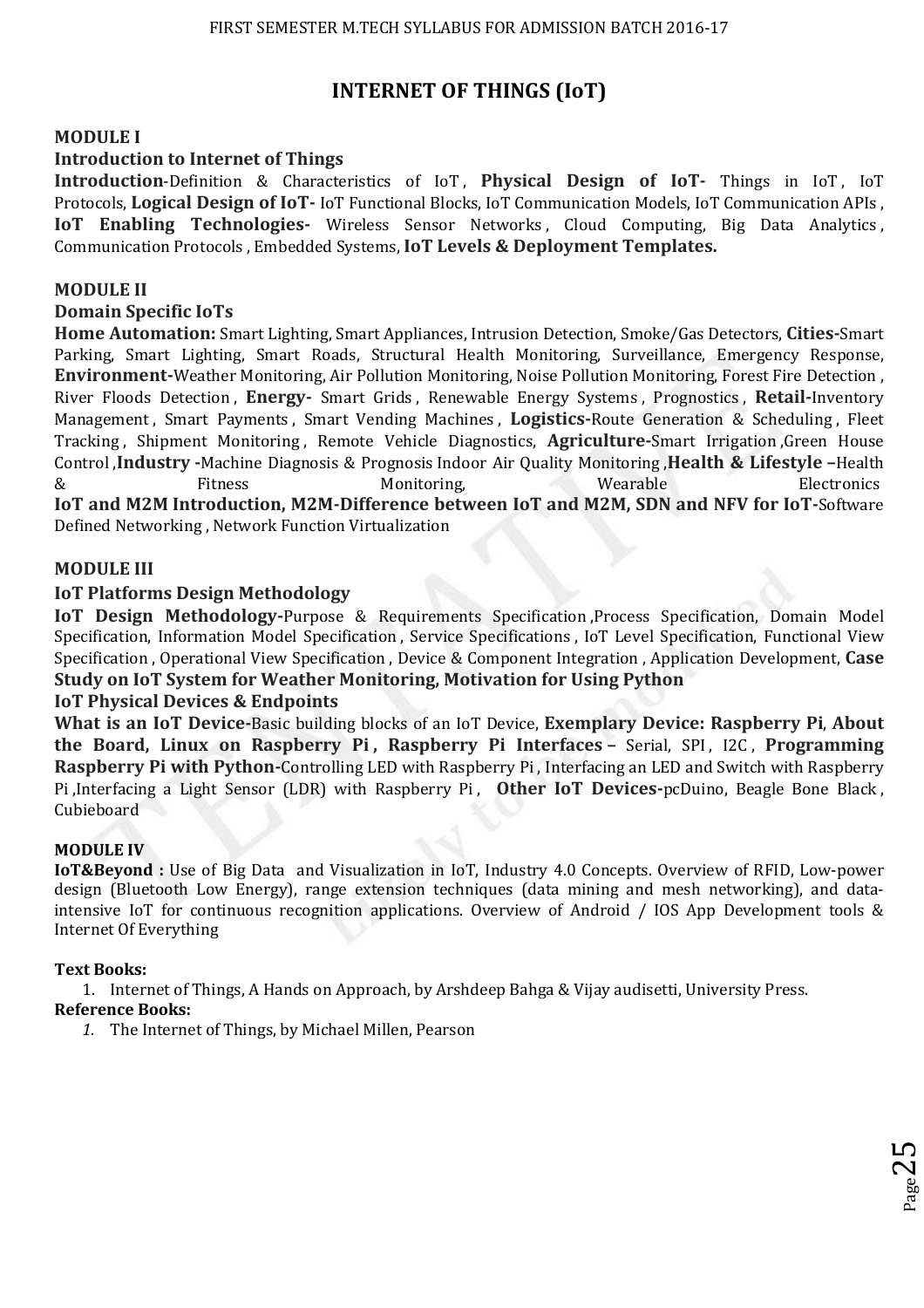# INTERNET OF THINGS (IoT)

### MODULE I

### Introduction to Internet of Things

**Introduction**-Definition & Characteristics of IoT , **Physical Design of IoT-** Things in IoT , IoT Protocols, **Logical Design of IoT-** IoT Functional Blocks, IoT Communication Models, IoT Communication APIs , **IoT Enabling Technologies-** Wireless Sensor Networks , Cloud Computing, Big Data Analytics , Communication Protocols , Embedded Systems, **IoT Levels & Deployment Templates.**

### MODULE II

### Domain Specific IoTs

**Home Automation:** Smart Lighting, Smart Appliances, Intrusion Detection, Smoke/Gas Detectors, **Cities-**Smart Parking, Smart Lighting, Smart Roads, Structural Health Monitoring, Surveillance, Emergency Response, **Environment-**Weather Monitoring, Air Pollution Monitoring, Noise Pollution Monitoring, Forest Fire Detection , River Floods Detection , **Energy-** Smart Grids , Renewable Energy Systems , Prognostics , **Retail-**Inventory Management , Smart Payments , Smart Vending Machines , **Logistics-**Route Generation & Scheduling , Fleet Tracking , Shipment Monitoring , Remote Vehicle Diagnostics, **Agriculture-**Smart Irrigation ,Green House Control ,**Industry -**Machine Diagnosis & Prognosis Indoor Air Quality Monitoring ,**Health & Lifestyle –**Health & Fitness Monitoring, Wearable Electronics

**IoT and M2M Introduction, M2M-Difference between IoT and M2M, SDN and NFV for IoT-**Software Defined Networking , Network Function Virtualization

### MODULE III

### IoT Platforms Design Methodology

**IoT Design Methodology-**Purpose & Requirements Specification ,Process Specification, Domain Model Specification, Information Model Specification , Service Specifications , IoT Level Specification, Functional View Specification , Operational View Specification , Device & Component Integration , Application Development, **Case Study on IoT System for Weather Monitoring, Motivation for Using Python**

### IoT Physical Devices & Endpoints

**What is an IoT Device-**Basic building blocks of an IoT Device, **Exemplary Device: Raspberry Pi**, **About the Board, Linux on Raspberry Pi , Raspberry Pi Interfaces –** Serial, SPI , I2C , **Programming Raspberry Pi with Python-**Controlling LED with Raspberry Pi , Interfacing an LED and Switch with Raspberry Pi ,Interfacing a Light Sensor (LDR) with Raspberry Pi , **Other IoT Devices-**pcDuino, Beagle Bone Black , Cubieboard

### MODULE IV

**IoT&Beyond :** Use of Big Data and Visualization in IoT, Industry 4.0 Concepts. Overview of RFID, Low-power design (Bluetooth Low Energy), range extension techniques (data mining and mesh networking), and data-intensive IoT for continuous recognition applications. Overview of Android / IOS App Development tools & Internet Of Everything

**Text Books:**

1. Internet of Things, A Hands on Approach, by Arshdeep Bahga & Vijay audisetti, University Press.

**Reference Books:**

1. The Internet of Things, by Michael Millen, Pearson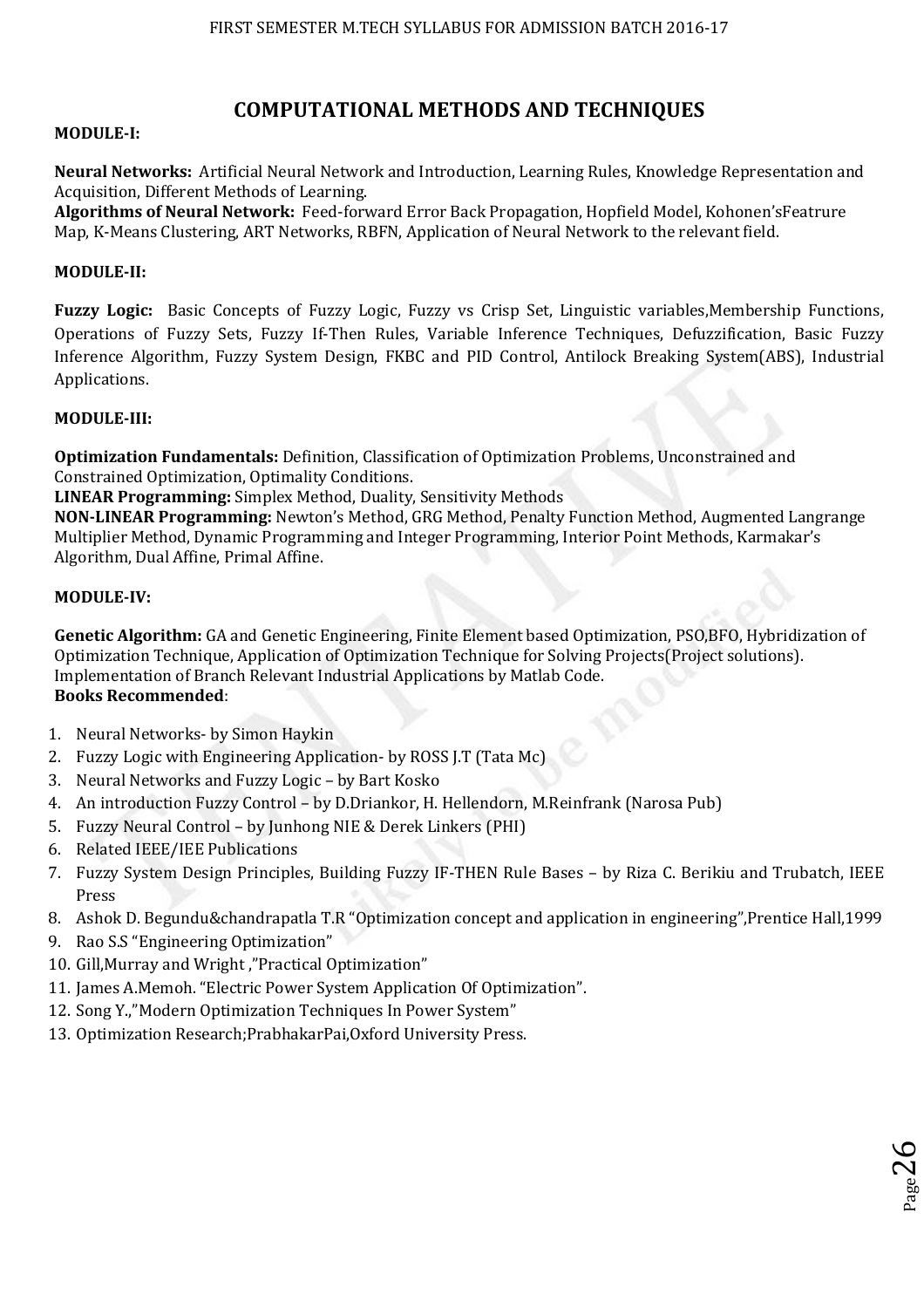# COMPUTATIONAL METHODS AND TECHNIQUES

**MODULE-I:**

**Neural Networks:** Artificial Neural Network and Introduction, Learning Rules, Knowledge Representation and Acquisition, Different Methods of Learning.
**Algorithms of Neural Network:** Feed-forward Error Back Propagation, Hopfield Model, Kohonen'sFeatrure Map, K-Means Clustering, ART Networks, RBFN, Application of Neural Network to the relevant field.

**MODULE-II:**

**Fuzzy Logic:** Basic Concepts of Fuzzy Logic, Fuzzy vs Crisp Set, Linguistic variables,Membership Functions, Operations of Fuzzy Sets, Fuzzy If-Then Rules, Variable Inference Techniques, Defuzzification, Basic Fuzzy Inference Algorithm, Fuzzy System Design, FKBC and PID Control, Antilock Breaking System(ABS), Industrial Applications.

**MODULE-III:**

**Optimization Fundamentals:** Definition, Classification of Optimization Problems, Unconstrained and Constrained Optimization, Optimality Conditions.
**LINEAR Programming:** Simplex Method, Duality, Sensitivity Methods
**NON-LINEAR Programming:** Newton's Method, GRG Method, Penalty Function Method, Augmented Langrange Multiplier Method, Dynamic Programming and Integer Programming, Interior Point Methods, Karmakar's Algorithm, Dual Affine, Primal Affine.

**MODULE-IV:**

**Genetic Algorithm:** GA and Genetic Engineering, Finite Element based Optimization, PSO,BFO, Hybridization of Optimization Technique, Application of Optimization Technique for Solving Projects(Project solutions). Implementation of Branch Relevant Industrial Applications by Matlab Code.
**Books Recommended**:

1. Neural Networks- by Simon Haykin
2. Fuzzy Logic with Engineering Application- by ROSS J.T (Tata Mc)
3. Neural Networks and Fuzzy Logic – by Bart Kosko
4. An introduction Fuzzy Control – by D.Driankor, H. Hellendorn, M.Reinfrank (Narosa Pub)
5. Fuzzy Neural Control – by Junhong NIE & Derek Linkers (PHI)
6. Related IEEE/IEE Publications
7. Fuzzy System Design Principles, Building Fuzzy IF-THEN Rule Bases – by Riza C. Berikiu and Trubatch, IEEE Press
8. Ashok D. Begundu&chandrapatla T.R "Optimization concept and application in engineering",Prentice Hall,1999
9. Rao S.S "Engineering Optimization"
10. Gill,Murray and Wright ,"Practical Optimization"
11. James A.Memoh. "Electric Power System Application Of Optimization".
12. Song Y.,"Modern Optimization Techniques In Power System"
13. Optimization Research;PrabhakarPai,Oxford University Press.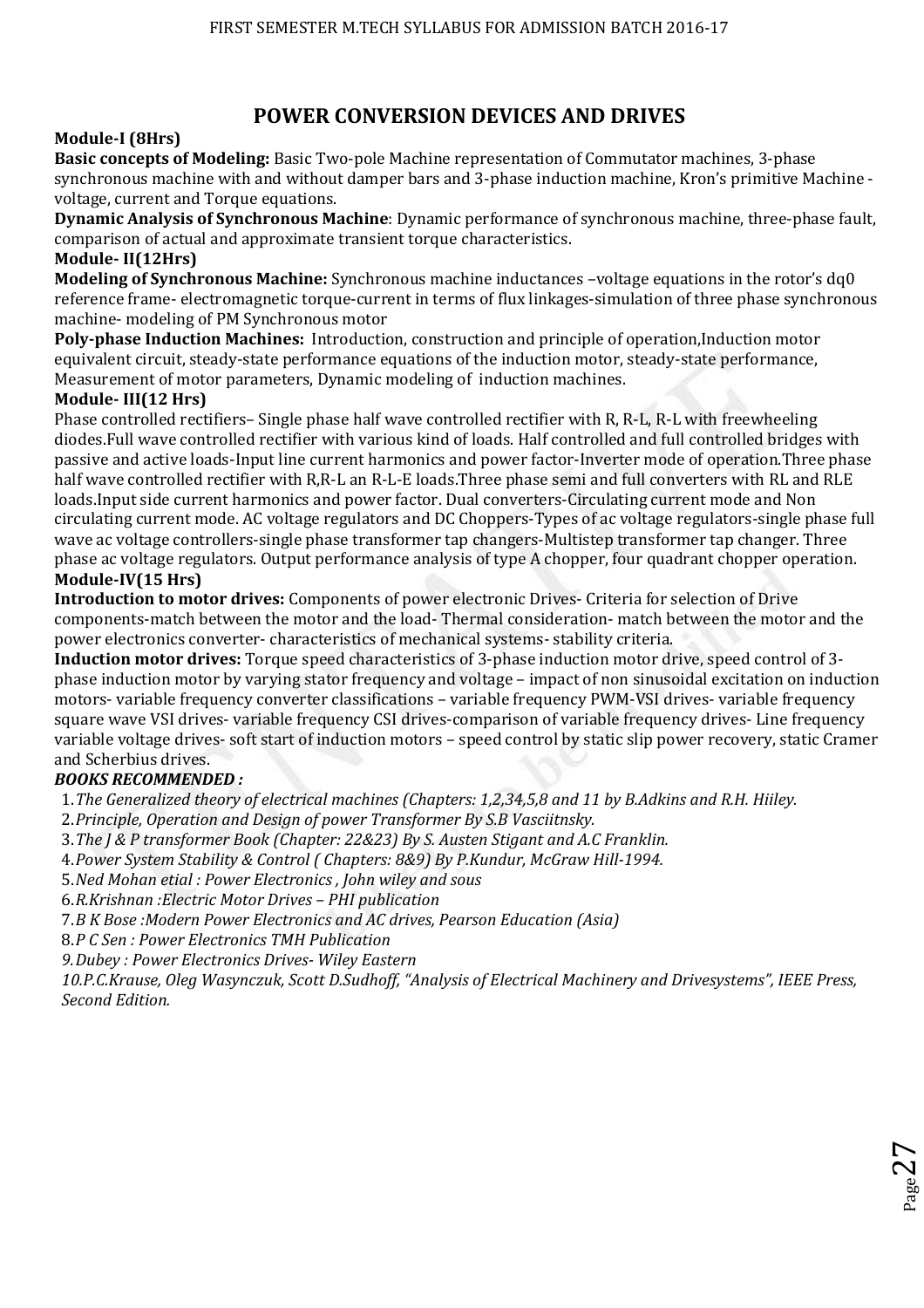# POWER CONVERSION DEVICES AND DRIVES

**Module-I (8Hrs)**

**Basic concepts of Modeling:** Basic Two-pole Machine representation of Commutator machines, 3-phase synchronous machine with and without damper bars and 3-phase induction machine, Kron's primitive Machine - voltage, current and Torque equations.

**Dynamic Analysis of Synchronous Machine**: Dynamic performance of synchronous machine, three-phase fault, comparison of actual and approximate transient torque characteristics.

**Module- II(12Hrs)**

**Modeling of Synchronous Machine:** Synchronous machine inductances –voltage equations in the rotor's dq0 reference frame- electromagnetic torque-current in terms of flux linkages-simulation of three phase synchronous machine- modeling of PM Synchronous motor

**Poly-phase Induction Machines:** Introduction, construction and principle of operation,Induction motor equivalent circuit, steady-state performance equations of the induction motor, steady-state performance, Measurement of motor parameters, Dynamic modeling of induction machines.

**Module- III(12 Hrs)**

Phase controlled rectifiers– Single phase half wave controlled rectifier with R, R-L, R-L with freewheeling diodes.Full wave controlled rectifier with various kind of loads. Half controlled and full controlled bridges with passive and active loads-Input line current harmonics and power factor-Inverter mode of operation.Three phase half wave controlled rectifier with R,R-L an R-L-E loads.Three phase semi and full converters with RL and RLE loads.Input side current harmonics and power factor. Dual converters-Circulating current mode and Non circulating current mode. AC voltage regulators and DC Choppers-Types of ac voltage regulators-single phase full wave ac voltage controllers-single phase transformer tap changers-Multistep transformer tap changer. Three phase ac voltage regulators. Output performance analysis of type A chopper, four quadrant chopper operation.

**Module-IV(15 Hrs)**

**Introduction to motor drives:** Components of power electronic Drives- Criteria for selection of Drive components-match between the motor and the load- Thermal consideration- match between the motor and the power electronics converter- characteristics of mechanical systems- stability criteria.

**Induction motor drives:** Torque speed characteristics of 3-phase induction motor drive, speed control of 3-phase induction motor by varying stator frequency and voltage – impact of non sinusoidal excitation on induction motors- variable frequency converter classifications – variable frequency PWM-VSI drives- variable frequency square wave VSI drives- variable frequency CSI drives-comparison of variable frequency drives- Line frequency variable voltage drives- soft start of induction motors – speed control by static slip power recovery, static Cramer and Scherbius drives.

***BOOKS RECOMMENDED :***

1. *The Generalized theory of electrical machines (Chapters: 1,2,34,5,8 and 11 by B.Adkins and R.H. Hiiley.*
2. *Principle, Operation and Design of power Transformer By S.B Vasciitnsky.*
3. *The J & P transformer Book (Chapter: 22&23) By S. Austen Stigant and A.C Franklin.*
4. *Power System Stability & Control ( Chapters: 8&9) By P.Kundur, McGraw Hill-1994.*
5. *Ned Mohan etial : Power Electronics , John wiley and sous*
6. *R.Krishnan :Electric Motor Drives – PHI publication*
7. *B K Bose :Modern Power Electronics and AC drives, Pearson Education (Asia)*
8. *P C Sen : Power Electronics TMH Publication*
9. *Dubey : Power Electronics Drives- Wiley Eastern*
10. *P.C.Krause, Oleg Wasynczuk, Scott D.Sudhoff, "Analysis of Electrical Machinery and Drivesystems", IEEE Press, Second Edition.*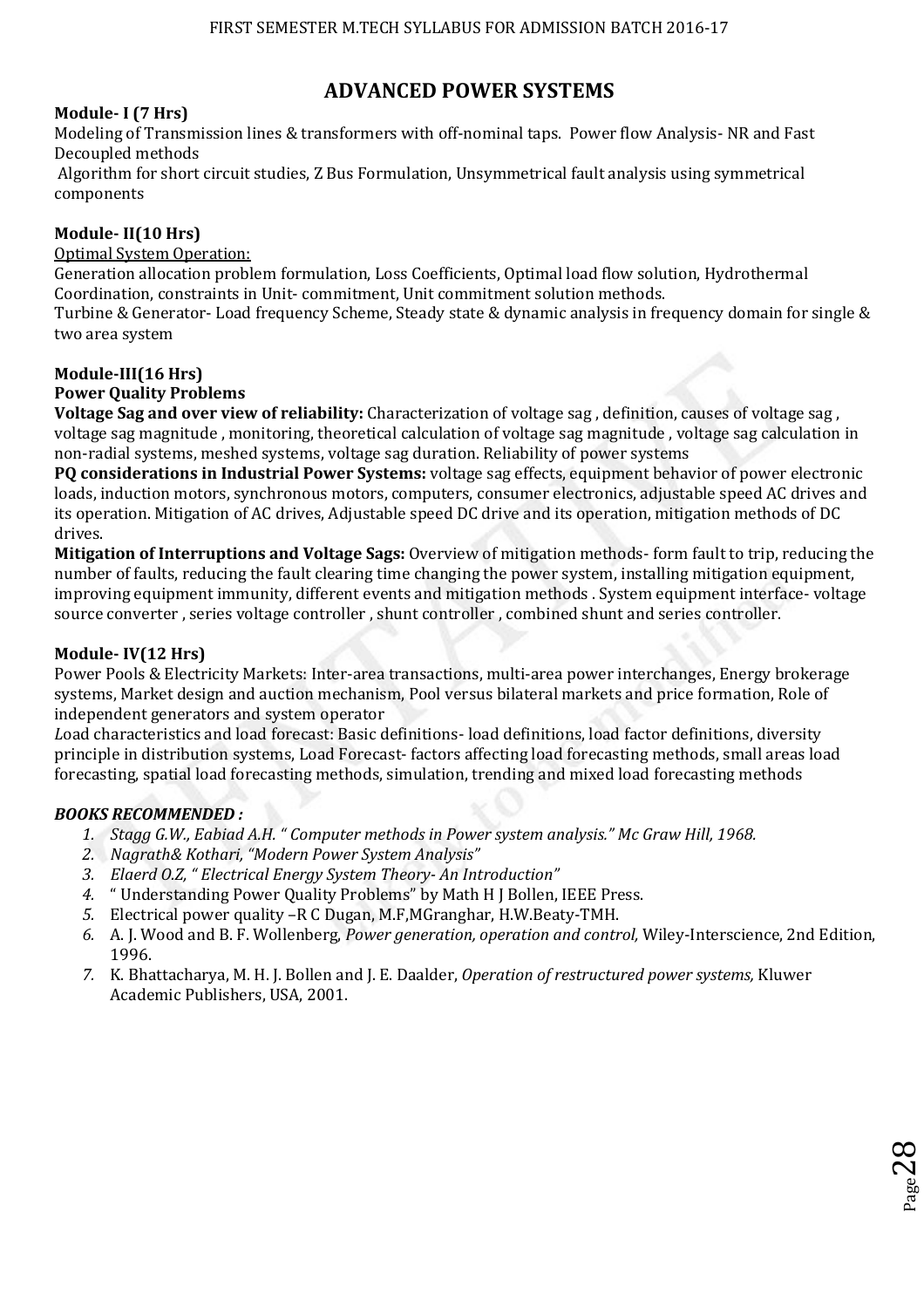# ADVANCED POWER SYSTEMS

**Module- I (7 Hrs)**

Modeling of Transmission lines & transformers with off-nominal taps. Power flow Analysis- NR and Fast Decoupled methods

Algorithm for short circuit studies, Z Bus Formulation, Unsymmetrical fault analysis using symmetrical components

**Module- II(10 Hrs)**

Optimal System Operation:

Generation allocation problem formulation, Loss Coefficients, Optimal load flow solution, Hydrothermal Coordination, constraints in Unit- commitment, Unit commitment solution methods.

Turbine & Generator- Load frequency Scheme, Steady state & dynamic analysis in frequency domain for single & two area system

**Module-III(16 Hrs)**

**Power Quality Problems**

**Voltage Sag and over view of reliability:** Characterization of voltage sag , definition, causes of voltage sag , voltage sag magnitude , monitoring, theoretical calculation of voltage sag magnitude , voltage sag calculation in non-radial systems, meshed systems, voltage sag duration. Reliability of power systems

**PQ considerations in Industrial Power Systems:** voltage sag effects, equipment behavior of power electronic loads, induction motors, synchronous motors, computers, consumer electronics, adjustable speed AC drives and its operation. Mitigation of AC drives, Adjustable speed DC drive and its operation, mitigation methods of DC drives.

**Mitigation of Interruptions and Voltage Sags:** Overview of mitigation methods- form fault to trip, reducing the number of faults, reducing the fault clearing time changing the power system, installing mitigation equipment, improving equipment immunity, different events and mitigation methods . System equipment interface- voltage source converter , series voltage controller , shunt controller , combined shunt and series controller.

**Module- IV(12 Hrs)**

Power Pools & Electricity Markets: Inter-area transactions, multi-area power interchanges, Energy brokerage systems, Market design and auction mechanism, Pool versus bilateral markets and price formation, Role of independent generators and system operator

*L*oad characteristics and load forecast: Basic definitions- load definitions, load factor definitions, diversity principle in distribution systems, Load Forecast- factors affecting load forecasting methods, small areas load forecasting, spatial load forecasting methods, simulation, trending and mixed load forecasting methods

***BOOKS RECOMMENDED :***

1. *Stagg G.W., Eabiad A.H. " Computer methods in Power system analysis." Mc Graw Hill, 1968.*
2. *Nagrath& Kothari, "Modern Power System Analysis"*
3. *Elaerd O.Z, " Electrical Energy System Theory- An Introduction"*
4. " Understanding Power Quality Problems" by Math H J Bollen, IEEE Press.
5. Electrical power quality –R C Dugan, M.F,MGranghar, H.W.Beaty-TMH.
6. A. J. Wood and B. F. Wollenberg, *Power generation, operation and control,* Wiley-Interscience, 2nd Edition, 1996.
7. K. Bhattacharya, M. H. J. Bollen and J. E. Daalder, *Operation of restructured power systems,* Kluwer Academic Publishers, USA, 2001.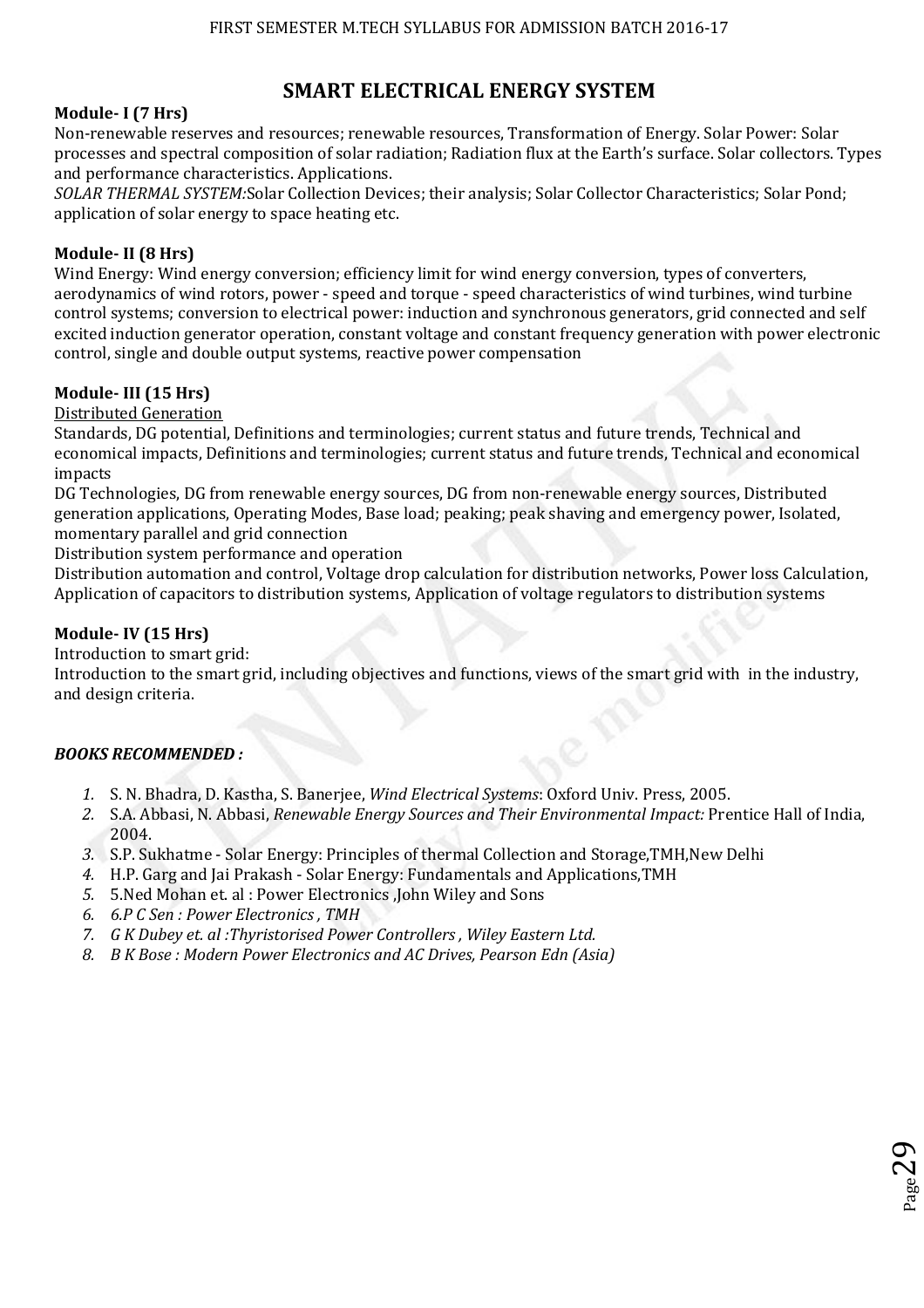# SMART ELECTRICAL ENERGY SYSTEM

**Module- I (7 Hrs)**

Non-renewable reserves and resources; renewable resources, Transformation of Energy. Solar Power: Solar processes and spectral composition of solar radiation; Radiation flux at the Earth's surface. Solar collectors. Types and performance characteristics. Applications.

*SOLAR THERMAL SYSTEM:*Solar Collection Devices; their analysis; Solar Collector Characteristics; Solar Pond; application of solar energy to space heating etc.

**Module- II (8 Hrs)**

Wind Energy: Wind energy conversion; efficiency limit for wind energy conversion, types of converters, aerodynamics of wind rotors, power - speed and torque - speed characteristics of wind turbines, wind turbine control systems; conversion to electrical power: induction and synchronous generators, grid connected and self excited induction generator operation, constant voltage and constant frequency generation with power electronic control, single and double output systems, reactive power compensation

**Module- III (15 Hrs)**

<u>Distributed Generation</u>

Standards, DG potential, Definitions and terminologies; current status and future trends, Technical and economical impacts, Definitions and terminologies; current status and future trends, Technical and economical impacts

DG Technologies, DG from renewable energy sources, DG from non-renewable energy sources, Distributed generation applications, Operating Modes, Base load; peaking; peak shaving and emergency power, Isolated, momentary parallel and grid connection

Distribution system performance and operation

Distribution automation and control, Voltage drop calculation for distribution networks, Power loss Calculation, Application of capacitors to distribution systems, Application of voltage regulators to distribution systems

**Module- IV (15 Hrs)**

Introduction to smart grid:

Introduction to the smart grid, including objectives and functions, views of the smart grid with in the industry, and design criteria.

***BOOKS RECOMMENDED :***

1. S. N. Bhadra, D. Kastha, S. Banerjee, *Wind Electrical Systems*: Oxford Univ. Press, 2005.
2. S.A. Abbasi, N. Abbasi, *Renewable Energy Sources and Their Environmental Impact:* Prentice Hall of India, 2004.
3. S.P. Sukhatme - Solar Energy: Principles of thermal Collection and Storage,TMH,New Delhi
4. H.P. Garg and Jai Prakash - Solar Energy: Fundamentals and Applications,TMH
5. 5.Ned Mohan et. al : Power Electronics ,John Wiley and Sons
6. *6.P C Sen : Power Electronics , TMH*
7. *G K Dubey et. al :Thyristorised Power Controllers , Wiley Eastern Ltd.*
8. *B K Bose : Modern Power Electronics and AC Drives, Pearson Edn (Asia)*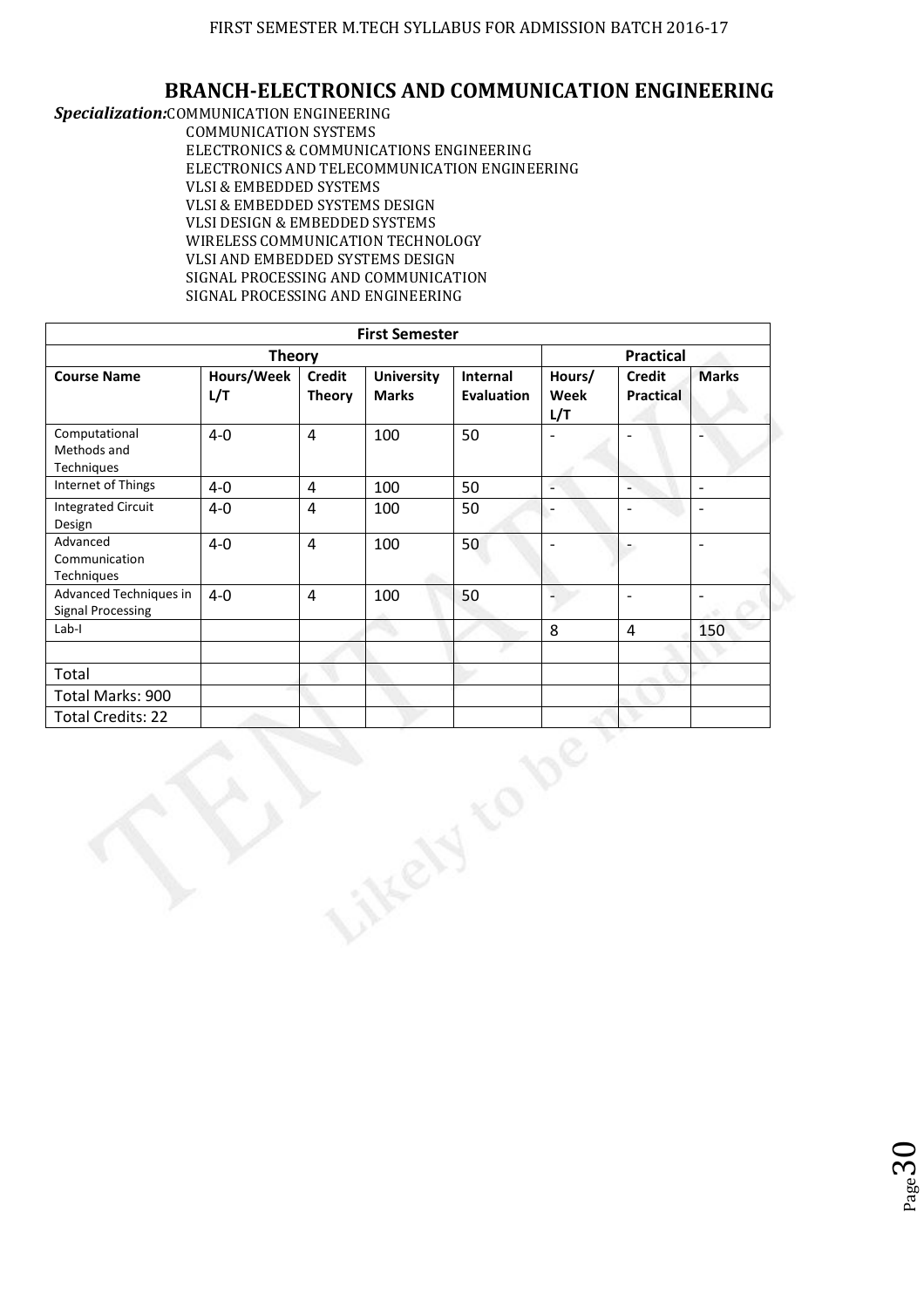## BRANCH-ELECTRONICS AND COMMUNICATION ENGINEERING

***Specialization:*** COMMUNICATION ENGINEERING
COMMUNICATION SYSTEMS
ELECTRONICS & COMMUNICATIONS ENGINEERING
ELECTRONICS AND TELECOMMUNICATION ENGINEERING
VLSI & EMBEDDED SYSTEMS
VLSI & EMBEDDED SYSTEMS DESIGN
VLSI DESIGN & EMBEDDED SYSTEMS
WIRELESS COMMUNICATION TECHNOLOGY
VLSI AND EMBEDDED SYSTEMS DESIGN
SIGNAL PROCESSING AND COMMUNICATION
SIGNAL PROCESSING AND ENGINEERING

| First Semester | | | | | | | |
|---|---|---|---|---|---|---|---|
| Theory | | | | | Practical | | |
| **Course Name** | **Hours/Week L/T** | **Credit Theory** | **University Marks** | **Internal Evaluation** | **Hours/ Week L/T** | **Credit Practical** | **Marks** |
| Computational Methods and Techniques | 4-0 | 4 | 100 | 50 | - | - | - |
| Internet of Things | 4-0 | 4 | 100 | 50 | - | - | - |
| Integrated Circuit Design | 4-0 | 4 | 100 | 50 | - | - | - |
| Advanced Communication Techniques | 4-0 | 4 | 100 | 50 | - | - | - |
| Advanced Techniques in Signal Processing | 4-0 | 4 | 100 | 50 | - | - | - |
| Lab-I | | | | | 8 | 4 | 150 |
| | | | | | | | |
| Total | | | | | | | |
| Total Marks: 900 | | | | | | | |
| Total Credits: 22 | | | | | | | |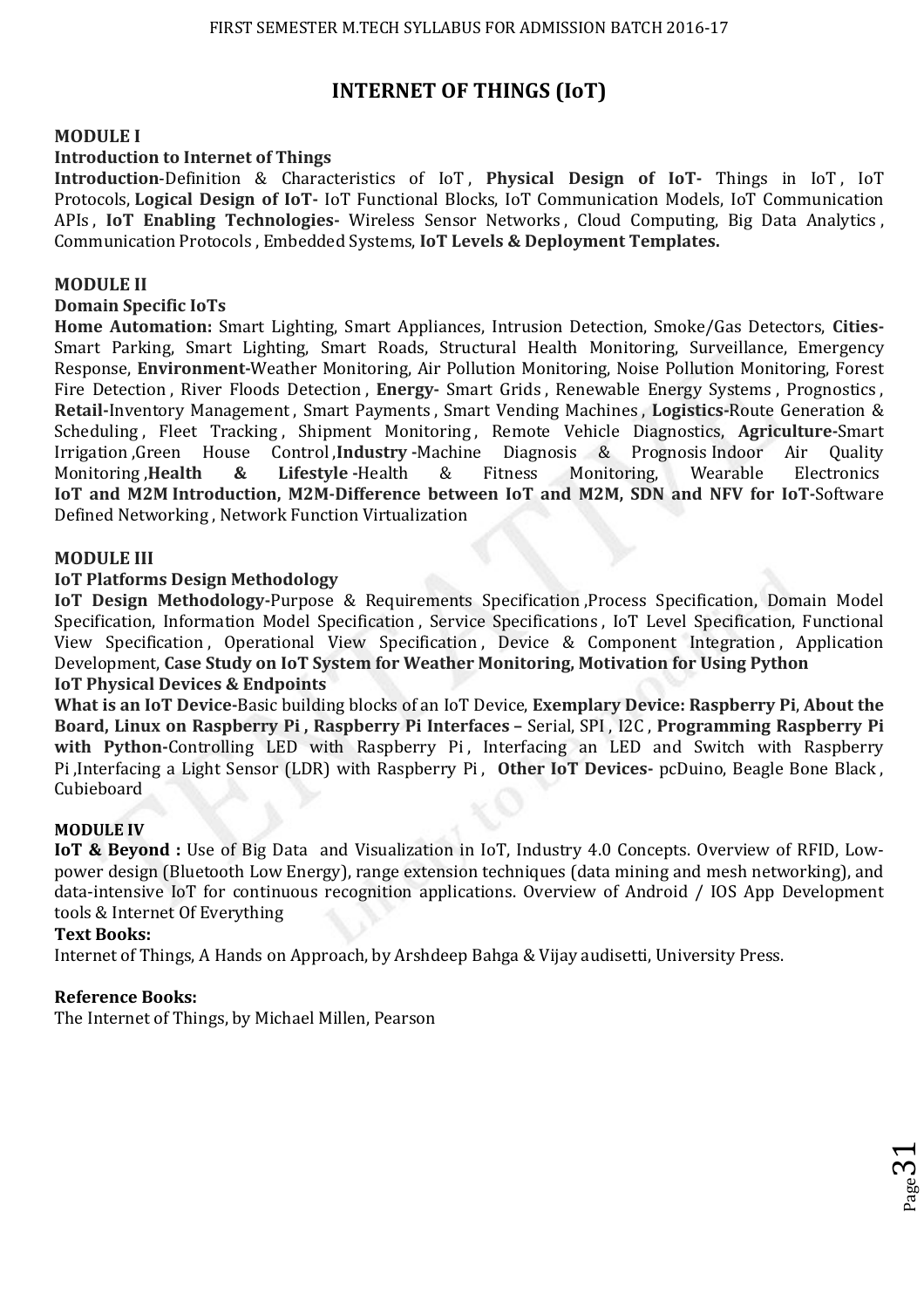# INTERNET OF THINGS (IoT)

**MODULE I**

**Introduction to Internet of Things**

**Introduction**-Definition & Characteristics of IoT , **Physical Design of IoT-** Things in IoT , IoT Protocols, **Logical Design of IoT-** IoT Functional Blocks, IoT Communication Models, IoT Communication APIs , **IoT Enabling Technologies-** Wireless Sensor Networks , Cloud Computing, Big Data Analytics , Communication Protocols , Embedded Systems, **IoT Levels & Deployment Templates.**

**MODULE II**

**Domain Specific IoTs**

**Home Automation:** Smart Lighting, Smart Appliances, Intrusion Detection, Smoke/Gas Detectors, **Cities-** Smart Parking, Smart Lighting, Smart Roads, Structural Health Monitoring, Surveillance, Emergency Response, **Environment-**Weather Monitoring, Air Pollution Monitoring, Noise Pollution Monitoring, Forest Fire Detection , River Floods Detection , **Energy-** Smart Grids , Renewable Energy Systems , Prognostics , **Retail-**Inventory Management , Smart Payments , Smart Vending Machines , **Logistics-**Route Generation & Scheduling , Fleet Tracking , Shipment Monitoring , Remote Vehicle Diagnostics, **Agriculture-**Smart Irrigation ,Green House Control ,**Industry -**Machine Diagnosis & Prognosis Indoor Air Quality Monitoring ,**Health & Lifestyle -**Health & Fitness Monitoring, Wearable Electronics **IoT and M2M Introduction, M2M-Difference between IoT and M2M, SDN and NFV for IoT-**Software Defined Networking , Network Function Virtualization

**MODULE III**

**IoT Platforms Design Methodology**

**IoT Design Methodology-**Purpose & Requirements Specification ,Process Specification, Domain Model Specification, Information Model Specification , Service Specifications , IoT Level Specification, Functional View Specification , Operational View Specification , Device & Component Integration , Application Development, **Case Study on IoT System for Weather Monitoring, Motivation for Using Python**

**IoT Physical Devices & Endpoints**

**What is an IoT Device-**Basic building blocks of an IoT Device, **Exemplary Device: Raspberry Pi**, **About the Board, Linux on Raspberry Pi , Raspberry Pi Interfaces –** Serial, SPI , I2C , **Programming Raspberry Pi with Python-**Controlling LED with Raspberry Pi , Interfacing an LED and Switch with Raspberry Pi ,Interfacing a Light Sensor (LDR) with Raspberry Pi , **Other IoT Devices-** pcDuino, Beagle Bone Black , Cubieboard

**MODULE IV**

**IoT & Beyond :** Use of Big Data and Visualization in IoT, Industry 4.0 Concepts. Overview of RFID, Low-power design (Bluetooth Low Energy), range extension techniques (data mining and mesh networking), and data-intensive IoT for continuous recognition applications. Overview of Android / IOS App Development tools & Internet Of Everything

**Text Books:**

Internet of Things, A Hands on Approach, by Arshdeep Bahga & Vijay audisetti, University Press.

**Reference Books:**

The Internet of Things, by Michael Millen, Pearson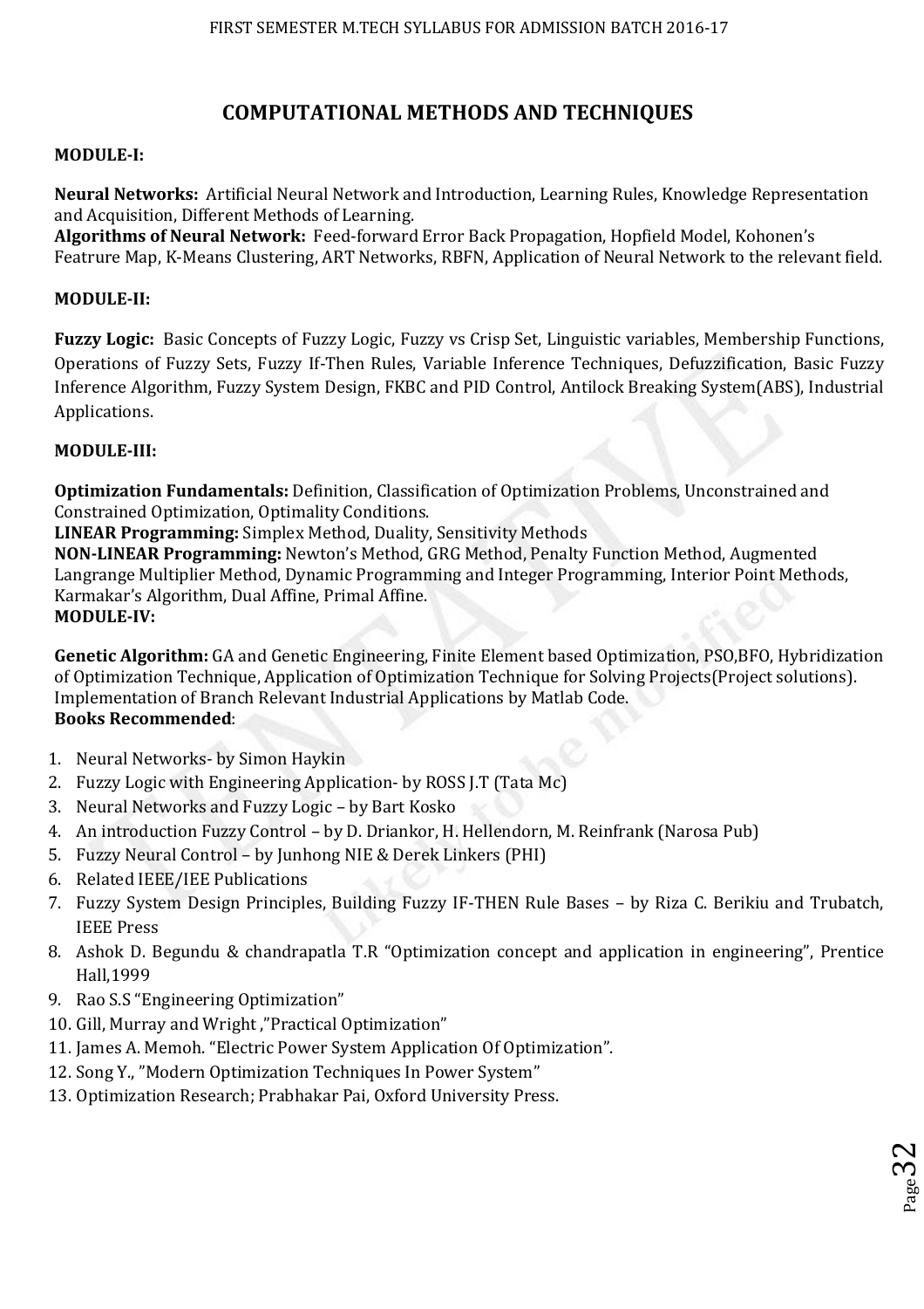# COMPUTATIONAL METHODS AND TECHNIQUES

**MODULE-I:**

**Neural Networks:** Artificial Neural Network and Introduction, Learning Rules, Knowledge Representation and Acquisition, Different Methods of Learning.
**Algorithms of Neural Network:** Feed-forward Error Back Propagation, Hopfield Model, Kohonen's Featrure Map, K-Means Clustering, ART Networks, RBFN, Application of Neural Network to the relevant field.

**MODULE-II:**

**Fuzzy Logic:** Basic Concepts of Fuzzy Logic, Fuzzy vs Crisp Set, Linguistic variables, Membership Functions, Operations of Fuzzy Sets, Fuzzy If-Then Rules, Variable Inference Techniques, Defuzzification, Basic Fuzzy Inference Algorithm, Fuzzy System Design, FKBC and PID Control, Antilock Breaking System(ABS), Industrial Applications.

**MODULE-III:**

**Optimization Fundamentals:** Definition, Classification of Optimization Problems, Unconstrained and Constrained Optimization, Optimality Conditions.
**LINEAR Programming:** Simplex Method, Duality, Sensitivity Methods
**NON-LINEAR Programming:** Newton's Method, GRG Method, Penalty Function Method, Augmented Langrange Multiplier Method, Dynamic Programming and Integer Programming, Interior Point Methods, Karmakar's Algorithm, Dual Affine, Primal Affine.

**MODULE-IV:**

**Genetic Algorithm:** GA and Genetic Engineering, Finite Element based Optimization, PSO,BFO, Hybridization of Optimization Technique, Application of Optimization Technique for Solving Projects(Project solutions). Implementation of Branch Relevant Industrial Applications by Matlab Code.

**Books Recommended**:

1. Neural Networks- by Simon Haykin
2. Fuzzy Logic with Engineering Application- by ROSS J.T (Tata Mc)
3. Neural Networks and Fuzzy Logic – by Bart Kosko
4. An introduction Fuzzy Control – by D. Driankor, H. Hellendorn, M. Reinfrank (Narosa Pub)
5. Fuzzy Neural Control – by Junhong NIE & Derek Linkers (PHI)
6. Related IEEE/IEE Publications
7. Fuzzy System Design Principles, Building Fuzzy IF-THEN Rule Bases – by Riza C. Berikiu and Trubatch, IEEE Press
8. Ashok D. Begundu & chandrapatla T.R "Optimization concept and application in engineering", Prentice Hall,1999
9. Rao S.S "Engineering Optimization"
10. Gill, Murray and Wright ,"Practical Optimization"
11. James A. Memoh. "Electric Power System Application Of Optimization".
12. Song Y., "Modern Optimization Techniques In Power System"
13. Optimization Research; Prabhakar Pai, Oxford University Press.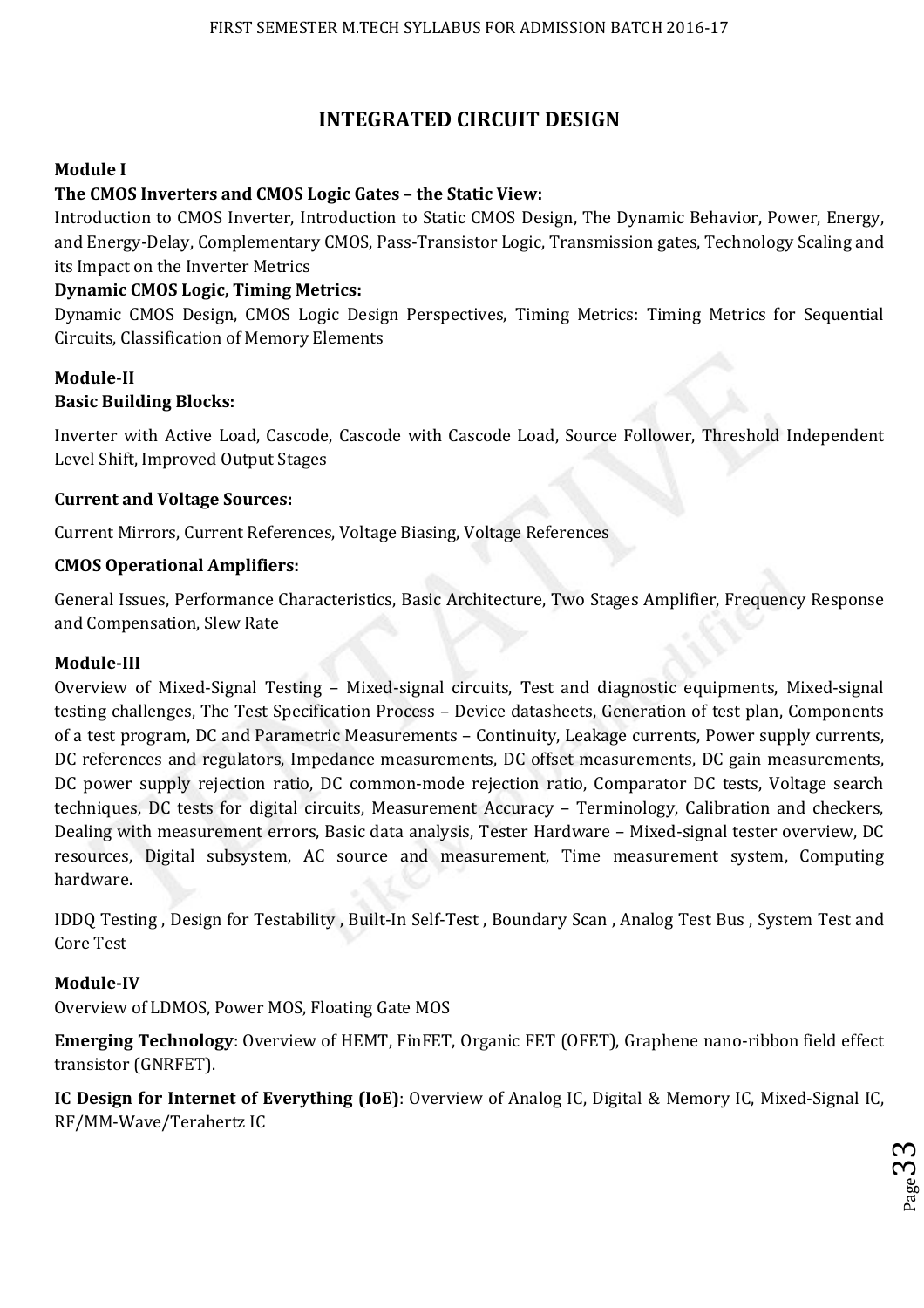# INTEGRATED CIRCUIT DESIGN

**Module I**

**The CMOS Inverters and CMOS Logic Gates – the Static View:**

Introduction to CMOS Inverter, Introduction to Static CMOS Design, The Dynamic Behavior, Power, Energy, and Energy-Delay, Complementary CMOS, Pass-Transistor Logic, Transmission gates, Technology Scaling and its Impact on the Inverter Metrics

**Dynamic CMOS Logic, Timing Metrics:**

Dynamic CMOS Design, CMOS Logic Design Perspectives, Timing Metrics: Timing Metrics for Sequential Circuits, Classification of Memory Elements

**Module-II**

**Basic Building Blocks:**

Inverter with Active Load, Cascode, Cascode with Cascode Load, Source Follower, Threshold Independent Level Shift, Improved Output Stages

**Current and Voltage Sources:**

Current Mirrors, Current References, Voltage Biasing, Voltage References

**CMOS Operational Amplifiers:**

General Issues, Performance Characteristics, Basic Architecture, Two Stages Amplifier, Frequency Response and Compensation, Slew Rate

**Module-III**

Overview of Mixed-Signal Testing – Mixed-signal circuits, Test and diagnostic equipments, Mixed-signal testing challenges, The Test Specification Process – Device datasheets, Generation of test plan, Components of a test program, DC and Parametric Measurements – Continuity, Leakage currents, Power supply currents, DC references and regulators, Impedance measurements, DC offset measurements, DC gain measurements, DC power supply rejection ratio, DC common-mode rejection ratio, Comparator DC tests, Voltage search techniques, DC tests for digital circuits, Measurement Accuracy – Terminology, Calibration and checkers, Dealing with measurement errors, Basic data analysis, Tester Hardware – Mixed-signal tester overview, DC resources, Digital subsystem, AC source and measurement, Time measurement system, Computing hardware.

IDDQ Testing , Design for Testability , Built-In Self-Test , Boundary Scan , Analog Test Bus , System Test and Core Test

**Module-IV**

Overview of LDMOS, Power MOS, Floating Gate MOS

**Emerging Technology**: Overview of HEMT, FinFET, Organic FET (OFET), Graphene nano-ribbon field effect transistor (GNRFET).

**IC Design for Internet of Everything (IoE)**: Overview of Analog IC, Digital & Memory IC, Mixed-Signal IC, RF/MM-Wave/Terahertz IC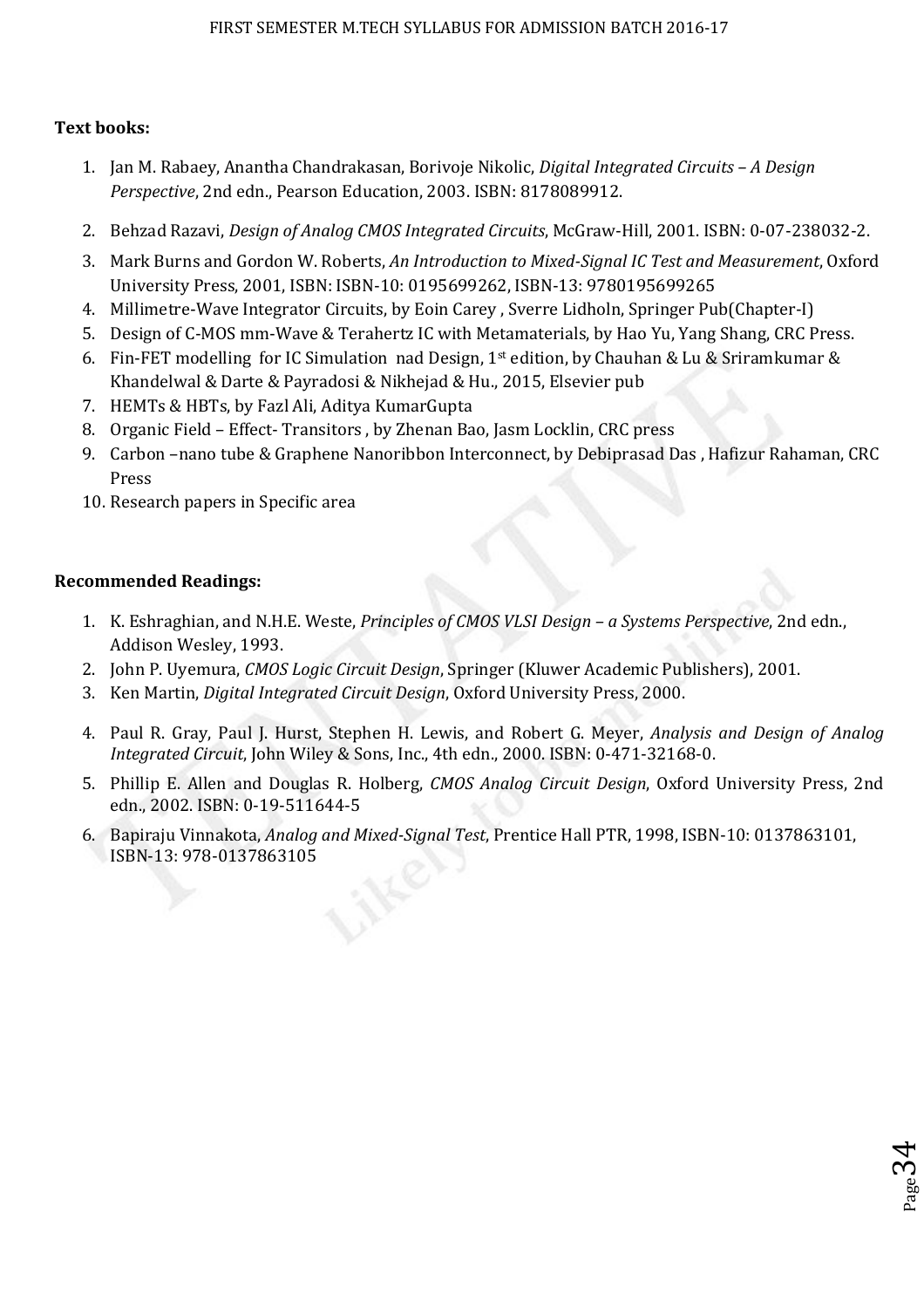**Text books:**

1. Jan M. Rabaey, Anantha Chandrakasan, Borivoje Nikolic, *Digital Integrated Circuits – A Design Perspective*, 2nd edn., Pearson Education, 2003. ISBN: 8178089912.
2. Behzad Razavi, *Design of Analog CMOS Integrated Circuits*, McGraw-Hill, 2001. ISBN: 0-07-238032-2.
3. Mark Burns and Gordon W. Roberts, *An Introduction to Mixed-Signal IC Test and Measurement*, Oxford University Press, 2001, ISBN: ISBN-10: 0195699262, ISBN-13: 9780195699265
4. Millimetre-Wave Integrator Circuits, by Eoin Carey , Sverre Lidholn, Springer Pub(Chapter-I)
5. Design of C-MOS mm-Wave & Terahertz IC with Metamaterials, by Hao Yu, Yang Shang, CRC Press.
6. Fin-FET modelling for IC Simulation nad Design, 1st edition, by Chauhan & Lu & Sriramkumar & Khandelwal & Darte & Payradosi & Nikhejad & Hu., 2015, Elsevier pub
7. HEMTs & HBTs, by Fazl Ali, Aditya KumarGupta
8. Organic Field – Effect- Transitors , by Zhenan Bao, Jasm Locklin, CRC press
9. Carbon –nano tube & Graphene Nanoribbon Interconnect, by Debiprasad Das , Hafizur Rahaman, CRC Press
10. Research papers in Specific area

**Recommended Readings:**

1. K. Eshraghian, and N.H.E. Weste, *Principles of CMOS VLSI Design – a Systems Perspective*, 2nd edn., Addison Wesley, 1993.
2. John P. Uyemura, *CMOS Logic Circuit Design*, Springer (Kluwer Academic Publishers), 2001.
3. Ken Martin, *Digital Integrated Circuit Design*, Oxford University Press, 2000.
4. Paul R. Gray, Paul J. Hurst, Stephen H. Lewis, and Robert G. Meyer, *Analysis and Design of Analog Integrated Circuit*, John Wiley & Sons, Inc., 4th edn., 2000. ISBN: 0-471-32168-0.
5. Phillip E. Allen and Douglas R. Holberg, *CMOS Analog Circuit Design*, Oxford University Press, 2nd edn., 2002. ISBN: 0-19-511644-5
6. Bapiraju Vinnakota, *Analog and Mixed-Signal Test*, Prentice Hall PTR, 1998, ISBN-10: 0137863101, ISBN-13: 978-0137863105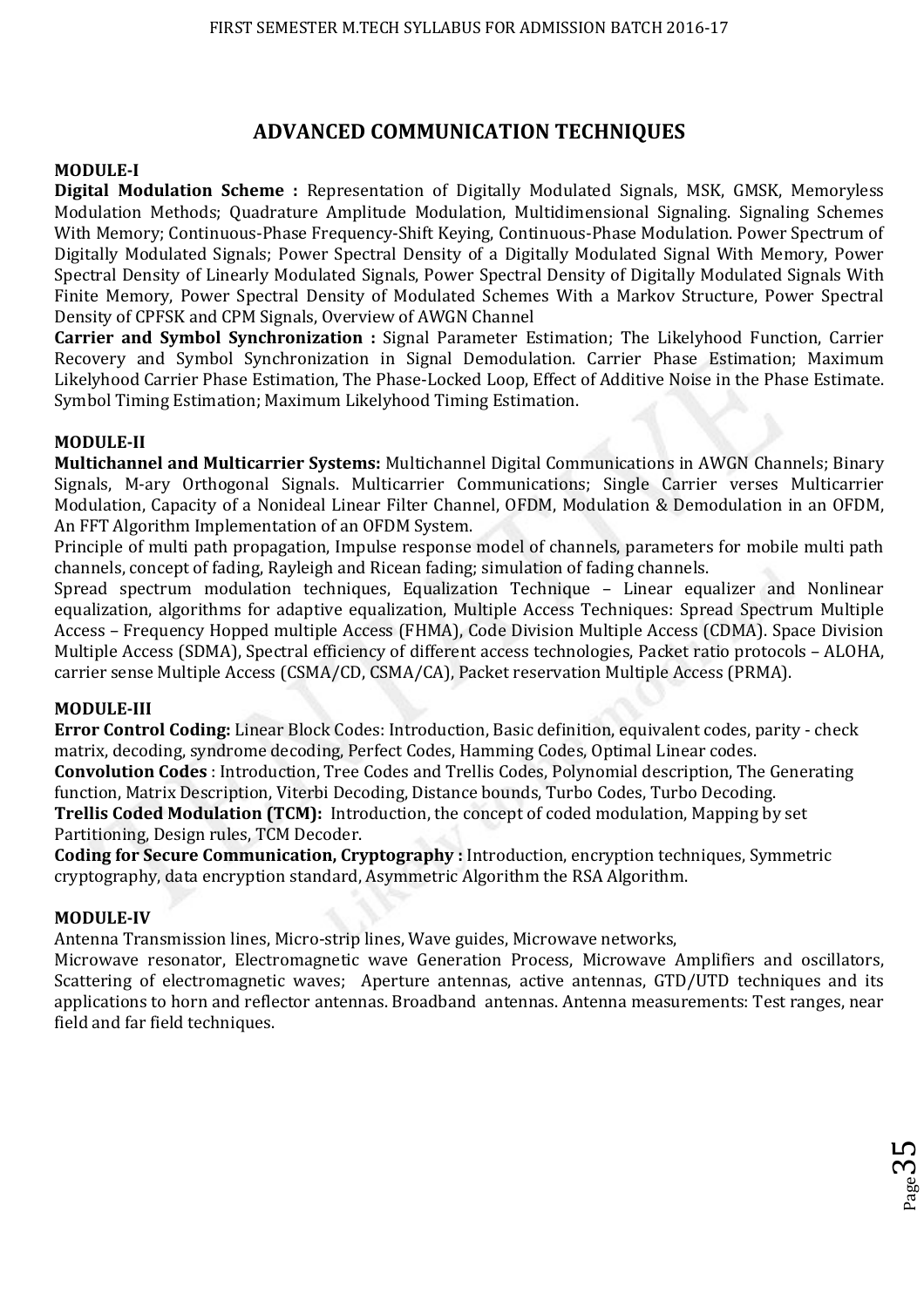# ADVANCED COMMUNICATION TECHNIQUES

**MODULE-I**

**Digital Modulation Scheme :** Representation of Digitally Modulated Signals, MSK, GMSK, Memoryless Modulation Methods; Quadrature Amplitude Modulation, Multidimensional Signaling. Signaling Schemes With Memory; Continuous-Phase Frequency-Shift Keying, Continuous-Phase Modulation. Power Spectrum of Digitally Modulated Signals; Power Spectral Density of a Digitally Modulated Signal With Memory, Power Spectral Density of Linearly Modulated Signals, Power Spectral Density of Digitally Modulated Signals With Finite Memory, Power Spectral Density of Modulated Schemes With a Markov Structure, Power Spectral Density of CPFSK and CPM Signals, Overview of AWGN Channel

**Carrier and Symbol Synchronization :** Signal Parameter Estimation; The Likelyhood Function, Carrier Recovery and Symbol Synchronization in Signal Demodulation. Carrier Phase Estimation; Maximum Likelyhood Carrier Phase Estimation, The Phase-Locked Loop, Effect of Additive Noise in the Phase Estimate. Symbol Timing Estimation; Maximum Likelyhood Timing Estimation.

**MODULE-II**

**Multichannel and Multicarrier Systems:** Multichannel Digital Communications in AWGN Channels; Binary Signals, M-ary Orthogonal Signals. Multicarrier Communications; Single Carrier verses Multicarrier Modulation, Capacity of a Nonideal Linear Filter Channel, OFDM, Modulation & Demodulation in an OFDM, An FFT Algorithm Implementation of an OFDM System.

Principle of multi path propagation, Impulse response model of channels, parameters for mobile multi path channels, concept of fading, Rayleigh and Ricean fading; simulation of fading channels.

Spread spectrum modulation techniques, Equalization Technique – Linear equalizer and Nonlinear equalization, algorithms for adaptive equalization, Multiple Access Techniques: Spread Spectrum Multiple Access – Frequency Hopped multiple Access (FHMA), Code Division Multiple Access (CDMA). Space Division Multiple Access (SDMA), Spectral efficiency of different access technologies, Packet ratio protocols – ALOHA, carrier sense Multiple Access (CSMA/CD, CSMA/CA), Packet reservation Multiple Access (PRMA).

**MODULE-III**

**Error Control Coding:** Linear Block Codes: Introduction, Basic definition, equivalent codes, parity - check matrix, decoding, syndrome decoding, Perfect Codes, Hamming Codes, Optimal Linear codes.

**Convolution Codes** : Introduction, Tree Codes and Trellis Codes, Polynomial description, The Generating function, Matrix Description, Viterbi Decoding, Distance bounds, Turbo Codes, Turbo Decoding.

**Trellis Coded Modulation (TCM):** Introduction, the concept of coded modulation, Mapping by set Partitioning, Design rules, TCM Decoder.

**Coding for Secure Communication, Cryptography :** Introduction, encryption techniques, Symmetric cryptography, data encryption standard, Asymmetric Algorithm the RSA Algorithm.

**MODULE-IV**

Antenna Transmission lines, Micro-strip lines, Wave guides, Microwave networks,

Microwave resonator, Electromagnetic wave Generation Process, Microwave Amplifiers and oscillators, Scattering of electromagnetic waves; Aperture antennas, active antennas, GTD/UTD techniques and its applications to horn and reflector antennas. Broadband antennas. Antenna measurements: Test ranges, near field and far field techniques.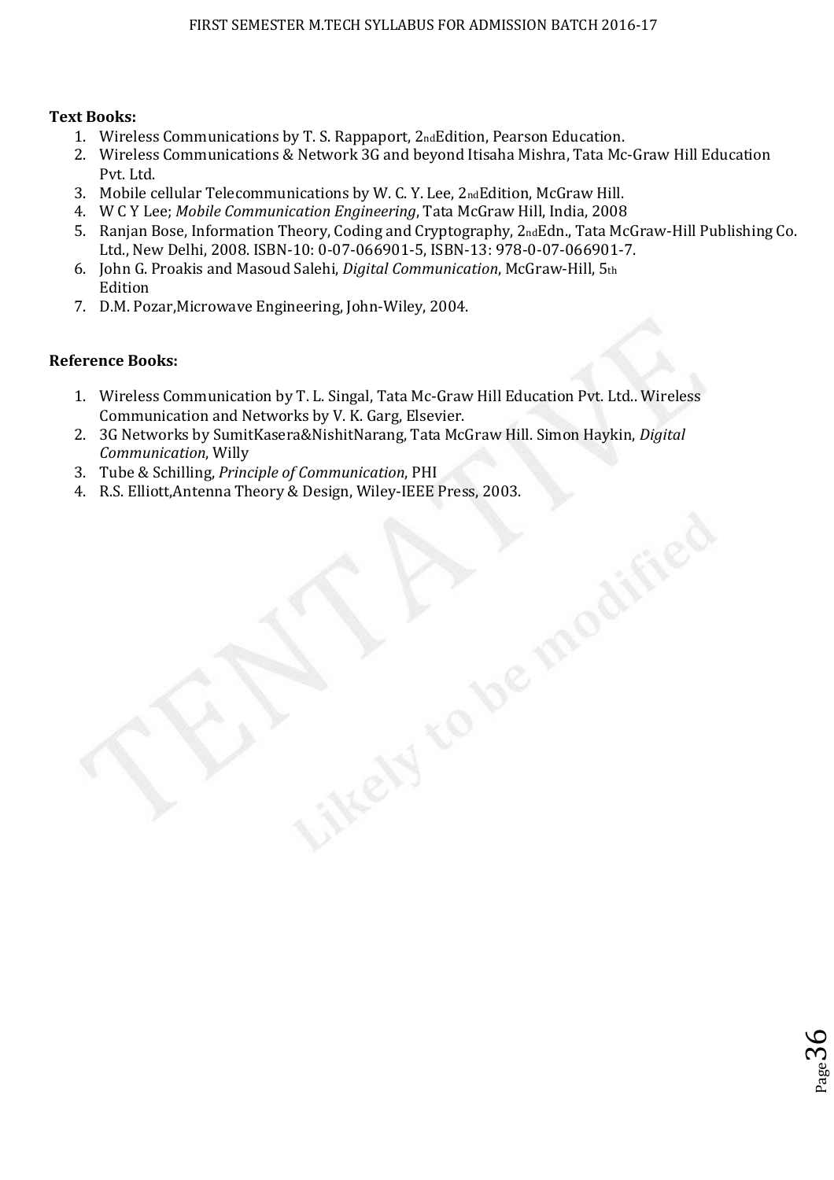**Text Books:**

1. Wireless Communications by T. S. Rappaport, 2ndEdition, Pearson Education.
2. Wireless Communications & Network 3G and beyond Itisaha Mishra, Tata Mc-Graw Hill Education Pvt. Ltd.
3. Mobile cellular Telecommunications by W. C. Y. Lee, 2ndEdition, McGraw Hill.
4. W C Y Lee; *Mobile Communication Engineering*, Tata McGraw Hill, India, 2008
5. Ranjan Bose, Information Theory, Coding and Cryptography, 2ndEdn., Tata McGraw-Hill Publishing Co. Ltd., New Delhi, 2008. ISBN-10: 0-07-066901-5, ISBN-13: 978-0-07-066901-7.
6. John G. Proakis and Masoud Salehi, *Digital Communication*, McGraw-Hill, 5th Edition
7. D.M. Pozar,Microwave Engineering, John-Wiley, 2004.

**Reference Books:**

1. Wireless Communication by T. L. Singal, Tata Mc-Graw Hill Education Pvt. Ltd.. Wireless Communication and Networks by V. K. Garg, Elsevier.
2. 3G Networks by SumitKasera&NishitNarang, Tata McGraw Hill. Simon Haykin, *Digital Communication*, Willy
3. Tube & Schilling, *Principle of Communication*, PHI
4. R.S. Elliott,Antenna Theory & Design, Wiley-IEEE Press, 2003.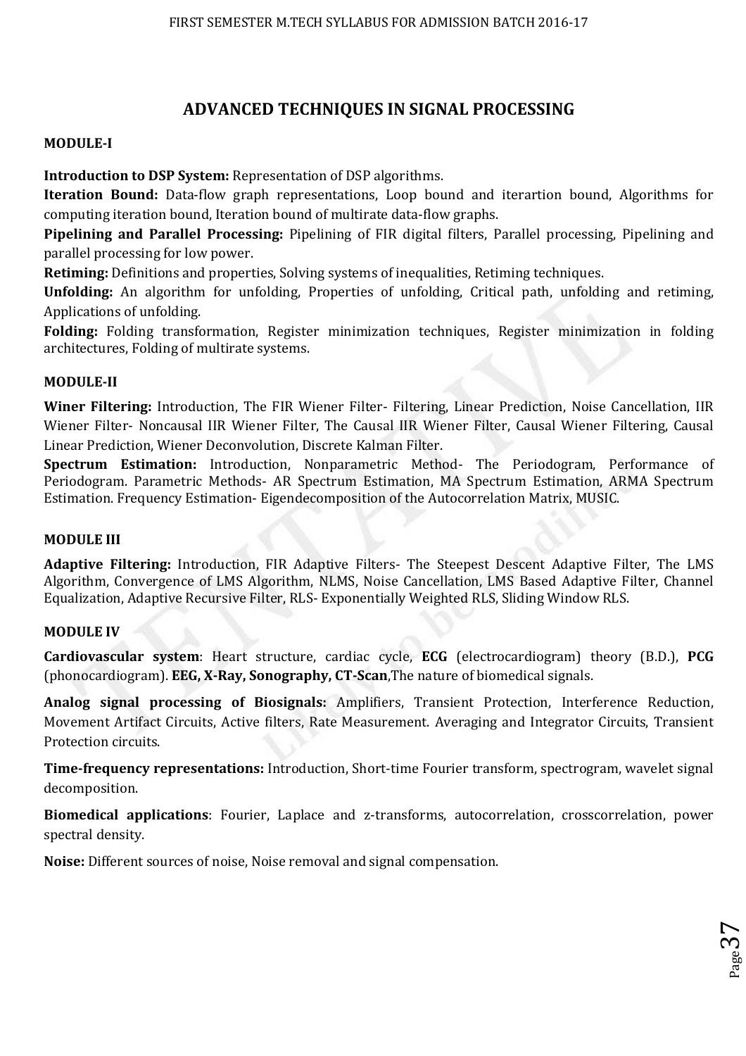# ADVANCED TECHNIQUES IN SIGNAL PROCESSING

**MODULE-I**

**Introduction to DSP System:** Representation of DSP algorithms.

**Iteration Bound:** Data-flow graph representations, Loop bound and iterartion bound, Algorithms for computing iteration bound, Iteration bound of multirate data-flow graphs.

**Pipelining and Parallel Processing:** Pipelining of FIR digital filters, Parallel processing, Pipelining and parallel processing for low power.

**Retiming:** Definitions and properties, Solving systems of inequalities, Retiming techniques.

**Unfolding:** An algorithm for unfolding, Properties of unfolding, Critical path, unfolding and retiming, Applications of unfolding.

**Folding:** Folding transformation, Register minimization techniques, Register minimization in folding architectures, Folding of multirate systems.

**MODULE-II**

**Winer Filtering:** Introduction, The FIR Wiener Filter- Filtering, Linear Prediction, Noise Cancellation, IIR Wiener Filter- Noncausal IIR Wiener Filter, The Causal IIR Wiener Filter, Causal Wiener Filtering, Causal Linear Prediction, Wiener Deconvolution, Discrete Kalman Filter.

**Spectrum Estimation:** Introduction, Nonparametric Method- The Periodogram, Performance of Periodogram. Parametric Methods- AR Spectrum Estimation, MA Spectrum Estimation, ARMA Spectrum Estimation. Frequency Estimation- Eigendecomposition of the Autocorrelation Matrix, MUSIC.

**MODULE III**

**Adaptive Filtering:** Introduction, FIR Adaptive Filters- The Steepest Descent Adaptive Filter, The LMS Algorithm, Convergence of LMS Algorithm, NLMS, Noise Cancellation, LMS Based Adaptive Filter, Channel Equalization, Adaptive Recursive Filter, RLS- Exponentially Weighted RLS, Sliding Window RLS.

**MODULE IV**

**Cardiovascular system**: Heart structure, cardiac cycle, **ECG** (electrocardiogram) theory (B.D.), **PCG** (phonocardiogram). **EEG, X-Ray, Sonography, CT-Scan**,The nature of biomedical signals.

**Analog signal processing of Biosignals:** Amplifiers, Transient Protection, Interference Reduction, Movement Artifact Circuits, Active filters, Rate Measurement. Averaging and Integrator Circuits, Transient Protection circuits.

**Time-frequency representations:** Introduction, Short-time Fourier transform, spectrogram, wavelet signal decomposition.

**Biomedical applications**: Fourier, Laplace and z-transforms, autocorrelation, crosscorrelation, power spectral density.

**Noise:** Different sources of noise, Noise removal and signal compensation.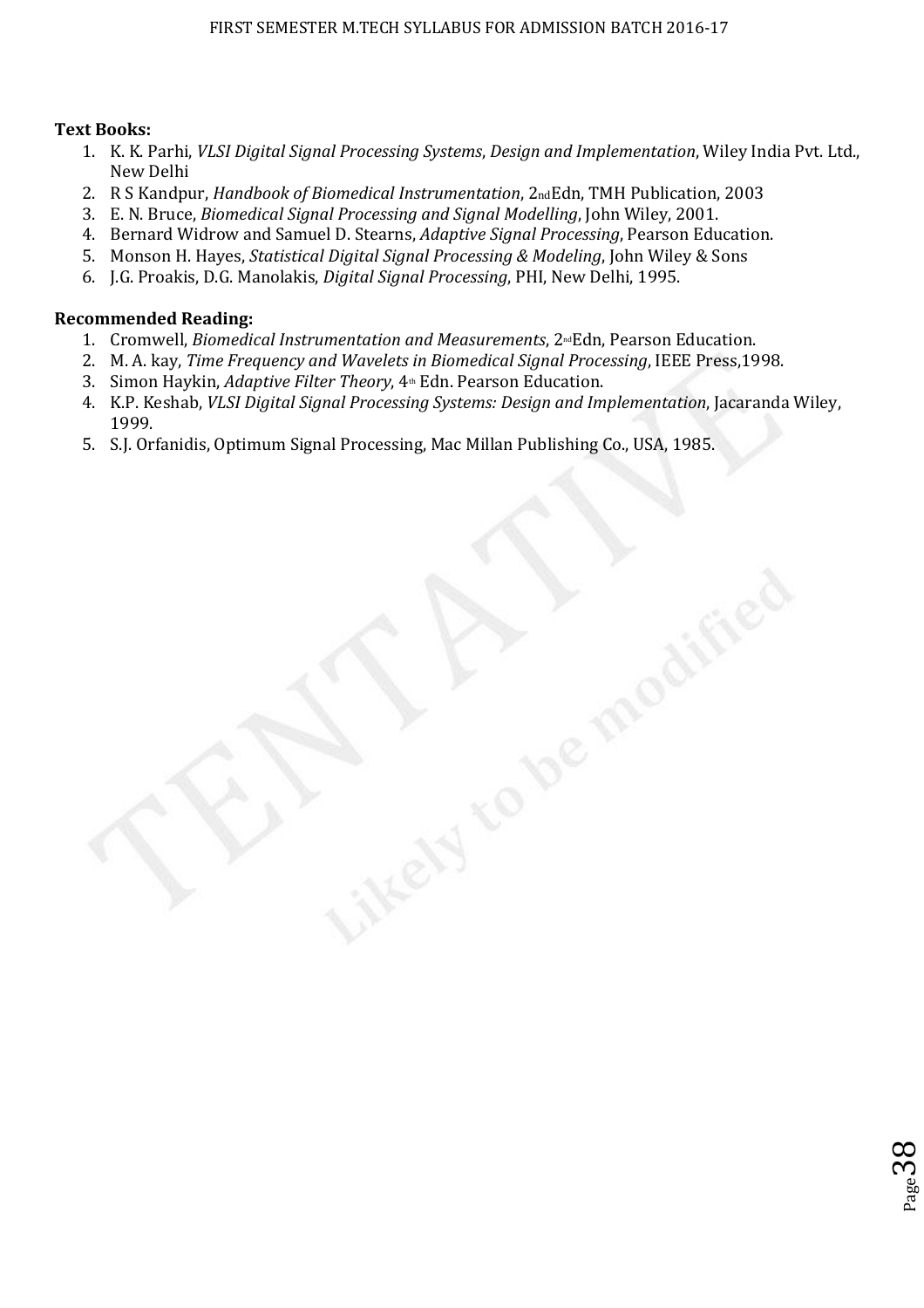**Text Books:**

1. K. K. Parhi, *VLSI Digital Signal Processing Systems*, *Design and Implementation*, Wiley India Pvt. Ltd., New Delhi
2. R S Kandpur, *Handbook of Biomedical Instrumentation*, 2ndEdn, TMH Publication, 2003
3. E. N. Bruce, *Biomedical Signal Processing and Signal Modelling*, John Wiley, 2001.
4. Bernard Widrow and Samuel D. Stearns, *Adaptive Signal Processing*, Pearson Education.
5. Monson H. Hayes, *Statistical Digital Signal Processing & Modeling*, John Wiley & Sons
6. J.G. Proakis, D.G. Manolakis, *Digital Signal Processing*, PHI, New Delhi, 1995.

**Recommended Reading:**

1. Cromwell, *Biomedical Instrumentation and Measurements*, 2ndEdn, Pearson Education.
2. M. A. kay, *Time Frequency and Wavelets in Biomedical Signal Processing*, IEEE Press,1998.
3. Simon Haykin, *Adaptive Filter Theory*, 4th Edn. Pearson Education.
4. K.P. Keshab, *VLSI Digital Signal Processing Systems: Design and Implementation*, Jacaranda Wiley, 1999.
5. S.J. Orfanidis, Optimum Signal Processing, Mac Millan Publishing Co., USA, 1985.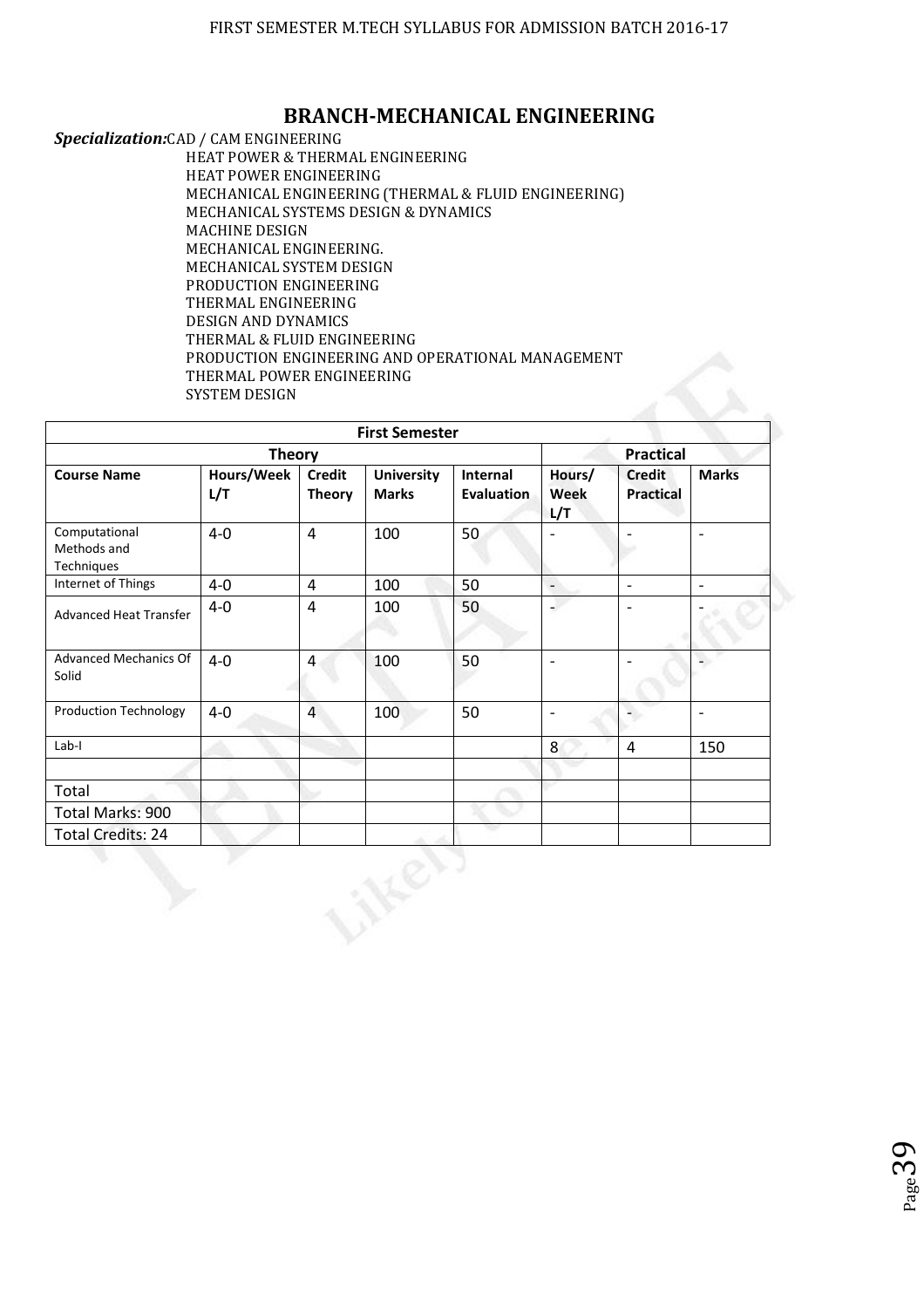## BRANCH-MECHANICAL ENGINEERING

***Specialization:*** CAD / CAM ENGINEERING
HEAT POWER & THERMAL ENGINEERING
HEAT POWER ENGINEERING
MECHANICAL ENGINEERING (THERMAL & FLUID ENGINEERING)
MECHANICAL SYSTEMS DESIGN & DYNAMICS
MACHINE DESIGN
MECHANICAL ENGINEERING.
MECHANICAL SYSTEM DESIGN
PRODUCTION ENGINEERING
THERMAL ENGINEERING
DESIGN AND DYNAMICS
THERMAL & FLUID ENGINEERING
PRODUCTION ENGINEERING AND OPERATIONAL MANAGEMENT
THERMAL POWER ENGINEERING
SYSTEM DESIGN

| First Semester | | | | | | | |
|---|---|---|---|---|---|---|---|
| **Theory** | | | | | **Practical** | | |
| **Course Name** | **Hours/Week L/T** | **Credit Theory** | **University Marks** | **Internal Evaluation** | **Hours/ Week L/T** | **Credit Practical** | **Marks** |
| Computational Methods and Techniques | 4-0 | 4 | 100 | 50 | - | - | - |
| Internet of Things | 4-0 | 4 | 100 | 50 | - | - | - |
| Advanced Heat Transfer | 4-0 | 4 | 100 | 50 | - | - | - |
| Advanced Mechanics Of Solid | 4-0 | 4 | 100 | 50 | - | - | - |
| Production Technology | 4-0 | 4 | 100 | 50 | - | - | - |
| Lab-I | | | | | 8 | 4 | 150 |
| | | | | | | | |
| Total | | | | | | | |
| Total Marks: 900 | | | | | | | |
| Total Credits: 24 | | | | | | | |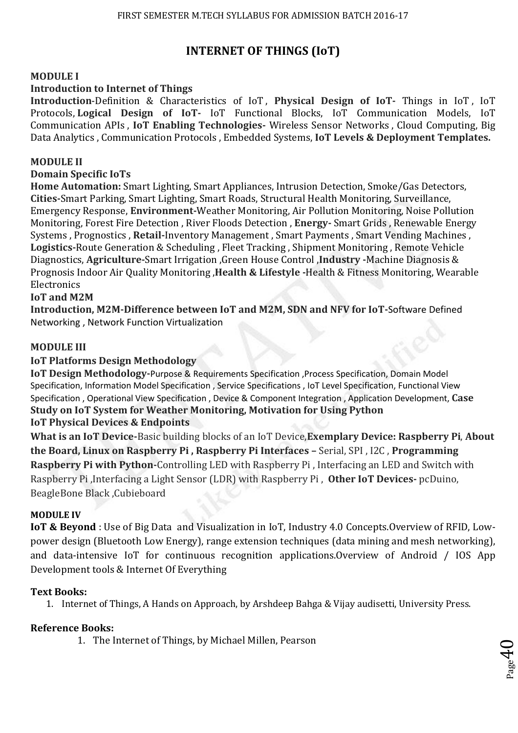# INTERNET OF THINGS (IoT)

### MODULE I

**Introduction to Internet of Things**

**Introduction**-Definition & Characteristics of IoT , **Physical Design of IoT-** Things in IoT , IoT Protocols, **Logical Design of IoT-** IoT Functional Blocks, IoT Communication Models, IoT Communication APIs , **IoT Enabling Technologies-** Wireless Sensor Networks , Cloud Computing, Big Data Analytics , Communication Protocols , Embedded Systems, **IoT Levels & Deployment Templates.**

### MODULE II

**Domain Specific IoTs**

**Home Automation:** Smart Lighting, Smart Appliances, Intrusion Detection, Smoke/Gas Detectors, **Cities-**Smart Parking, Smart Lighting, Smart Roads, Structural Health Monitoring, Surveillance, Emergency Response, **Environment-**Weather Monitoring, Air Pollution Monitoring, Noise Pollution Monitoring, Forest Fire Detection , River Floods Detection , **Energy-** Smart Grids , Renewable Energy Systems , Prognostics , **Retail-**Inventory Management , Smart Payments , Smart Vending Machines , **Logistics-**Route Generation & Scheduling , Fleet Tracking , Shipment Monitoring , Remote Vehicle Diagnostics, **Agriculture-**Smart Irrigation ,Green House Control ,**Industry -**Machine Diagnosis & Prognosis Indoor Air Quality Monitoring ,**Health & Lifestyle -**Health & Fitness Monitoring, Wearable Electronics

**IoT and M2M**

**Introduction, M2M-Difference between IoT and M2M, SDN and NFV for IoT-**Software Defined Networking , Network Function Virtualization

### MODULE III

**IoT Platforms Design Methodology**

**IoT Design Methodology-**Purpose & Requirements Specification ,Process Specification, Domain Model Specification, Information Model Specification , Service Specifications , IoT Level Specification, Functional View Specification , Operational View Specification , Device & Component Integration , Application Development, **Case Study on IoT System for Weather Monitoring, Motivation for Using Python**

**IoT Physical Devices & Endpoints**

**What is an IoT Device-**Basic building blocks of an IoT Device,**Exemplary Device: Raspberry Pi**, **About the Board, Linux on Raspberry Pi , Raspberry Pi Interfaces –** Serial, SPI , I2C , **Programming Raspberry Pi with Python-**Controlling LED with Raspberry Pi , Interfacing an LED and Switch with Raspberry Pi ,Interfacing a Light Sensor (LDR) with Raspberry Pi , **Other IoT Devices-** pcDuino, BeagleBone Black ,Cubieboard

### MODULE IV

**IoT & Beyond** : Use of Big Data and Visualization in IoT, Industry 4.0 Concepts.Overview of RFID, Low-power design (Bluetooth Low Energy), range extension techniques (data mining and mesh networking), and data-intensive IoT for continuous recognition applications.Overview of Android / IOS App Development tools & Internet Of Everything

### Text Books:

1. Internet of Things, A Hands on Approach, by Arshdeep Bahga & Vijay audisetti, University Press.

### Reference Books:

1. The Internet of Things, by Michael Millen, Pearson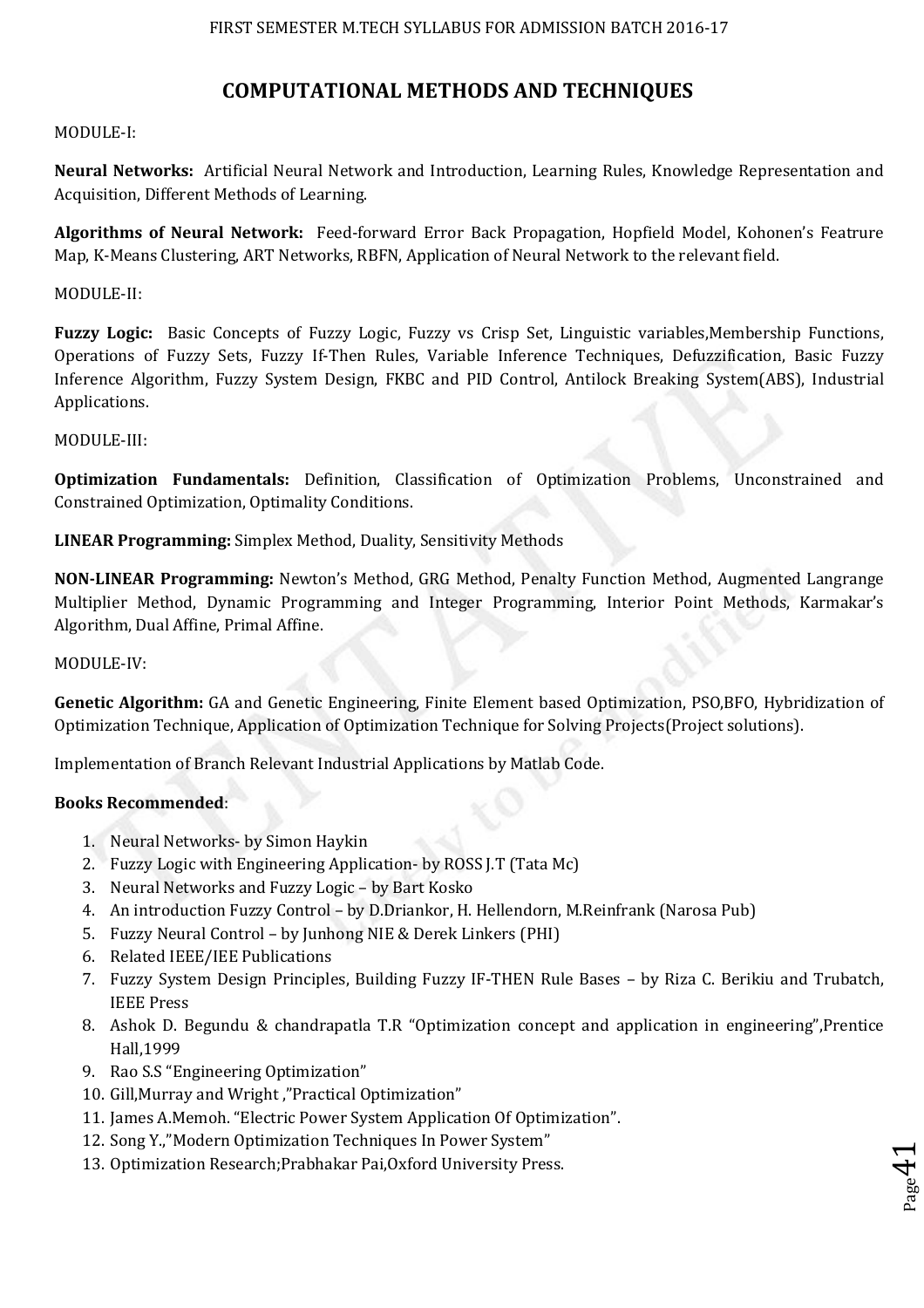# COMPUTATIONAL METHODS AND TECHNIQUES

MODULE-I:

**Neural Networks:** Artificial Neural Network and Introduction, Learning Rules, Knowledge Representation and Acquisition, Different Methods of Learning.

**Algorithms of Neural Network:** Feed-forward Error Back Propagation, Hopfield Model, Kohonen's Featrure Map, K-Means Clustering, ART Networks, RBFN, Application of Neural Network to the relevant field.

MODULE-II:

**Fuzzy Logic:** Basic Concepts of Fuzzy Logic, Fuzzy vs Crisp Set, Linguistic variables,Membership Functions, Operations of Fuzzy Sets, Fuzzy If-Then Rules, Variable Inference Techniques, Defuzzification, Basic Fuzzy Inference Algorithm, Fuzzy System Design, FKBC and PID Control, Antilock Breaking System(ABS), Industrial Applications.

MODULE-III:

**Optimization Fundamentals:** Definition, Classification of Optimization Problems, Unconstrained and Constrained Optimization, Optimality Conditions.

**LINEAR Programming:** Simplex Method, Duality, Sensitivity Methods

**NON-LINEAR Programming:** Newton's Method, GRG Method, Penalty Function Method, Augmented Langrange Multiplier Method, Dynamic Programming and Integer Programming, Interior Point Methods, Karmakar's Algorithm, Dual Affine, Primal Affine.

MODULE-IV:

**Genetic Algorithm:** GA and Genetic Engineering, Finite Element based Optimization, PSO,BFO, Hybridization of Optimization Technique, Application of Optimization Technique for Solving Projects(Project solutions).

Implementation of Branch Relevant Industrial Applications by Matlab Code.

**Books Recommended**:

1. Neural Networks- by Simon Haykin
2. Fuzzy Logic with Engineering Application- by ROSS J.T (Tata Mc)
3. Neural Networks and Fuzzy Logic – by Bart Kosko
4. An introduction Fuzzy Control – by D.Driankor, H. Hellendorn, M.Reinfrank (Narosa Pub)
5. Fuzzy Neural Control – by Junhong NIE & Derek Linkers (PHI)
6. Related IEEE/IEE Publications
7. Fuzzy System Design Principles, Building Fuzzy IF-THEN Rule Bases – by Riza C. Berikiu and Trubatch, IEEE Press
8. Ashok D. Begundu & chandrapatla T.R "Optimization concept and application in engineering",Prentice Hall,1999
9. Rao S.S "Engineering Optimization"
10. Gill,Murray and Wright ,"Practical Optimization"
11. James A.Memoh. "Electric Power System Application Of Optimization".
12. Song Y.,"Modern Optimization Techniques In Power System"
13. Optimization Research;Prabhakar Pai,Oxford University Press.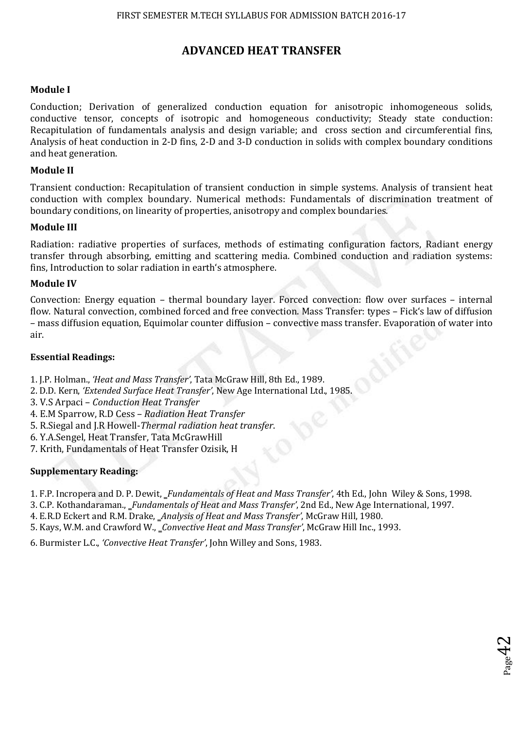# ADVANCED HEAT TRANSFER

### Module I

Conduction; Derivation of generalized conduction equation for anisotropic inhomogeneous solids, conductive tensor, concepts of isotropic and homogeneous conductivity; Steady state conduction: Recapitulation of fundamentals analysis and design variable; and cross section and circumferential fins, Analysis of heat conduction in 2-D fins, 2-D and 3-D conduction in solids with complex boundary conditions and heat generation.

### Module II

Transient conduction: Recapitulation of transient conduction in simple systems. Analysis of transient heat conduction with complex boundary. Numerical methods: Fundamentals of discrimination treatment of boundary conditions, on linearity of properties, anisotropy and complex boundaries.

### Module III

Radiation: radiative properties of surfaces, methods of estimating configuration factors, Radiant energy transfer through absorbing, emitting and scattering media. Combined conduction and radiation systems: fins, Introduction to solar radiation in earth's atmosphere.

### Module IV

Convection: Energy equation – thermal boundary layer. Forced convection: flow over surfaces – internal flow. Natural convection, combined forced and free convection. Mass Transfer: types – Fick's law of diffusion – mass diffusion equation, Equimolar counter diffusion – convective mass transfer. Evaporation of water into air.

### Essential Readings:

1. J.P. Holman., *'Heat and Mass Transfer'*, Tata McGraw Hill, 8th Ed., 1989.
2. D.D. Kern, *'Extended Surface Heat Transfer'*, New Age International Ltd., 1985.
3. V.S Arpaci – *Conduction Heat Transfer*
4. E.M Sparrow, R.D Cess – *Radiation Heat Transfer*
5. R.Siegal and J.R Howell-*Thermal radiation heat transfer*.
6. Y.A.Sengel, Heat Transfer, Tata McGrawHill
7. Krith, Fundamentals of Heat Transfer Ozisik, H

### Supplementary Reading:

1. F.P. Incropera and D. P. Dewit, _*Fundamentals of Heat and Mass Transfer'*, 4th Ed., John Wiley & Sons, 1998.
3. C.P. Kothandaraman., _*Fundamentals of Heat and Mass Transfer'*, 2nd Ed., New Age International, 1997.
4. E.R.D Eckert and R.M. Drake, _*Analysis of Heat and Mass Transfer'*, McGraw Hill, 1980.
5. Kays, W.M. and Crawford W., _*Convective Heat and Mass Transfer'*, McGraw Hill Inc., 1993.
6. Burmister L.C., *'Convective Heat Transfer'*, John Willey and Sons, 1983.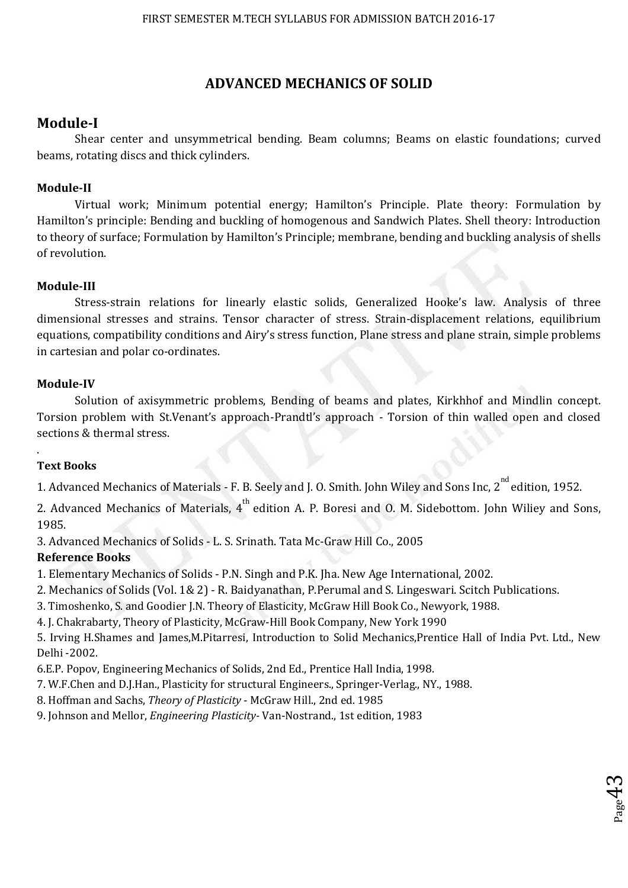# ADVANCED MECHANICS OF SOLID

## Module-I

Shear center and unsymmetrical bending. Beam columns; Beams on elastic foundations; curved beams, rotating discs and thick cylinders.

### Module-II

Virtual work; Minimum potential energy; Hamilton's Principle. Plate theory: Formulation by Hamilton's principle: Bending and buckling of homogenous and Sandwich Plates. Shell theory: Introduction to theory of surface; Formulation by Hamilton's Principle; membrane, bending and buckling analysis of shells of revolution.

### Module-III

Stress-strain relations for linearly elastic solids, Generalized Hooke's law. Analysis of three dimensional stresses and strains. Tensor character of stress. Strain-displacement relations, equilibrium equations, compatibility conditions and Airy's stress function, Plane stress and plane strain, simple problems in cartesian and polar co-ordinates.

### Module-IV

Solution of axisymmetric problems, Bending of beams and plates, Kirkhhof and Mindlin concept. Torsion problem with St.Venant's approach-Prandtl's approach - Torsion of thin walled open and closed sections & thermal stress.

.

### Text Books

1. Advanced Mechanics of Materials - F. B. Seely and J. O. Smith. John Wiley and Sons Inc, 2nd edition, 1952.
2. Advanced Mechanics of Materials, 4th edition A. P. Boresi and O. M. Sidebottom. John Wiliey and Sons, 1985.
3. Advanced Mechanics of Solids - L. S. Srinath. Tata Mc-Graw Hill Co., 2005

### Reference Books

1. Elementary Mechanics of Solids - P.N. Singh and P.K. Jha. New Age International, 2002.
2. Mechanics of Solids (Vol. 1& 2) - R. Baidyanathan, P.Perumal and S. Lingeswari. Scitch Publications.
3. Timoshenko, S. and Goodier J.N. Theory of Elasticity, McGraw Hill Book Co., Newyork, 1988.
4. J. Chakrabarty, Theory of Plasticity, McGraw-Hill Book Company, New York 1990
5. Irving H.Shames and James,M.Pitarresi, Introduction to Solid Mechanics,Prentice Hall of India Pvt. Ltd., New Delhi -2002.
6. E.P. Popov, Engineering Mechanics of Solids, 2nd Ed., Prentice Hall India, 1998.
7. W.F.Chen and D.J.Han., Plasticity for structural Engineers., Springer-Verlag., NY., 1988.
8. Hoffman and Sachs, *Theory of Plasticity* - McGraw Hill., 2nd ed. 1985
9. Johnson and Mellor, *Engineering Plasticity*- Van-Nostrand., 1st edition, 1983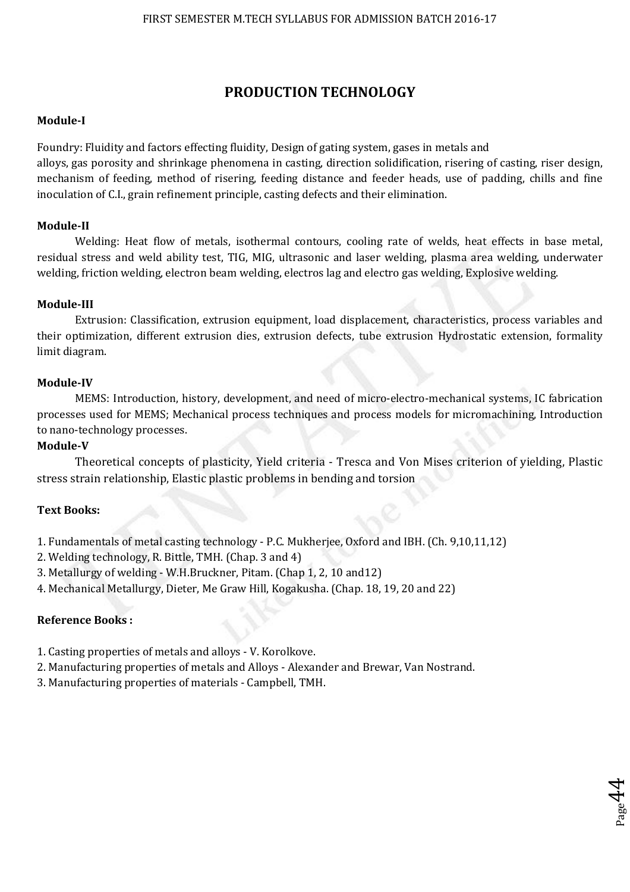# PRODUCTION TECHNOLOGY

**Module-I**

Foundry: Fluidity and factors effecting fluidity, Design of gating system, gases in metals and alloys, gas porosity and shrinkage phenomena in casting, direction solidification, risering of casting, riser design, mechanism of feeding, method of risering, feeding distance and feeder heads, use of padding, chills and fine inoculation of C.I., grain refinement principle, casting defects and their elimination.

**Module-II**

Welding: Heat flow of metals, isothermal contours, cooling rate of welds, heat effects in base metal, residual stress and weld ability test, TIG, MIG, ultrasonic and laser welding, plasma area welding, underwater welding, friction welding, electron beam welding, electros lag and electro gas welding, Explosive welding.

**Module-III**

Extrusion: Classification, extrusion equipment, load displacement, characteristics, process variables and their optimization, different extrusion dies, extrusion defects, tube extrusion Hydrostatic extension, formality limit diagram.

**Module-IV**

MEMS: Introduction, history, development, and need of micro-electro-mechanical systems, IC fabrication processes used for MEMS; Mechanical process techniques and process models for micromachining, Introduction to nano-technology processes.

**Module-V**

Theoretical concepts of plasticity, Yield criteria - Tresca and Von Mises criterion of yielding, Plastic stress strain relationship, Elastic plastic problems in bending and torsion

**Text Books:**

1. Fundamentals of metal casting technology - P.C. Mukherjee, Oxford and IBH. (Ch. 9,10,11,12)
2. Welding technology, R. Bittle, TMH. (Chap. 3 and 4)
3. Metallurgy of welding - W.H.Bruckner, Pitam. (Chap 1, 2, 10 and12)
4. Mechanical Metallurgy, Dieter, Me Graw Hill, Kogakusha. (Chap. 18, 19, 20 and 22)

**Reference Books :**

1. Casting properties of metals and alloys - V. Korolkove.
2. Manufacturing properties of metals and Alloys - Alexander and Brewar, Van Nostrand.
3. Manufacturing properties of materials - Campbell, TMH.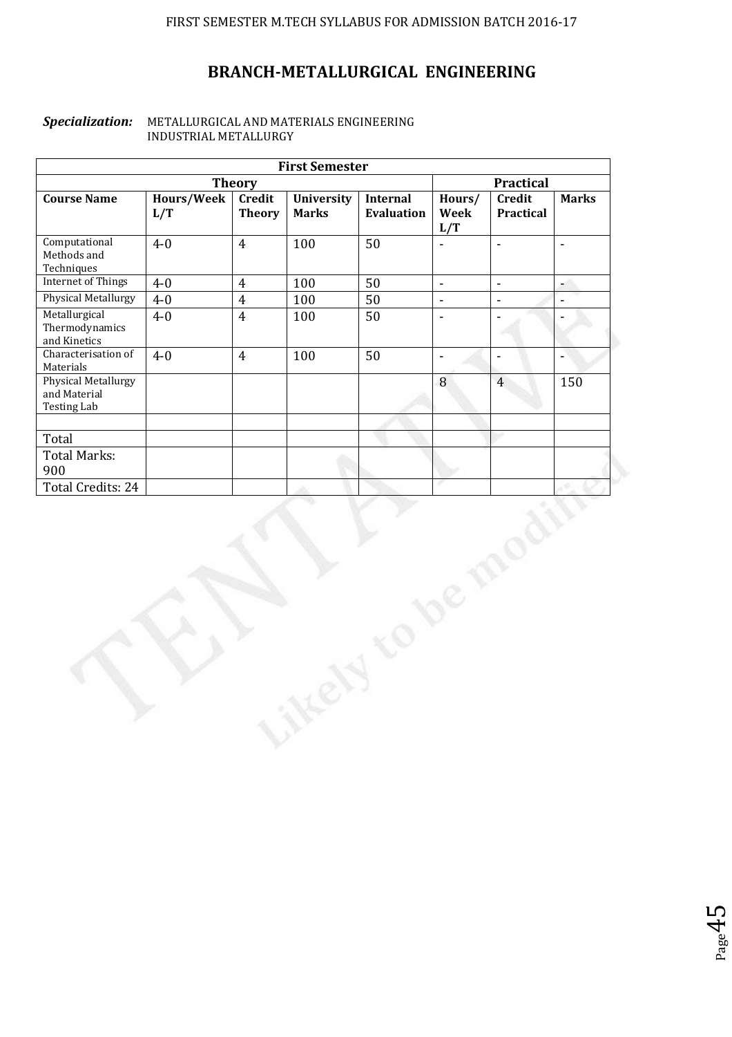# BRANCH-METALLURGICAL ENGINEERING

***Specialization:*** METALLURGICAL AND MATERIALS ENGINEERING
INDUSTRIAL METALLURGY

| First Semester | | | | | | | |
|---|---|---|---|---|---|---|---|
| Theory | | | | | Practical | | |
| **Course Name** | **Hours/Week L/T** | **Credit Theory** | **University Marks** | **Internal Evaluation** | **Hours/ Week L/T** | **Credit Practical** | **Marks** |
| Computational Methods and Techniques | 4-0 | 4 | 100 | 50 | - | - | - |
| Internet of Things | 4-0 | 4 | 100 | 50 | - | - | - |
| Physical Metallurgy | 4-0 | 4 | 100 | 50 | - | - | - |
| Metallurgical Thermodynamics and Kinetics | 4-0 | 4 | 100 | 50 | - | - | - |
| Characterisation of Materials | 4-0 | 4 | 100 | 50 | - | - | - |
| Physical Metallurgy and Material Testing Lab | | | | | 8 | 4 | 150 |
| | | | | | | | |
| Total | | | | | | | |
| Total Marks: 900 | | | | | | | |
| Total Credits: 24 | | | | | | | |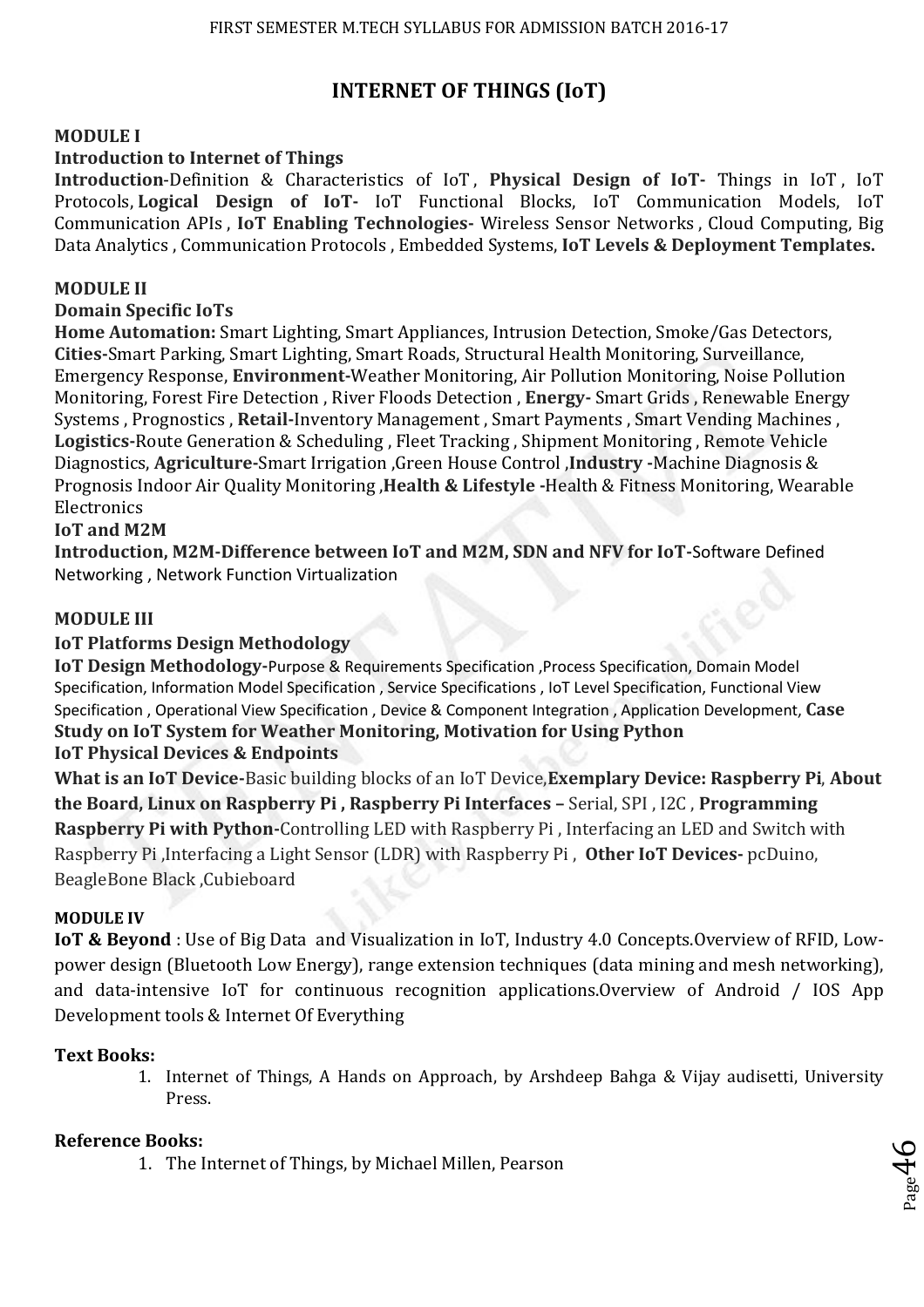# INTERNET OF THINGS (IoT)

**MODULE I**

**Introduction to Internet of Things**

**Introduction**-Definition & Characteristics of IoT , **Physical Design of IoT-** Things in IoT , IoT Protocols, **Logical Design of IoT-** IoT Functional Blocks, IoT Communication Models, IoT Communication APIs , **IoT Enabling Technologies-** Wireless Sensor Networks , Cloud Computing, Big Data Analytics , Communication Protocols , Embedded Systems, **IoT Levels & Deployment Templates.**

**MODULE II**

**Domain Specific IoTs**

**Home Automation:** Smart Lighting, Smart Appliances, Intrusion Detection, Smoke/Gas Detectors, **Cities-**Smart Parking, Smart Lighting, Smart Roads, Structural Health Monitoring, Surveillance, Emergency Response, **Environment-**Weather Monitoring, Air Pollution Monitoring, Noise Pollution Monitoring, Forest Fire Detection , River Floods Detection , **Energy-** Smart Grids , Renewable Energy Systems , Prognostics , **Retail-**Inventory Management , Smart Payments , Smart Vending Machines , **Logistics-**Route Generation & Scheduling , Fleet Tracking , Shipment Monitoring , Remote Vehicle Diagnostics, **Agriculture-**Smart Irrigation ,Green House Control ,**Industry -**Machine Diagnosis & Prognosis Indoor Air Quality Monitoring ,**Health & Lifestyle -**Health & Fitness Monitoring, Wearable Electronics

**IoT and M2M**

**Introduction, M2M-Difference between IoT and M2M, SDN and NFV for IoT-**Software Defined Networking , Network Function Virtualization

**MODULE III**

**IoT Platforms Design Methodology**

**IoT Design Methodology-**Purpose & Requirements Specification ,Process Specification, Domain Model Specification, Information Model Specification , Service Specifications , IoT Level Specification, Functional View Specification , Operational View Specification , Device & Component Integration , Application Development, **Case Study on IoT System for Weather Monitoring, Motivation for Using Python**

**IoT Physical Devices & Endpoints**

**What is an IoT Device-**Basic building blocks of an IoT Device,**Exemplary Device: Raspberry Pi**, **About the Board, Linux on Raspberry Pi , Raspberry Pi Interfaces –** Serial, SPI , I2C , **Programming Raspberry Pi with Python-**Controlling LED with Raspberry Pi , Interfacing an LED and Switch with Raspberry Pi ,Interfacing a Light Sensor (LDR) with Raspberry Pi , **Other IoT Devices-** pcDuino, BeagleBone Black ,Cubieboard

**MODULE IV**

**IoT & Beyond** : Use of Big Data and Visualization in IoT, Industry 4.0 Concepts.Overview of RFID, Low-power design (Bluetooth Low Energy), range extension techniques (data mining and mesh networking), and data-intensive IoT for continuous recognition applications.Overview of Android / IOS App Development tools & Internet Of Everything

**Text Books:**

1. Internet of Things, A Hands on Approach, by Arshdeep Bahga & Vijay audisetti, University Press.

**Reference Books:**

1. The Internet of Things, by Michael Millen, Pearson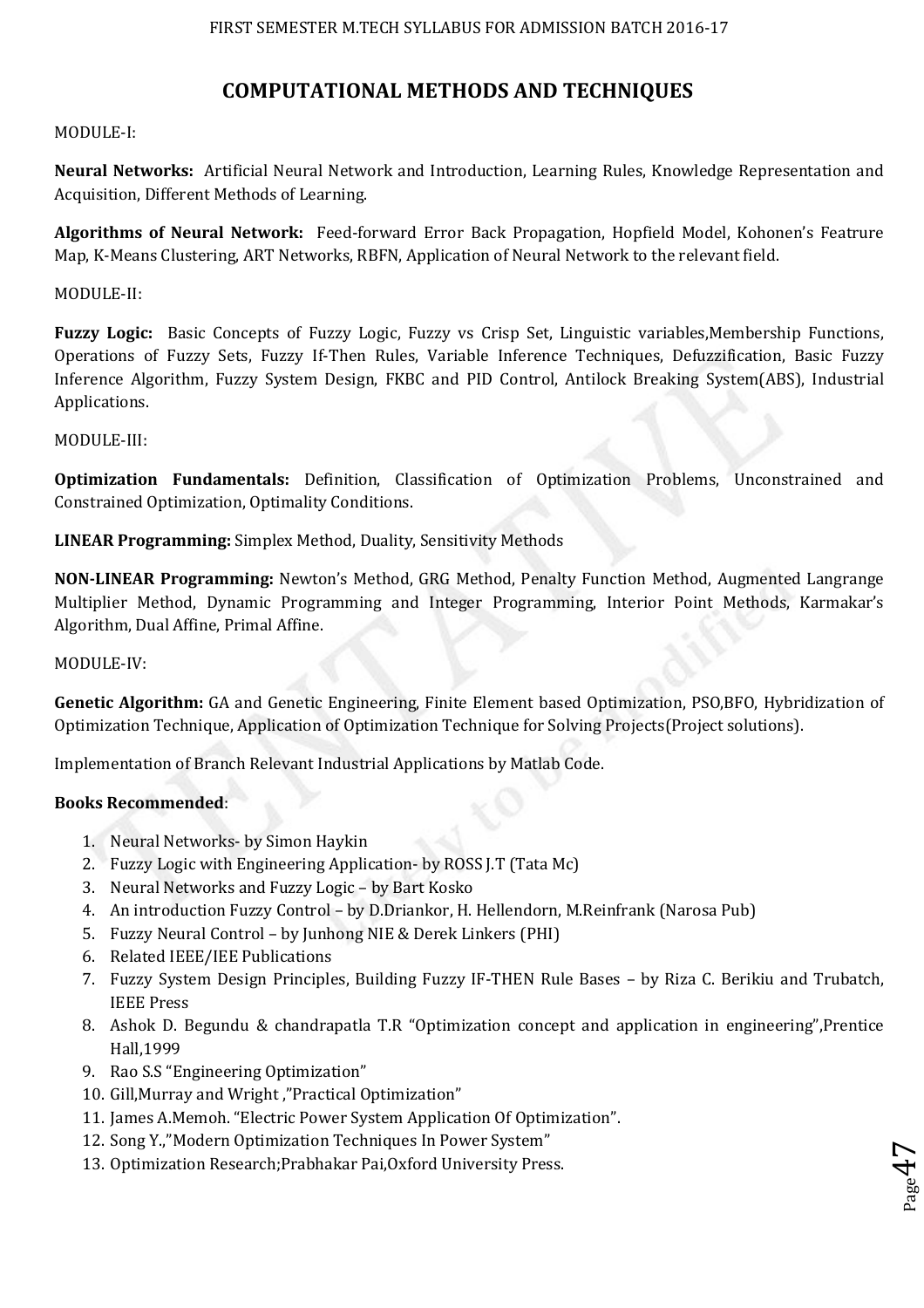# COMPUTATIONAL METHODS AND TECHNIQUES

MODULE-I:

**Neural Networks:** Artificial Neural Network and Introduction, Learning Rules, Knowledge Representation and Acquisition, Different Methods of Learning.

**Algorithms of Neural Network:** Feed-forward Error Back Propagation, Hopfield Model, Kohonen's Featrure Map, K-Means Clustering, ART Networks, RBFN, Application of Neural Network to the relevant field.

MODULE-II:

**Fuzzy Logic:** Basic Concepts of Fuzzy Logic, Fuzzy vs Crisp Set, Linguistic variables,Membership Functions, Operations of Fuzzy Sets, Fuzzy If-Then Rules, Variable Inference Techniques, Defuzzification, Basic Fuzzy Inference Algorithm, Fuzzy System Design, FKBC and PID Control, Antilock Breaking System(ABS), Industrial Applications.

MODULE-III:

**Optimization Fundamentals:** Definition, Classification of Optimization Problems, Unconstrained and Constrained Optimization, Optimality Conditions.

**LINEAR Programming:** Simplex Method, Duality, Sensitivity Methods

**NON-LINEAR Programming:** Newton's Method, GRG Method, Penalty Function Method, Augmented Langrange Multiplier Method, Dynamic Programming and Integer Programming, Interior Point Methods, Karmakar's Algorithm, Dual Affine, Primal Affine.

MODULE-IV:

**Genetic Algorithm:** GA and Genetic Engineering, Finite Element based Optimization, PSO,BFO, Hybridization of Optimization Technique, Application of Optimization Technique for Solving Projects(Project solutions).

Implementation of Branch Relevant Industrial Applications by Matlab Code.

**Books Recommended**:

1. Neural Networks- by Simon Haykin
2. Fuzzy Logic with Engineering Application- by ROSS J.T (Tata Mc)
3. Neural Networks and Fuzzy Logic – by Bart Kosko
4. An introduction Fuzzy Control – by D.Driankor, H. Hellendorn, M.Reinfrank (Narosa Pub)
5. Fuzzy Neural Control – by Junhong NIE & Derek Linkers (PHI)
6. Related IEEE/IEE Publications
7. Fuzzy System Design Principles, Building Fuzzy IF-THEN Rule Bases – by Riza C. Berikiu and Trubatch, IEEE Press
8. Ashok D. Begundu & chandrapatla T.R "Optimization concept and application in engineering",Prentice Hall,1999
9. Rao S.S "Engineering Optimization"
10. Gill,Murray and Wright ,"Practical Optimization"
11. James A.Memoh. "Electric Power System Application Of Optimization".
12. Song Y.,"Modern Optimization Techniques In Power System"
13. Optimization Research;Prabhakar Pai,Oxford University Press.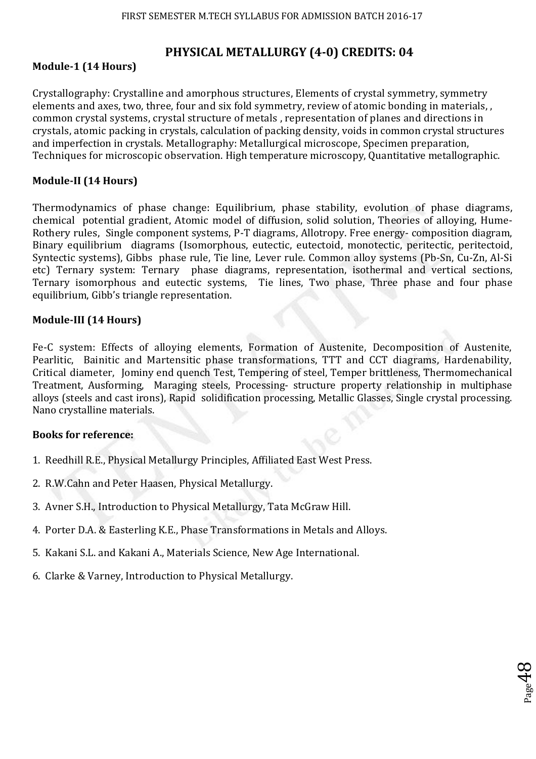# PHYSICAL METALLURGY (4-0) CREDITS: 04

### Module-1 (14 Hours)

Crystallography: Crystalline and amorphous structures, Elements of crystal symmetry, symmetry elements and axes, two, three, four and six fold symmetry, review of atomic bonding in materials, , common crystal systems, crystal structure of metals , representation of planes and directions in crystals, atomic packing in crystals, calculation of packing density, voids in common crystal structures and imperfection in crystals. Metallography: Metallurgical microscope, Specimen preparation, Techniques for microscopic observation. High temperature microscopy, Quantitative metallographic.

### Module-II (14 Hours)

Thermodynamics of phase change: Equilibrium, phase stability, evolution of phase diagrams, chemical potential gradient, Atomic model of diffusion, solid solution, Theories of alloying, Hume-Rothery rules, Single component systems, P-T diagrams, Allotropy. Free energy- composition diagram, Binary equilibrium diagrams (Isomorphous, eutectic, eutectoid, monotectic, peritectic, peritectoid, Syntectic systems), Gibbs phase rule, Tie line, Lever rule. Common alloy systems (Pb-Sn, Cu-Zn, Al-Si etc) Ternary system: Ternary phase diagrams, representation, isothermal and vertical sections, Ternary isomorphous and eutectic systems, Tie lines, Two phase, Three phase and four phase equilibrium, Gibb's triangle representation.

### Module-III (14 Hours)

Fe-C system: Effects of alloying elements, Formation of Austenite, Decomposition of Austenite, Pearlitic, Bainitic and Martensitic phase transformations, TTT and CCT diagrams, Hardenability, Critical diameter, Jominy end quench Test, Tempering of steel, Temper brittleness, Thermomechanical Treatment, Ausforming, Maraging steels, Processing- structure property relationship in multiphase alloys (steels and cast irons), Rapid solidification processing, Metallic Glasses, Single crystal processing. Nano crystalline materials.

### Books for reference:

1. Reedhill R.E., Physical Metallurgy Principles, Affiliated East West Press.
2. R.W.Cahn and Peter Haasen, Physical Metallurgy.
3. Avner S.H., Introduction to Physical Metallurgy, Tata McGraw Hill.
4. Porter D.A. & Easterling K.E., Phase Transformations in Metals and Alloys.
5. Kakani S.L. and Kakani A., Materials Science, New Age International.
6. Clarke & Varney, Introduction to Physical Metallurgy.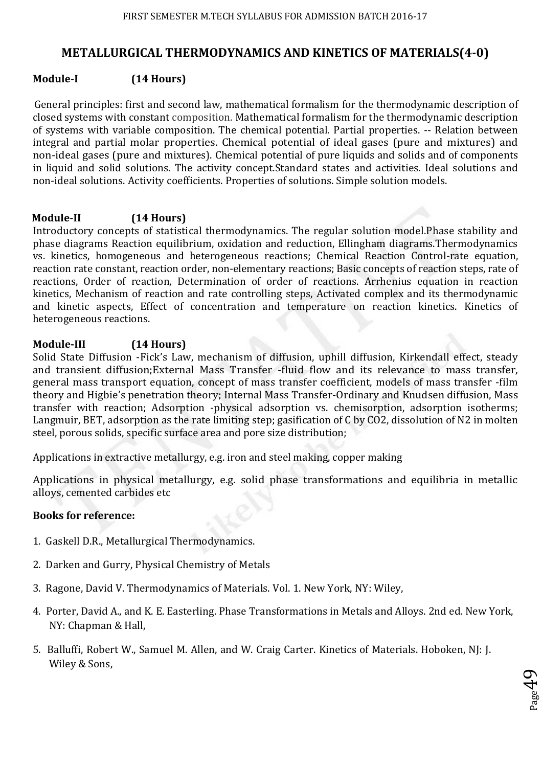## METALLURGICAL THERMODYNAMICS AND KINETICS OF MATERIALS(4-0)

**Module-I (14 Hours)**

General principles: first and second law, mathematical formalism for the thermodynamic description of closed systems with constant composition. Mathematical formalism for the thermodynamic description of systems with variable composition. The chemical potential. Partial properties. -- Relation between integral and partial molar properties. Chemical potential of ideal gases (pure and mixtures) and non-ideal gases (pure and mixtures). Chemical potential of pure liquids and solids and of components in liquid and solid solutions. The activity concept.Standard states and activities. Ideal solutions and non-ideal solutions. Activity coefficients. Properties of solutions. Simple solution models.

**Module-II (14 Hours)**

Introductory concepts of statistical thermodynamics. The regular solution model.Phase stability and phase diagrams Reaction equilibrium, oxidation and reduction, Ellingham diagrams.Thermodynamics vs. kinetics, homogeneous and heterogeneous reactions; Chemical Reaction Control-rate equation, reaction rate constant, reaction order, non-elementary reactions; Basic concepts of reaction steps, rate of reactions, Order of reaction, Determination of order of reactions. Arrhenius equation in reaction kinetics, Mechanism of reaction and rate controlling steps, Activated complex and its thermodynamic and kinetic aspects, Effect of concentration and temperature on reaction kinetics. Kinetics of heterogeneous reactions.

**Module-III (14 Hours)**

Solid State Diffusion -Fick's Law, mechanism of diffusion, uphill diffusion, Kirkendall effect, steady and transient diffusion;External Mass Transfer -fluid flow and its relevance to mass transfer, general mass transport equation, concept of mass transfer coefficient, models of mass transfer -film theory and Higbie's penetration theory; Internal Mass Transfer-Ordinary and Knudsen diffusion, Mass transfer with reaction; Adsorption -physical adsorption vs. chemisorption, adsorption isotherms; Langmuir, BET, adsorption as the rate limiting step; gasification of C by $CO_2$, dissolution of $N_2$ in molten steel, porous solids, specific surface area and pore size distribution;

Applications in extractive metallurgy, e.g. iron and steel making, copper making

Applications in physical metallurgy, e.g. solid phase transformations and equilibria in metallic alloys, cemented carbides etc

**Books for reference:**

1. Gaskell D.R., Metallurgical Thermodynamics.
2. Darken and Gurry, Physical Chemistry of Metals
3. Ragone, David V. Thermodynamics of Materials. Vol. 1. New York, NY: Wiley,
4. Porter, David A., and K. E. Easterling. Phase Transformations in Metals and Alloys. 2nd ed. New York, NY: Chapman & Hall,
5. Balluffi, Robert W., Samuel M. Allen, and W. Craig Carter. Kinetics of Materials. Hoboken, NJ: J. Wiley & Sons,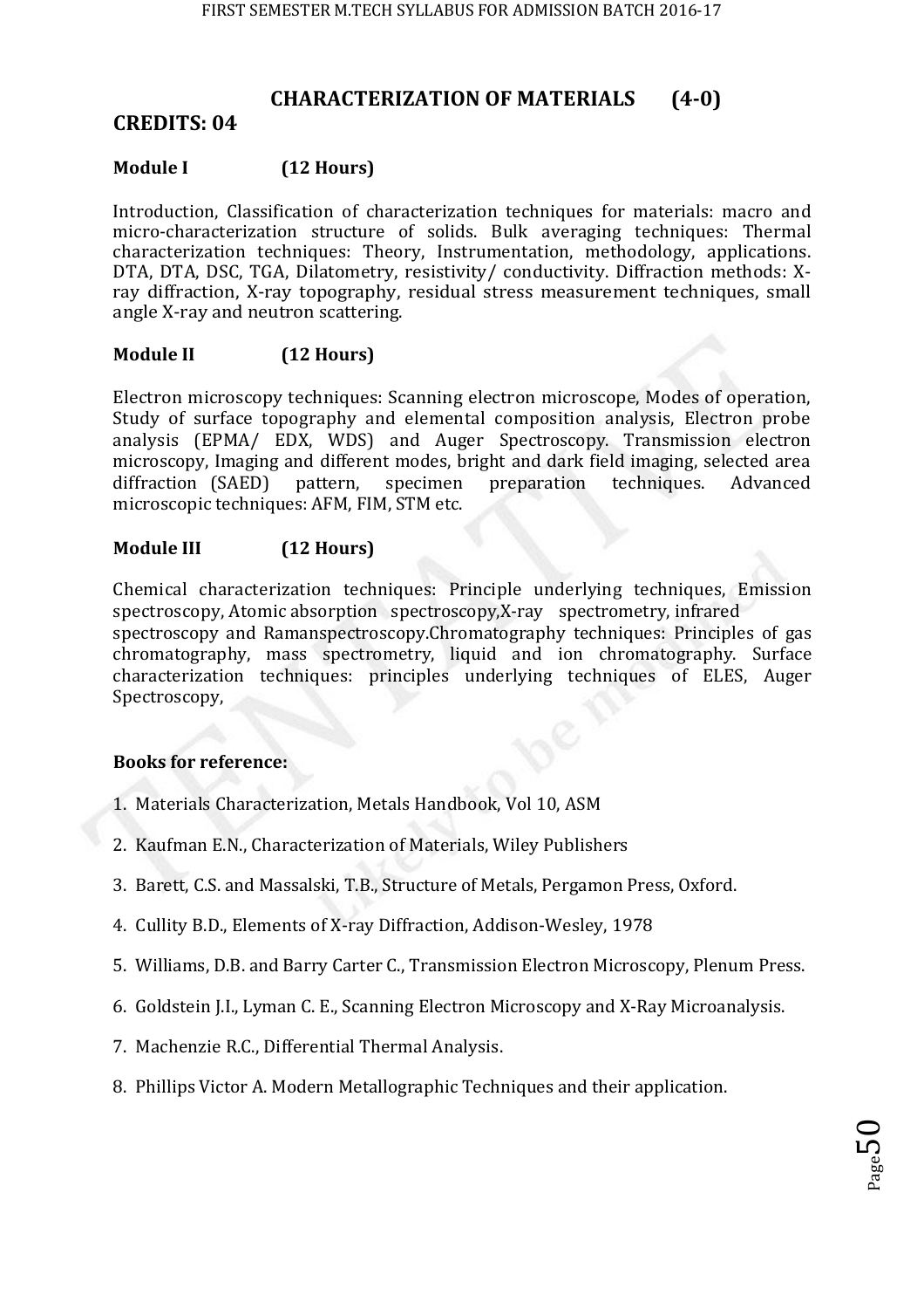## CHARACTERIZATION OF MATERIALS (4-0)

**CREDITS: 04**

**Module I (12 Hours)**

Introduction, Classification of characterization techniques for materials: macro and micro-characterization structure of solids. Bulk averaging techniques: Thermal characterization techniques: Theory, Instrumentation, methodology, applications. DTA, DTA, DSC, TGA, Dilatometry, resistivity/ conductivity. Diffraction methods: X-ray diffraction, X-ray topography, residual stress measurement techniques, small angle X-ray and neutron scattering.

**Module II (12 Hours)**

Electron microscopy techniques: Scanning electron microscope, Modes of operation, Study of surface topography and elemental composition analysis, Electron probe analysis (EPMA/ EDX, WDS) and Auger Spectroscopy. Transmission electron microscopy, Imaging and different modes, bright and dark field imaging, selected area diffraction (SAED) pattern, specimen preparation techniques. Advanced microscopic techniques: AFM, FIM, STM etc.

**Module III (12 Hours)**

Chemical characterization techniques: Principle underlying techniques, Emission spectroscopy, Atomic absorption spectroscopy,X-ray spectrometry, infrared spectroscopy and Ramanspectroscopy.Chromatography techniques: Principles of gas chromatography, mass spectrometry, liquid and ion chromatography. Surface characterization techniques: principles underlying techniques of ELES, Auger Spectroscopy,

**Books for reference:**

1. Materials Characterization, Metals Handbook, Vol 10, ASM
2. Kaufman E.N., Characterization of Materials, Wiley Publishers
3. Barett, C.S. and Massalski, T.B., Structure of Metals, Pergamon Press, Oxford.
4. Cullity B.D., Elements of X-ray Diffraction, Addison-Wesley, 1978
5. Williams, D.B. and Barry Carter C., Transmission Electron Microscopy, Plenum Press.
6. Goldstein J.I., Lyman C. E., Scanning Electron Microscopy and X-Ray Microanalysis.
7. Machenzie R.C., Differential Thermal Analysis.
8. Phillips Victor A. Modern Metallographic Techniques and their application.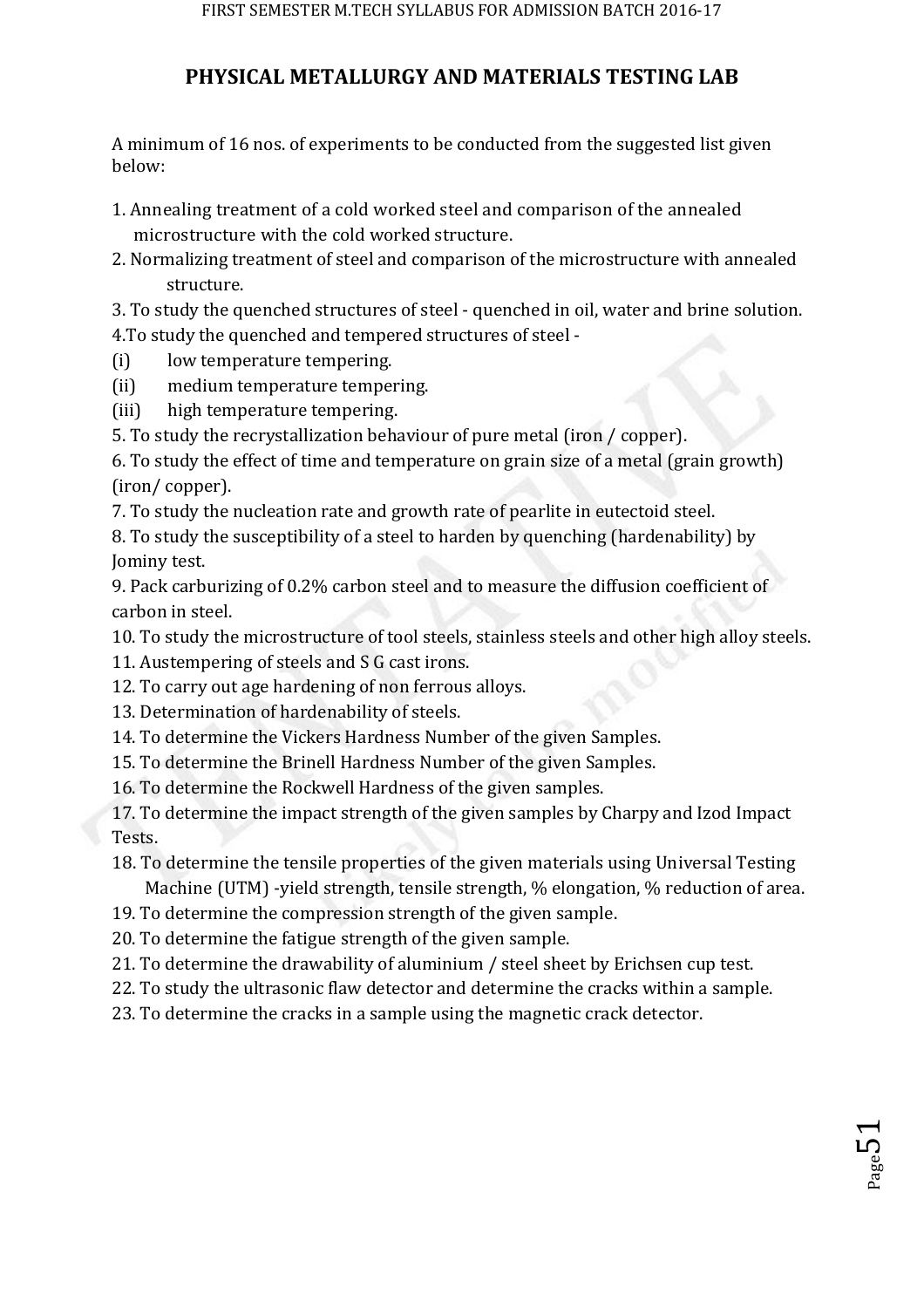## PHYSICAL METALLURGY AND MATERIALS TESTING LAB

A minimum of 16 nos. of experiments to be conducted from the suggested list given below:

1. Annealing treatment of a cold worked steel and comparison of the annealed microstructure with the cold worked structure.
2. Normalizing treatment of steel and comparison of the microstructure with annealed structure.
3. To study the quenched structures of steel - quenched in oil, water and brine solution.
4. To study the quenched and tempered structures of steel -
   (i) low temperature tempering.
   (ii) medium temperature tempering.
   (iii) high temperature tempering.
5. To study the recrystallization behaviour of pure metal (iron / copper).
6. To study the effect of time and temperature on grain size of a metal (grain growth) (iron/ copper).
7. To study the nucleation rate and growth rate of pearlite in eutectoid steel.
8. To study the susceptibility of a steel to harden by quenching (hardenability) by Jominy test.
9. Pack carburizing of 0.2% carbon steel and to measure the diffusion coefficient of carbon in steel.
10. To study the microstructure of tool steels, stainless steels and other high alloy steels.
11. Austempering of steels and S G cast irons.
12. To carry out age hardening of non ferrous alloys.
13. Determination of hardenability of steels.
14. To determine the Vickers Hardness Number of the given Samples.
15. To determine the Brinell Hardness Number of the given Samples.
16. To determine the Rockwell Hardness of the given samples.
17. To determine the impact strength of the given samples by Charpy and Izod Impact Tests.
18. To determine the tensile properties of the given materials using Universal Testing Machine (UTM) -yield strength, tensile strength, % elongation, % reduction of area.
19. To determine the compression strength of the given sample.
20. To determine the fatigue strength of the given sample.
21. To determine the drawability of aluminium / steel sheet by Erichsen cup test.
22. To study the ultrasonic flaw detector and determine the cracks within a sample.
23. To determine the cracks in a sample using the magnetic crack detector.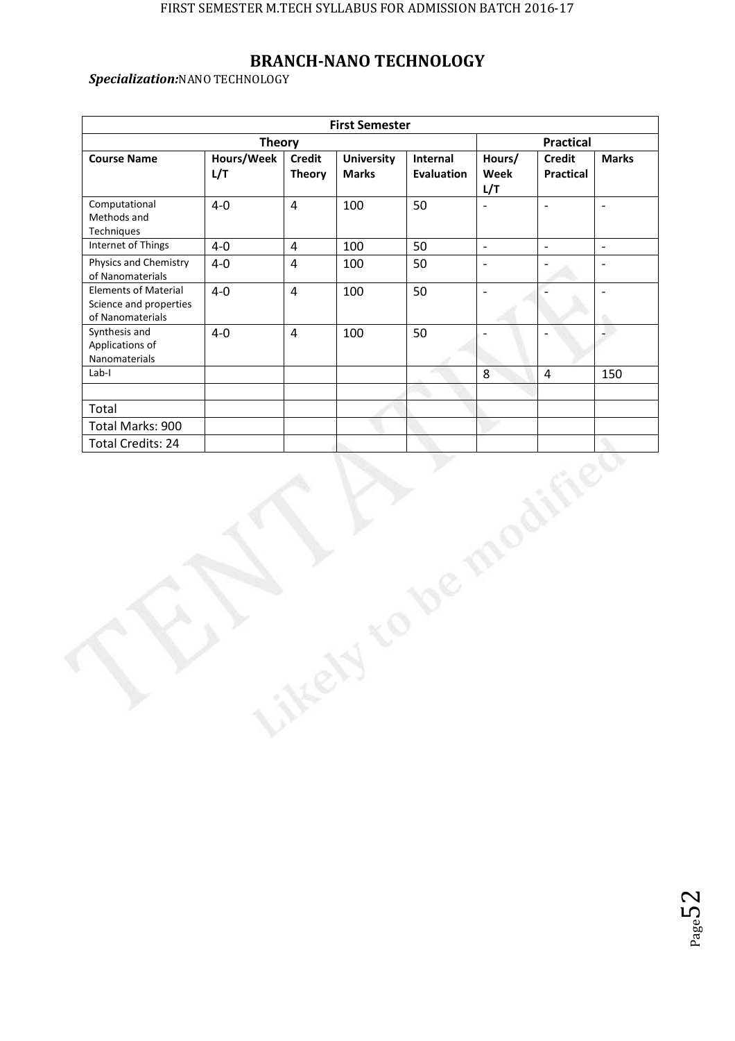# BRANCH-NANO TECHNOLOGY

***Specialization:*** NANO TECHNOLOGY

| First Semester | | | | | | | |
|---|---|---|---|---|---|---|---|
| **Theory** | | | | | **Practical** | | |
| **Course Name** | **Hours/Week L/T** | **Credit Theory** | **University Marks** | **Internal Evaluation** | **Hours/ Week L/T** | **Credit Practical** | **Marks** |
| Computational Methods and Techniques | 4-0 | 4 | 100 | 50 | - | - | - |
| Internet of Things | 4-0 | 4 | 100 | 50 | - | - | - |
| Physics and Chemistry of Nanomaterials | 4-0 | 4 | 100 | 50 | - | - | - |
| Elements of Material Science and properties of Nanomaterials | 4-0 | 4 | 100 | 50 | - | - | - |
| Synthesis and Applications of Nanomaterials | 4-0 | 4 | 100 | 50 | - | - | - |
| Lab-I | | | | | 8 | 4 | 150 |
| | | | | | | | |
| Total | | | | | | | |
| Total Marks: 900 | | | | | | | |
| Total Credits: 24 | | | | | | | |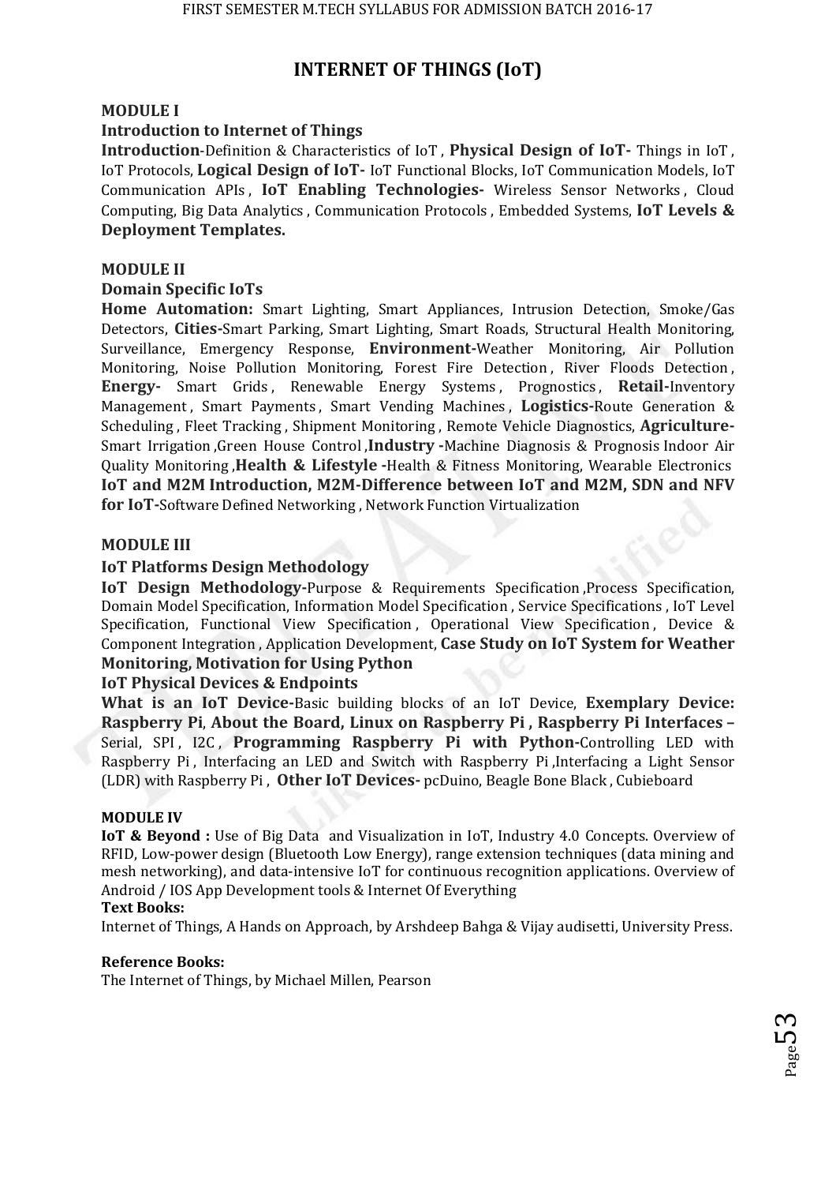# INTERNET OF THINGS (IoT)

**MODULE I**

**Introduction to Internet of Things**

**Introduction**-Definition & Characteristics of IoT , **Physical Design of IoT-** Things in IoT , IoT Protocols, **Logical Design of IoT-** IoT Functional Blocks, IoT Communication Models, IoT Communication APIs , **IoT Enabling Technologies-** Wireless Sensor Networks , Cloud Computing, Big Data Analytics , Communication Protocols , Embedded Systems, **IoT Levels & Deployment Templates.**

**MODULE II**

**Domain Specific IoTs**

**Home Automation:** Smart Lighting, Smart Appliances, Intrusion Detection, Smoke/Gas Detectors, **Cities-**Smart Parking, Smart Lighting, Smart Roads, Structural Health Monitoring, Surveillance, Emergency Response, **Environment-**Weather Monitoring, Air Pollution Monitoring, Noise Pollution Monitoring, Forest Fire Detection , River Floods Detection , **Energy-** Smart Grids , Renewable Energy Systems , Prognostics , **Retail-**Inventory Management , Smart Payments , Smart Vending Machines , **Logistics-**Route Generation & Scheduling , Fleet Tracking , Shipment Monitoring , Remote Vehicle Diagnostics, **Agriculture-**Smart Irrigation ,Green House Control ,**Industry -**Machine Diagnosis & Prognosis Indoor Air Quality Monitoring ,**Health & Lifestyle -**Health & Fitness Monitoring, Wearable Electronics **IoT and M2M Introduction, M2M-Difference between IoT and M2M, SDN and NFV for IoT-**Software Defined Networking , Network Function Virtualization

**MODULE III**

**IoT Platforms Design Methodology**

**IoT Design Methodology-**Purpose & Requirements Specification ,Process Specification, Domain Model Specification, Information Model Specification , Service Specifications , IoT Level Specification, Functional View Specification , Operational View Specification , Device & Component Integration , Application Development, **Case Study on IoT System for Weather Monitoring, Motivation for Using Python**

**IoT Physical Devices & Endpoints**

**What is an IoT Device-**Basic building blocks of an IoT Device, **Exemplary Device: Raspberry Pi**, **About the Board, Linux on Raspberry Pi , Raspberry Pi Interfaces –** Serial, SPI , I2C , **Programming Raspberry Pi with Python-**Controlling LED with Raspberry Pi , Interfacing an LED and Switch with Raspberry Pi ,Interfacing a Light Sensor (LDR) with Raspberry Pi , **Other IoT Devices-** pcDuino, Beagle Bone Black , Cubieboard

**MODULE IV**

**IoT & Beyond :** Use of Big Data and Visualization in IoT, Industry 4.0 Concepts. Overview of RFID, Low-power design (Bluetooth Low Energy), range extension techniques (data mining and mesh networking), and data-intensive IoT for continuous recognition applications. Overview of Android / IOS App Development tools & Internet Of Everything

**Text Books:**

Internet of Things, A Hands on Approach, by Arshdeep Bahga & Vijay audisetti, University Press.

**Reference Books:**

The Internet of Things, by Michael Millen, Pearson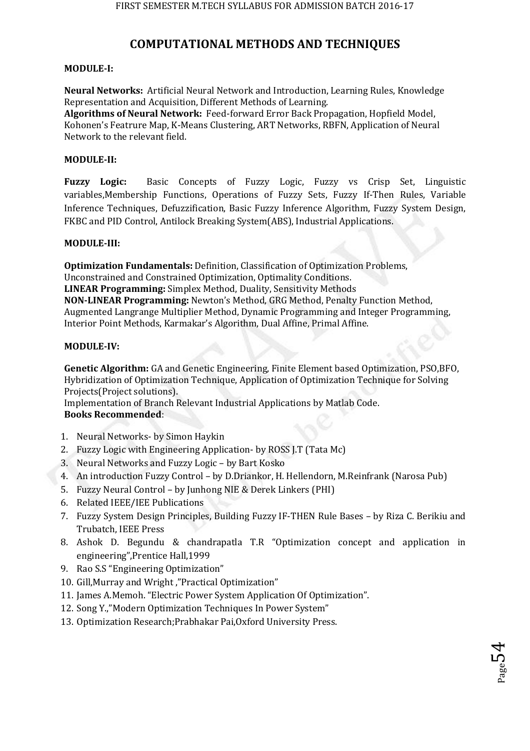# COMPUTATIONAL METHODS AND TECHNIQUES

**MODULE-I:**

**Neural Networks:** Artificial Neural Network and Introduction, Learning Rules, Knowledge Representation and Acquisition, Different Methods of Learning.
**Algorithms of Neural Network:** Feed-forward Error Back Propagation, Hopfield Model, Kohonen's Featrure Map, K-Means Clustering, ART Networks, RBFN, Application of Neural Network to the relevant field.

**MODULE-II:**

**Fuzzy Logic:** Basic Concepts of Fuzzy Logic, Fuzzy vs Crisp Set, Linguistic variables,Membership Functions, Operations of Fuzzy Sets, Fuzzy If-Then Rules, Variable Inference Techniques, Defuzzification, Basic Fuzzy Inference Algorithm, Fuzzy System Design, FKBC and PID Control, Antilock Breaking System(ABS), Industrial Applications.

**MODULE-III:**

**Optimization Fundamentals:** Definition, Classification of Optimization Problems, Unconstrained and Constrained Optimization, Optimality Conditions.
**LINEAR Programming:** Simplex Method, Duality, Sensitivity Methods
**NON-LINEAR Programming:** Newton's Method, GRG Method, Penalty Function Method, Augmented Langrange Multiplier Method, Dynamic Programming and Integer Programming, Interior Point Methods, Karmakar's Algorithm, Dual Affine, Primal Affine.

**MODULE-IV:**

**Genetic Algorithm:** GA and Genetic Engineering, Finite Element based Optimization, PSO,BFO, Hybridization of Optimization Technique, Application of Optimization Technique for Solving Projects(Project solutions).
Implementation of Branch Relevant Industrial Applications by Matlab Code.
**Books Recommended**:

1. Neural Networks- by Simon Haykin
2. Fuzzy Logic with Engineering Application- by ROSS J.T (Tata Mc)
3. Neural Networks and Fuzzy Logic – by Bart Kosko
4. An introduction Fuzzy Control – by D.Driankor, H. Hellendorn, M.Reinfrank (Narosa Pub)
5. Fuzzy Neural Control – by Junhong NIE & Derek Linkers (PHI)
6. Related IEEE/IEE Publications
7. Fuzzy System Design Principles, Building Fuzzy IF-THEN Rule Bases – by Riza C. Berikiu and Trubatch, IEEE Press
8. Ashok D. Begundu & chandrapatla T.R "Optimization concept and application in engineering",Prentice Hall,1999
9. Rao S.S "Engineering Optimization"
10. Gill,Murray and Wright ,"Practical Optimization"
11. James A.Memoh. "Electric Power System Application Of Optimization".
12. Song Y.,"Modern Optimization Techniques In Power System"
13. Optimization Research;Prabhakar Pai,Oxford University Press.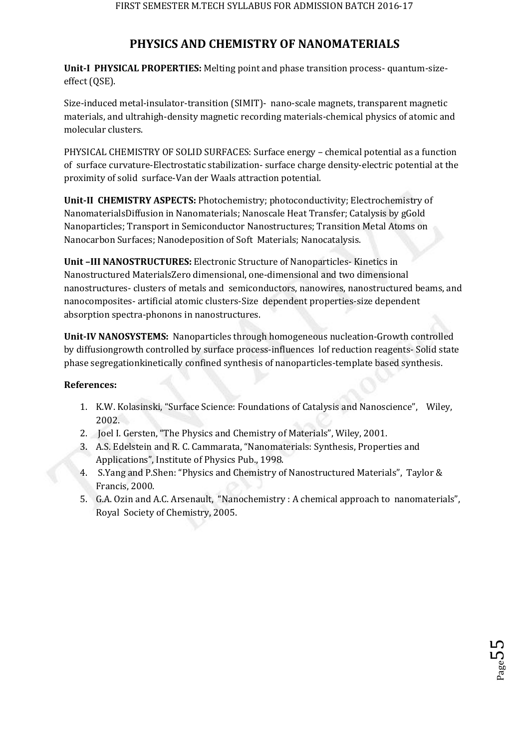# PHYSICS AND CHEMISTRY OF NANOMATERIALS

**Unit-I PHYSICAL PROPERTIES:** Melting point and phase transition process- quantum-size-effect (QSE).

Size-induced metal-insulator-transition (SIMIT)- nano-scale magnets, transparent magnetic materials, and ultrahigh-density magnetic recording materials-chemical physics of atomic and molecular clusters.

PHYSICAL CHEMISTRY OF SOLID SURFACES: Surface energy – chemical potential as a function of surface curvature-Electrostatic stabilization- surface charge density-electric potential at the proximity of solid surface-Van der Waals attraction potential.

**Unit-II CHEMISTRY ASPECTS:** Photochemistry; photoconductivity; Electrochemistry of NanomaterialsDiffusion in Nanomaterials; Nanoscale Heat Transfer; Catalysis by gGold Nanoparticles; Transport in Semiconductor Nanostructures; Transition Metal Atoms on Nanocarbon Surfaces; Nanodeposition of Soft Materials; Nanocatalysis.

**Unit –III NANOSTRUCTURES:** Electronic Structure of Nanoparticles- Kinetics in Nanostructured MaterialsZero dimensional, one-dimensional and two dimensional nanostructures- clusters of metals and semiconductors, nanowires, nanostructured beams, and nanocomposites- artificial atomic clusters-Size dependent properties-size dependent absorption spectra-phonons in nanostructures.

**Unit-IV NANOSYSTEMS:** Nanoparticles through homogeneous nucleation-Growth controlled by diffusiongrowth controlled by surface process-influences lof reduction reagents- Solid state phase segregationkinetically confined synthesis of nanoparticles-template based synthesis.

**References:**

1. K.W. Kolasinski, "Surface Science: Foundations of Catalysis and Nanoscience", Wiley, 2002.
2. Joel I. Gersten, "The Physics and Chemistry of Materials", Wiley, 2001.
3. A.S. Edelstein and R. C. Cammarata, "Nanomaterials: Synthesis, Properties and Applications", Institute of Physics Pub., 1998.
4. S.Yang and P.Shen: "Physics and Chemistry of Nanostructured Materials", Taylor & Francis, 2000.
5. G.A. Ozin and A.C. Arsenault, "Nanochemistry : A chemical approach to nanomaterials", Royal Society of Chemistry, 2005.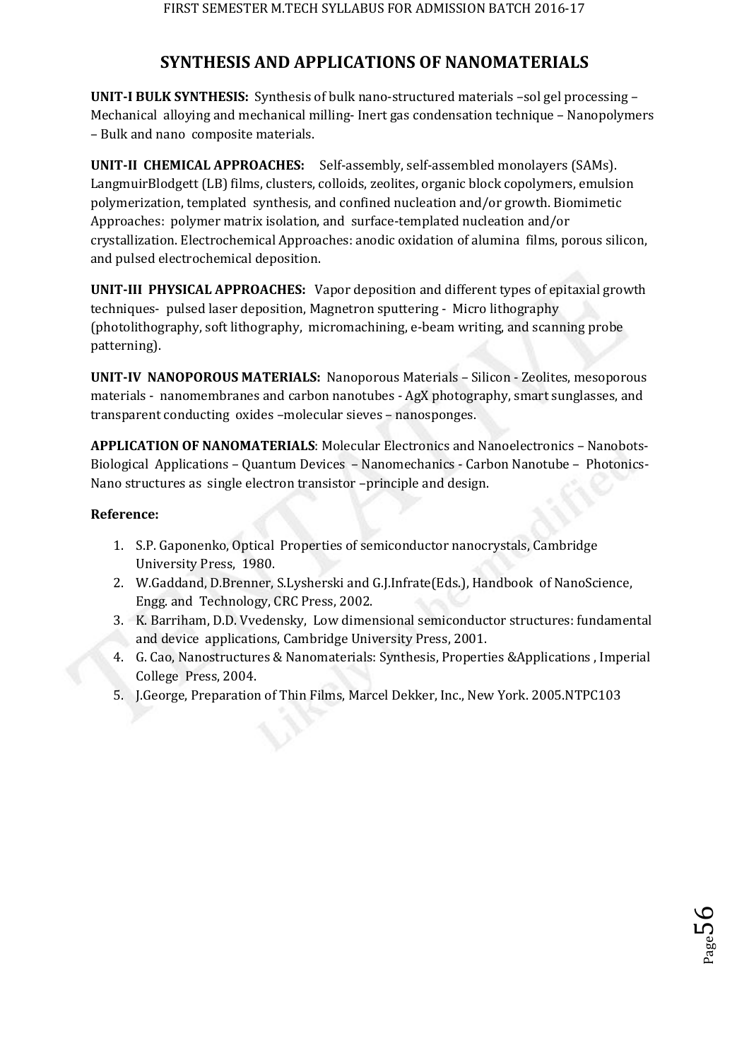# SYNTHESIS AND APPLICATIONS OF NANOMATERIALS

**UNIT-I BULK SYNTHESIS:** Synthesis of bulk nano-structured materials –sol gel processing – Mechanical alloying and mechanical milling- Inert gas condensation technique – Nanopolymers – Bulk and nano composite materials.

**UNIT-II CHEMICAL APPROACHES:** Self-assembly, self-assembled monolayers (SAMs). LangmuirBlodgett (LB) films, clusters, colloids, zeolites, organic block copolymers, emulsion polymerization, templated synthesis, and confined nucleation and/or growth. Biomimetic Approaches: polymer matrix isolation, and surface-templated nucleation and/or crystallization. Electrochemical Approaches: anodic oxidation of alumina films, porous silicon, and pulsed electrochemical deposition.

**UNIT-III PHYSICAL APPROACHES:** Vapor deposition and different types of epitaxial growth techniques- pulsed laser deposition, Magnetron sputtering - Micro lithography (photolithography, soft lithography, micromachining, e-beam writing, and scanning probe patterning).

**UNIT-IV NANOPOROUS MATERIALS:** Nanoporous Materials – Silicon - Zeolites, mesoporous materials - nanomembranes and carbon nanotubes - AgX photography, smart sunglasses, and transparent conducting oxides –molecular sieves – nanosponges.

**APPLICATION OF NANOMATERIALS**: Molecular Electronics and Nanoelectronics – Nanobots- Biological Applications – Quantum Devices – Nanomechanics - Carbon Nanotube – Photonics- Nano structures as single electron transistor –principle and design.

**Reference:**

1. S.P. Gaponenko, Optical Properties of semiconductor nanocrystals, Cambridge University Press, 1980.
2. W.Gaddand, D.Brenner, S.Lysherski and G.J.Infrate(Eds.), Handbook of NanoScience, Engg. and Technology, CRC Press, 2002.
3. K. Barriham, D.D. Vvedensky, Low dimensional semiconductor structures: fundamental and device applications, Cambridge University Press, 2001.
4. G. Cao, Nanostructures & Nanomaterials: Synthesis, Properties &Applications , Imperial College Press, 2004.
5. J.George, Preparation of Thin Films, Marcel Dekker, Inc., New York. 2005.NTPC103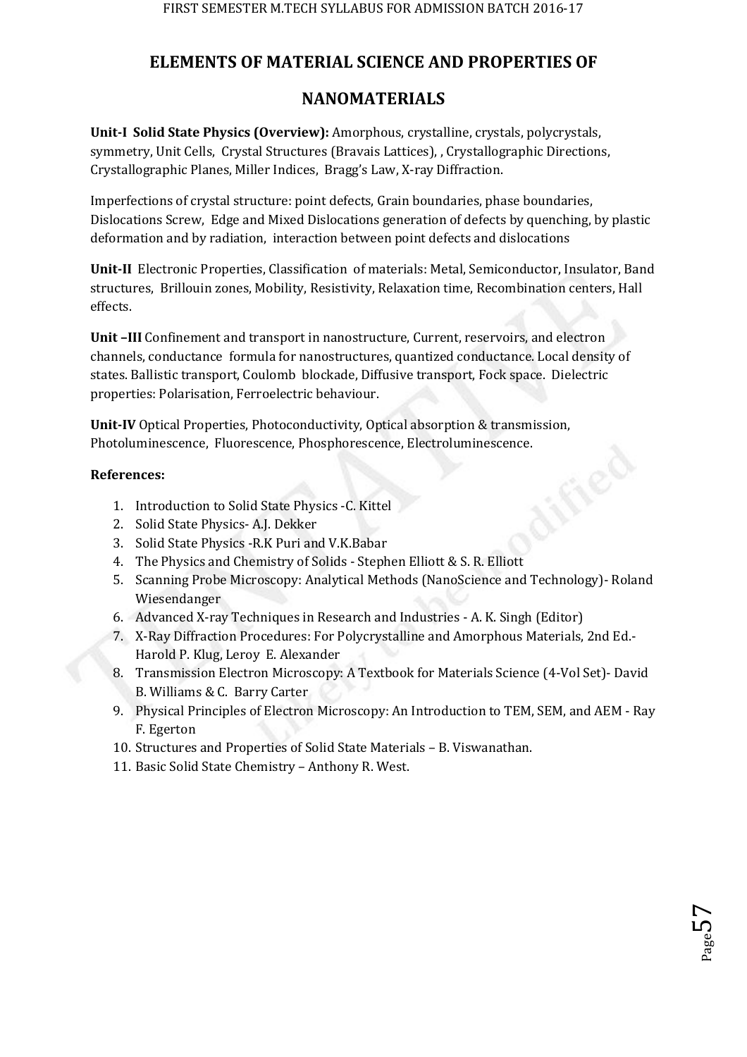# ELEMENTS OF MATERIAL SCIENCE AND PROPERTIES OF NANOMATERIALS

**Unit-I Solid State Physics (Overview):** Amorphous, crystalline, crystals, polycrystals, symmetry, Unit Cells, Crystal Structures (Bravais Lattices), , Crystallographic Directions, Crystallographic Planes, Miller Indices, Bragg's Law, X-ray Diffraction.

Imperfections of crystal structure: point defects, Grain boundaries, phase boundaries, Dislocations Screw, Edge and Mixed Dislocations generation of defects by quenching, by plastic deformation and by radiation, interaction between point defects and dislocations

**Unit-II** Electronic Properties, Classification of materials: Metal, Semiconductor, Insulator, Band structures, Brillouin zones, Mobility, Resistivity, Relaxation time, Recombination centers, Hall effects.

**Unit –III** Confinement and transport in nanostructure, Current, reservoirs, and electron channels, conductance formula for nanostructures, quantized conductance. Local density of states. Ballistic transport, Coulomb blockade, Diffusive transport, Fock space. Dielectric properties: Polarisation, Ferroelectric behaviour.

**Unit-IV** Optical Properties, Photoconductivity, Optical absorption & transmission, Photoluminescence, Fluorescence, Phosphorescence, Electroluminescence.

**References:**

1. Introduction to Solid State Physics -C. Kittel
2. Solid State Physics- A.J. Dekker
3. Solid State Physics -R.K Puri and V.K.Babar
4. The Physics and Chemistry of Solids - Stephen Elliott & S. R. Elliott
5. Scanning Probe Microscopy: Analytical Methods (NanoScience and Technology)- Roland Wiesendanger
6. Advanced X-ray Techniques in Research and Industries - A. K. Singh (Editor)
7. X-Ray Diffraction Procedures: For Polycrystalline and Amorphous Materials, 2nd Ed.- Harold P. Klug, Leroy E. Alexander
8. Transmission Electron Microscopy: A Textbook for Materials Science (4-Vol Set)- David B. Williams & C. Barry Carter
9. Physical Principles of Electron Microscopy: An Introduction to TEM, SEM, and AEM - Ray F. Egerton
10. Structures and Properties of Solid State Materials – B. Viswanathan.
11. Basic Solid State Chemistry – Anthony R. West.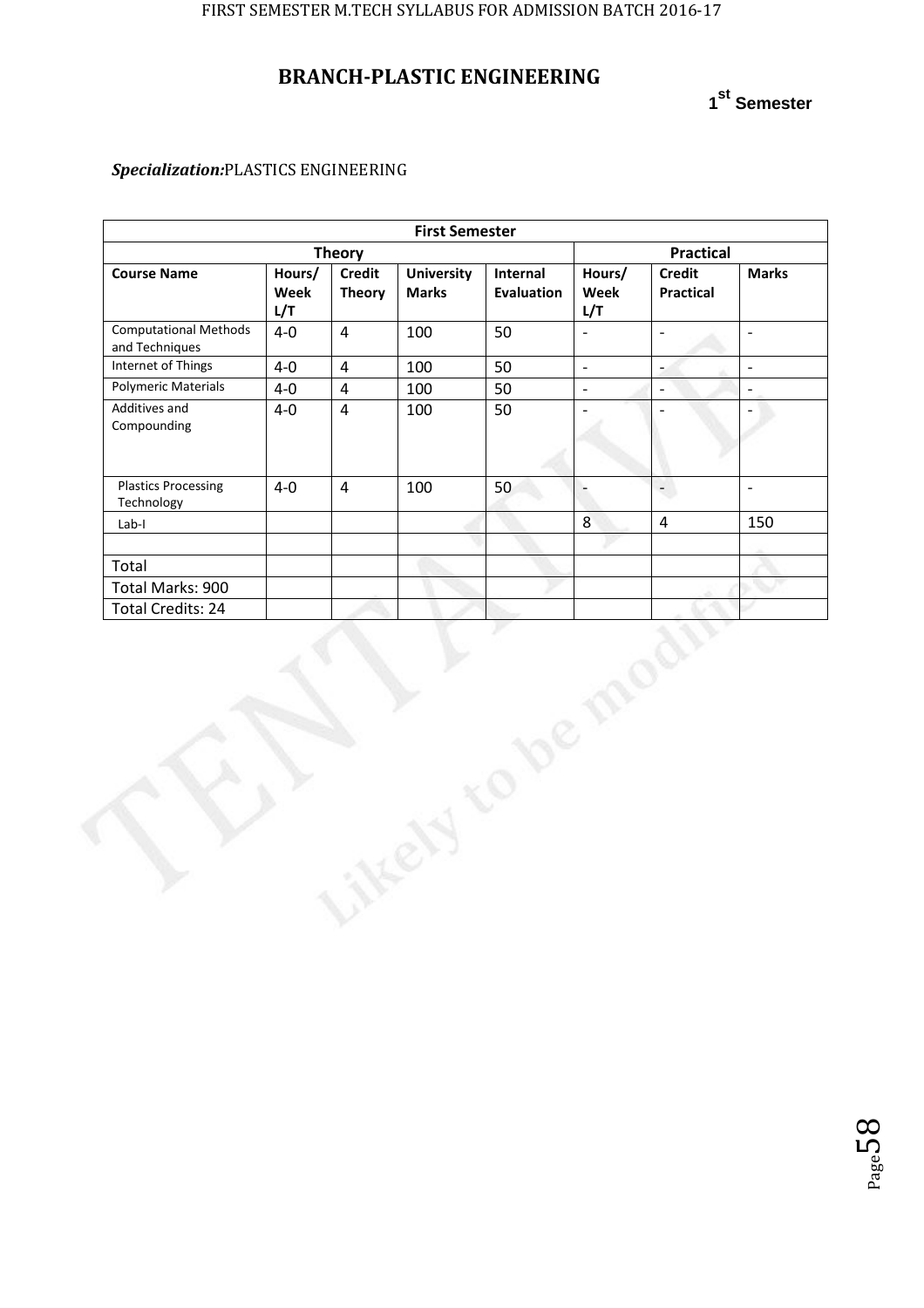# BRANCH-PLASTIC ENGINEERING

**1st Semester**

***Specialization:*** PLASTICS ENGINEERING

| First Semester | | | | | | | |
|---|---|---|---|---|---|---|---|
| **Theory** | | | | | **Practical** | | |
| **Course Name** | **Hours/ Week L/T** | **Credit Theory** | **University Marks** | **Internal Evaluation** | **Hours/ Week L/T** | **Credit Practical** | **Marks** |
| Computational Methods and Techniques | 4-0 | 4 | 100 | 50 | - | - | - |
| Internet of Things | 4-0 | 4 | 100 | 50 | - | - | - |
| Polymeric Materials | 4-0 | 4 | 100 | 50 | - | - | - |
| Additives and Compounding | 4-0 | 4 | 100 | 50 | - | - | - |
| Plastics Processing Technology | 4-0 | 4 | 100 | 50 | - | - | - |
| Lab-I | | | | | 8 | 4 | 150 |
| | | | | | | | |
| Total | | | | | | | |
| Total Marks: 900 | | | | | | | |
| Total Credits: 24 | | | | | | | |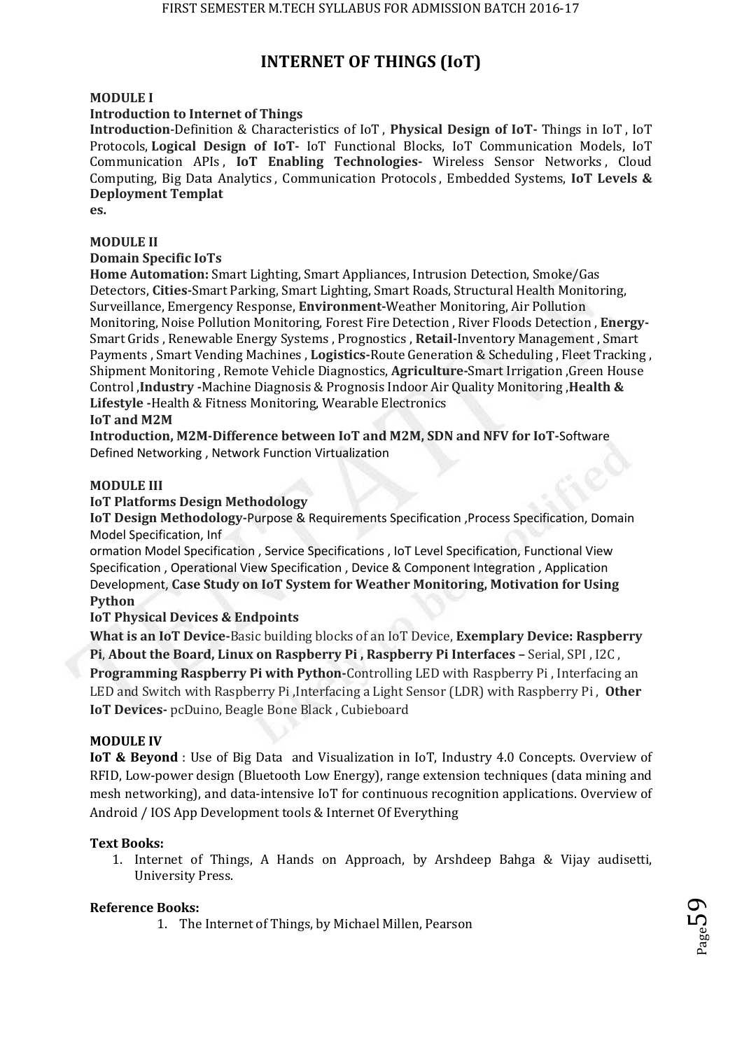# INTERNET OF THINGS (IoT)

**MODULE I**

**Introduction to Internet of Things**

**Introduction**-Definition & Characteristics of IoT , **Physical Design of IoT-** Things in IoT , IoT Protocols, **Logical Design of IoT-** IoT Functional Blocks, IoT Communication Models, IoT Communication APIs , **IoT Enabling Technologies-** Wireless Sensor Networks , Cloud Computing, Big Data Analytics , Communication Protocols , Embedded Systems, **IoT Levels & Deployment Templat es.**

**MODULE II**

**Domain Specific IoTs**

**Home Automation:** Smart Lighting, Smart Appliances, Intrusion Detection, Smoke/Gas Detectors, **Cities-**Smart Parking, Smart Lighting, Smart Roads, Structural Health Monitoring, Surveillance, Emergency Response, **Environment-**Weather Monitoring, Air Pollution Monitoring, Noise Pollution Monitoring, Forest Fire Detection , River Floods Detection , **Energy-**Smart Grids , Renewable Energy Systems , Prognostics , **Retail-**Inventory Management , Smart Payments , Smart Vending Machines , **Logistics-**Route Generation & Scheduling , Fleet Tracking , Shipment Monitoring , Remote Vehicle Diagnostics, **Agriculture-**Smart Irrigation ,Green House Control ,**Industry -**Machine Diagnosis & Prognosis Indoor Air Quality Monitoring ,**Health & Lifestyle -**Health & Fitness Monitoring, Wearable Electronics

**IoT and M2M**

**Introduction, M2M-Difference between IoT and M2M, SDN and NFV for IoT-**Software Defined Networking , Network Function Virtualization

**MODULE III**

**IoT Platforms Design Methodology**

**IoT Design Methodology-**Purpose & Requirements Specification ,Process Specification, Domain Model Specification, Inf ormation Model Specification , Service Specifications , IoT Level Specification, Functional View Specification , Operational View Specification , Device & Component Integration , Application Development, **Case Study on IoT System for Weather Monitoring, Motivation for Using Python**

**IoT Physical Devices & Endpoints**

**What is an IoT Device-**Basic building blocks of an IoT Device, **Exemplary Device: Raspberry Pi**, **About the Board, Linux on Raspberry Pi , Raspberry Pi Interfaces –** Serial, SPI , I2C , **Programming Raspberry Pi with Python-**Controlling LED with Raspberry Pi , Interfacing an LED and Switch with Raspberry Pi ,Interfacing a Light Sensor (LDR) with Raspberry Pi , **Other IoT Devices-** pcDuino, Beagle Bone Black , Cubieboard

**MODULE IV**

**IoT & Beyond** : Use of Big Data and Visualization in IoT, Industry 4.0 Concepts. Overview of RFID, Low-power design (Bluetooth Low Energy), range extension techniques (data mining and mesh networking), and data-intensive IoT for continuous recognition applications. Overview of Android / IOS App Development tools & Internet Of Everything

**Text Books:**

1. Internet of Things, A Hands on Approach, by Arshdeep Bahga & Vijay audisetti, University Press.

**Reference Books:**

1. The Internet of Things, by Michael Millen, Pearson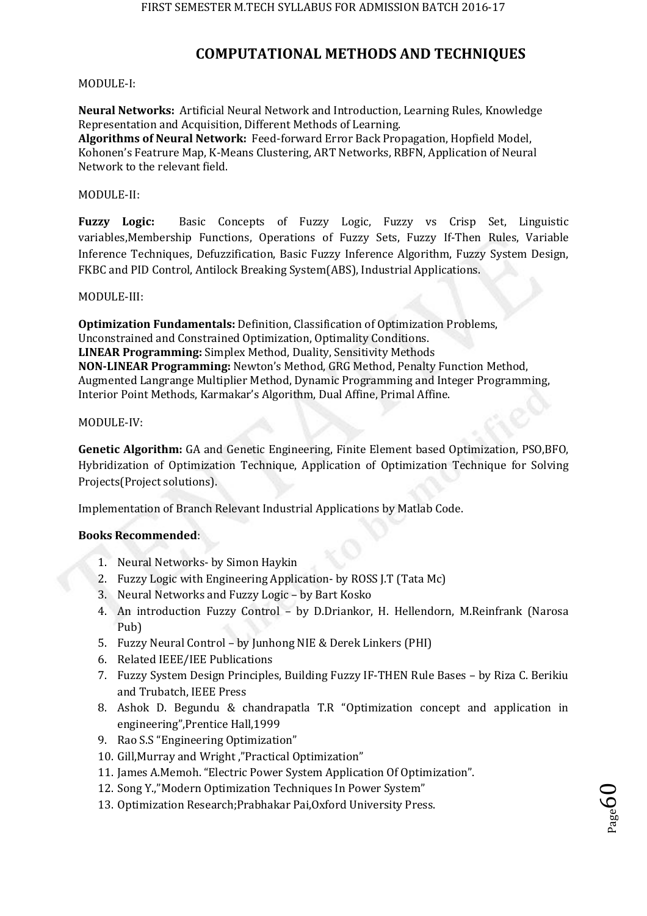# COMPUTATIONAL METHODS AND TECHNIQUES

MODULE-I:

**Neural Networks:** Artificial Neural Network and Introduction, Learning Rules, Knowledge Representation and Acquisition, Different Methods of Learning.
**Algorithms of Neural Network:** Feed-forward Error Back Propagation, Hopfield Model, Kohonen's Featrure Map, K-Means Clustering, ART Networks, RBFN, Application of Neural Network to the relevant field.

MODULE-II:

**Fuzzy Logic:** Basic Concepts of Fuzzy Logic, Fuzzy vs Crisp Set, Linguistic variables,Membership Functions, Operations of Fuzzy Sets, Fuzzy If-Then Rules, Variable Inference Techniques, Defuzzification, Basic Fuzzy Inference Algorithm, Fuzzy System Design, FKBC and PID Control, Antilock Breaking System(ABS), Industrial Applications.

MODULE-III:

**Optimization Fundamentals:** Definition, Classification of Optimization Problems, Unconstrained and Constrained Optimization, Optimality Conditions.
**LINEAR Programming:** Simplex Method, Duality, Sensitivity Methods
**NON-LINEAR Programming:** Newton's Method, GRG Method, Penalty Function Method, Augmented Langrange Multiplier Method, Dynamic Programming and Integer Programming, Interior Point Methods, Karmakar's Algorithm, Dual Affine, Primal Affine.

MODULE-IV:

**Genetic Algorithm:** GA and Genetic Engineering, Finite Element based Optimization, PSO,BFO, Hybridization of Optimization Technique, Application of Optimization Technique for Solving Projects(Project solutions).

Implementation of Branch Relevant Industrial Applications by Matlab Code.

**Books Recommended**:

1. Neural Networks- by Simon Haykin
2. Fuzzy Logic with Engineering Application- by ROSS J.T (Tata Mc)
3. Neural Networks and Fuzzy Logic – by Bart Kosko
4. An introduction Fuzzy Control – by D.Driankor, H. Hellendorn, M.Reinfrank (Narosa Pub)
5. Fuzzy Neural Control – by Junhong NIE & Derek Linkers (PHI)
6. Related IEEE/IEE Publications
7. Fuzzy System Design Principles, Building Fuzzy IF-THEN Rule Bases – by Riza C. Berikiu and Trubatch, IEEE Press
8. Ashok D. Begundu & chandrapatla T.R "Optimization concept and application in engineering",Prentice Hall,1999
9. Rao S.S "Engineering Optimization"
10. Gill,Murray and Wright ,"Practical Optimization"
11. James A.Memoh. "Electric Power System Application Of Optimization".
12. Song Y.,"Modern Optimization Techniques In Power System"
13. Optimization Research;Prabhakar Pai,Oxford University Press.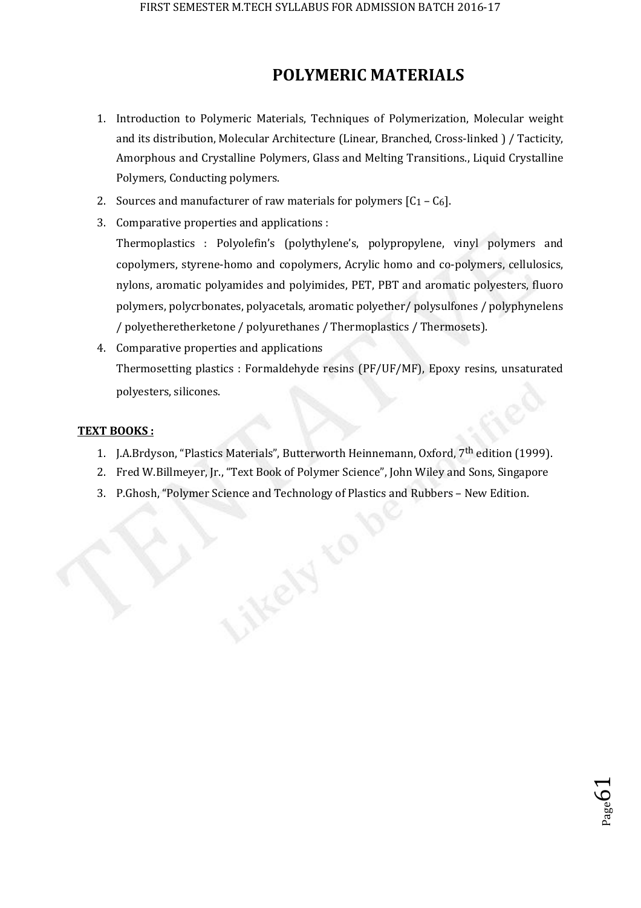# POLYMERIC MATERIALS

1. Introduction to Polymeric Materials, Techniques of Polymerization, Molecular weight and its distribution, Molecular Architecture (Linear, Branched, Cross-linked ) / Tacticity, Amorphous and Crystalline Polymers, Glass and Melting Transitions., Liquid Crystalline Polymers, Conducting polymers.
2. Sources and manufacturer of raw materials for polymers [$C_1$ – $C_6$].
3. Comparative properties and applications :

   Thermoplastics : Polyolefin's (polythylene's, polypropylene, vinyl polymers and copolymers, styrene-homo and copolymers, Acrylic homo and co-polymers, cellulosics, nylons, aromatic polyamides and polyimides, PET, PBT and aromatic polyesters, fluoro polymers, polycrbonates, polyacetals, aromatic polyether/ polysulfones / polyphynelens / polyetheretherketone / polyurethanes / Thermoplastics / Thermosets).
4. Comparative properties and applications

   Thermosetting plastics : Formaldehyde resins (PF/UF/MF), Epoxy resins, unsaturated polyesters, silicones.

**TEXT BOOKS :**

1. J.A.Brdyson, "Plastics Materials", Butterworth Heinnemann, Oxford, 7th edition (1999).
2. Fred W.Billmeyer, Jr., "Text Book of Polymer Science", John Wiley and Sons, Singapore
3. P.Ghosh, "Polymer Science and Technology of Plastics and Rubbers – New Edition.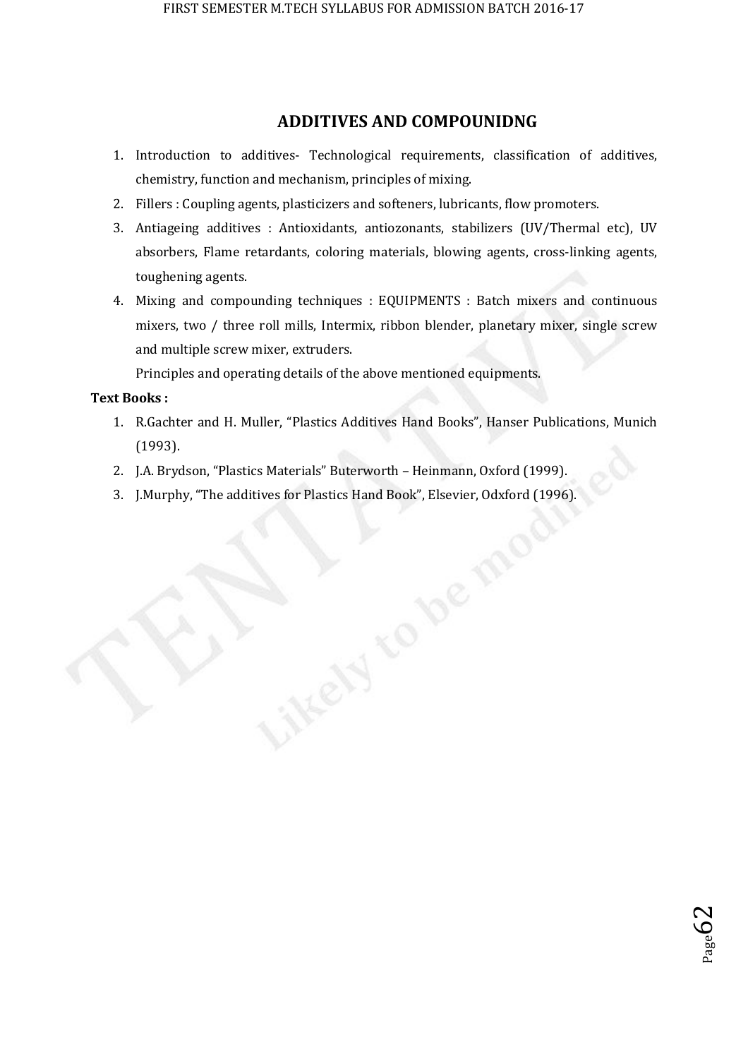## ADDITIVES AND COMPOUNIDNG

1. Introduction to additives- Technological requirements, classification of additives, chemistry, function and mechanism, principles of mixing.
2. Fillers : Coupling agents, plasticizers and softeners, lubricants, flow promoters.
3. Antiageing additives : Antioxidants, antiozonants, stabilizers (UV/Thermal etc), UV absorbers, Flame retardants, coloring materials, blowing agents, cross-linking agents, toughening agents.
4. Mixing and compounding techniques : EQUIPMENTS : Batch mixers and continuous mixers, two / three roll mills, Intermix, ribbon blender, planetary mixer, single screw and multiple screw mixer, extruders.

   Principles and operating details of the above mentioned equipments.

**Text Books :**

1. R.Gachter and H. Muller, "Plastics Additives Hand Books", Hanser Publications, Munich (1993).
2. J.A. Brydson, "Plastics Materials" Buterworth – Heinmann, Oxford (1999).
3. J.Murphy, "The additives for Plastics Hand Book", Elsevier, Odxford (1996).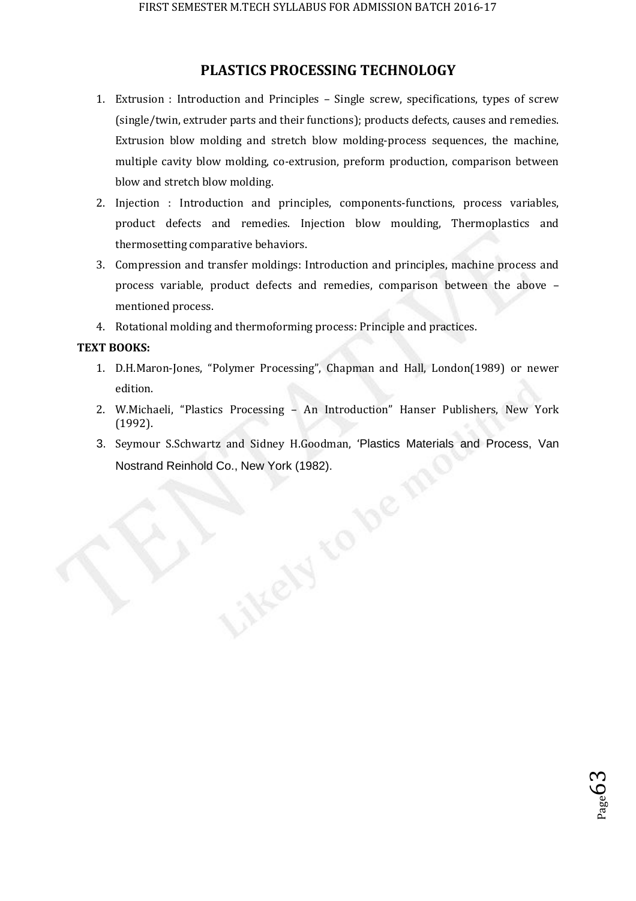# PLASTICS PROCESSING TECHNOLOGY

1. Extrusion : Introduction and Principles – Single screw, specifications, types of screw (single/twin, extruder parts and their functions); products defects, causes and remedies. Extrusion blow molding and stretch blow molding-process sequences, the machine, multiple cavity blow molding, co-extrusion, preform production, comparison between blow and stretch blow molding.
2. Injection : Introduction and principles, components-functions, process variables, product defects and remedies. Injection blow moulding, Thermoplastics and thermosetting comparative behaviors.
3. Compression and transfer moldings: Introduction and principles, machine process and process variable, product defects and remedies, comparison between the above – mentioned process.
4. Rotational molding and thermoforming process: Principle and practices.

**TEXT BOOKS:**

1. D.H.Maron-Jones, "Polymer Processing", Chapman and Hall, London(1989) or newer edition.
2. W.Michaeli, "Plastics Processing – An Introduction" Hanser Publishers, New York (1992).
3. Seymour S.Schwartz and Sidney H.Goodman, 'Plastics Materials and Process, Van Nostrand Reinhold Co., New York (1982).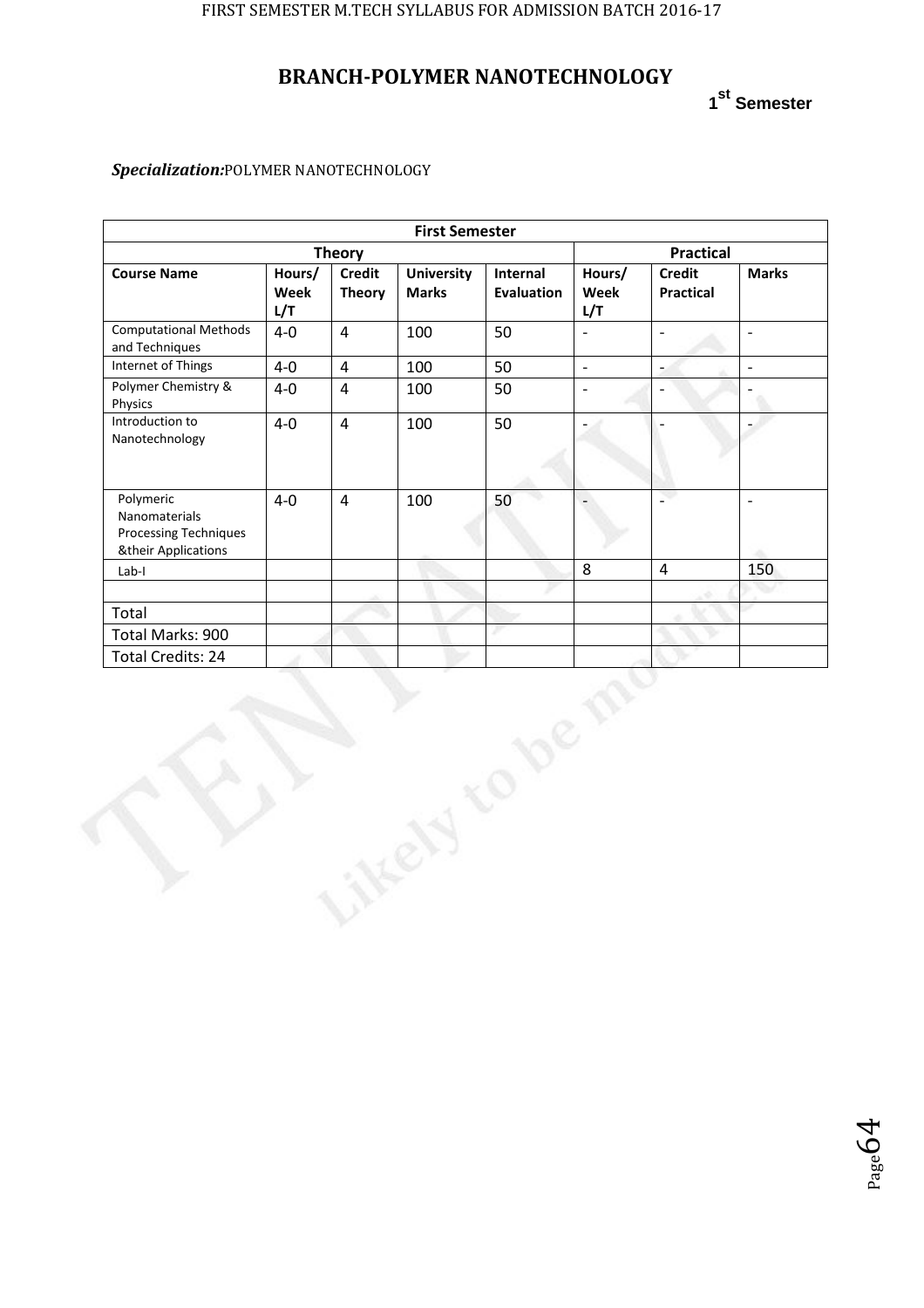# BRANCH-POLYMER NANOTECHNOLOGY

**1st Semester**

***Specialization:*** POLYMER NANOTECHNOLOGY

| First Semester | | | | | | | |
|---|---|---|---|---|---|---|---|
| Theory | | | | | Practical | | |
| **Course Name** | **Hours/ Week L/T** | **Credit Theory** | **University Marks** | **Internal Evaluation** | **Hours/ Week L/T** | **Credit Practical** | **Marks** |
| Computational Methods and Techniques | 4-0 | 4 | 100 | 50 | - | - | - |
| Internet of Things | 4-0 | 4 | 100 | 50 | - | - | - |
| Polymer Chemistry & Physics | 4-0 | 4 | 100 | 50 | - | - | - |
| Introduction to Nanotechnology | 4-0 | 4 | 100 | 50 | - | - | - |
| Polymeric Nanomaterials Processing Techniques &their Applications | 4-0 | 4 | 100 | 50 | - | - | - |
| Lab-I | | | | | 8 | 4 | 150 |
| | | | | | | | |
| Total | | | | | | | |
| Total Marks: 900 | | | | | | | |
| Total Credits: 24 | | | | | | | |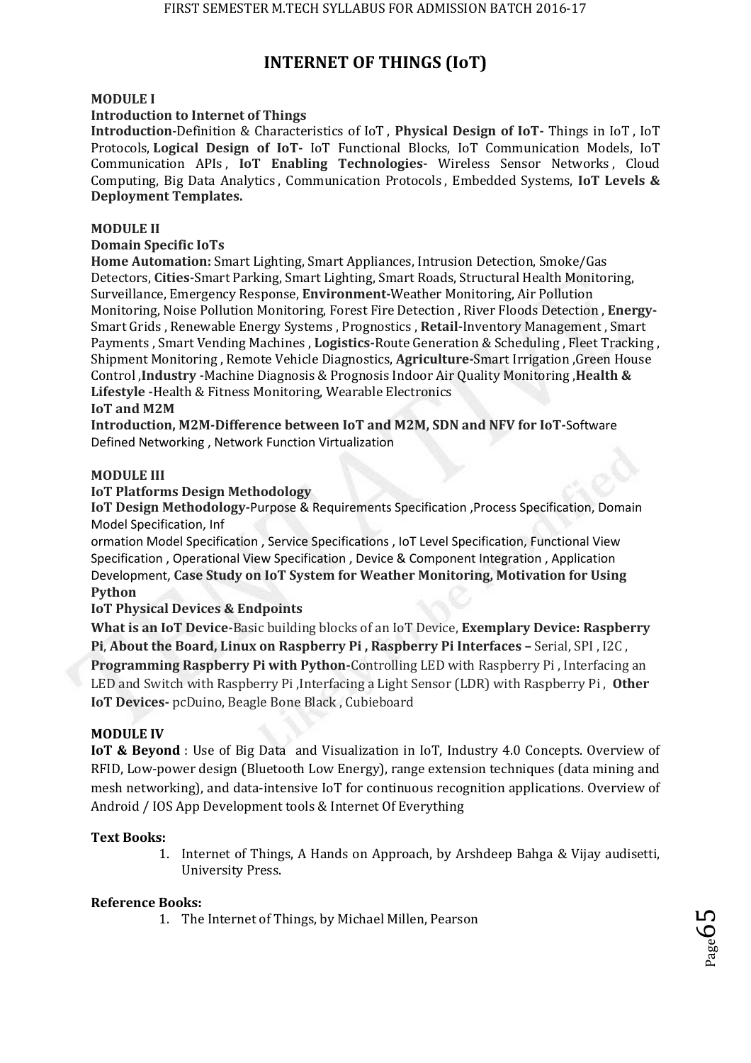# INTERNET OF THINGS (IoT)

**MODULE I**

**Introduction to Internet of Things**

**Introduction**-Definition & Characteristics of IoT , **Physical Design of IoT-** Things in IoT , IoT Protocols, **Logical Design of IoT-** IoT Functional Blocks, IoT Communication Models, IoT Communication APIs , **IoT Enabling Technologies-** Wireless Sensor Networks , Cloud Computing, Big Data Analytics , Communication Protocols , Embedded Systems, **IoT Levels & Deployment Templates.**

**MODULE II**

**Domain Specific IoTs**

**Home Automation:** Smart Lighting, Smart Appliances, Intrusion Detection, Smoke/Gas Detectors, **Cities-**Smart Parking, Smart Lighting, Smart Roads, Structural Health Monitoring, Surveillance, Emergency Response, **Environment-**Weather Monitoring, Air Pollution Monitoring, Noise Pollution Monitoring, Forest Fire Detection , River Floods Detection , **Energy-**Smart Grids , Renewable Energy Systems , Prognostics , **Retail-**Inventory Management , Smart Payments , Smart Vending Machines , **Logistics-**Route Generation & Scheduling , Fleet Tracking , Shipment Monitoring , Remote Vehicle Diagnostics, **Agriculture-**Smart Irrigation ,Green House Control ,**Industry -**Machine Diagnosis & Prognosis Indoor Air Quality Monitoring ,**Health & Lifestyle -**Health & Fitness Monitoring, Wearable Electronics

**IoT and M2M**

**Introduction, M2M-Difference between IoT and M2M, SDN and NFV for IoT-**Software Defined Networking , Network Function Virtualization

**MODULE III**

**IoT Platforms Design Methodology**

**IoT Design Methodology-**Purpose & Requirements Specification ,Process Specification, Domain Model Specification, Inf
ormation Model Specification , Service Specifications , IoT Level Specification, Functional View Specification , Operational View Specification , Device & Component Integration , Application Development, **Case Study on IoT System for Weather Monitoring, Motivation for Using Python**

**IoT Physical Devices & Endpoints**

**What is an IoT Device-**Basic building blocks of an IoT Device, **Exemplary Device: Raspberry Pi**, **About the Board, Linux on Raspberry Pi , Raspberry Pi Interfaces –** Serial, SPI , I2C , **Programming Raspberry Pi with Python-**Controlling LED with Raspberry Pi , Interfacing an LED and Switch with Raspberry Pi ,Interfacing a Light Sensor (LDR) with Raspberry Pi , **Other IoT Devices-** pcDuino, Beagle Bone Black , Cubieboard

**MODULE IV**

**IoT & Beyond** : Use of Big Data and Visualization in IoT, Industry 4.0 Concepts. Overview of RFID, Low-power design (Bluetooth Low Energy), range extension techniques (data mining and mesh networking), and data-intensive IoT for continuous recognition applications. Overview of Android / IOS App Development tools & Internet Of Everything

**Text Books:**

1. Internet of Things, A Hands on Approach, by Arshdeep Bahga & Vijay audisetti, University Press.

**Reference Books:**

1. The Internet of Things, by Michael Millen, Pearson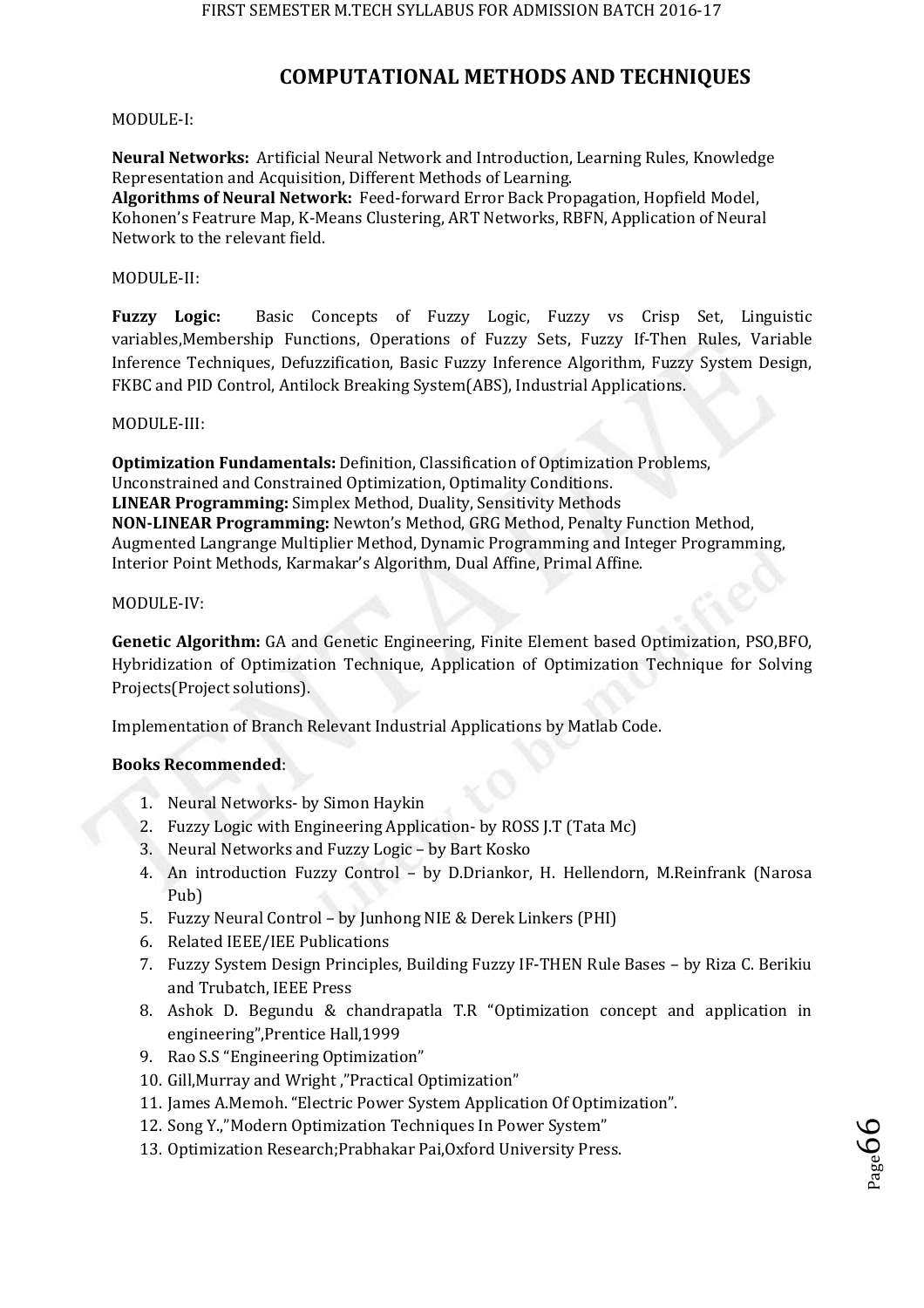# COMPUTATIONAL METHODS AND TECHNIQUES

MODULE-I:

**Neural Networks:** Artificial Neural Network and Introduction, Learning Rules, Knowledge Representation and Acquisition, Different Methods of Learning.
**Algorithms of Neural Network:** Feed-forward Error Back Propagation, Hopfield Model, Kohonen's Featrure Map, K-Means Clustering, ART Networks, RBFN, Application of Neural Network to the relevant field.

MODULE-II:

**Fuzzy Logic:** Basic Concepts of Fuzzy Logic, Fuzzy vs Crisp Set, Linguistic variables,Membership Functions, Operations of Fuzzy Sets, Fuzzy If-Then Rules, Variable Inference Techniques, Defuzzification, Basic Fuzzy Inference Algorithm, Fuzzy System Design, FKBC and PID Control, Antilock Breaking System(ABS), Industrial Applications.

MODULE-III:

**Optimization Fundamentals:** Definition, Classification of Optimization Problems, Unconstrained and Constrained Optimization, Optimality Conditions.
**LINEAR Programming:** Simplex Method, Duality, Sensitivity Methods
**NON-LINEAR Programming:** Newton's Method, GRG Method, Penalty Function Method, Augmented Langrange Multiplier Method, Dynamic Programming and Integer Programming, Interior Point Methods, Karmakar's Algorithm, Dual Affine, Primal Affine.

MODULE-IV:

**Genetic Algorithm:** GA and Genetic Engineering, Finite Element based Optimization, PSO,BFO, Hybridization of Optimization Technique, Application of Optimization Technique for Solving Projects(Project solutions).

Implementation of Branch Relevant Industrial Applications by Matlab Code.

**Books Recommended**:

1. Neural Networks- by Simon Haykin
2. Fuzzy Logic with Engineering Application- by ROSS J.T (Tata Mc)
3. Neural Networks and Fuzzy Logic – by Bart Kosko
4. An introduction Fuzzy Control – by D.Driankor, H. Hellendorn, M.Reinfrank (Narosa Pub)
5. Fuzzy Neural Control – by Junhong NIE & Derek Linkers (PHI)
6. Related IEEE/IEE Publications
7. Fuzzy System Design Principles, Building Fuzzy IF-THEN Rule Bases – by Riza C. Berikiu and Trubatch, IEEE Press
8. Ashok D. Begundu & chandrapatla T.R "Optimization concept and application in engineering",Prentice Hall,1999
9. Rao S.S "Engineering Optimization"
10. Gill,Murray and Wright ,"Practical Optimization"
11. James A.Memoh. "Electric Power System Application Of Optimization".
12. Song Y.,"Modern Optimization Techniques In Power System"
13. Optimization Research;Prabhakar Pai,Oxford University Press.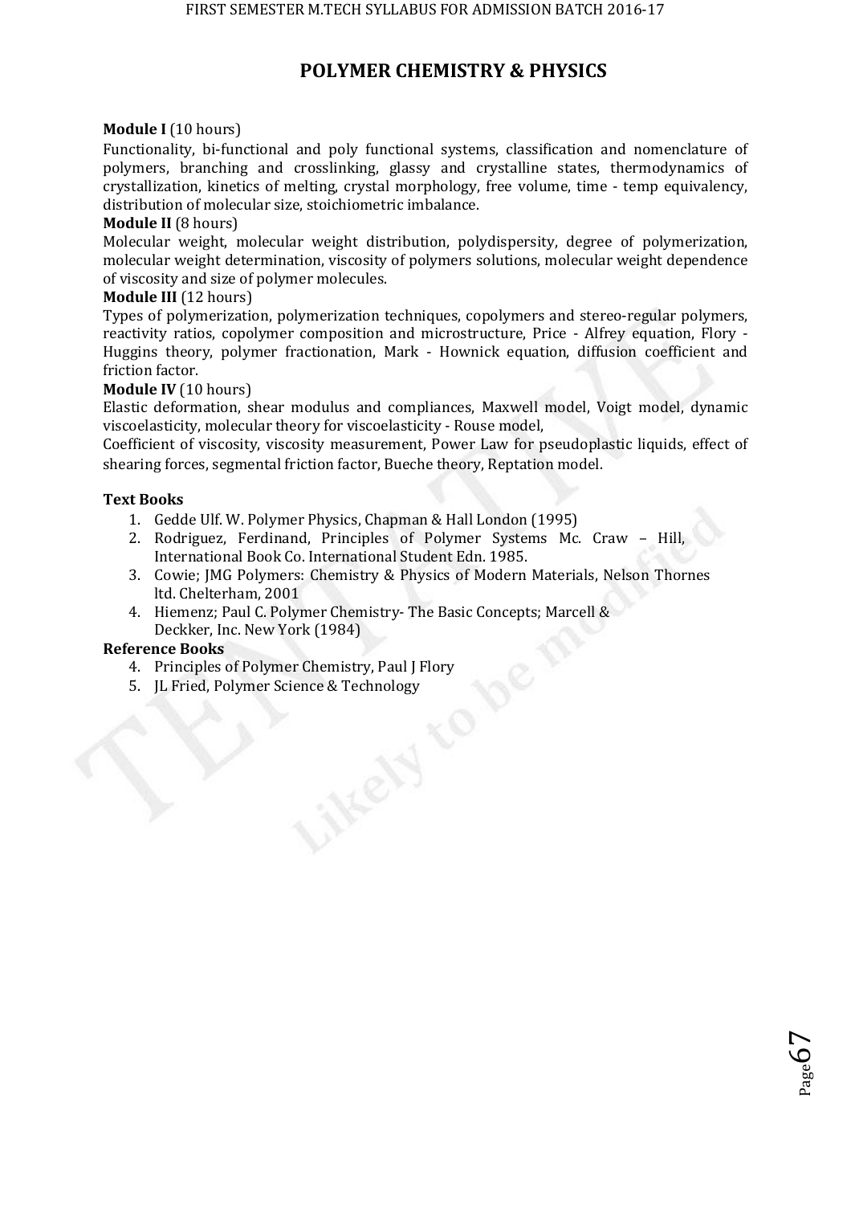# POLYMER CHEMISTRY & PHYSICS

**Module I** (10 hours)

Functionality, bi-functional and poly functional systems, classification and nomenclature of polymers, branching and crosslinking, glassy and crystalline states, thermodynamics of crystallization, kinetics of melting, crystal morphology, free volume, time - temp equivalency, distribution of molecular size, stoichiometric imbalance.

**Module II** (8 hours)

Molecular weight, molecular weight distribution, polydispersity, degree of polymerization, molecular weight determination, viscosity of polymers solutions, molecular weight dependence of viscosity and size of polymer molecules.

**Module III** (12 hours)

Types of polymerization, polymerization techniques, copolymers and stereo-regular polymers, reactivity ratios, copolymer composition and microstructure, Price - Alfrey equation, Flory - Huggins theory, polymer fractionation, Mark - Hownick equation, diffusion coefficient and friction factor.

**Module IV** (10 hours)

Elastic deformation, shear modulus and compliances, Maxwell model, Voigt model, dynamic viscoelasticity, molecular theory for viscoelasticity - Rouse model,

Coefficient of viscosity, viscosity measurement, Power Law for pseudoplastic liquids, effect of shearing forces, segmental friction factor, Bueche theory, Reptation model.

**Text Books**

1. Gedde Ulf. W. Polymer Physics, Chapman & Hall London (1995)
2. Rodriguez, Ferdinand, Principles of Polymer Systems Mc. Craw – Hill, International Book Co. International Student Edn. 1985.
3. Cowie; JMG Polymers: Chemistry & Physics of Modern Materials, Nelson Thornes ltd. Chelterham, 2001
4. Hiemenz; Paul C. Polymer Chemistry- The Basic Concepts; Marcell & Deckker, Inc. New York (1984)

**Reference Books**

4. Principles of Polymer Chemistry, Paul J Flory
5. JL Fried, Polymer Science & Technology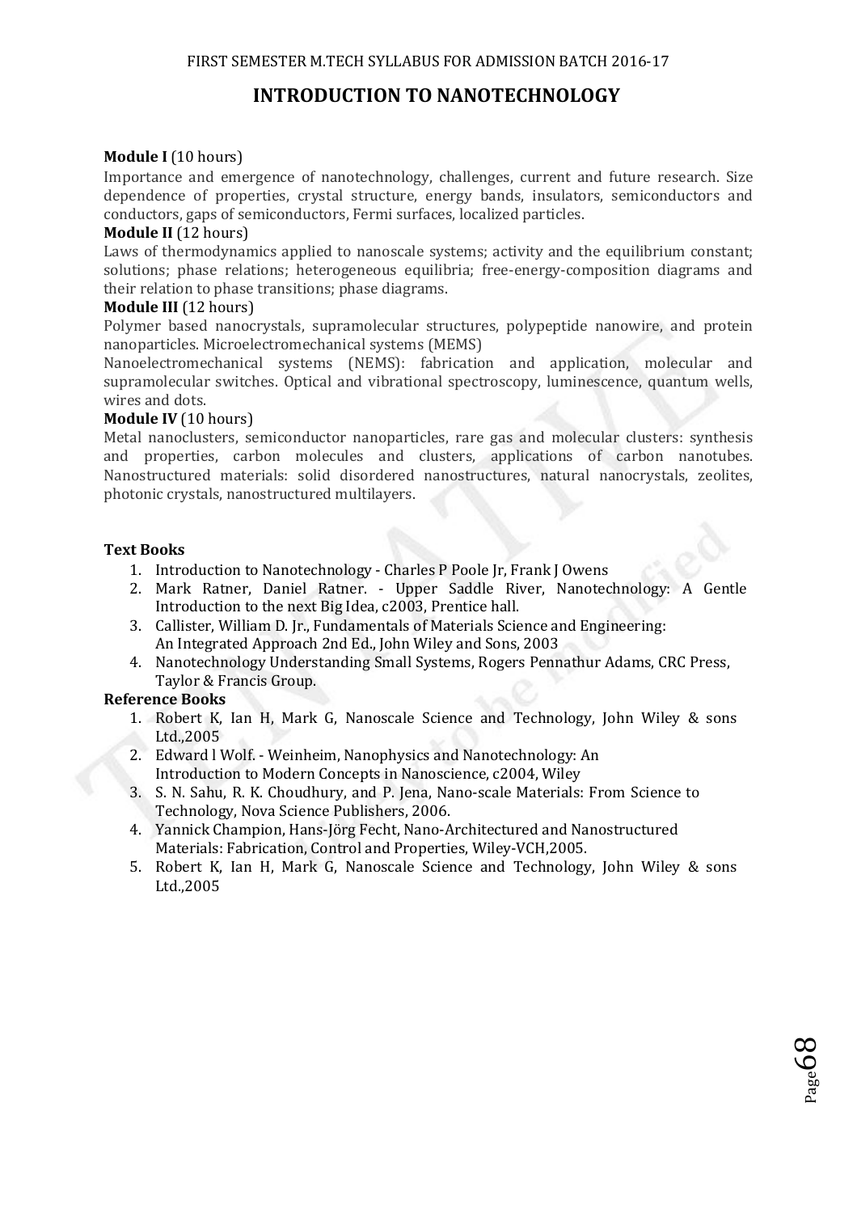# INTRODUCTION TO NANOTECHNOLOGY

**Module I** (10 hours)

Importance and emergence of nanotechnology, challenges, current and future research. Size dependence of properties, crystal structure, energy bands, insulators, semiconductors and conductors, gaps of semiconductors, Fermi surfaces, localized particles.

**Module II** (12 hours)

Laws of thermodynamics applied to nanoscale systems; activity and the equilibrium constant; solutions; phase relations; heterogeneous equilibria; free-energy-composition diagrams and their relation to phase transitions; phase diagrams.

**Module III** (12 hours)

Polymer based nanocrystals, supramolecular structures, polypeptide nanowire, and protein nanoparticles. Microelectromechanical systems (MEMS)

Nanoelectromechanical systems (NEMS): fabrication and application, molecular and supramolecular switches. Optical and vibrational spectroscopy, luminescence, quantum wells, wires and dots.

**Module IV** (10 hours)

Metal nanoclusters, semiconductor nanoparticles, rare gas and molecular clusters: synthesis and properties, carbon molecules and clusters, applications of carbon nanotubes. Nanostructured materials: solid disordered nanostructures, natural nanocrystals, zeolites, photonic crystals, nanostructured multilayers.

**Text Books**

1. Introduction to Nanotechnology - Charles P Poole Jr, Frank J Owens
2. Mark Ratner, Daniel Ratner. - Upper Saddle River, Nanotechnology: A Gentle Introduction to the next Big Idea, c2003, Prentice hall.
3. Callister, William D. Jr., Fundamentals of Materials Science and Engineering: An Integrated Approach 2nd Ed., John Wiley and Sons, 2003
4. Nanotechnology Understanding Small Systems, Rogers Pennathur Adams, CRC Press, Taylor & Francis Group.

**Reference Books**

1. Robert K, Ian H, Mark G, Nanoscale Science and Technology, John Wiley & sons Ltd.,2005
2. Edward l Wolf. - Weinheim, Nanophysics and Nanotechnology: An Introduction to Modern Concepts in Nanoscience, c2004, Wiley
3. S. N. Sahu, R. K. Choudhury, and P. Jena, Nano-scale Materials: From Science to Technology, Nova Science Publishers, 2006.
4. Yannick Champion, Hans-Jörg Fecht, Nano-Architectured and Nanostructured Materials: Fabrication, Control and Properties, Wiley-VCH,2005.
5. Robert K, Ian H, Mark G, Nanoscale Science and Technology, John Wiley & sons Ltd.,2005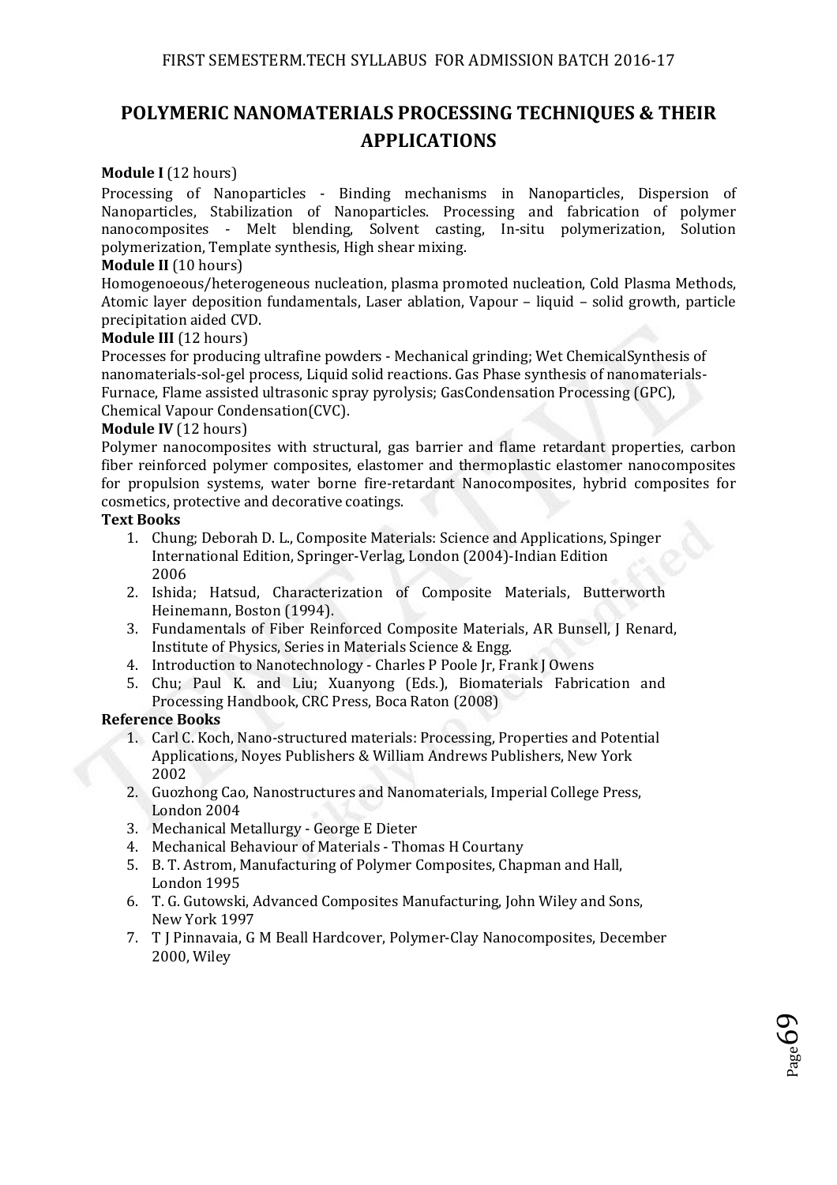# POLYMERIC NANOMATERIALS PROCESSING TECHNIQUES & THEIR APPLICATIONS

**Module I** (12 hours)

Processing of Nanoparticles - Binding mechanisms in Nanoparticles, Dispersion of Nanoparticles, Stabilization of Nanoparticles. Processing and fabrication of polymer nanocomposites - Melt blending, Solvent casting, In-situ polymerization, Solution polymerization, Template synthesis, High shear mixing.

**Module II** (10 hours)

Homogenoeous/heterogeneous nucleation, plasma promoted nucleation, Cold Plasma Methods, Atomic layer deposition fundamentals, Laser ablation, Vapour – liquid – solid growth, particle precipitation aided CVD.

**Module III** (12 hours)

Processes for producing ultrafine powders - Mechanical grinding; Wet ChemicalSynthesis of nanomaterials-sol-gel process, Liquid solid reactions. Gas Phase synthesis of nanomaterials-Furnace, Flame assisted ultrasonic spray pyrolysis; GasCondensation Processing (GPC), Chemical Vapour Condensation(CVC).

**Module IV** (12 hours)

Polymer nanocomposites with structural, gas barrier and flame retardant properties, carbon fiber reinforced polymer composites, elastomer and thermoplastic elastomer nanocomposites for propulsion systems, water borne fire-retardant Nanocomposites, hybrid composites for cosmetics, protective and decorative coatings.

**Text Books**

1. Chung; Deborah D. L., Composite Materials: Science and Applications, Spinger International Edition, Springer-Verlag, London (2004)-Indian Edition 2006
2. Ishida; Hatsud, Characterization of Composite Materials, Butterworth Heinemann, Boston (1994).
3. Fundamentals of Fiber Reinforced Composite Materials, AR Bunsell, J Renard, Institute of Physics, Series in Materials Science & Engg.
4. Introduction to Nanotechnology - Charles P Poole Jr, Frank J Owens
5. Chu; Paul K. and Liu; Xuanyong (Eds.), Biomaterials Fabrication and Processing Handbook, CRC Press, Boca Raton (2008)

**Reference Books**

1. Carl C. Koch, Nano-structured materials: Processing, Properties and Potential Applications, Noyes Publishers & William Andrews Publishers, New York 2002
2. Guozhong Cao, Nanostructures and Nanomaterials, Imperial College Press, London 2004
3. Mechanical Metallurgy - George E Dieter
4. Mechanical Behaviour of Materials - Thomas H Courtany
5. B. T. Astrom, Manufacturing of Polymer Composites, Chapman and Hall, London 1995
6. T. G. Gutowski, Advanced Composites Manufacturing, John Wiley and Sons, New York 1997
7. T J Pinnavaia, G M Beall Hardcover, Polymer-Clay Nanocomposites, December 2000, Wiley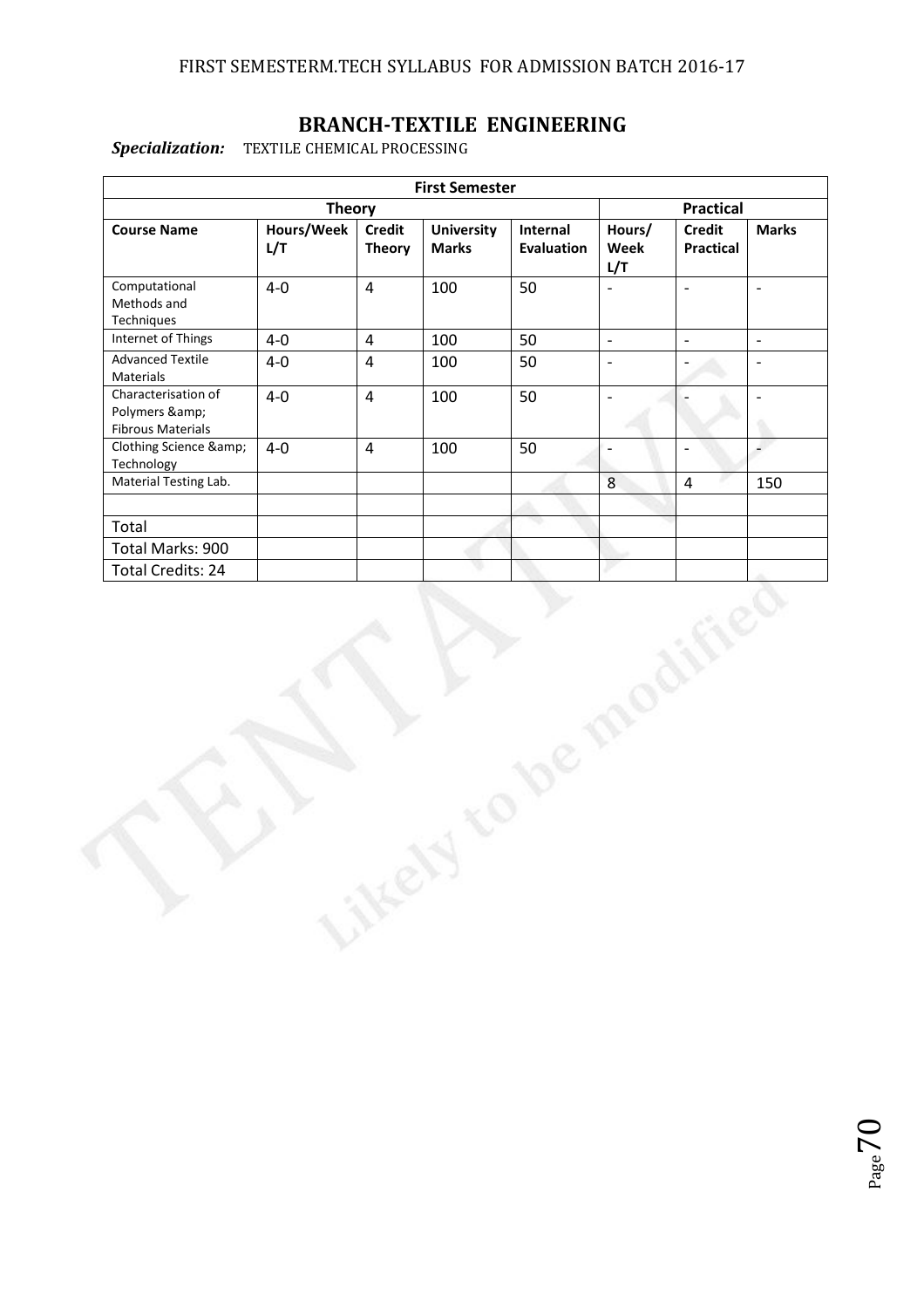FIRST SEMESTERM.TECH SYLLABUS FOR ADMISSION BATCH 2016-17

## BRANCH-TEXTILE ENGINEERING

***Specialization:*** TEXTILE CHEMICAL PROCESSING

| First Semester | | | | | | | |
|---|---|---|---|---|---|---|---|
| Theory | | | | | Practical | | |
| **Course Name** | **Hours/Week L/T** | **Credit Theory** | **University Marks** | **Internal Evaluation** | **Hours/ Week L/T** | **Credit Practical** | **Marks** |
| Computational Methods and Techniques | 4-0 | 4 | 100 | 50 | - | - | - |
| Internet of Things | 4-0 | 4 | 100 | 50 | - | - | - |
| Advanced Textile Materials | 4-0 | 4 | 100 | 50 | - | - | - |
| Characterisation of Polymers &amp; Fibrous Materials | 4-0 | 4 | 100 | 50 | - | - | - |
| Clothing Science &amp; Technology | 4-0 | 4 | 100 | 50 | - | - | - |
| Material Testing Lab. | | | | | 8 | 4 | 150 |
| | | | | | | | |
| Total | | | | | | | |
| Total Marks: 900 | | | | | | | |
| Total Credits: 24 | | | | | | | |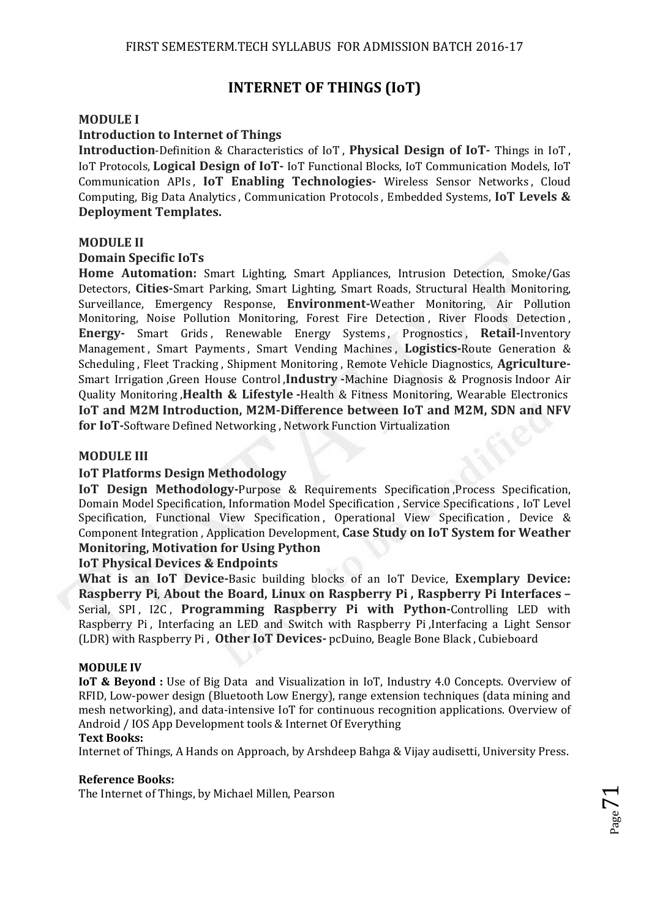# INTERNET OF THINGS (IoT)

## MODULE I

### Introduction to Internet of Things

**Introduction**-Definition & Characteristics of IoT , **Physical Design of IoT-** Things in IoT , IoT Protocols, **Logical Design of IoT-** IoT Functional Blocks, IoT Communication Models, IoT Communication APIs , **IoT Enabling Technologies-** Wireless Sensor Networks , Cloud Computing, Big Data Analytics , Communication Protocols , Embedded Systems, **IoT Levels & Deployment Templates.**

## MODULE II

### Domain Specific IoTs

**Home Automation:** Smart Lighting, Smart Appliances, Intrusion Detection, Smoke/Gas Detectors, **Cities-**Smart Parking, Smart Lighting, Smart Roads, Structural Health Monitoring, Surveillance, Emergency Response, **Environment-**Weather Monitoring, Air Pollution Monitoring, Noise Pollution Monitoring, Forest Fire Detection , River Floods Detection , **Energy-** Smart Grids , Renewable Energy Systems , Prognostics , **Retail-**Inventory Management , Smart Payments , Smart Vending Machines , **Logistics-**Route Generation & Scheduling , Fleet Tracking , Shipment Monitoring , Remote Vehicle Diagnostics, **Agriculture-**Smart Irrigation ,Green House Control ,**Industry -**Machine Diagnosis & Prognosis Indoor Air Quality Monitoring ,**Health & Lifestyle -**Health & Fitness Monitoring, Wearable Electronics **IoT and M2M Introduction, M2M-Difference between IoT and M2M, SDN and NFV for IoT-**Software Defined Networking , Network Function Virtualization

## MODULE III

### IoT Platforms Design Methodology

**IoT Design Methodology-**Purpose & Requirements Specification ,Process Specification, Domain Model Specification, Information Model Specification , Service Specifications , IoT Level Specification, Functional View Specification , Operational View Specification , Device & Component Integration , Application Development, **Case Study on IoT System for Weather Monitoring, Motivation for Using Python**

### IoT Physical Devices & Endpoints

**What is an IoT Device-**Basic building blocks of an IoT Device, **Exemplary Device: Raspberry Pi**, **About the Board, Linux on Raspberry Pi , Raspberry Pi Interfaces –** Serial, SPI , I2C , **Programming Raspberry Pi with Python-**Controlling LED with Raspberry Pi , Interfacing an LED and Switch with Raspberry Pi ,Interfacing a Light Sensor (LDR) with Raspberry Pi , **Other IoT Devices-** pcDuino, Beagle Bone Black , Cubieboard

## MODULE IV

**IoT & Beyond :** Use of Big Data and Visualization in IoT, Industry 4.0 Concepts. Overview of RFID, Low-power design (Bluetooth Low Energy), range extension techniques (data mining and mesh networking), and data-intensive IoT for continuous recognition applications. Overview of Android / IOS App Development tools & Internet Of Everything

**Text Books:**

Internet of Things, A Hands on Approach, by Arshdeep Bahga & Vijay audisetti, University Press.

**Reference Books:**

The Internet of Things, by Michael Millen, Pearson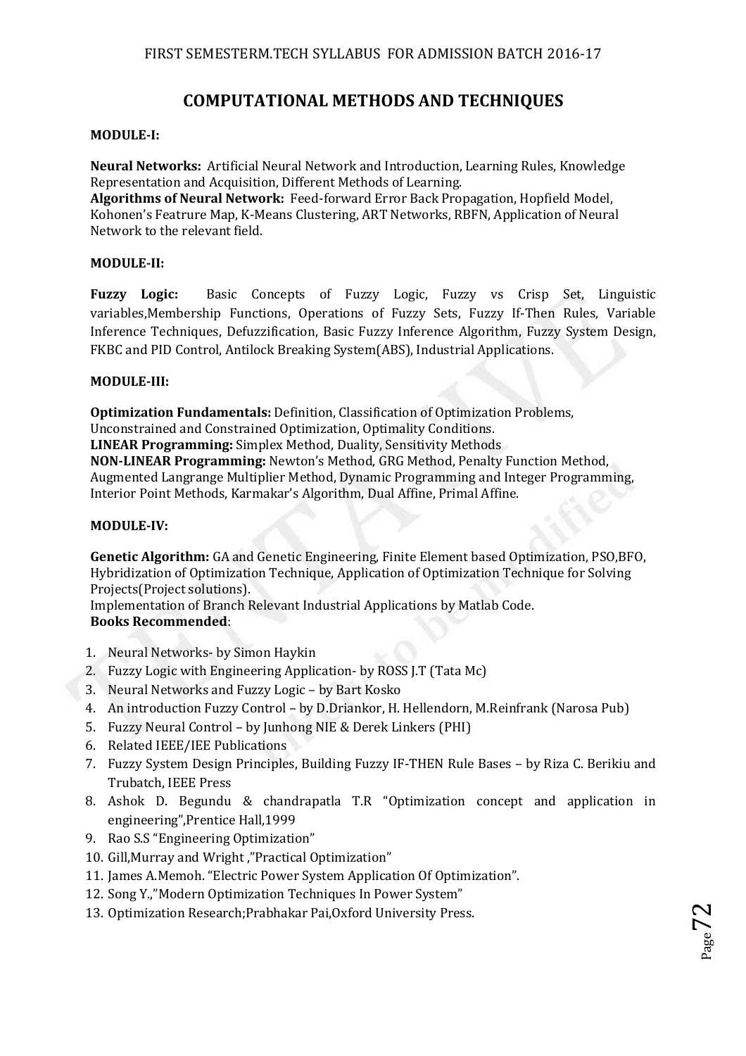# COMPUTATIONAL METHODS AND TECHNIQUES

**MODULE-I:**

**Neural Networks:** Artificial Neural Network and Introduction, Learning Rules, Knowledge Representation and Acquisition, Different Methods of Learning.
**Algorithms of Neural Network:** Feed-forward Error Back Propagation, Hopfield Model, Kohonen's Featrure Map, K-Means Clustering, ART Networks, RBFN, Application of Neural Network to the relevant field.

**MODULE-II:**

**Fuzzy Logic:** Basic Concepts of Fuzzy Logic, Fuzzy vs Crisp Set, Linguistic variables,Membership Functions, Operations of Fuzzy Sets, Fuzzy If-Then Rules, Variable Inference Techniques, Defuzzification, Basic Fuzzy Inference Algorithm, Fuzzy System Design, FKBC and PID Control, Antilock Breaking System(ABS), Industrial Applications.

**MODULE-III:**

**Optimization Fundamentals:** Definition, Classification of Optimization Problems, Unconstrained and Constrained Optimization, Optimality Conditions.
**LINEAR Programming:** Simplex Method, Duality, Sensitivity Methods
**NON-LINEAR Programming:** Newton's Method, GRG Method, Penalty Function Method, Augmented Langrange Multiplier Method, Dynamic Programming and Integer Programming, Interior Point Methods, Karmakar's Algorithm, Dual Affine, Primal Affine.

**MODULE-IV:**

**Genetic Algorithm:** GA and Genetic Engineering, Finite Element based Optimization, PSO,BFO, Hybridization of Optimization Technique, Application of Optimization Technique for Solving Projects(Project solutions).
Implementation of Branch Relevant Industrial Applications by Matlab Code.

**Books Recommended**:

1. Neural Networks- by Simon Haykin
2. Fuzzy Logic with Engineering Application- by ROSS J.T (Tata Mc)
3. Neural Networks and Fuzzy Logic – by Bart Kosko
4. An introduction Fuzzy Control – by D.Driankor, H. Hellendorn, M.Reinfrank (Narosa Pub)
5. Fuzzy Neural Control – by Junhong NIE & Derek Linkers (PHI)
6. Related IEEE/IEE Publications
7. Fuzzy System Design Principles, Building Fuzzy IF-THEN Rule Bases – by Riza C. Berikiu and Trubatch, IEEE Press
8. Ashok D. Begundu & chandrapatla T.R "Optimization concept and application in engineering",Prentice Hall,1999
9. Rao S.S "Engineering Optimization"
10. Gill,Murray and Wright ,"Practical Optimization"
11. James A.Memoh. "Electric Power System Application Of Optimization".
12. Song Y.,"Modern Optimization Techniques In Power System"
13. Optimization Research;Prabhakar Pai,Oxford University Press.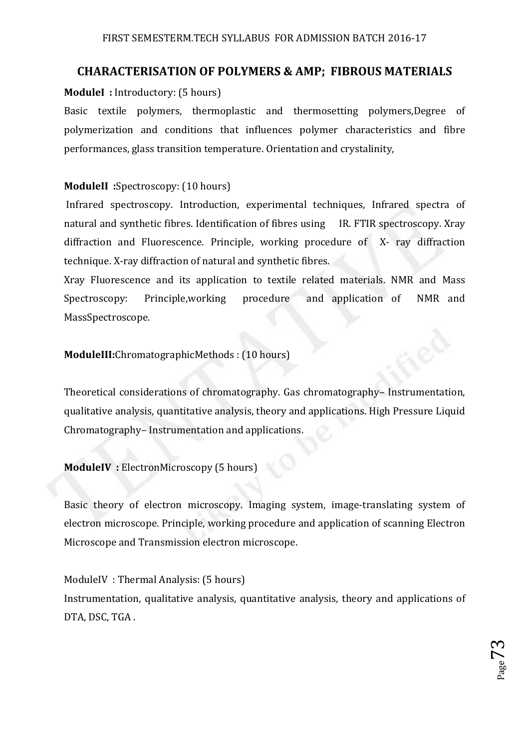## CHARACTERISATION OF POLYMERS & AMP; FIBROUS MATERIALS

**ModuleI :** Introductory: (5 hours)

Basic textile polymers, thermoplastic and thermosetting polymers,Degree of polymerization and conditions that influences polymer characteristics and fibre performances, glass transition temperature. Orientation and crystalinity,

**ModuleII :**Spectroscopy: (10 hours)

Infrared spectroscopy. Introduction, experimental techniques, Infrared spectra of natural and synthetic fibres. Identification of fibres using IR. FTIR spectroscopy. Xray diffraction and Fluorescence. Principle, working procedure of X- ray diffraction technique. X-ray diffraction of natural and synthetic fibres.

Xray Fluorescence and its application to textile related materials. NMR and Mass Spectroscopy: Principle,working procedure and application of NMR and MassSpectroscope.

**ModuleIII:**ChromatographicMethods : (10 hours)

Theoretical considerations of chromatography. Gas chromatography– Instrumentation, qualitative analysis, quantitative analysis, theory and applications. High Pressure Liquid Chromatography– Instrumentation and applications.

**ModuleIV :** ElectronMicroscopy (5 hours)

Basic theory of electron microscopy. Imaging system, image-translating system of electron microscope. Principle, working procedure and application of scanning Electron Microscope and Transmission electron microscope.

ModuleIV : Thermal Analysis: (5 hours)

Instrumentation, qualitative analysis, quantitative analysis, theory and applications of DTA, DSC, TGA .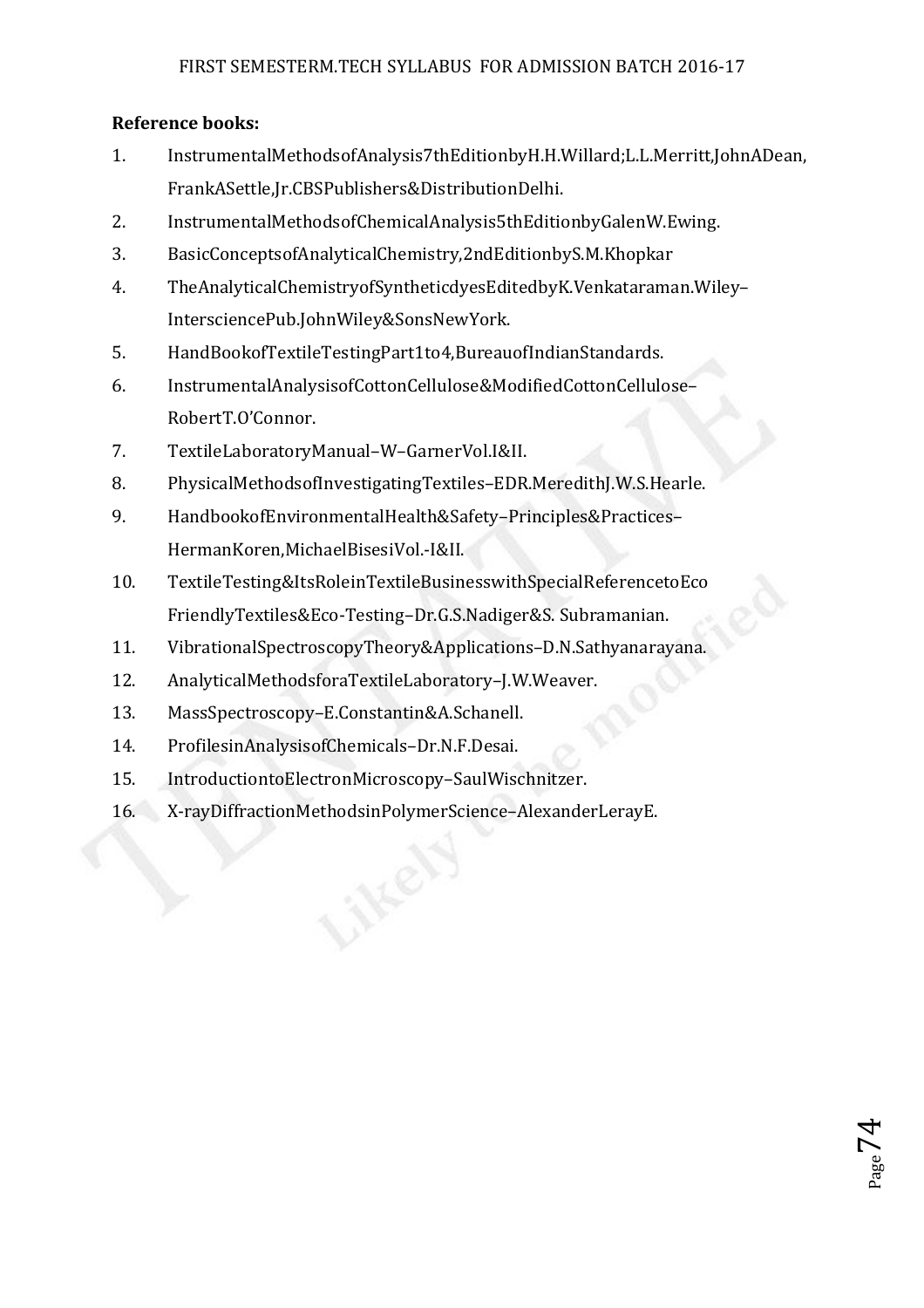**Reference books:**

1. InstrumentalMethodsofAnalysis7thEditionbyH.H.Willard;L.L.Merritt,JohnADean, FrankASettle,Jr.CBSPublishers&DistributionDelhi.
2. InstrumentalMethodsofChemicalAnalysis5thEditionbyGalenW.Ewing.
3. BasicConceptsofAnalyticalChemistry,2ndEditionbyS.M.Khopkar
4. TheAnalyticalChemistryofSyntheticdyesEditedbyK.Venkataraman.Wiley–IntersciencePub.JohnWiley&SonsNewYork.
5. HandBookofTextileTestingPart1to4,BureauofIndianStandards.
6. InstrumentalAnalysisofCottonCellulose&ModifiedCottonCellulose–RobertT.O'Connor.
7. TextileLaboratoryManual–W–GarnerVol.I&II.
8. PhysicalMethodsofInvestigatingTextiles–EDR.MeredithJ.W.S.Hearle.
9. HandbookofEnvironmentalHealth&Safety–Principles&Practices–HermanKoren,MichaelBisesiVol.-I&II.
10. TextileTesting&ItsRoleinTextileBusinesswithSpecialReferencetoEco FriendlyTextiles&Eco-Testing–Dr.G.S.Nadiger&S. Subramanian.
11. VibrationalSpectroscopyTheory&Applications–D.N.Sathyanarayana.
12. AnalyticalMethodsforaTextileLaboratory–J.W.Weaver.
13. MassSpectroscopy–E.Constantin&A.Schanell.
14. ProfilesinAnalysisofChemicals–Dr.N.F.Desai.
15. IntroductiontoElectronMicroscopy–SaulWischnitzer.
16. X-rayDiffractionMethodsinPolymerScience–AlexanderLerayE.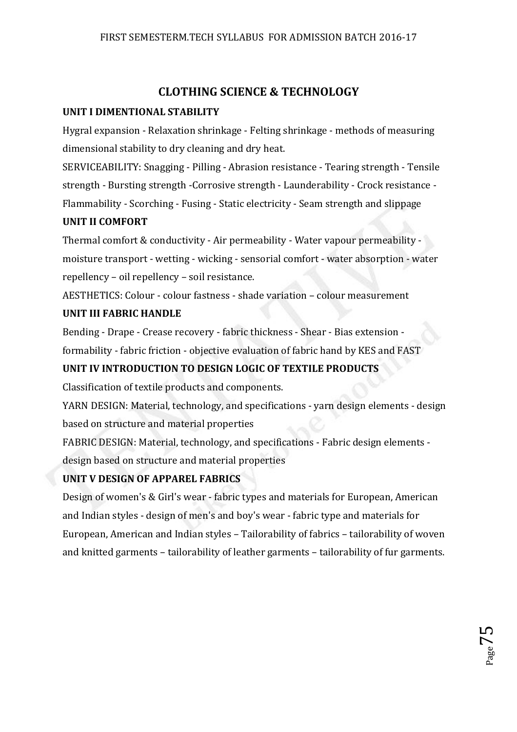# CLOTHING SCIENCE & TECHNOLOGY

**UNIT I DIMENTIONAL STABILITY**

Hygral expansion - Relaxation shrinkage - Felting shrinkage - methods of measuring dimensional stability to dry cleaning and dry heat.

SERVICEABILITY: Snagging - Pilling - Abrasion resistance - Tearing strength - Tensile strength - Bursting strength -Corrosive strength - Launderability - Crock resistance - Flammability - Scorching - Fusing - Static electricity - Seam strength and slippage

**UNIT II COMFORT**

Thermal comfort & conductivity - Air permeability - Water vapour permeability - moisture transport - wetting - wicking - sensorial comfort - water absorption - water repellency – oil repellency – soil resistance.

AESTHETICS: Colour - colour fastness - shade variation – colour measurement

**UNIT III FABRIC HANDLE**

Bending - Drape - Crease recovery - fabric thickness - Shear - Bias extension - formability - fabric friction - objective evaluation of fabric hand by KES and FAST

**UNIT IV INTRODUCTION TO DESIGN LOGIC OF TEXTILE PRODUCTS**

Classification of textile products and components.

YARN DESIGN: Material, technology, and specifications - yarn design elements - design based on structure and material properties

FABRIC DESIGN: Material, technology, and specifications - Fabric design elements - design based on structure and material properties

**UNIT V DESIGN OF APPAREL FABRICS**

Design of women's & Girl's wear - fabric types and materials for European, American and Indian styles - design of men's and boy's wear - fabric type and materials for European, American and Indian styles – Tailorability of fabrics – tailorability of woven and knitted garments – tailorability of leather garments – tailorability of fur garments.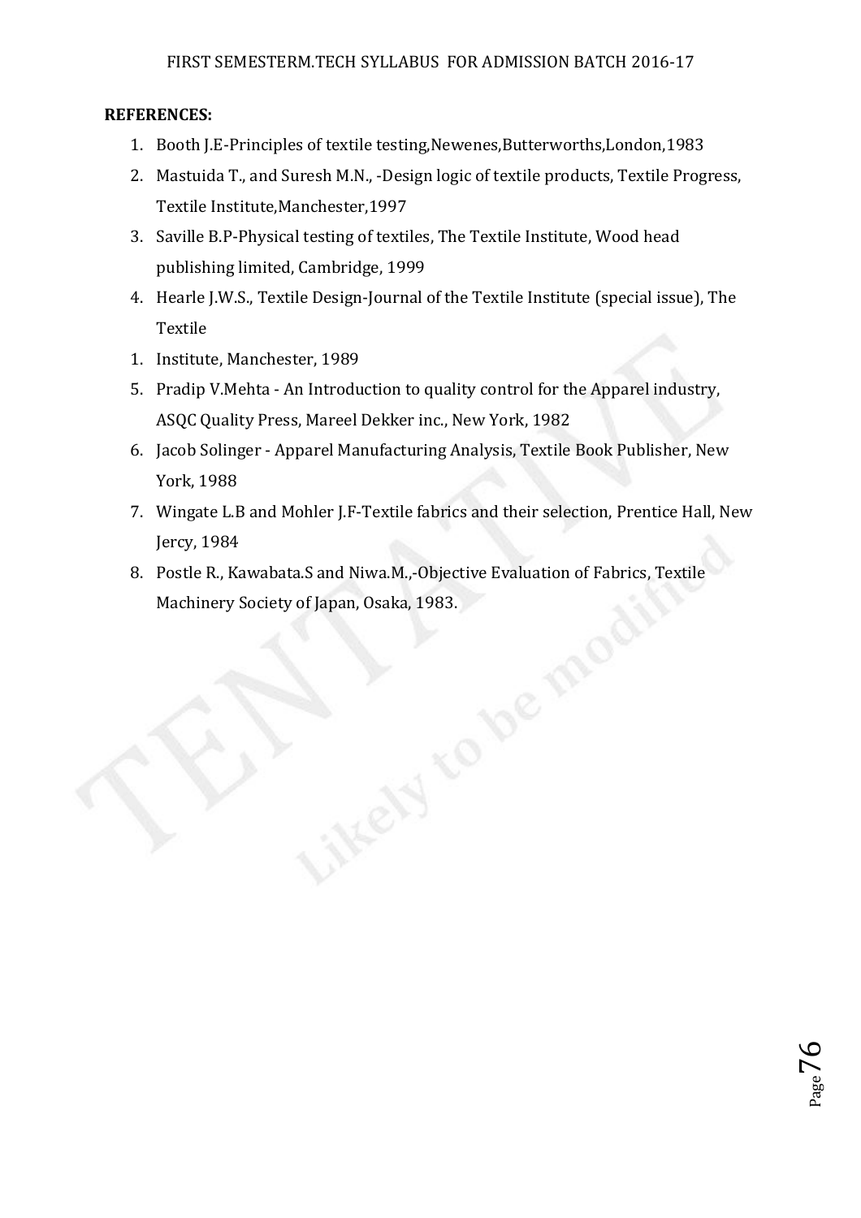**REFERENCES:**

1. Booth J.E-Principles of textile testing,Newenes,Butterworths,London,1983
2. Mastuida T., and Suresh M.N., -Design logic of textile products, Textile Progress, Textile Institute,Manchester,1997
3. Saville B.P-Physical testing of textiles, The Textile Institute, Wood head publishing limited, Cambridge, 1999
4. Hearle J.W.S., Textile Design-Journal of the Textile Institute (special issue), The Textile
1. Institute, Manchester, 1989
5. Pradip V.Mehta - An Introduction to quality control for the Apparel industry, ASQC Quality Press, Mareel Dekker inc., New York, 1982
6. Jacob Solinger - Apparel Manufacturing Analysis, Textile Book Publisher, New York, 1988
7. Wingate L.B and Mohler J.F-Textile fabrics and their selection, Prentice Hall, New Jercy, 1984
8. Postle R., Kawabata.S and Niwa.M.,-Objective Evaluation of Fabrics, Textile Machinery Society of Japan, Osaka, 1983.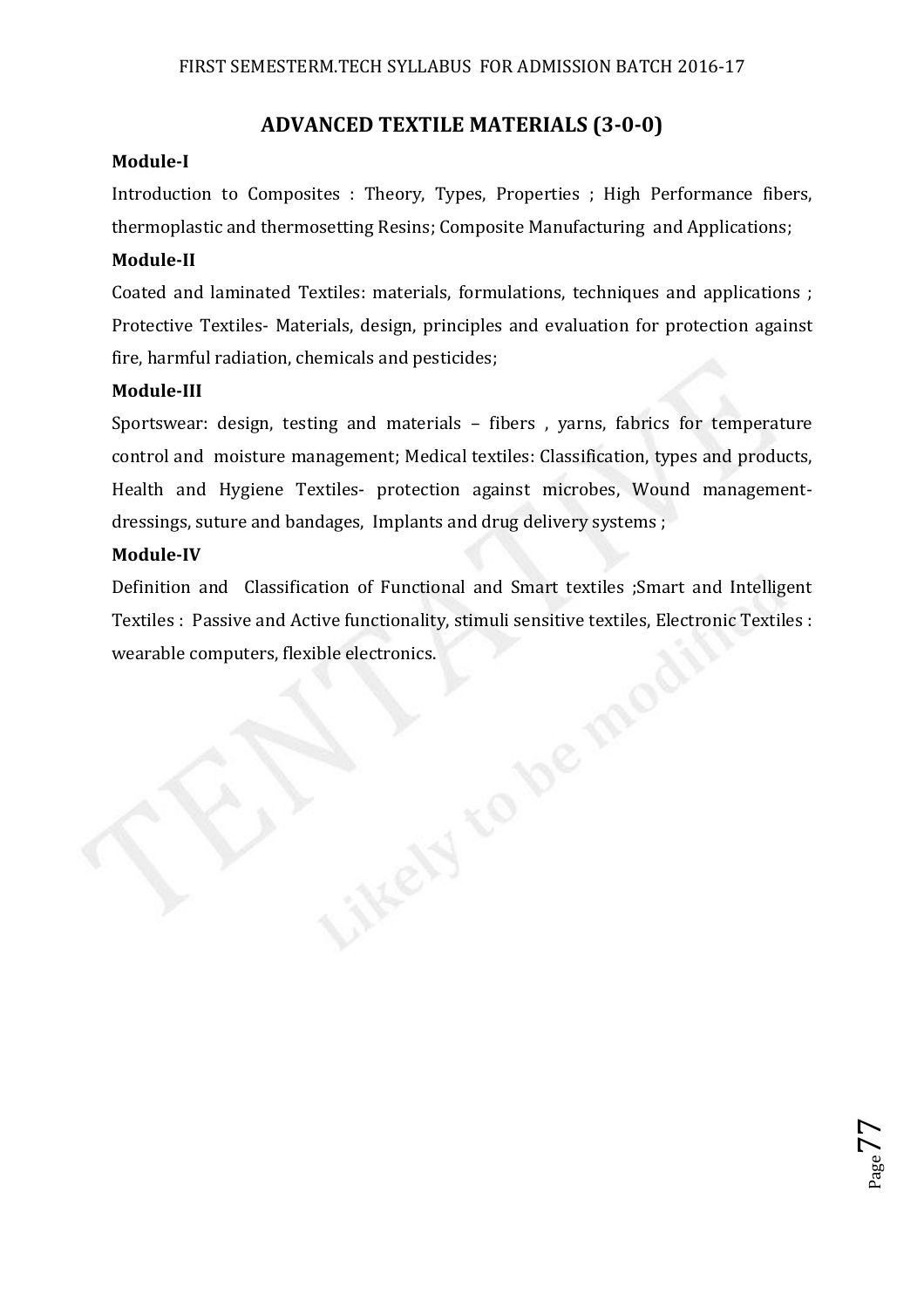## ADVANCED TEXTILE MATERIALS (3-0-0)

**Module-I**

Introduction to Composites : Theory, Types, Properties ; High Performance fibers, thermoplastic and thermosetting Resins; Composite Manufacturing and Applications;

**Module-II**

Coated and laminated Textiles: materials, formulations, techniques and applications ; Protective Textiles- Materials, design, principles and evaluation for protection against fire, harmful radiation, chemicals and pesticides;

**Module-III**

Sportswear: design, testing and materials – fibers , yarns, fabrics for temperature control and moisture management; Medical textiles: Classification, types and products, Health and Hygiene Textiles- protection against microbes, Wound management-dressings, suture and bandages, Implants and drug delivery systems ;

**Module-IV**

Definition and Classification of Functional and Smart textiles ;Smart and Intelligent Textiles : Passive and Active functionality, stimuli sensitive textiles, Electronic Textiles : wearable computers, flexible electronics.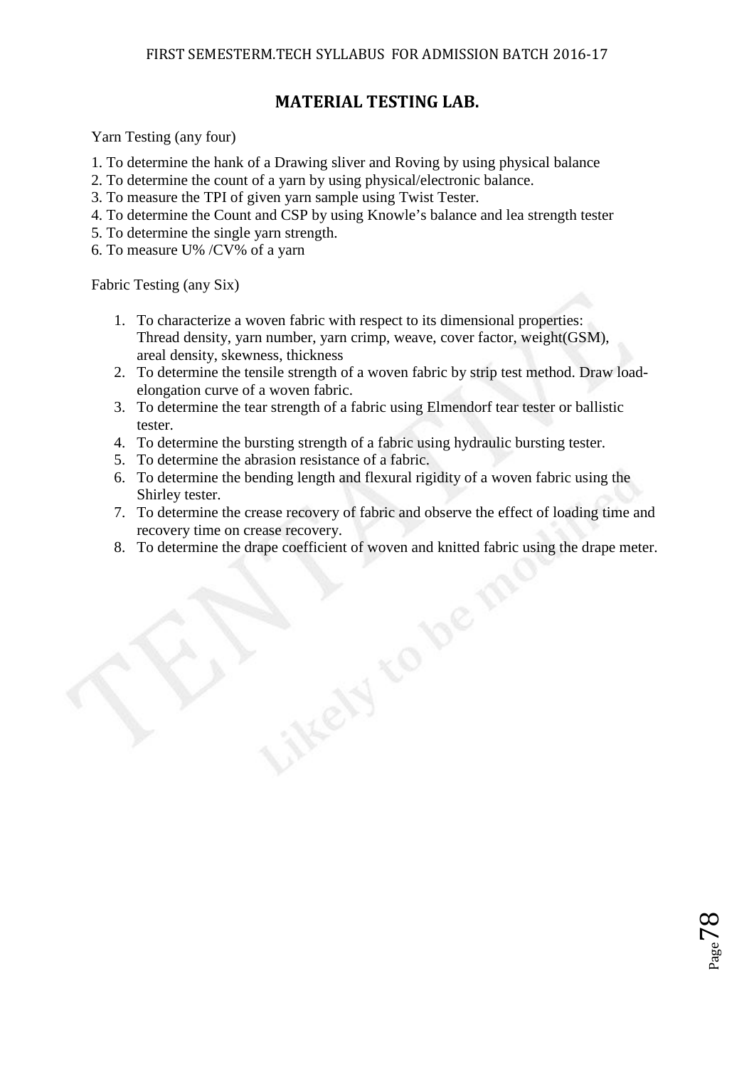## MATERIAL TESTING LAB.

Yarn Testing (any four)

1. To determine the hank of a Drawing sliver and Roving by using physical balance
2. To determine the count of a yarn by using physical/electronic balance.
3. To measure the TPI of given yarn sample using Twist Tester.
4. To determine the Count and CSP by using Knowle's balance and lea strength tester
5. To determine the single yarn strength.
6. To measure U% /CV% of a yarn

Fabric Testing (any Six)

1. To characterize a woven fabric with respect to its dimensional properties: Thread density, yarn number, yarn crimp, weave, cover factor, weight(GSM), areal density, skewness, thickness
2. To determine the tensile strength of a woven fabric by strip test method. Draw load-elongation curve of a woven fabric.
3. To determine the tear strength of a fabric using Elmendorf tear tester or ballistic tester.
4. To determine the bursting strength of a fabric using hydraulic bursting tester.
5. To determine the abrasion resistance of a fabric.
6. To determine the bending length and flexural rigidity of a woven fabric using the Shirley tester.
7. To determine the crease recovery of fabric and observe the effect of loading time and recovery time on crease recovery.
8. To determine the drape coefficient of woven and knitted fabric using the drape meter.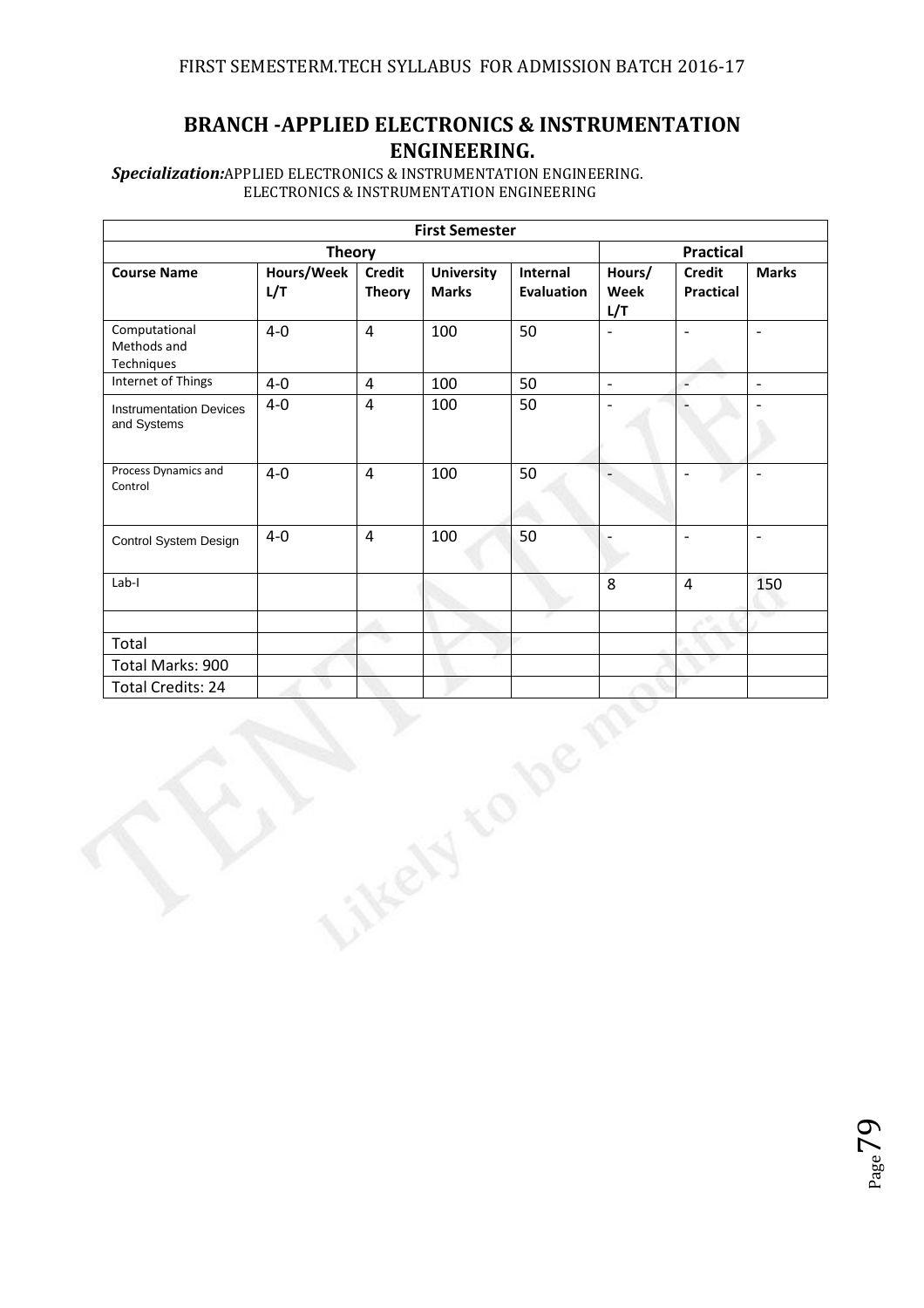# BRANCH -APPLIED ELECTRONICS & INSTRUMENTATION ENGINEERING.

***Specialization:*** APPLIED ELECTRONICS & INSTRUMENTATION ENGINEERING.
ELECTRONICS & INSTRUMENTATION ENGINEERING

| First Semester | | | | | | | |
|---|---|---|---|---|---|---|---|
| Theory | | | | | Practical | | |
| **Course Name** | **Hours/Week L/T** | **Credit Theory** | **University Marks** | **Internal Evaluation** | **Hours/ Week L/T** | **Credit Practical** | **Marks** |
| Computational Methods and Techniques | 4-0 | 4 | 100 | 50 | - | - | - |
| Internet of Things | 4-0 | 4 | 100 | 50 | - | - | - |
| Instrumentation Devices and Systems | 4-0 | 4 | 100 | 50 | - | - | - |
| Process Dynamics and Control | 4-0 | 4 | 100 | 50 | - | - | - |
| Control System Design | 4-0 | 4 | 100 | 50 | - | - | - |
| Lab-I | | | | | 8 | 4 | 150 |
| | | | | | | | |
| Total | | | | | | | |
| Total Marks: 900 | | | | | | | |
| Total Credits: 24 | | | | | | | |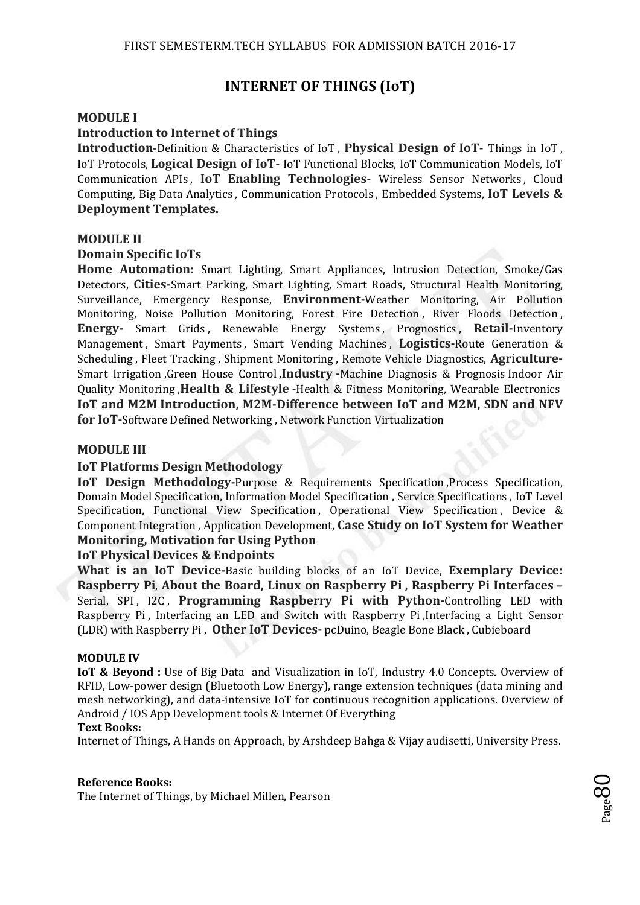# INTERNET OF THINGS (IoT)

### MODULE I

**Introduction to Internet of Things**

**Introduction**-Definition & Characteristics of IoT , **Physical Design of IoT-** Things in IoT , IoT Protocols, **Logical Design of IoT-** IoT Functional Blocks, IoT Communication Models, IoT Communication APIs , **IoT Enabling Technologies-** Wireless Sensor Networks , Cloud Computing, Big Data Analytics , Communication Protocols , Embedded Systems, **IoT Levels & Deployment Templates.**

### MODULE II

**Domain Specific IoTs**

**Home Automation:** Smart Lighting, Smart Appliances, Intrusion Detection, Smoke/Gas Detectors, **Cities-**Smart Parking, Smart Lighting, Smart Roads, Structural Health Monitoring, Surveillance, Emergency Response, **Environment-**Weather Monitoring, Air Pollution Monitoring, Noise Pollution Monitoring, Forest Fire Detection , River Floods Detection , **Energy-** Smart Grids , Renewable Energy Systems , Prognostics , **Retail-**Inventory Management , Smart Payments , Smart Vending Machines , **Logistics-**Route Generation & Scheduling , Fleet Tracking , Shipment Monitoring , Remote Vehicle Diagnostics, **Agriculture-**Smart Irrigation ,Green House Control ,**Industry -**Machine Diagnosis & Prognosis Indoor Air Quality Monitoring ,**Health & Lifestyle -**Health & Fitness Monitoring, Wearable Electronics **IoT and M2M Introduction, M2M-Difference between IoT and M2M, SDN and NFV for IoT-**Software Defined Networking , Network Function Virtualization

### MODULE III

**IoT Platforms Design Methodology**

**IoT Design Methodology-**Purpose & Requirements Specification ,Process Specification, Domain Model Specification, Information Model Specification , Service Specifications , IoT Level Specification, Functional View Specification , Operational View Specification , Device & Component Integration , Application Development, **Case Study on IoT System for Weather Monitoring, Motivation for Using Python**

**IoT Physical Devices & Endpoints**

**What is an IoT Device-**Basic building blocks of an IoT Device, **Exemplary Device: Raspberry Pi**, **About the Board, Linux on Raspberry Pi , Raspberry Pi Interfaces –** Serial, SPI , I2C , **Programming Raspberry Pi with Python-**Controlling LED with Raspberry Pi , Interfacing an LED and Switch with Raspberry Pi ,Interfacing a Light Sensor (LDR) with Raspberry Pi , **Other IoT Devices-** pcDuino, Beagle Bone Black , Cubieboard

### MODULE IV

**IoT & Beyond :** Use of Big Data and Visualization in IoT, Industry 4.0 Concepts. Overview of RFID, Low-power design (Bluetooth Low Energy), range extension techniques (data mining and mesh networking), and data-intensive IoT for continuous recognition applications. Overview of Android / IOS App Development tools & Internet Of Everything

**Text Books:**

Internet of Things, A Hands on Approach, by Arshdeep Bahga & Vijay audisetti, University Press.

**Reference Books:**

The Internet of Things, by Michael Millen, Pearson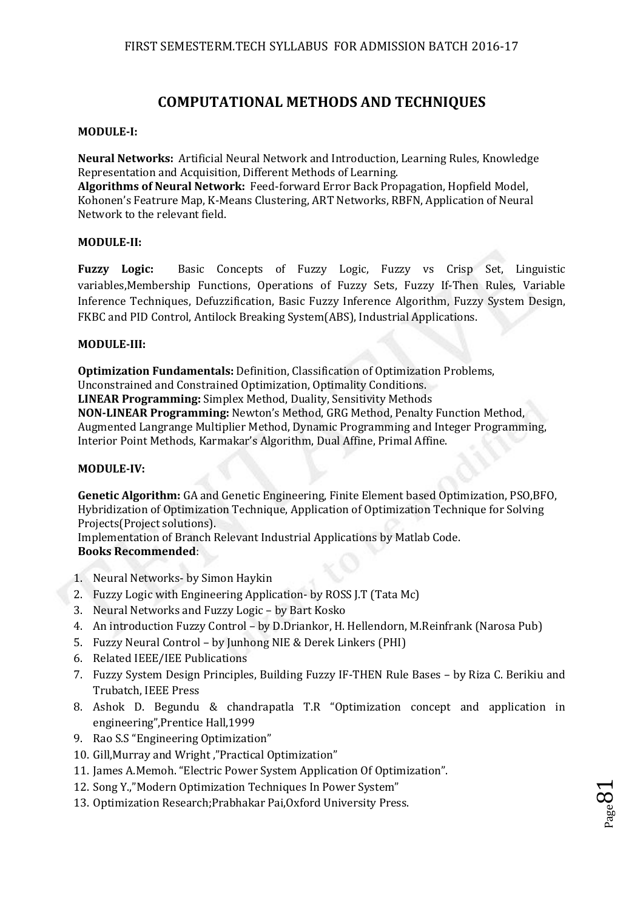# COMPUTATIONAL METHODS AND TECHNIQUES

**MODULE-I:**

**Neural Networks:** Artificial Neural Network and Introduction, Learning Rules, Knowledge Representation and Acquisition, Different Methods of Learning.
**Algorithms of Neural Network:** Feed-forward Error Back Propagation, Hopfield Model, Kohonen's Featrure Map, K-Means Clustering, ART Networks, RBFN, Application of Neural Network to the relevant field.

**MODULE-II:**

**Fuzzy Logic:** Basic Concepts of Fuzzy Logic, Fuzzy vs Crisp Set, Linguistic variables,Membership Functions, Operations of Fuzzy Sets, Fuzzy If-Then Rules, Variable Inference Techniques, Defuzzification, Basic Fuzzy Inference Algorithm, Fuzzy System Design, FKBC and PID Control, Antilock Breaking System(ABS), Industrial Applications.

**MODULE-III:**

**Optimization Fundamentals:** Definition, Classification of Optimization Problems, Unconstrained and Constrained Optimization, Optimality Conditions.
**LINEAR Programming:** Simplex Method, Duality, Sensitivity Methods
**NON-LINEAR Programming:** Newton's Method, GRG Method, Penalty Function Method, Augmented Langrange Multiplier Method, Dynamic Programming and Integer Programming, Interior Point Methods, Karmakar's Algorithm, Dual Affine, Primal Affine.

**MODULE-IV:**

**Genetic Algorithm:** GA and Genetic Engineering, Finite Element based Optimization, PSO,BFO, Hybridization of Optimization Technique, Application of Optimization Technique for Solving Projects(Project solutions).
Implementation of Branch Relevant Industrial Applications by Matlab Code.
**Books Recommended**:

1. Neural Networks- by Simon Haykin
2. Fuzzy Logic with Engineering Application- by ROSS J.T (Tata Mc)
3. Neural Networks and Fuzzy Logic – by Bart Kosko
4. An introduction Fuzzy Control – by D.Driankor, H. Hellendorn, M.Reinfrank (Narosa Pub)
5. Fuzzy Neural Control – by Junhong NIE & Derek Linkers (PHI)
6. Related IEEE/IEE Publications
7. Fuzzy System Design Principles, Building Fuzzy IF-THEN Rule Bases – by Riza C. Berikiu and Trubatch, IEEE Press
8. Ashok D. Begundu & chandrapatla T.R "Optimization concept and application in engineering",Prentice Hall,1999
9. Rao S.S "Engineering Optimization"
10. Gill,Murray and Wright ,"Practical Optimization"
11. James A.Memoh. "Electric Power System Application Of Optimization".
12. Song Y.,"Modern Optimization Techniques In Power System"
13. Optimization Research;Prabhakar Pai,Oxford University Press.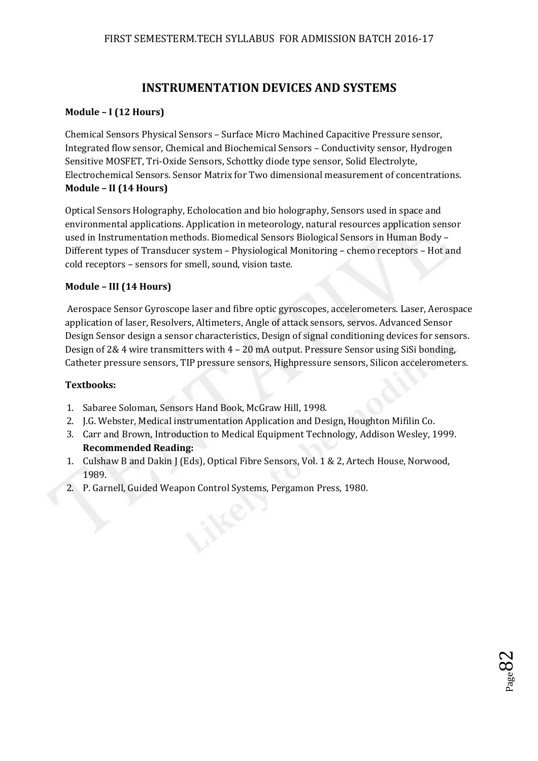# INSTRUMENTATION DEVICES AND SYSTEMS

**Module – I (12 Hours)**

Chemical Sensors Physical Sensors – Surface Micro Machined Capacitive Pressure sensor, Integrated flow sensor, Chemical and Biochemical Sensors – Conductivity sensor, Hydrogen Sensitive MOSFET, Tri-Oxide Sensors, Schottky diode type sensor, Solid Electrolyte, Electrochemical Sensors. Sensor Matrix for Two dimensional measurement of concentrations.

**Module – II (14 Hours)**

Optical Sensors Holography, Echolocation and bio holography, Sensors used in space and environmental applications. Application in meteorology, natural resources application sensor used in Instrumentation methods. Biomedical Sensors Biological Sensors in Human Body – Different types of Transducer system – Physiological Monitoring – chemo receptors – Hot and cold receptors – sensors for smell, sound, vision taste.

**Module – III (14 Hours)**

Aerospace Sensor Gyroscope laser and fibre optic gyroscopes, accelerometers. Laser, Aerospace application of laser, Resolvers, Altimeters, Angle of attack sensors, servos. Advanced Sensor Design Sensor design a sensor characteristics, Design of signal conditioning devices for sensors. Design of 2& 4 wire transmitters with 4 – 20 mA output. Pressure Sensor using SiSi bonding, Catheter pressure sensors, TIP pressure sensors, Highpressure sensors, Silicon accelerometers.

**Textbooks:**

1. Sabaree Soloman, Sensors Hand Book, McGraw Hill, 1998.
2. J.G. Webster, Medical instrumentation Application and Design, Houghton Mifilin Co.
3. Carr and Brown, Introduction to Medical Equipment Technology, Addison Wesley, 1999.

**Recommended Reading:**

1. Culshaw B and Dakin J (Eds), Optical Fibre Sensors, Vol. 1 & 2, Artech House, Norwood, 1989.
2. P. Garnell, Guided Weapon Control Systems, Pergamon Press, 1980.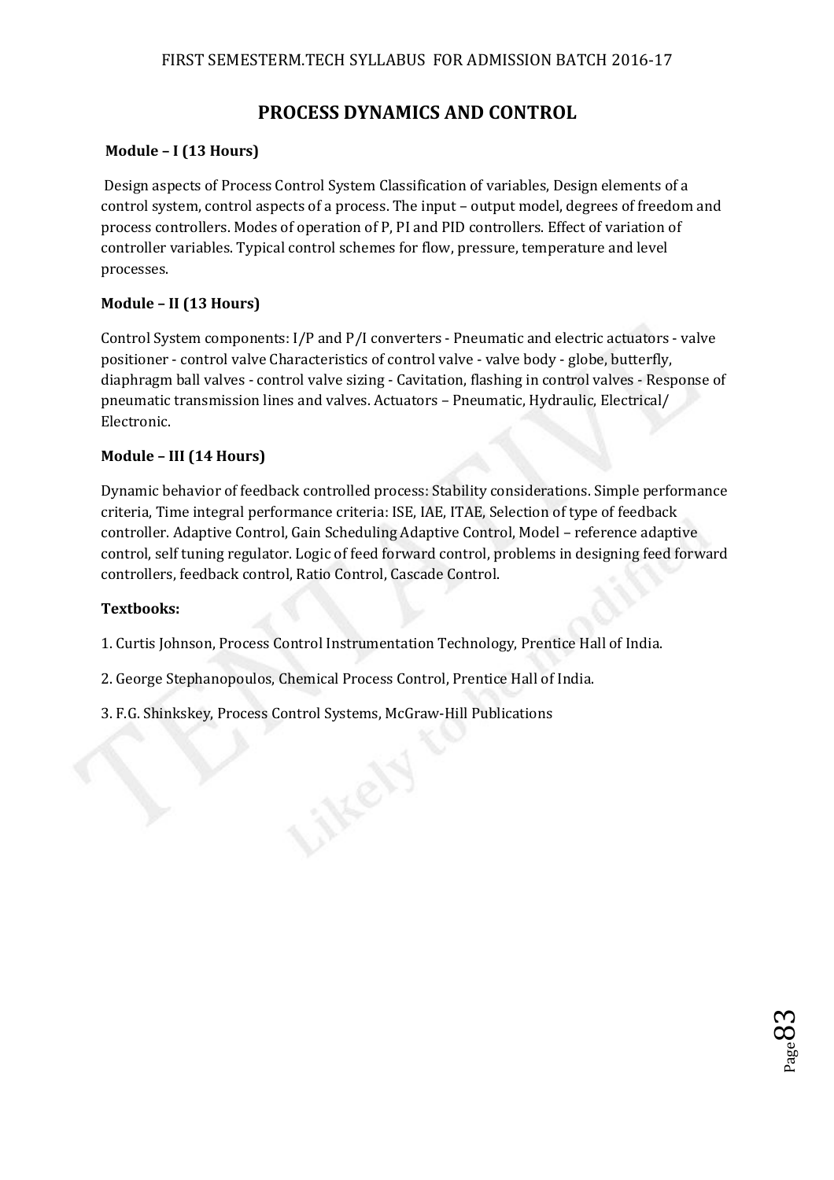# PROCESS DYNAMICS AND CONTROL

**Module – I (13 Hours)**

Design aspects of Process Control System Classification of variables, Design elements of a control system, control aspects of a process. The input – output model, degrees of freedom and process controllers. Modes of operation of P, PI and PID controllers. Effect of variation of controller variables. Typical control schemes for flow, pressure, temperature and level processes.

**Module – II (13 Hours)**

Control System components: I/P and P/I converters - Pneumatic and electric actuators - valve positioner - control valve Characteristics of control valve - valve body - globe, butterfly, diaphragm ball valves - control valve sizing - Cavitation, flashing in control valves - Response of pneumatic transmission lines and valves. Actuators – Pneumatic, Hydraulic, Electrical/ Electronic.

**Module – III (14 Hours)**

Dynamic behavior of feedback controlled process: Stability considerations. Simple performance criteria, Time integral performance criteria: ISE, IAE, ITAE, Selection of type of feedback controller. Adaptive Control, Gain Scheduling Adaptive Control, Model – reference adaptive control, self tuning regulator. Logic of feed forward control, problems in designing feed forward controllers, feedback control, Ratio Control, Cascade Control.

**Textbooks:**

1. Curtis Johnson, Process Control Instrumentation Technology, Prentice Hall of India.

2. George Stephanopoulos, Chemical Process Control, Prentice Hall of India.

3. F.G. Shinkskey, Process Control Systems, McGraw-Hill Publications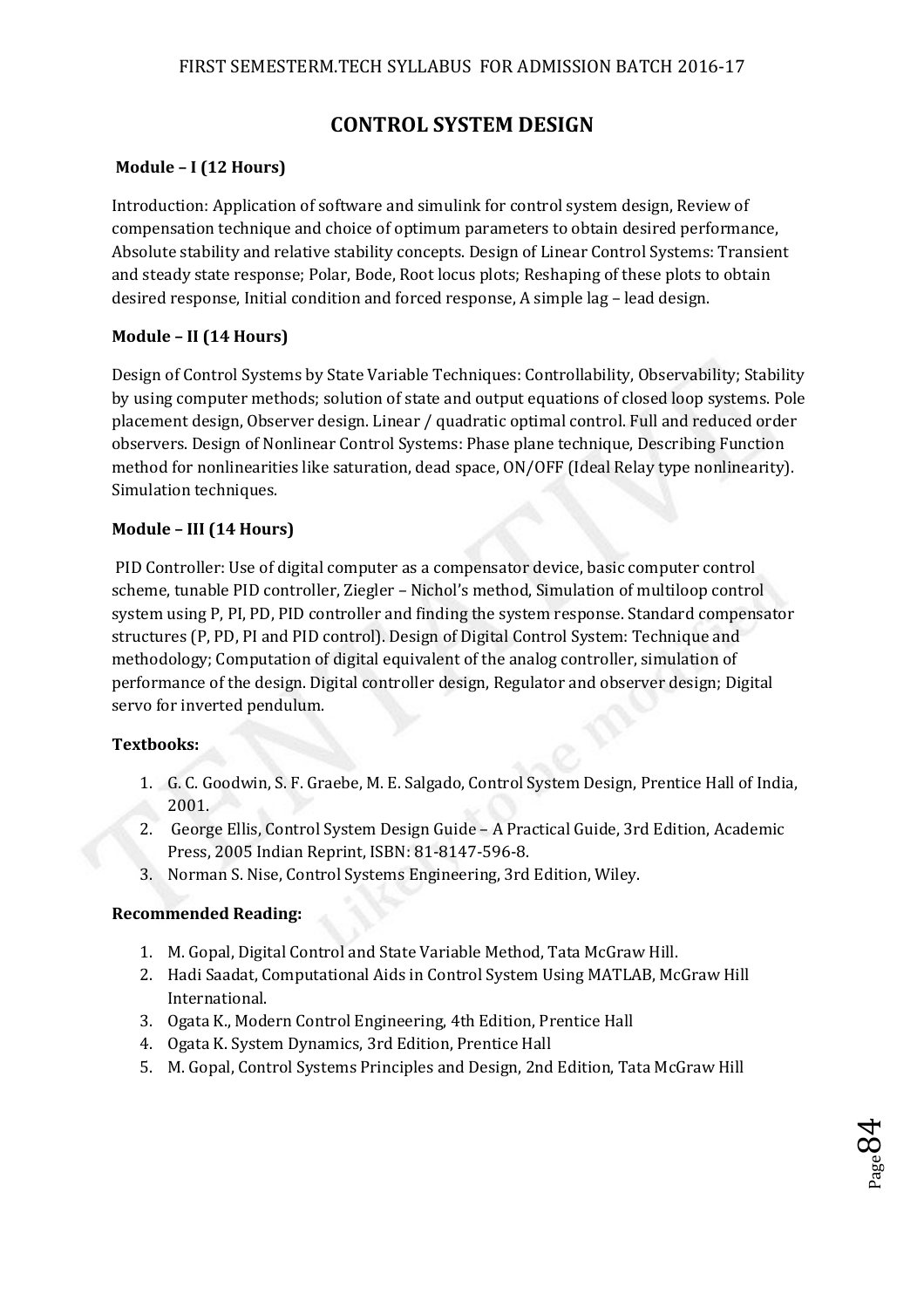# CONTROL SYSTEM DESIGN

### Module – I (12 Hours)

Introduction: Application of software and simulink for control system design, Review of compensation technique and choice of optimum parameters to obtain desired performance, Absolute stability and relative stability concepts. Design of Linear Control Systems: Transient and steady state response; Polar, Bode, Root locus plots; Reshaping of these plots to obtain desired response, Initial condition and forced response, A simple lag – lead design.

### Module – II (14 Hours)

Design of Control Systems by State Variable Techniques: Controllability, Observability; Stability by using computer methods; solution of state and output equations of closed loop systems. Pole placement design, Observer design. Linear / quadratic optimal control. Full and reduced order observers. Design of Nonlinear Control Systems: Phase plane technique, Describing Function method for nonlinearities like saturation, dead space, ON/OFF (Ideal Relay type nonlinearity). Simulation techniques.

### Module – III (14 Hours)

PID Controller: Use of digital computer as a compensator device, basic computer control scheme, tunable PID controller, Ziegler – Nichol's method, Simulation of multiloop control system using P, PI, PD, PID controller and finding the system response. Standard compensator structures (P, PD, PI and PID control). Design of Digital Control System: Technique and methodology; Computation of digital equivalent of the analog controller, simulation of performance of the design. Digital controller design, Regulator and observer design; Digital servo for inverted pendulum.

### Textbooks:

1. G. C. Goodwin, S. F. Graebe, M. E. Salgado, Control System Design, Prentice Hall of India, 2001.
2. George Ellis, Control System Design Guide – A Practical Guide, 3rd Edition, Academic Press, 2005 Indian Reprint, ISBN: 81-8147-596-8.
3. Norman S. Nise, Control Systems Engineering, 3rd Edition, Wiley.

### Recommended Reading:

1. M. Gopal, Digital Control and State Variable Method, Tata McGraw Hill.
2. Hadi Saadat, Computational Aids in Control System Using MATLAB, McGraw Hill International.
3. Ogata K., Modern Control Engineering, 4th Edition, Prentice Hall
4. Ogata K. System Dynamics, 3rd Edition, Prentice Hall
5. M. Gopal, Control Systems Principles and Design, 2nd Edition, Tata McGraw Hill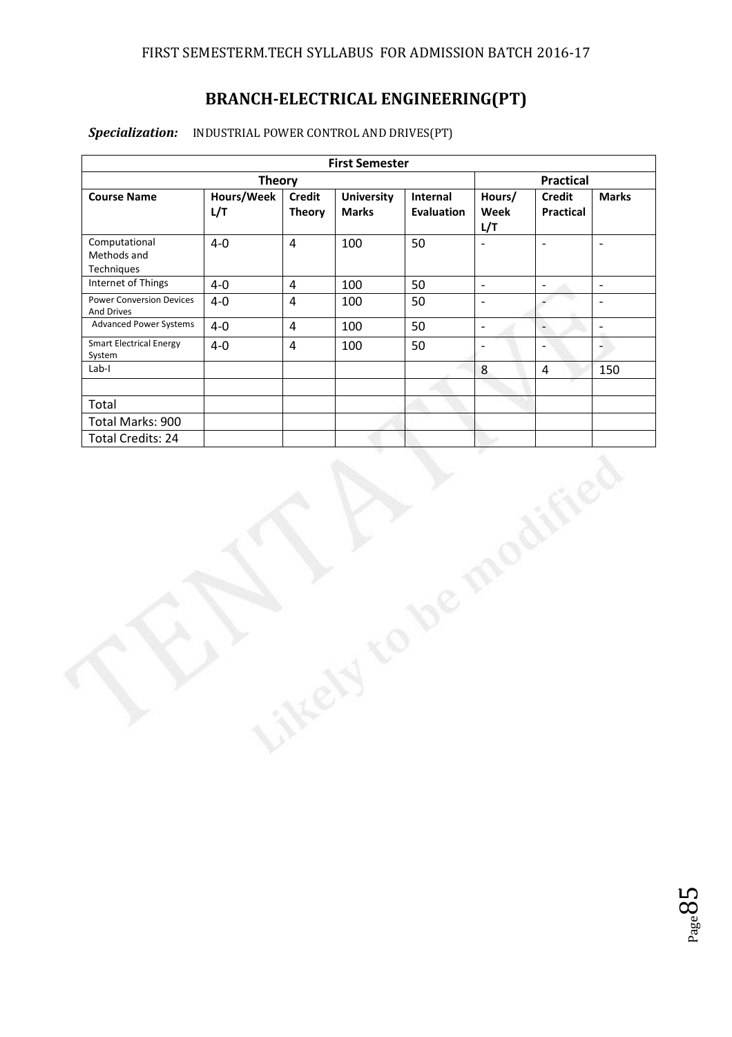FIRST SEMESTERM.TECH SYLLABUS FOR ADMISSION BATCH 2016-17

# BRANCH-ELECTRICAL ENGINEERING(PT)

***Specialization:*** INDUSTRIAL POWER CONTROL AND DRIVES(PT)

| First Semester | | | | | | | |
|---|---|---|---|---|---|---|---|
| Theory | | | | | Practical | | |
| **Course Name** | **Hours/Week L/T** | **Credit Theory** | **University Marks** | **Internal Evaluation** | **Hours/ Week L/T** | **Credit Practical** | **Marks** |
| Computational Methods and Techniques | 4-0 | 4 | 100 | 50 | - | - | - |
| Internet of Things | 4-0 | 4 | 100 | 50 | - | - | - |
| Power Conversion Devices And Drives | 4-0 | 4 | 100 | 50 | - | - | - |
| Advanced Power Systems | 4-0 | 4 | 100 | 50 | - | - | - |
| Smart Electrical Energy System | 4-0 | 4 | 100 | 50 | - | - | - |
| Lab-I | | | | | 8 | 4 | 150 |
| | | | | | | | |
| Total | | | | | | | |
| Total Marks: 900 | | | | | | | |
| Total Credits: 24 | | | | | | | |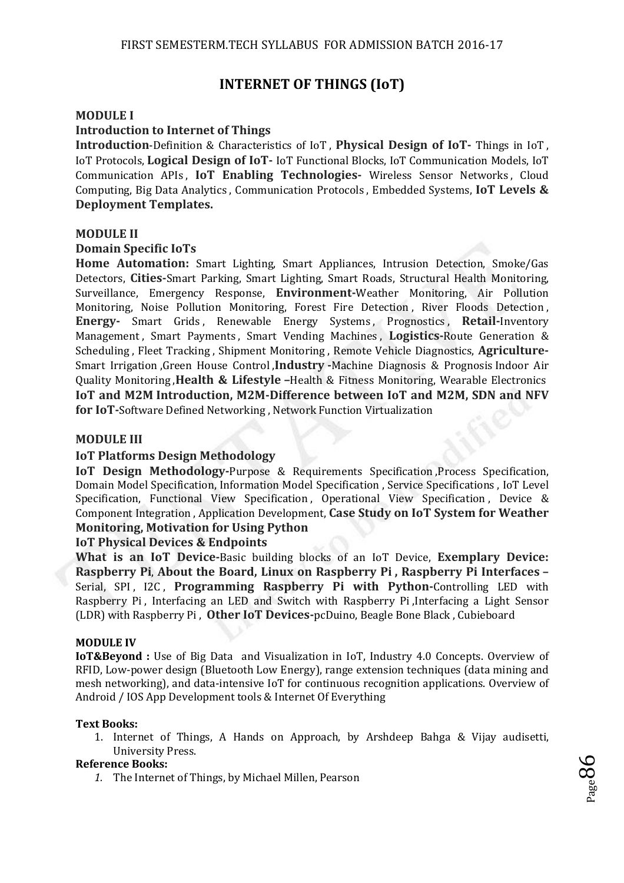# INTERNET OF THINGS (IoT)

**MODULE I**

**Introduction to Internet of Things**

**Introduction**-Definition & Characteristics of IoT , **Physical Design of IoT-** Things in IoT , IoT Protocols, **Logical Design of IoT-** IoT Functional Blocks, IoT Communication Models, IoT Communication APIs , **IoT Enabling Technologies-** Wireless Sensor Networks , Cloud Computing, Big Data Analytics , Communication Protocols , Embedded Systems, **IoT Levels & Deployment Templates.**

**MODULE II**

**Domain Specific IoTs**

**Home Automation:** Smart Lighting, Smart Appliances, Intrusion Detection, Smoke/Gas Detectors, **Cities-**Smart Parking, Smart Lighting, Smart Roads, Structural Health Monitoring, Surveillance, Emergency Response, **Environment-**Weather Monitoring, Air Pollution Monitoring, Noise Pollution Monitoring, Forest Fire Detection , River Floods Detection , **Energy-** Smart Grids , Renewable Energy Systems , Prognostics , **Retail-**Inventory Management , Smart Payments , Smart Vending Machines , **Logistics-**Route Generation & Scheduling , Fleet Tracking , Shipment Monitoring , Remote Vehicle Diagnostics, **Agriculture-**Smart Irrigation ,Green House Control ,**Industry -**Machine Diagnosis & Prognosis Indoor Air Quality Monitoring ,**Health & Lifestyle –**Health & Fitness Monitoring, Wearable Electronics **IoT and M2M Introduction, M2M-Difference between IoT and M2M, SDN and NFV for IoT-**Software Defined Networking , Network Function Virtualization

**MODULE III**

**IoT Platforms Design Methodology**

**IoT Design Methodology-**Purpose & Requirements Specification ,Process Specification, Domain Model Specification, Information Model Specification , Service Specifications , IoT Level Specification, Functional View Specification , Operational View Specification , Device & Component Integration , Application Development, **Case Study on IoT System for Weather Monitoring, Motivation for Using Python**

**IoT Physical Devices & Endpoints**

**What is an IoT Device-**Basic building blocks of an IoT Device, **Exemplary Device: Raspberry Pi**, **About the Board, Linux on Raspberry Pi , Raspberry Pi Interfaces –** Serial, SPI , I2C , **Programming Raspberry Pi with Python-**Controlling LED with Raspberry Pi , Interfacing an LED and Switch with Raspberry Pi ,Interfacing a Light Sensor (LDR) with Raspberry Pi , **Other IoT Devices-**pcDuino, Beagle Bone Black , Cubieboard

**MODULE IV**

**IoT&Beyond :** Use of Big Data and Visualization in IoT, Industry 4.0 Concepts. Overview of RFID, Low-power design (Bluetooth Low Energy), range extension techniques (data mining and mesh networking), and data-intensive IoT for continuous recognition applications. Overview of Android / IOS App Development tools & Internet Of Everything

**Text Books:**

1. Internet of Things, A Hands on Approach, by Arshdeep Bahga & Vijay audisetti, University Press.

**Reference Books:**

1. The Internet of Things, by Michael Millen, Pearson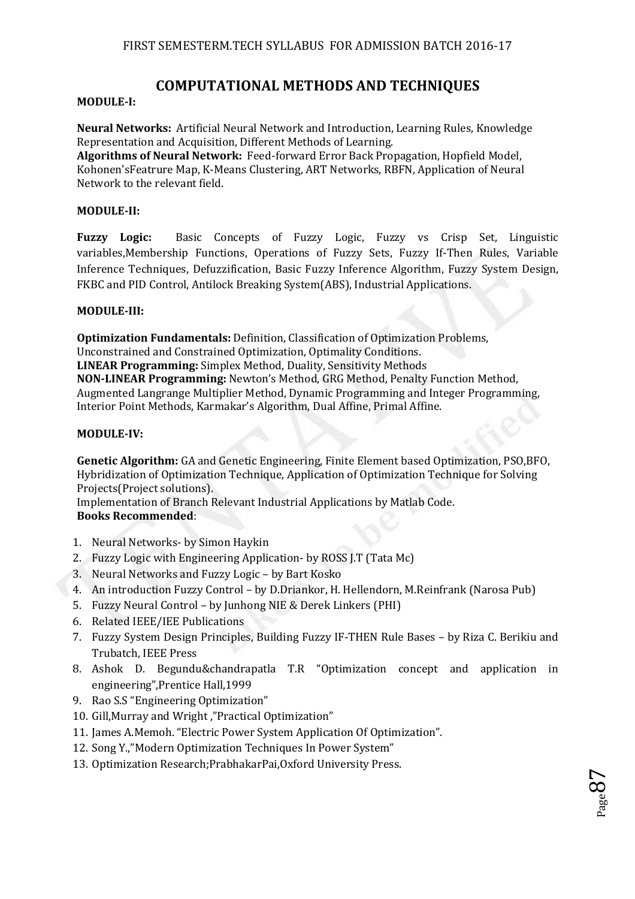# COMPUTATIONAL METHODS AND TECHNIQUES

**MODULE-I:**

**Neural Networks:** Artificial Neural Network and Introduction, Learning Rules, Knowledge Representation and Acquisition, Different Methods of Learning.
**Algorithms of Neural Network:** Feed-forward Error Back Propagation, Hopfield Model, Kohonen'sFeatrure Map, K-Means Clustering, ART Networks, RBFN, Application of Neural Network to the relevant field.

**MODULE-II:**

**Fuzzy Logic:** Basic Concepts of Fuzzy Logic, Fuzzy vs Crisp Set, Linguistic variables,Membership Functions, Operations of Fuzzy Sets, Fuzzy If-Then Rules, Variable Inference Techniques, Defuzzification, Basic Fuzzy Inference Algorithm, Fuzzy System Design, FKBC and PID Control, Antilock Breaking System(ABS), Industrial Applications.

**MODULE-III:**

**Optimization Fundamentals:** Definition, Classification of Optimization Problems, Unconstrained and Constrained Optimization, Optimality Conditions.
**LINEAR Programming:** Simplex Method, Duality, Sensitivity Methods
**NON-LINEAR Programming:** Newton's Method, GRG Method, Penalty Function Method, Augmented Langrange Multiplier Method, Dynamic Programming and Integer Programming, Interior Point Methods, Karmakar's Algorithm, Dual Affine, Primal Affine.

**MODULE-IV:**

**Genetic Algorithm:** GA and Genetic Engineering, Finite Element based Optimization, PSO,BFO, Hybridization of Optimization Technique, Application of Optimization Technique for Solving Projects(Project solutions).
Implementation of Branch Relevant Industrial Applications by Matlab Code.
**Books Recommended**:

1. Neural Networks- by Simon Haykin
2. Fuzzy Logic with Engineering Application- by ROSS J.T (Tata Mc)
3. Neural Networks and Fuzzy Logic – by Bart Kosko
4. An introduction Fuzzy Control – by D.Driankor, H. Hellendorn, M.Reinfrank (Narosa Pub)
5. Fuzzy Neural Control – by Junhong NIE & Derek Linkers (PHI)
6. Related IEEE/IEE Publications
7. Fuzzy System Design Principles, Building Fuzzy IF-THEN Rule Bases – by Riza C. Berikiu and Trubatch, IEEE Press
8. Ashok D. Begundu&chandrapatla T.R "Optimization concept and application in engineering",Prentice Hall,1999
9. Rao S.S "Engineering Optimization"
10. Gill,Murray and Wright ,"Practical Optimization"
11. James A.Memoh. "Electric Power System Application Of Optimization".
12. Song Y.,"Modern Optimization Techniques In Power System"
13. Optimization Research;PrabhakarPai,Oxford University Press.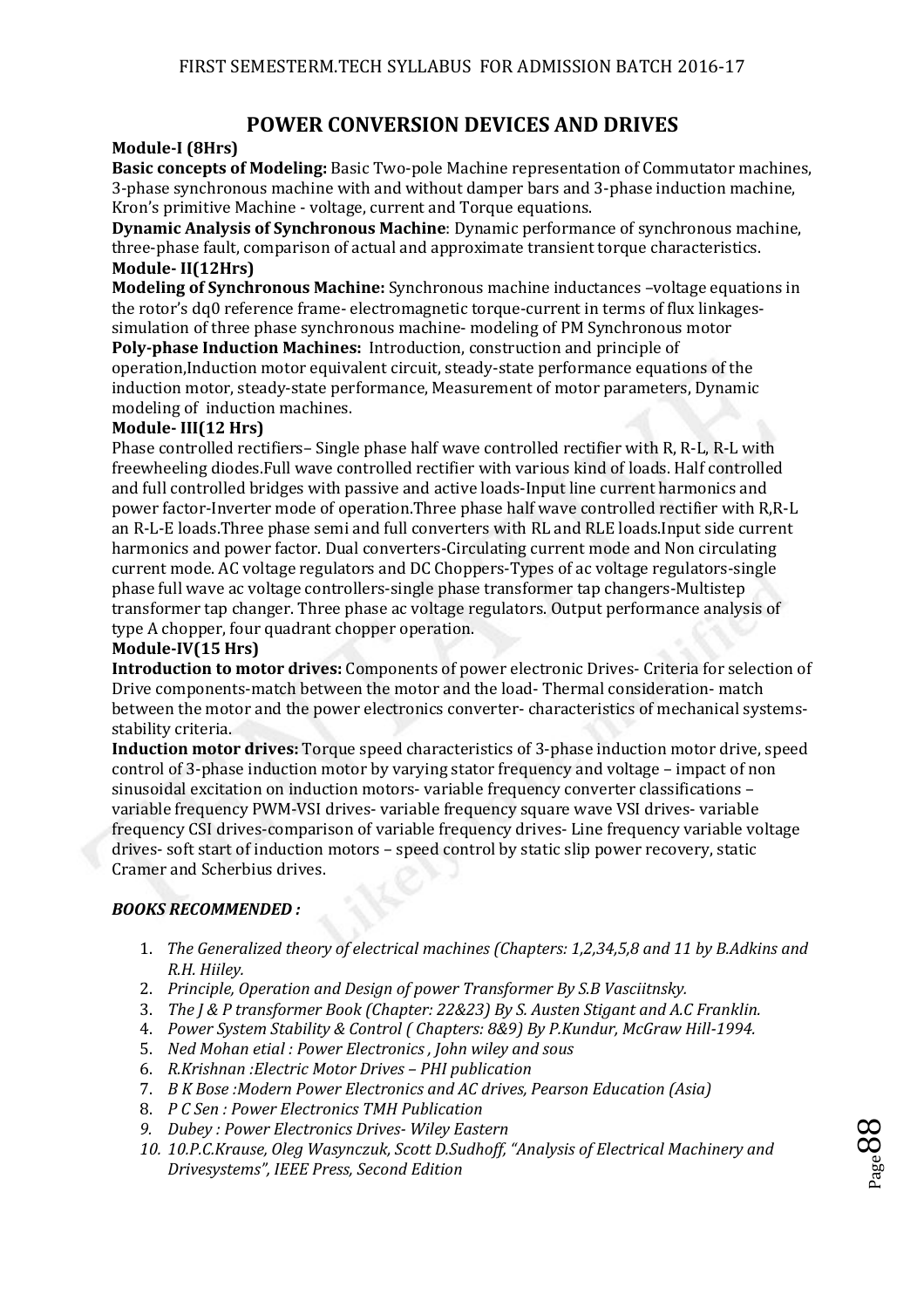# POWER CONVERSION DEVICES AND DRIVES

**Module-I (8Hrs)**

**Basic concepts of Modeling:** Basic Two-pole Machine representation of Commutator machines, 3-phase synchronous machine with and without damper bars and 3-phase induction machine, Kron's primitive Machine - voltage, current and Torque equations.

**Dynamic Analysis of Synchronous Machine**: Dynamic performance of synchronous machine, three-phase fault, comparison of actual and approximate transient torque characteristics.

**Module- II(12Hrs)**

**Modeling of Synchronous Machine:** Synchronous machine inductances –voltage equations in the rotor's dq0 reference frame- electromagnetic torque-current in terms of flux linkages-simulation of three phase synchronous machine- modeling of PM Synchronous motor

**Poly-phase Induction Machines:** Introduction, construction and principle of operation,Induction motor equivalent circuit, steady-state performance equations of the induction motor, steady-state performance, Measurement of motor parameters, Dynamic modeling of induction machines.

**Module- III(12 Hrs)**

Phase controlled rectifiers– Single phase half wave controlled rectifier with R, R-L, R-L with freewheeling diodes.Full wave controlled rectifier with various kind of loads. Half controlled and full controlled bridges with passive and active loads-Input line current harmonics and power factor-Inverter mode of operation.Three phase half wave controlled rectifier with R,R-L an R-L-E loads.Three phase semi and full converters with RL and RLE loads.Input side current harmonics and power factor. Dual converters-Circulating current mode and Non circulating current mode. AC voltage regulators and DC Choppers-Types of ac voltage regulators-single phase full wave ac voltage controllers-single phase transformer tap changers-Multistep transformer tap changer. Three phase ac voltage regulators. Output performance analysis of type A chopper, four quadrant chopper operation.

**Module-IV(15 Hrs)**

**Introduction to motor drives:** Components of power electronic Drives- Criteria for selection of Drive components-match between the motor and the load- Thermal consideration- match between the motor and the power electronics converter- characteristics of mechanical systems-stability criteria.

**Induction motor drives:** Torque speed characteristics of 3-phase induction motor drive, speed control of 3-phase induction motor by varying stator frequency and voltage – impact of non sinusoidal excitation on induction motors- variable frequency converter classifications – variable frequency PWM-VSI drives- variable frequency square wave VSI drives- variable frequency CSI drives-comparison of variable frequency drives- Line frequency variable voltage drives- soft start of induction motors – speed control by static slip power recovery, static Cramer and Scherbius drives.

***BOOKS RECOMMENDED :***

1. *The Generalized theory of electrical machines (Chapters: 1,2,34,5,8 and 11 by B.Adkins and R.H. Hiiley.*
2. *Principle, Operation and Design of power Transformer By S.B Vasciitnsky.*
3. *The J & P transformer Book (Chapter: 22&23) By S. Austen Stigant and A.C Franklin.*
4. *Power System Stability & Control ( Chapters: 8&9) By P.Kundur, McGraw Hill-1994.*
5. *Ned Mohan etial : Power Electronics , John wiley and sous*
6. *R.Krishnan :Electric Motor Drives – PHI publication*
7. *B K Bose :Modern Power Electronics and AC drives, Pearson Education (Asia)*
8. *P C Sen : Power Electronics TMH Publication*
9. *Dubey : Power Electronics Drives- Wiley Eastern*
10. *10.P.C.Krause, Oleg Wasynczuk, Scott D.Sudhoff, "Analysis of Electrical Machinery and Drivesystems", IEEE Press, Second Edition*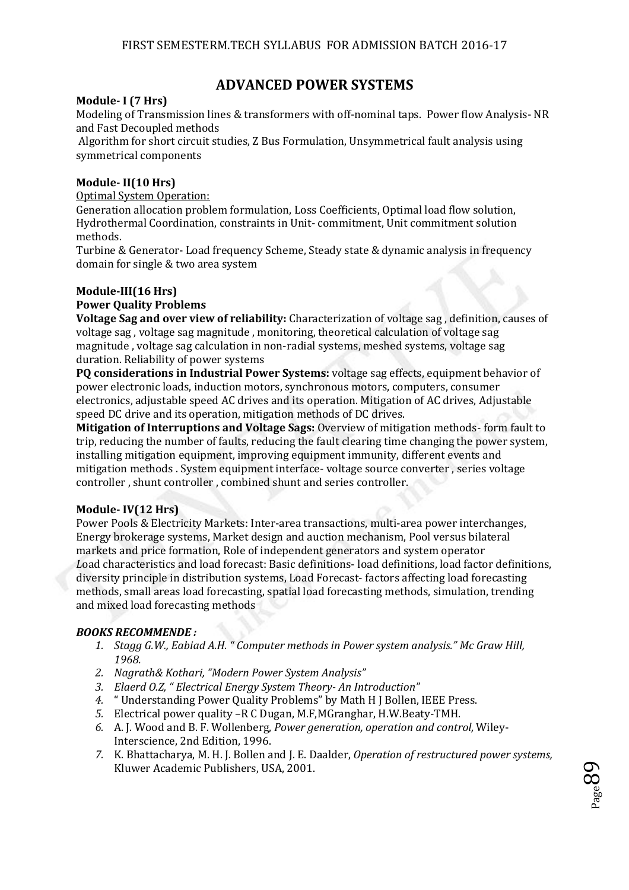# ADVANCED POWER SYSTEMS

**Module- I (7 Hrs)**

Modeling of Transmission lines & transformers with off-nominal taps. Power flow Analysis- NR and Fast Decoupled methods

Algorithm for short circuit studies, Z Bus Formulation, Unsymmetrical fault analysis using symmetrical components

**Module- II(10 Hrs)**

Optimal System Operation:

Generation allocation problem formulation, Loss Coefficients, Optimal load flow solution, Hydrothermal Coordination, constraints in Unit- commitment, Unit commitment solution methods.

Turbine & Generator- Load frequency Scheme, Steady state & dynamic analysis in frequency domain for single & two area system

**Module-III(16 Hrs)**

**Power Quality Problems**

**Voltage Sag and over view of reliability:** Characterization of voltage sag , definition, causes of voltage sag , voltage sag magnitude , monitoring, theoretical calculation of voltage sag magnitude , voltage sag calculation in non-radial systems, meshed systems, voltage sag duration. Reliability of power systems

**PQ considerations in Industrial Power Systems:** voltage sag effects, equipment behavior of power electronic loads, induction motors, synchronous motors, computers, consumer electronics, adjustable speed AC drives and its operation. Mitigation of AC drives, Adjustable speed DC drive and its operation, mitigation methods of DC drives.

**Mitigation of Interruptions and Voltage Sags:** Overview of mitigation methods- form fault to trip, reducing the number of faults, reducing the fault clearing time changing the power system, installing mitigation equipment, improving equipment immunity, different events and mitigation methods . System equipment interface- voltage source converter , series voltage controller , shunt controller , combined shunt and series controller.

**Module- IV(12 Hrs)**

Power Pools & Electricity Markets: Inter-area transactions, multi-area power interchanges, Energy brokerage systems, Market design and auction mechanism, Pool versus bilateral markets and price formation, Role of independent generators and system operator

Load characteristics and load forecast: Basic definitions- load definitions, load factor definitions, diversity principle in distribution systems, Load Forecast- factors affecting load forecasting methods, small areas load forecasting, spatial load forecasting methods, simulation, trending and mixed load forecasting methods

***BOOKS RECOMMENDE :***

1. *Stagg G.W., Eabiad A.H. " Computer methods in Power system analysis." Mc Graw Hill, 1968.*
2. *Nagrath& Kothari, "Modern Power System Analysis"*
3. *Elaerd O.Z, " Electrical Energy System Theory- An Introduction"*
4. " Understanding Power Quality Problems" by Math H J Bollen, IEEE Press.
5. Electrical power quality –R C Dugan, M.F,MGranghar, H.W.Beaty-TMH.
6. A. J. Wood and B. F. Wollenberg, *Power generation, operation and control,* Wiley-Interscience, 2nd Edition, 1996.
7. K. Bhattacharya, M. H. J. Bollen and J. E. Daalder, *Operation of restructured power systems,* Kluwer Academic Publishers, USA, 2001.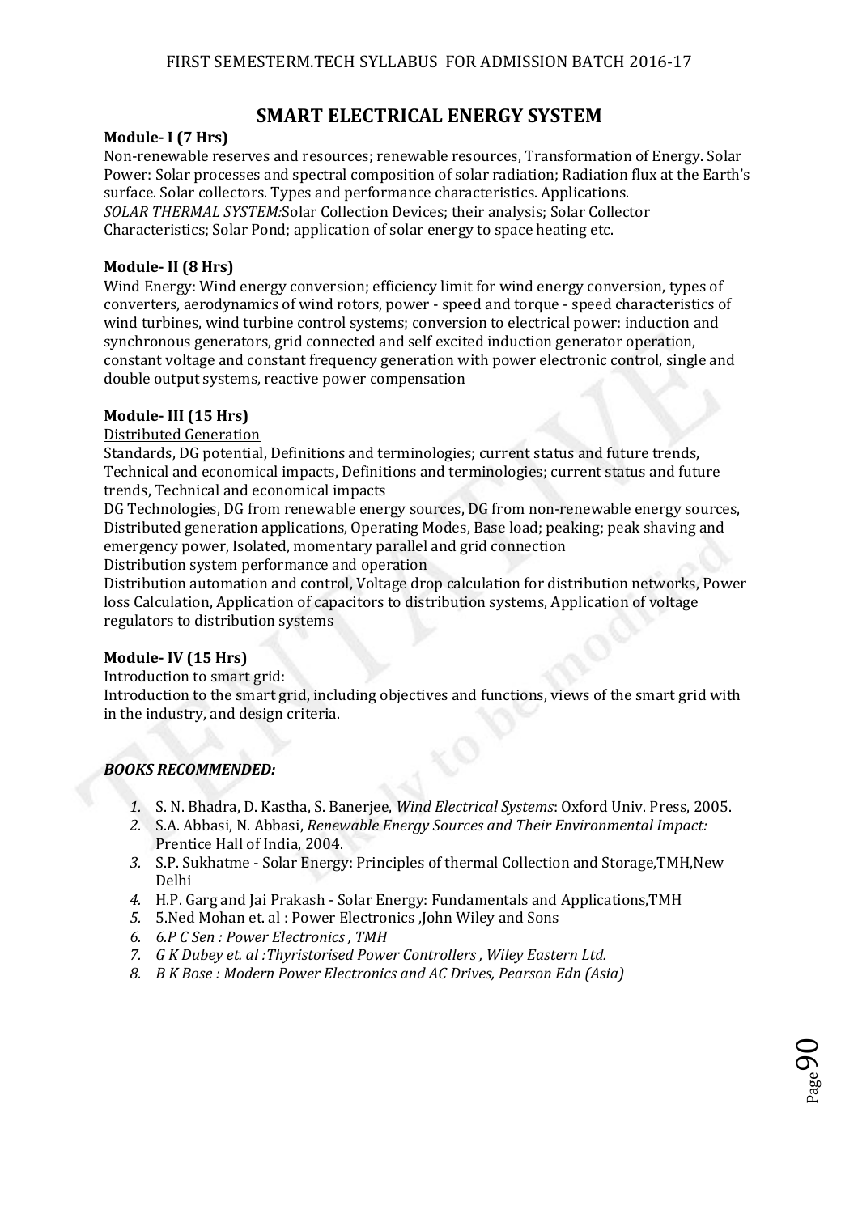# SMART ELECTRICAL ENERGY SYSTEM

**Module- I (7 Hrs)**

Non-renewable reserves and resources; renewable resources, Transformation of Energy. Solar Power: Solar processes and spectral composition of solar radiation; Radiation flux at the Earth's surface. Solar collectors. Types and performance characteristics. Applications.
*SOLAR THERMAL SYSTEM:*Solar Collection Devices; their analysis; Solar Collector Characteristics; Solar Pond; application of solar energy to space heating etc.

**Module- II (8 Hrs)**

Wind Energy: Wind energy conversion; efficiency limit for wind energy conversion, types of converters, aerodynamics of wind rotors, power - speed and torque - speed characteristics of wind turbines, wind turbine control systems; conversion to electrical power: induction and synchronous generators, grid connected and self excited induction generator operation, constant voltage and constant frequency generation with power electronic control, single and double output systems, reactive power compensation

**Module- III (15 Hrs)**

<u>Distributed Generation</u>

Standards, DG potential, Definitions and terminologies; current status and future trends, Technical and economical impacts, Definitions and terminologies; current status and future trends, Technical and economical impacts

DG Technologies, DG from renewable energy sources, DG from non-renewable energy sources, Distributed generation applications, Operating Modes, Base load; peaking; peak shaving and emergency power, Isolated, momentary parallel and grid connection

Distribution system performance and operation

Distribution automation and control, Voltage drop calculation for distribution networks, Power loss Calculation, Application of capacitors to distribution systems, Application of voltage regulators to distribution systems

**Module- IV (15 Hrs)**

Introduction to smart grid:

Introduction to the smart grid, including objectives and functions, views of the smart grid with in the industry, and design criteria.

***BOOKS RECOMMENDED:***

1. S. N. Bhadra, D. Kastha, S. Banerjee, *Wind Electrical Systems*: Oxford Univ. Press, 2005.
2. S.A. Abbasi, N. Abbasi, *Renewable Energy Sources and Their Environmental Impact:* Prentice Hall of India, 2004.
3. S.P. Sukhatme - Solar Energy: Principles of thermal Collection and Storage,TMH,New Delhi
4. H.P. Garg and Jai Prakash - Solar Energy: Fundamentals and Applications,TMH
5. 5.Ned Mohan et. al : Power Electronics ,John Wiley and Sons
6. *6.P C Sen : Power Electronics , TMH*
7. *G K Dubey et. al :Thyristorised Power Controllers , Wiley Eastern Ltd.*
8. *B K Bose : Modern Power Electronics and AC Drives, Pearson Edn (Asia)*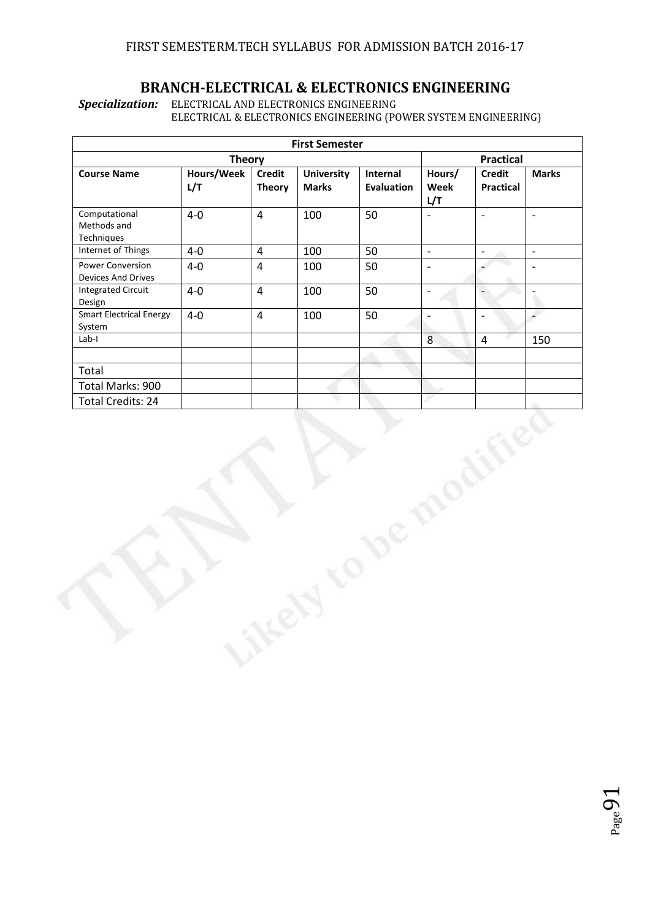FIRST SEMESTERM.TECH SYLLABUS FOR ADMISSION BATCH 2016-17

# BRANCH-ELECTRICAL & ELECTRONICS ENGINEERING

***Specialization:*** ELECTRICAL AND ELECTRONICS ENGINEERING
ELECTRICAL & ELECTRONICS ENGINEERING (POWER SYSTEM ENGINEERING)

| First Semester | | | | | | | |
|---|---|---|---|---|---|---|---|
| Theory | | | | | Practical | | |
| **Course Name** | **Hours/Week L/T** | **Credit Theory** | **University Marks** | **Internal Evaluation** | **Hours/ Week L/T** | **Credit Practical** | **Marks** |
| Computational Methods and Techniques | 4-0 | 4 | 100 | 50 | - | - | - |
| Internet of Things | 4-0 | 4 | 100 | 50 | - | - | - |
| Power Conversion Devices And Drives | 4-0 | 4 | 100 | 50 | - | - | - |
| Integrated Circuit Design | 4-0 | 4 | 100 | 50 | - | - | - |
| Smart Electrical Energy System | 4-0 | 4 | 100 | 50 | - | - | - |
| Lab-I | | | | | 8 | 4 | 150 |
| | | | | | | | |
| Total | | | | | | | |
| Total Marks: 900 | | | | | | | |
| Total Credits: 24 | | | | | | | |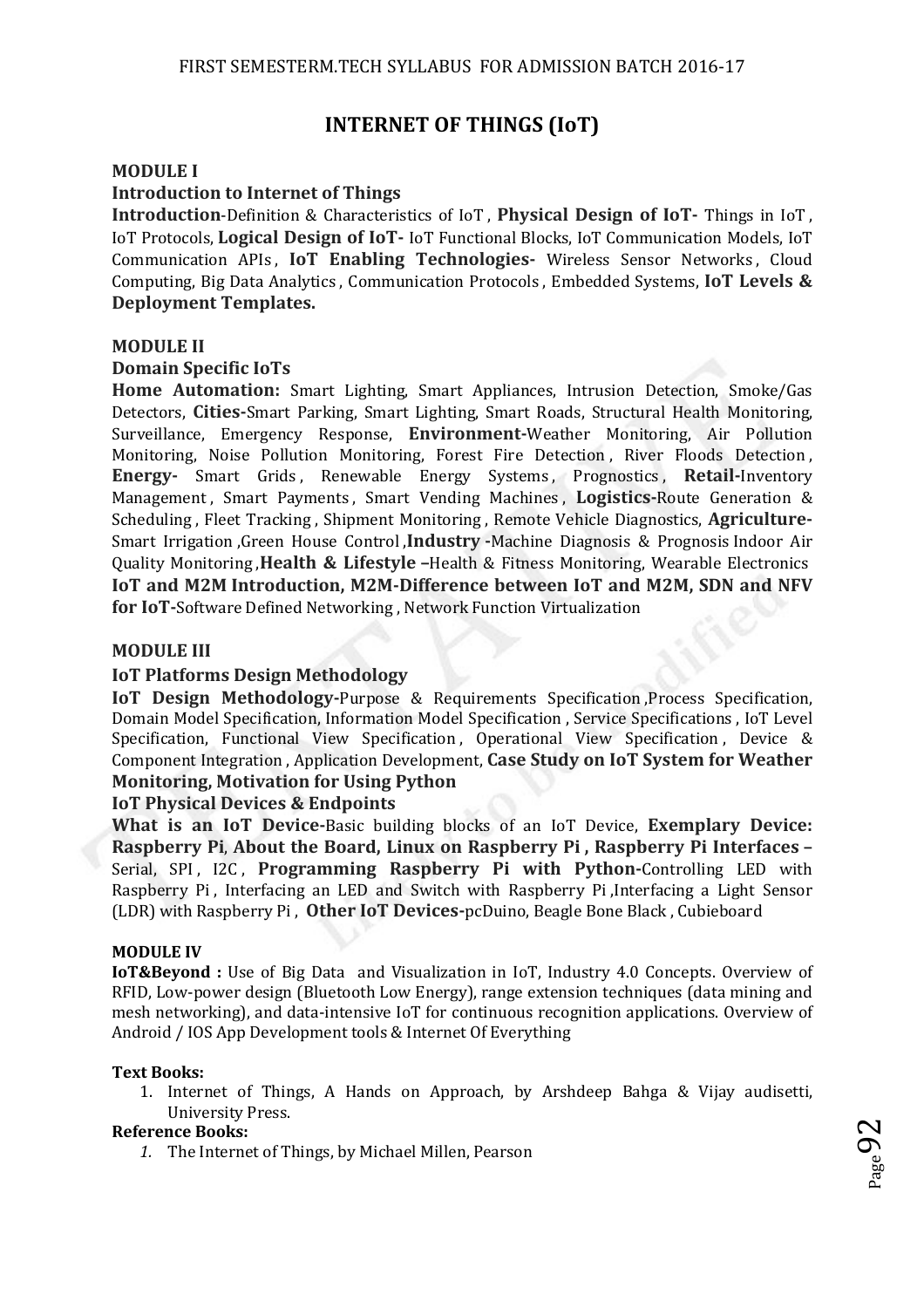# INTERNET OF THINGS (IoT)

**MODULE I**

**Introduction to Internet of Things**

**Introduction**-Definition & Characteristics of IoT , **Physical Design of IoT-** Things in IoT , IoT Protocols, **Logical Design of IoT-** IoT Functional Blocks, IoT Communication Models, IoT Communication APIs , **IoT Enabling Technologies-** Wireless Sensor Networks , Cloud Computing, Big Data Analytics , Communication Protocols , Embedded Systems, **IoT Levels & Deployment Templates.**

**MODULE II**

**Domain Specific IoTs**

**Home Automation:** Smart Lighting, Smart Appliances, Intrusion Detection, Smoke/Gas Detectors, **Cities-**Smart Parking, Smart Lighting, Smart Roads, Structural Health Monitoring, Surveillance, Emergency Response, **Environment-**Weather Monitoring, Air Pollution Monitoring, Noise Pollution Monitoring, Forest Fire Detection , River Floods Detection , **Energy-** Smart Grids , Renewable Energy Systems , Prognostics , **Retail-**Inventory Management , Smart Payments , Smart Vending Machines , **Logistics-**Route Generation & Scheduling , Fleet Tracking , Shipment Monitoring , Remote Vehicle Diagnostics, **Agriculture-**Smart Irrigation ,Green House Control ,**Industry -**Machine Diagnosis & Prognosis Indoor Air Quality Monitoring ,**Health & Lifestyle –**Health & Fitness Monitoring, Wearable Electronics **IoT and M2M Introduction, M2M-Difference between IoT and M2M, SDN and NFV for IoT-**Software Defined Networking , Network Function Virtualization

**MODULE III**

**IoT Platforms Design Methodology**

**IoT Design Methodology-**Purpose & Requirements Specification ,Process Specification, Domain Model Specification, Information Model Specification , Service Specifications , IoT Level Specification, Functional View Specification , Operational View Specification , Device & Component Integration , Application Development, **Case Study on IoT System for Weather Monitoring, Motivation for Using Python**

**IoT Physical Devices & Endpoints**

**What is an IoT Device-**Basic building blocks of an IoT Device, **Exemplary Device: Raspberry Pi**, **About the Board, Linux on Raspberry Pi , Raspberry Pi Interfaces –** Serial, SPI , I2C , **Programming Raspberry Pi with Python-**Controlling LED with Raspberry Pi , Interfacing an LED and Switch with Raspberry Pi ,Interfacing a Light Sensor (LDR) with Raspberry Pi , **Other IoT Devices-**pcDuino, Beagle Bone Black , Cubieboard

**MODULE IV**

**IoT&Beyond :** Use of Big Data and Visualization in IoT, Industry 4.0 Concepts. Overview of RFID, Low-power design (Bluetooth Low Energy), range extension techniques (data mining and mesh networking), and data-intensive IoT for continuous recognition applications. Overview of Android / IOS App Development tools & Internet Of Everything

**Text Books:**

1. Internet of Things, A Hands on Approach, by Arshdeep Bahga & Vijay audisetti, University Press.

**Reference Books:**

1. The Internet of Things, by Michael Millen, Pearson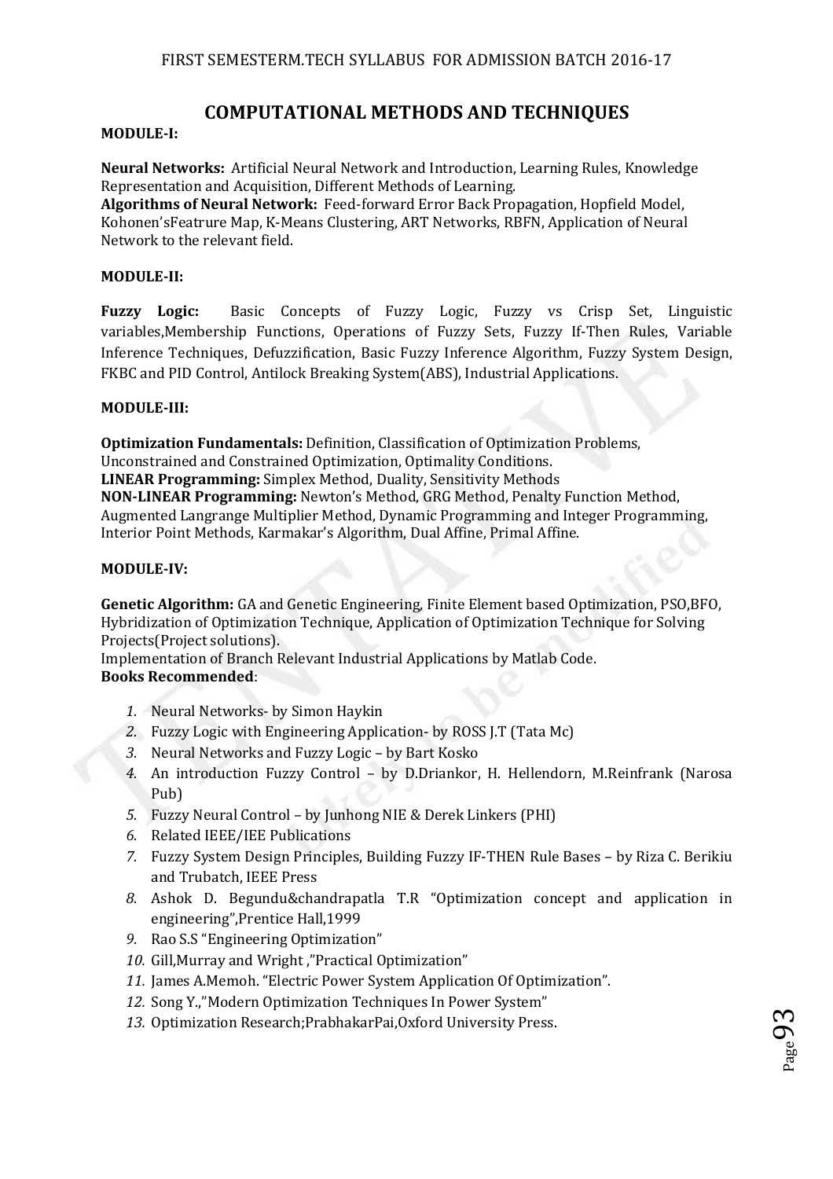# COMPUTATIONAL METHODS AND TECHNIQUES

**MODULE-I:**

**Neural Networks:** Artificial Neural Network and Introduction, Learning Rules, Knowledge Representation and Acquisition, Different Methods of Learning.
**Algorithms of Neural Network:** Feed-forward Error Back Propagation, Hopfield Model, Kohonen'sFeatrure Map, K-Means Clustering, ART Networks, RBFN, Application of Neural Network to the relevant field.

**MODULE-II:**

**Fuzzy Logic:** Basic Concepts of Fuzzy Logic, Fuzzy vs Crisp Set, Linguistic variables,Membership Functions, Operations of Fuzzy Sets, Fuzzy If-Then Rules, Variable Inference Techniques, Defuzzification, Basic Fuzzy Inference Algorithm, Fuzzy System Design, FKBC and PID Control, Antilock Breaking System(ABS), Industrial Applications.

**MODULE-III:**

**Optimization Fundamentals:** Definition, Classification of Optimization Problems, Unconstrained and Constrained Optimization, Optimality Conditions.
**LINEAR Programming:** Simplex Method, Duality, Sensitivity Methods
**NON-LINEAR Programming:** Newton's Method, GRG Method, Penalty Function Method, Augmented Langrange Multiplier Method, Dynamic Programming and Integer Programming, Interior Point Methods, Karmakar's Algorithm, Dual Affine, Primal Affine.

**MODULE-IV:**

**Genetic Algorithm:** GA and Genetic Engineering, Finite Element based Optimization, PSO,BFO, Hybridization of Optimization Technique, Application of Optimization Technique for Solving Projects(Project solutions).
Implementation of Branch Relevant Industrial Applications by Matlab Code.

**Books Recommended**:

1. Neural Networks- by Simon Haykin
2. Fuzzy Logic with Engineering Application- by ROSS J.T (Tata Mc)
3. Neural Networks and Fuzzy Logic – by Bart Kosko
4. An introduction Fuzzy Control – by D.Driankor, H. Hellendorn, M.Reinfrank (Narosa Pub)
5. Fuzzy Neural Control – by Junhong NIE & Derek Linkers (PHI)
6. Related IEEE/IEE Publications
7. Fuzzy System Design Principles, Building Fuzzy IF-THEN Rule Bases – by Riza C. Berikiu and Trubatch, IEEE Press
8. Ashok D. Begundu&chandrapatla T.R "Optimization concept and application in engineering",Prentice Hall,1999
9. Rao S.S "Engineering Optimization"
10. Gill,Murray and Wright ,"Practical Optimization"
11. James A.Memoh. "Electric Power System Application Of Optimization".
12. Song Y.,"Modern Optimization Techniques In Power System"
13. Optimization Research;PrabhakarPai,Oxford University Press.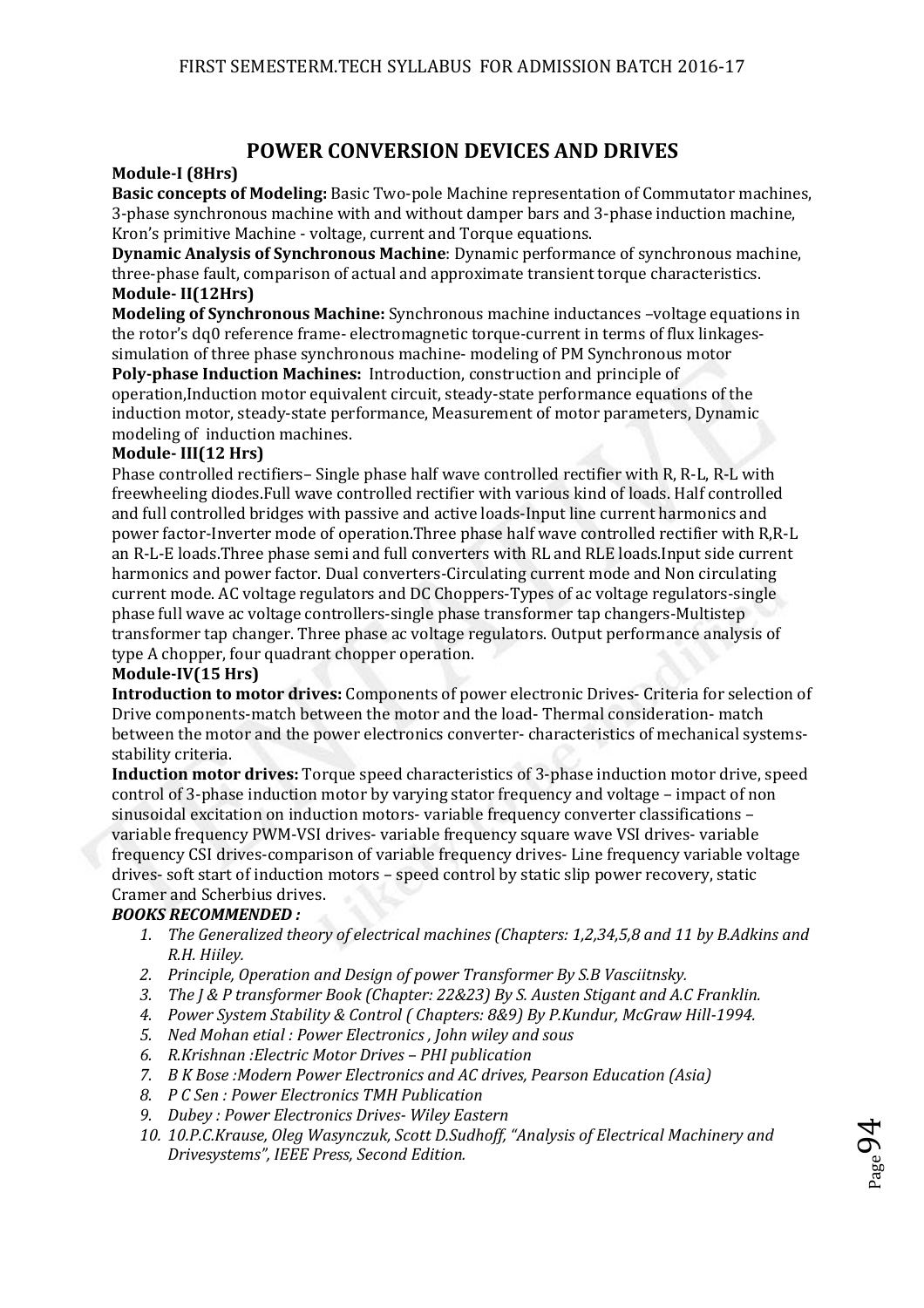# POWER CONVERSION DEVICES AND DRIVES

**Module-I (8Hrs)**

**Basic concepts of Modeling:** Basic Two-pole Machine representation of Commutator machines, 3-phase synchronous machine with and without damper bars and 3-phase induction machine, Kron's primitive Machine - voltage, current and Torque equations.

**Dynamic Analysis of Synchronous Machine**: Dynamic performance of synchronous machine, three-phase fault, comparison of actual and approximate transient torque characteristics.

**Module- II(12Hrs)**

**Modeling of Synchronous Machine:** Synchronous machine inductances –voltage equations in the rotor's dq0 reference frame- electromagnetic torque-current in terms of flux linkages-simulation of three phase synchronous machine- modeling of PM Synchronous motor

**Poly-phase Induction Machines:** Introduction, construction and principle of operation,Induction motor equivalent circuit, steady-state performance equations of the induction motor, steady-state performance, Measurement of motor parameters, Dynamic modeling of induction machines.

**Module- III(12 Hrs)**

Phase controlled rectifiers– Single phase half wave controlled rectifier with R, R-L, R-L with freewheeling diodes.Full wave controlled rectifier with various kind of loads. Half controlled and full controlled bridges with passive and active loads-Input line current harmonics and power factor-Inverter mode of operation.Three phase half wave controlled rectifier with R,R-L an R-L-E loads.Three phase semi and full converters with RL and RLE loads.Input side current harmonics and power factor. Dual converters-Circulating current mode and Non circulating current mode. AC voltage regulators and DC Choppers-Types of ac voltage regulators-single phase full wave ac voltage controllers-single phase transformer tap changers-Multistep transformer tap changer. Three phase ac voltage regulators. Output performance analysis of type A chopper, four quadrant chopper operation.

**Module-IV(15 Hrs)**

**Introduction to motor drives:** Components of power electronic Drives- Criteria for selection of Drive components-match between the motor and the load- Thermal consideration- match between the motor and the power electronics converter- characteristics of mechanical systems-stability criteria.

**Induction motor drives:** Torque speed characteristics of 3-phase induction motor drive, speed control of 3-phase induction motor by varying stator frequency and voltage – impact of non sinusoidal excitation on induction motors- variable frequency converter classifications – variable frequency PWM-VSI drives- variable frequency square wave VSI drives- variable frequency CSI drives-comparison of variable frequency drives- Line frequency variable voltage drives- soft start of induction motors – speed control by static slip power recovery, static Cramer and Scherbius drives.

***BOOKS RECOMMENDED :***

1. *The Generalized theory of electrical machines (Chapters: 1,2,34,5,8 and 11 by B.Adkins and R.H. Hiiley.*
2. *Principle, Operation and Design of power Transformer By S.B Vasciitnsky.*
3. *The J & P transformer Book (Chapter: 22&23) By S. Austen Stigant and A.C Franklin.*
4. *Power System Stability & Control ( Chapters: 8&9) By P.Kundur, McGraw Hill-1994.*
5. *Ned Mohan etial : Power Electronics , John wiley and sous*
6. *R.Krishnan :Electric Motor Drives – PHI publication*
7. *B K Bose :Modern Power Electronics and AC drives, Pearson Education (Asia)*
8. *P C Sen : Power Electronics TMH Publication*
9. *Dubey : Power Electronics Drives- Wiley Eastern*
10. *10.P.C.Krause, Oleg Wasynczuk, Scott D.Sudhoff, "Analysis of Electrical Machinery and Drivesystems", IEEE Press, Second Edition.*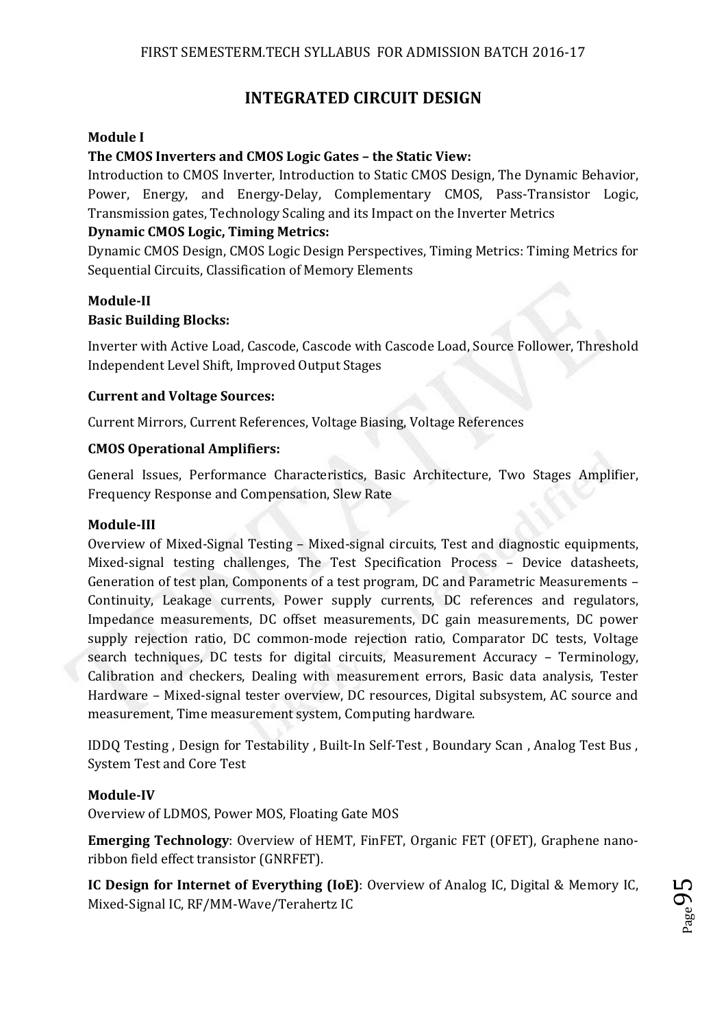# INTEGRATED CIRCUIT DESIGN

**Module I**

**The CMOS Inverters and CMOS Logic Gates – the Static View:**

Introduction to CMOS Inverter, Introduction to Static CMOS Design, The Dynamic Behavior, Power, Energy, and Energy-Delay, Complementary CMOS, Pass-Transistor Logic, Transmission gates, Technology Scaling and its Impact on the Inverter Metrics

**Dynamic CMOS Logic, Timing Metrics:**

Dynamic CMOS Design, CMOS Logic Design Perspectives, Timing Metrics: Timing Metrics for Sequential Circuits, Classification of Memory Elements

**Module-II**

**Basic Building Blocks:**

Inverter with Active Load, Cascode, Cascode with Cascode Load, Source Follower, Threshold Independent Level Shift, Improved Output Stages

**Current and Voltage Sources:**

Current Mirrors, Current References, Voltage Biasing, Voltage References

**CMOS Operational Amplifiers:**

General Issues, Performance Characteristics, Basic Architecture, Two Stages Amplifier, Frequency Response and Compensation, Slew Rate

**Module-III**

Overview of Mixed-Signal Testing – Mixed-signal circuits, Test and diagnostic equipments, Mixed-signal testing challenges, The Test Specification Process – Device datasheets, Generation of test plan, Components of a test program, DC and Parametric Measurements – Continuity, Leakage currents, Power supply currents, DC references and regulators, Impedance measurements, DC offset measurements, DC gain measurements, DC power supply rejection ratio, DC common-mode rejection ratio, Comparator DC tests, Voltage search techniques, DC tests for digital circuits, Measurement Accuracy – Terminology, Calibration and checkers, Dealing with measurement errors, Basic data analysis, Tester Hardware – Mixed-signal tester overview, DC resources, Digital subsystem, AC source and measurement, Time measurement system, Computing hardware.

IDDQ Testing , Design for Testability , Built-In Self-Test , Boundary Scan , Analog Test Bus , System Test and Core Test

**Module-IV**

Overview of LDMOS, Power MOS, Floating Gate MOS

**Emerging Technology**: Overview of HEMT, FinFET, Organic FET (OFET), Graphene nano-ribbon field effect transistor (GNRFET).

**IC Design for Internet of Everything (IoE)**: Overview of Analog IC, Digital & Memory IC, Mixed-Signal IC, RF/MM-Wave/Terahertz IC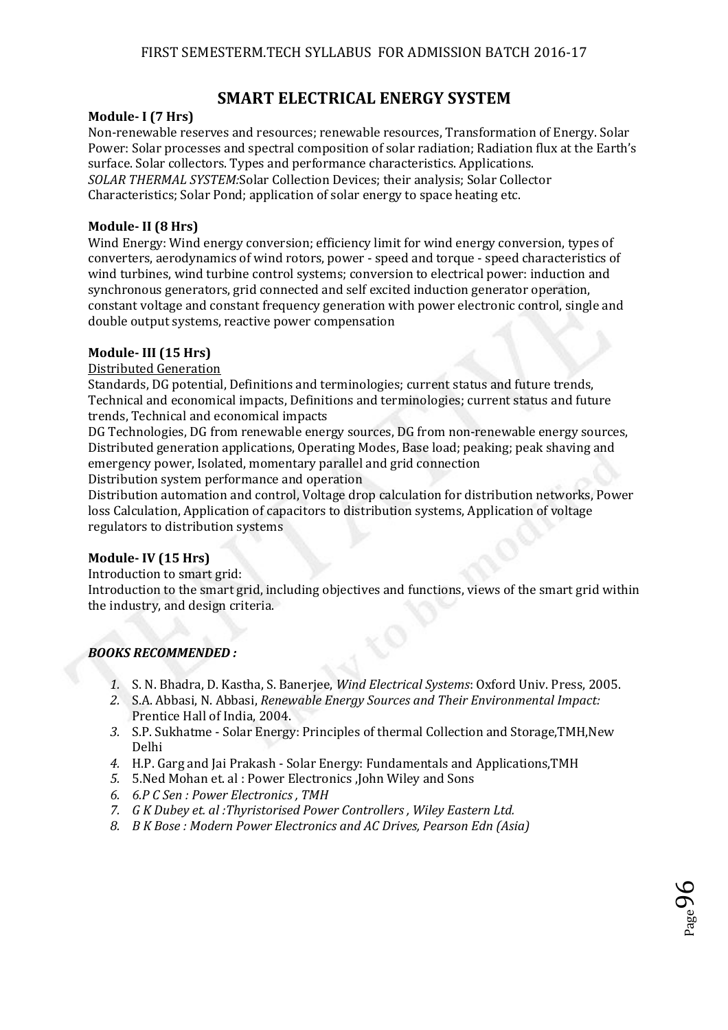# SMART ELECTRICAL ENERGY SYSTEM

**Module- I (7 Hrs)**

Non-renewable reserves and resources; renewable resources, Transformation of Energy. Solar Power: Solar processes and spectral composition of solar radiation; Radiation flux at the Earth's surface. Solar collectors. Types and performance characteristics. Applications.
*SOLAR THERMAL SYSTEM:*Solar Collection Devices; their analysis; Solar Collector Characteristics; Solar Pond; application of solar energy to space heating etc.

**Module- II (8 Hrs)**

Wind Energy: Wind energy conversion; efficiency limit for wind energy conversion, types of converters, aerodynamics of wind rotors, power - speed and torque - speed characteristics of wind turbines, wind turbine control systems; conversion to electrical power: induction and synchronous generators, grid connected and self excited induction generator operation, constant voltage and constant frequency generation with power electronic control, single and double output systems, reactive power compensation

**Module- III (15 Hrs)**

Distributed Generation

Standards, DG potential, Definitions and terminologies; current status and future trends, Technical and economical impacts, Definitions and terminologies; current status and future trends, Technical and economical impacts

DG Technologies, DG from renewable energy sources, DG from non-renewable energy sources, Distributed generation applications, Operating Modes, Base load; peaking; peak shaving and emergency power, Isolated, momentary parallel and grid connection

Distribution system performance and operation

Distribution automation and control, Voltage drop calculation for distribution networks, Power loss Calculation, Application of capacitors to distribution systems, Application of voltage regulators to distribution systems

**Module- IV (15 Hrs)**

Introduction to smart grid:

Introduction to the smart grid, including objectives and functions, views of the smart grid within the industry, and design criteria.

***BOOKS RECOMMENDED :***

1. S. N. Bhadra, D. Kastha, S. Banerjee, *Wind Electrical Systems*: Oxford Univ. Press, 2005.
2. S.A. Abbasi, N. Abbasi, *Renewable Energy Sources and Their Environmental Impact:* Prentice Hall of India, 2004.
3. S.P. Sukhatme - Solar Energy: Principles of thermal Collection and Storage,TMH,New Delhi
4. H.P. Garg and Jai Prakash - Solar Energy: Fundamentals and Applications,TMH
5. 5.Ned Mohan et. al : Power Electronics ,John Wiley and Sons
6. *6.P C Sen : Power Electronics , TMH*
7. *G K Dubey et. al :Thyristorised Power Controllers , Wiley Eastern Ltd.*
8. *B K Bose : Modern Power Electronics and AC Drives, Pearson Edn (Asia)*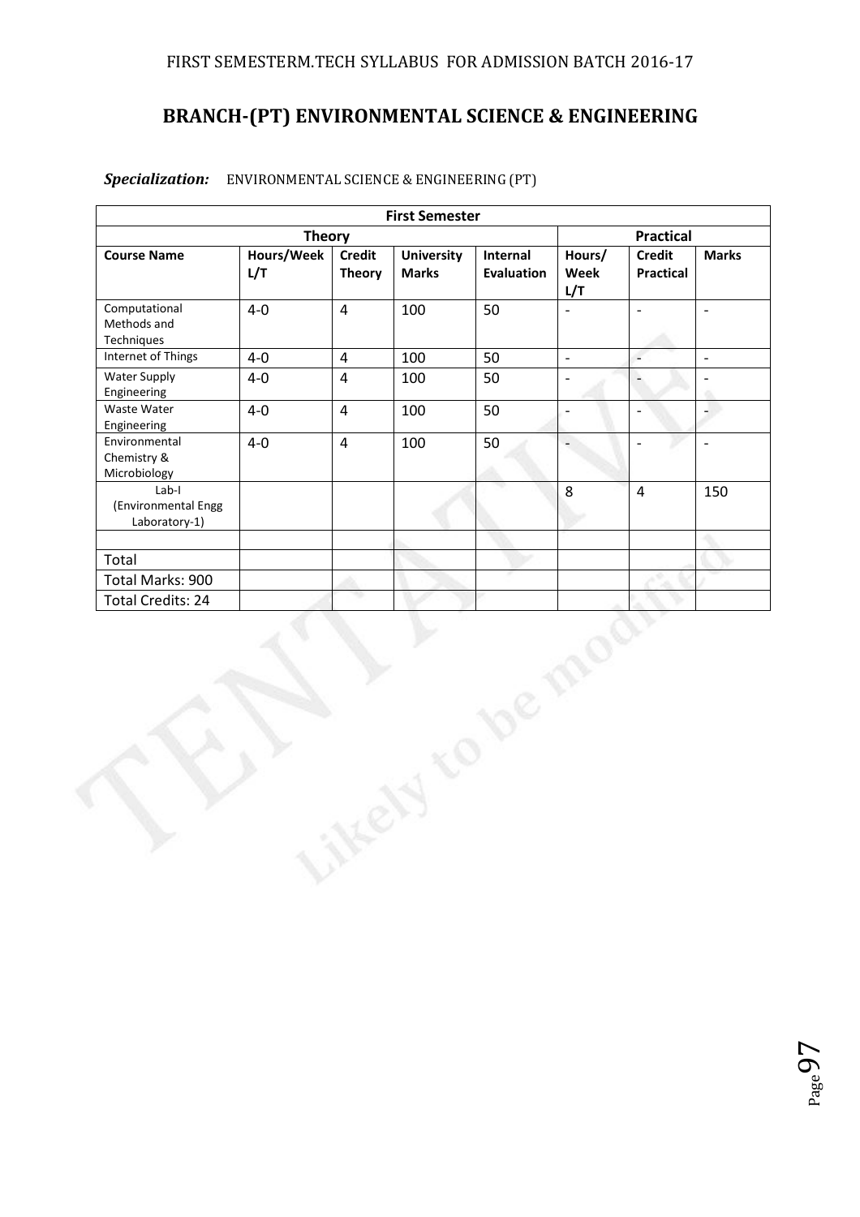FIRST SEMESTERM.TECH SYLLABUS FOR ADMISSION BATCH 2016-17

# BRANCH-(PT) ENVIRONMENTAL SCIENCE & ENGINEERING

***Specialization:*** ENVIRONMENTAL SCIENCE & ENGINEERING (PT)

| First Semester | | | | | | | |
|---|---|---|---|---|---|---|---|
| Theory | | | | | Practical | | |
| **Course Name** | **Hours/Week L/T** | **Credit Theory** | **University Marks** | **Internal Evaluation** | **Hours/ Week L/T** | **Credit Practical** | **Marks** |
| Computational Methods and Techniques | 4-0 | 4 | 100 | 50 | - | - | - |
| Internet of Things | 4-0 | 4 | 100 | 50 | - | - | - |
| Water Supply Engineering | 4-0 | 4 | 100 | 50 | - | - | - |
| Waste Water Engineering | 4-0 | 4 | 100 | 50 | - | - | - |
| Environmental Chemistry & Microbiology | 4-0 | 4 | 100 | 50 | - | - | - |
| Lab-I (Environmental Engg Laboratory-1) | | | | | 8 | 4 | 150 |
| | | | | | | | |
| Total | | | | | | | |
| Total Marks: 900 | | | | | | | |
| Total Credits: 24 | | | | | | | |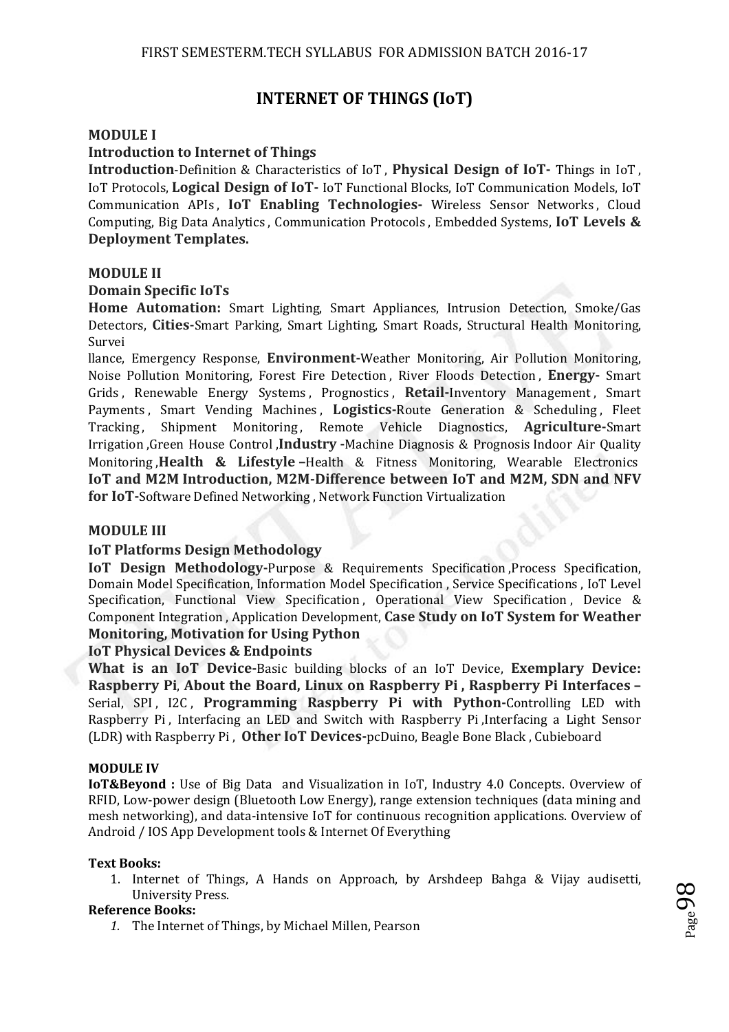# INTERNET OF THINGS (IoT)

## MODULE I

### Introduction to Internet of Things

**Introduction**-Definition & Characteristics of IoT , **Physical Design of IoT-** Things in IoT , IoT Protocols, **Logical Design of IoT-** IoT Functional Blocks, IoT Communication Models, IoT Communication APIs , **IoT Enabling Technologies-** Wireless Sensor Networks , Cloud Computing, Big Data Analytics , Communication Protocols , Embedded Systems, **IoT Levels & Deployment Templates.**

## MODULE II

### Domain Specific IoTs

**Home Automation:** Smart Lighting, Smart Appliances, Intrusion Detection, Smoke/Gas Detectors, **Cities-**Smart Parking, Smart Lighting, Smart Roads, Structural Health Monitoring, Survei
llance, Emergency Response, **Environment-**Weather Monitoring, Air Pollution Monitoring, Noise Pollution Monitoring, Forest Fire Detection , River Floods Detection , **Energy-** Smart Grids , Renewable Energy Systems , Prognostics , **Retail-**Inventory Management , Smart Payments , Smart Vending Machines , **Logistics-**Route Generation & Scheduling , Fleet Tracking , Shipment Monitoring , Remote Vehicle Diagnostics, **Agriculture-**Smart Irrigation ,Green House Control ,**Industry -**Machine Diagnosis & Prognosis Indoor Air Quality Monitoring ,**Health & Lifestyle –**Health & Fitness Monitoring, Wearable Electronics **IoT and M2M Introduction, M2M-Difference between IoT and M2M, SDN and NFV for IoT-**Software Defined Networking , Network Function Virtualization

## MODULE III

### IoT Platforms Design Methodology

**IoT Design Methodology-**Purpose & Requirements Specification ,Process Specification, Domain Model Specification, Information Model Specification , Service Specifications , IoT Level Specification, Functional View Specification , Operational View Specification , Device & Component Integration , Application Development, **Case Study on IoT System for Weather Monitoring, Motivation for Using Python**

### IoT Physical Devices & Endpoints

**What is an IoT Device-**Basic building blocks of an IoT Device, **Exemplary Device: Raspberry Pi**, **About the Board, Linux on Raspberry Pi , Raspberry Pi Interfaces –** Serial, SPI , I2C , **Programming Raspberry Pi with Python-**Controlling LED with Raspberry Pi , Interfacing an LED and Switch with Raspberry Pi ,Interfacing a Light Sensor (LDR) with Raspberry Pi , **Other IoT Devices-**pcDuino, Beagle Bone Black , Cubieboard

## MODULE IV

**IoT&Beyond :** Use of Big Data and Visualization in IoT, Industry 4.0 Concepts. Overview of RFID, Low-power design (Bluetooth Low Energy), range extension techniques (data mining and mesh networking), and data-intensive IoT for continuous recognition applications. Overview of Android / IOS App Development tools & Internet Of Everything

**Text Books:**

1. Internet of Things, A Hands on Approach, by Arshdeep Bahga & Vijay audisetti, University Press.

**Reference Books:**

1. The Internet of Things, by Michael Millen, Pearson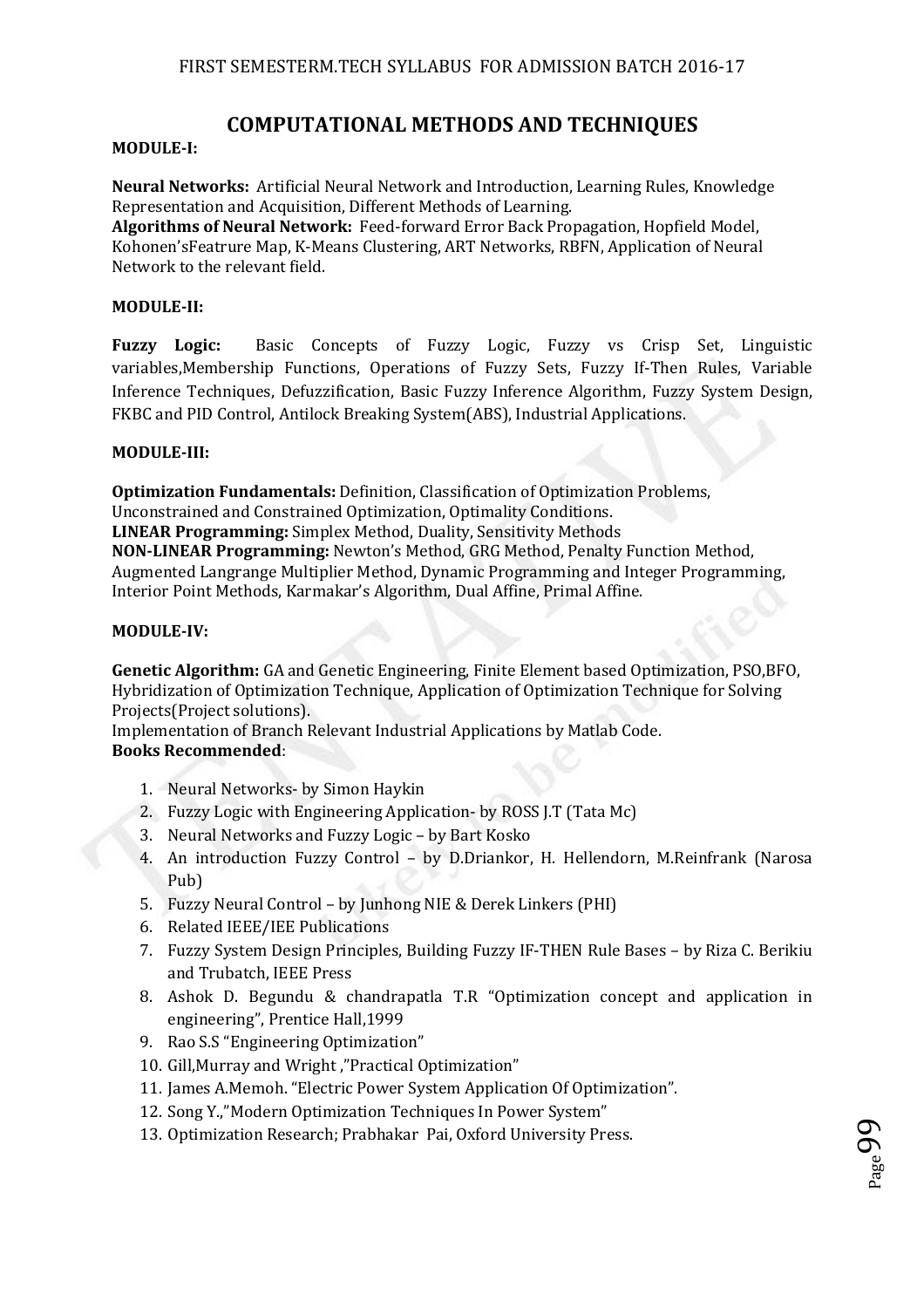# COMPUTATIONAL METHODS AND TECHNIQUES

**MODULE-I:**

**Neural Networks:** Artificial Neural Network and Introduction, Learning Rules, Knowledge Representation and Acquisition, Different Methods of Learning.
**Algorithms of Neural Network:** Feed-forward Error Back Propagation, Hopfield Model, Kohonen'sFeatrure Map, K-Means Clustering, ART Networks, RBFN, Application of Neural Network to the relevant field.

**MODULE-II:**

**Fuzzy Logic:** Basic Concepts of Fuzzy Logic, Fuzzy vs Crisp Set, Linguistic variables,Membership Functions, Operations of Fuzzy Sets, Fuzzy If-Then Rules, Variable Inference Techniques, Defuzzification, Basic Fuzzy Inference Algorithm, Fuzzy System Design, FKBC and PID Control, Antilock Breaking System(ABS), Industrial Applications.

**MODULE-III:**

**Optimization Fundamentals:** Definition, Classification of Optimization Problems, Unconstrained and Constrained Optimization, Optimality Conditions.
**LINEAR Programming:** Simplex Method, Duality, Sensitivity Methods
**NON-LINEAR Programming:** Newton's Method, GRG Method, Penalty Function Method, Augmented Langrange Multiplier Method, Dynamic Programming and Integer Programming, Interior Point Methods, Karmakar's Algorithm, Dual Affine, Primal Affine.

**MODULE-IV:**

**Genetic Algorithm:** GA and Genetic Engineering, Finite Element based Optimization, PSO,BFO, Hybridization of Optimization Technique, Application of Optimization Technique for Solving Projects(Project solutions).
Implementation of Branch Relevant Industrial Applications by Matlab Code.
**Books Recommended**:

1. Neural Networks- by Simon Haykin
2. Fuzzy Logic with Engineering Application- by ROSS J.T (Tata Mc)
3. Neural Networks and Fuzzy Logic – by Bart Kosko
4. An introduction Fuzzy Control – by D.Driankor, H. Hellendorn, M.Reinfrank (Narosa Pub)
5. Fuzzy Neural Control – by Junhong NIE & Derek Linkers (PHI)
6. Related IEEE/IEE Publications
7. Fuzzy System Design Principles, Building Fuzzy IF-THEN Rule Bases – by Riza C. Berikiu and Trubatch, IEEE Press
8. Ashok D. Begundu & chandrapatla T.R "Optimization concept and application in engineering", Prentice Hall,1999
9. Rao S.S "Engineering Optimization"
10. Gill,Murray and Wright ,"Practical Optimization"
11. James A.Memoh. "Electric Power System Application Of Optimization".
12. Song Y.,"Modern Optimization Techniques In Power System"
13. Optimization Research; Prabhakar Pai, Oxford University Press.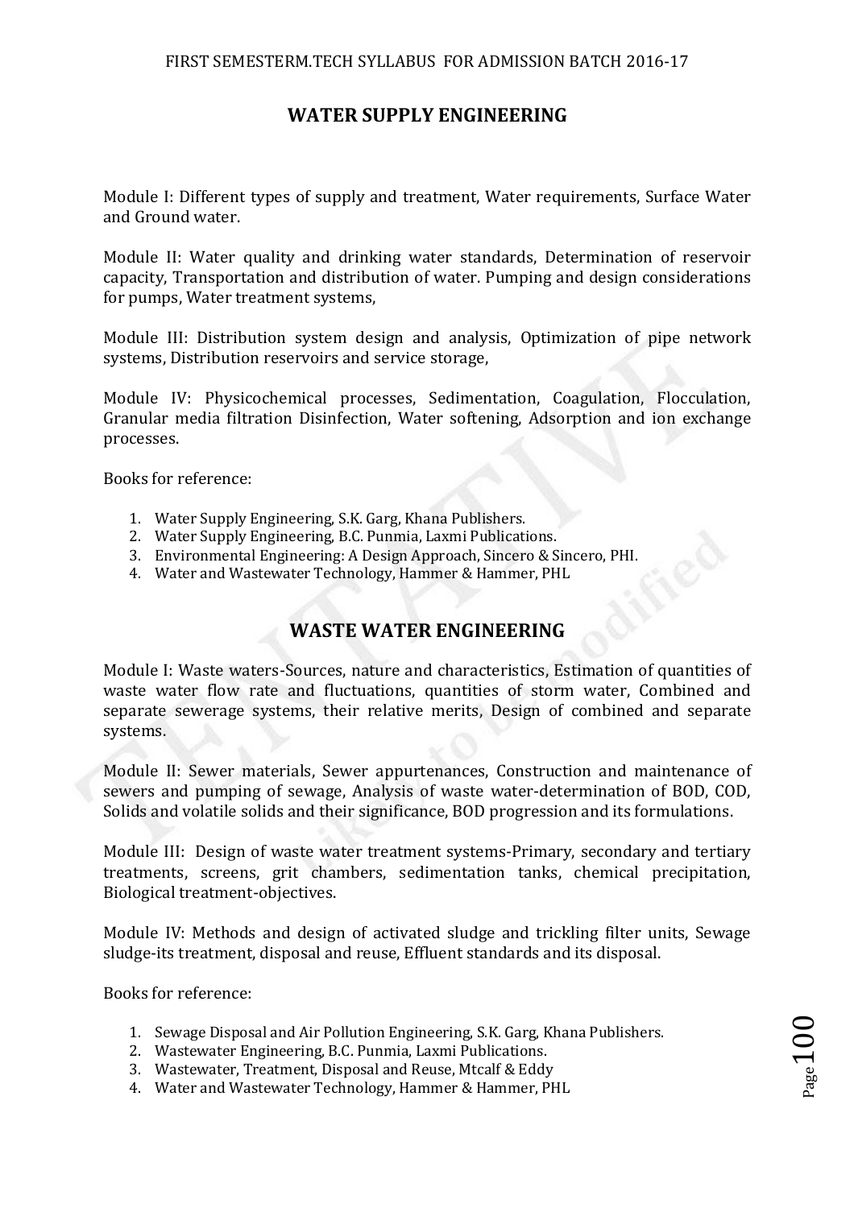## WATER SUPPLY ENGINEERING

Module I: Different types of supply and treatment, Water requirements, Surface Water and Ground water.

Module II: Water quality and drinking water standards, Determination of reservoir capacity, Transportation and distribution of water. Pumping and design considerations for pumps, Water treatment systems,

Module III: Distribution system design and analysis, Optimization of pipe network systems, Distribution reservoirs and service storage,

Module IV: Physicochemical processes, Sedimentation, Coagulation, Flocculation, Granular media filtration Disinfection, Water softening, Adsorption and ion exchange processes.

Books for reference:

1. Water Supply Engineering, S.K. Garg, Khana Publishers.
2. Water Supply Engineering, B.C. Punmia, Laxmi Publications.
3. Environmental Engineering: A Design Approach, Sincero & Sincero, PHI.
4. Water and Wastewater Technology, Hammer & Hammer, PHL

## WASTE WATER ENGINEERING

Module I: Waste waters-Sources, nature and characteristics, Estimation of quantities of waste water flow rate and fluctuations, quantities of storm water, Combined and separate sewerage systems, their relative merits, Design of combined and separate systems.

Module II: Sewer materials, Sewer appurtenances, Construction and maintenance of sewers and pumping of sewage, Analysis of waste water-determination of BOD, COD, Solids and volatile solids and their significance, BOD progression and its formulations.

Module III: Design of waste water treatment systems-Primary, secondary and tertiary treatments, screens, grit chambers, sedimentation tanks, chemical precipitation, Biological treatment-objectives.

Module IV: Methods and design of activated sludge and trickling filter units, Sewage sludge-its treatment, disposal and reuse, Effluent standards and its disposal.

Books for reference:

1. Sewage Disposal and Air Pollution Engineering, S.K. Garg, Khana Publishers.
2. Wastewater Engineering, B.C. Punmia, Laxmi Publications.
3. Wastewater, Treatment, Disposal and Reuse, Mtcalf & Eddy
4. Water and Wastewater Technology, Hammer & Hammer, PHL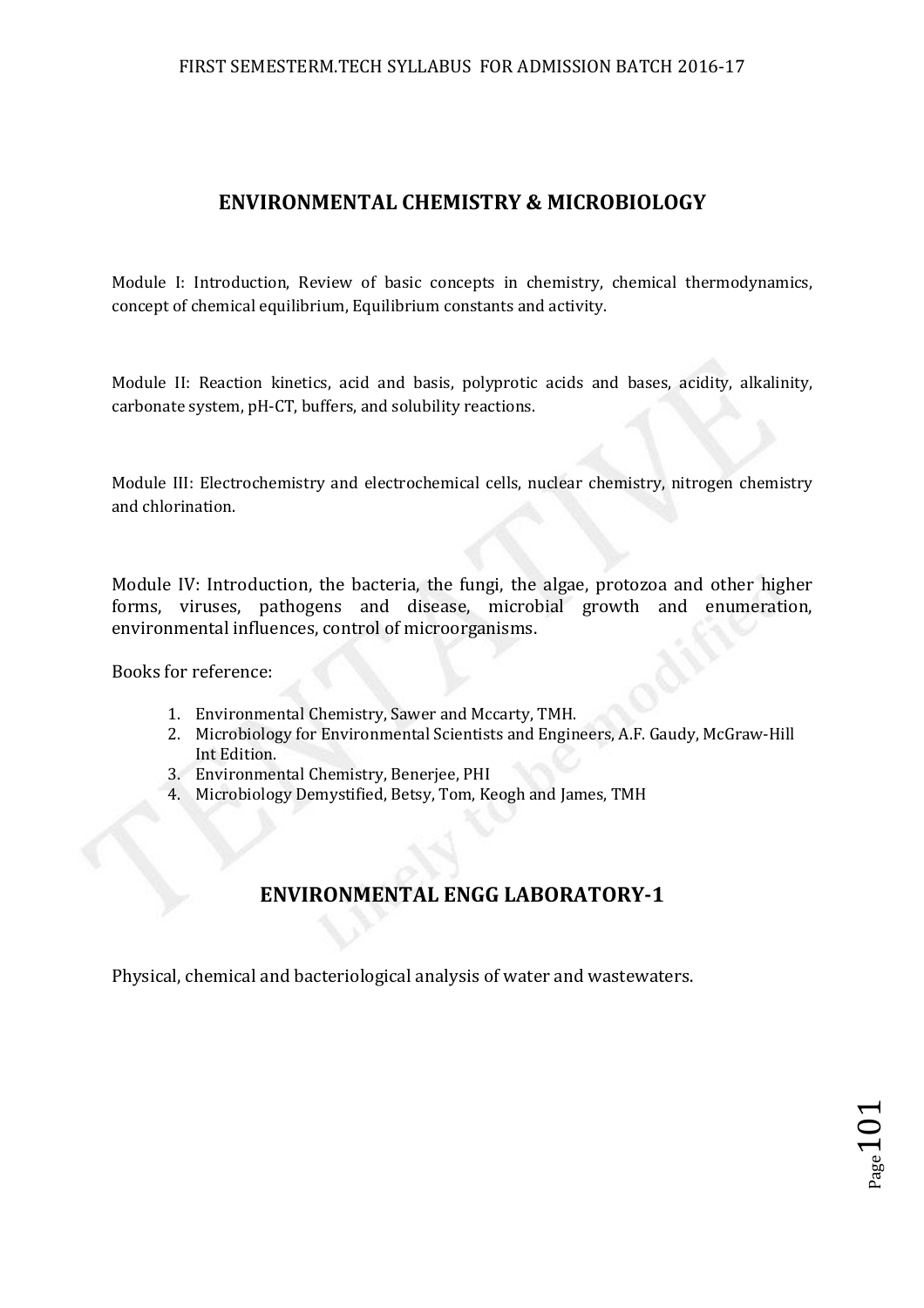## ENVIRONMENTAL CHEMISTRY & MICROBIOLOGY

Module I: Introduction, Review of basic concepts in chemistry, chemical thermodynamics, concept of chemical equilibrium, Equilibrium constants and activity.

Module II: Reaction kinetics, acid and basis, polyprotic acids and bases, acidity, alkalinity, carbonate system, pH-CT, buffers, and solubility reactions.

Module III: Electrochemistry and electrochemical cells, nuclear chemistry, nitrogen chemistry and chlorination.

Module IV: Introduction, the bacteria, the fungi, the algae, protozoa and other higher forms, viruses, pathogens and disease, microbial growth and enumeration, environmental influences, control of microorganisms.

Books for reference:

1. Environmental Chemistry, Sawer and Mccarty, TMH.
2. Microbiology for Environmental Scientists and Engineers, A.F. Gaudy, McGraw-Hill Int Edition.
3. Environmental Chemistry, Benerjee, PHI
4. Microbiology Demystified, Betsy, Tom, Keogh and James, TMH

## ENVIRONMENTAL ENGG LABORATORY-1

Physical, chemical and bacteriological analysis of water and wastewaters.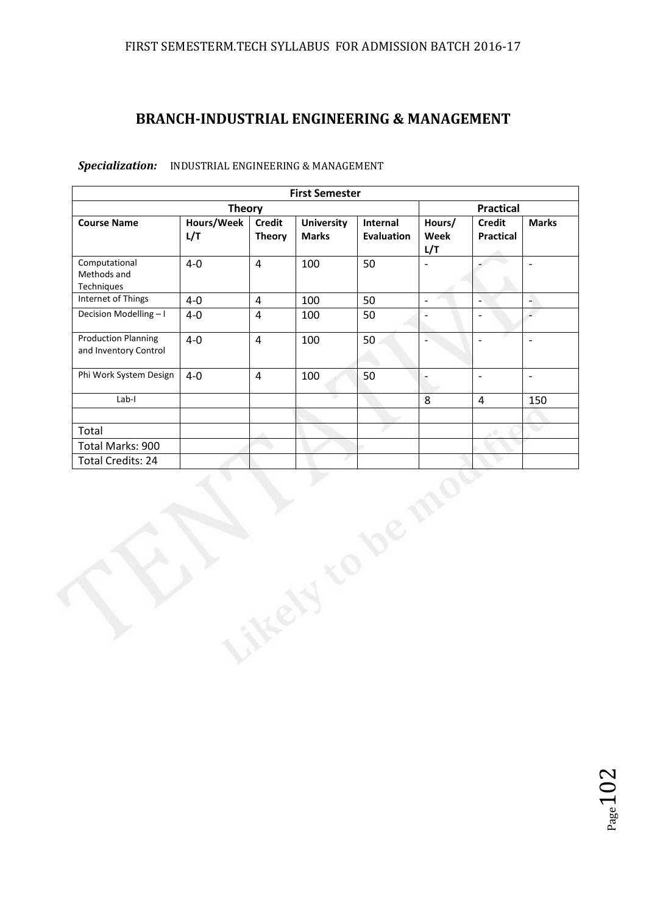# BRANCH-INDUSTRIAL ENGINEERING & MANAGEMENT

***Specialization:*** INDUSTRIAL ENGINEERING & MANAGEMENT

| First Semester | | | | | | | |
|---|---|---|---|---|---|---|---|
| **Theory** | | | | | **Practical** | | |
| **Course Name** | **Hours/Week L/T** | **Credit Theory** | **University Marks** | **Internal Evaluation** | **Hours/ Week L/T** | **Credit Practical** | **Marks** |
| Computational Methods and Techniques | 4-0 | 4 | 100 | 50 | - | - | - |
| Internet of Things | 4-0 | 4 | 100 | 50 | - | - | - |
| Decision Modelling – I | 4-0 | 4 | 100 | 50 | - | - | - |
| Production Planning and Inventory Control | 4-0 | 4 | 100 | 50 | - | - | - |
| Phi Work System Design | 4-0 | 4 | 100 | 50 | - | - | - |
| Lab-I | | | | | 8 | 4 | 150 |
| | | | | | | | |
| Total | | | | | | | |
| Total Marks: 900 | | | | | | | |
| Total Credits: 24 | | | | | | | |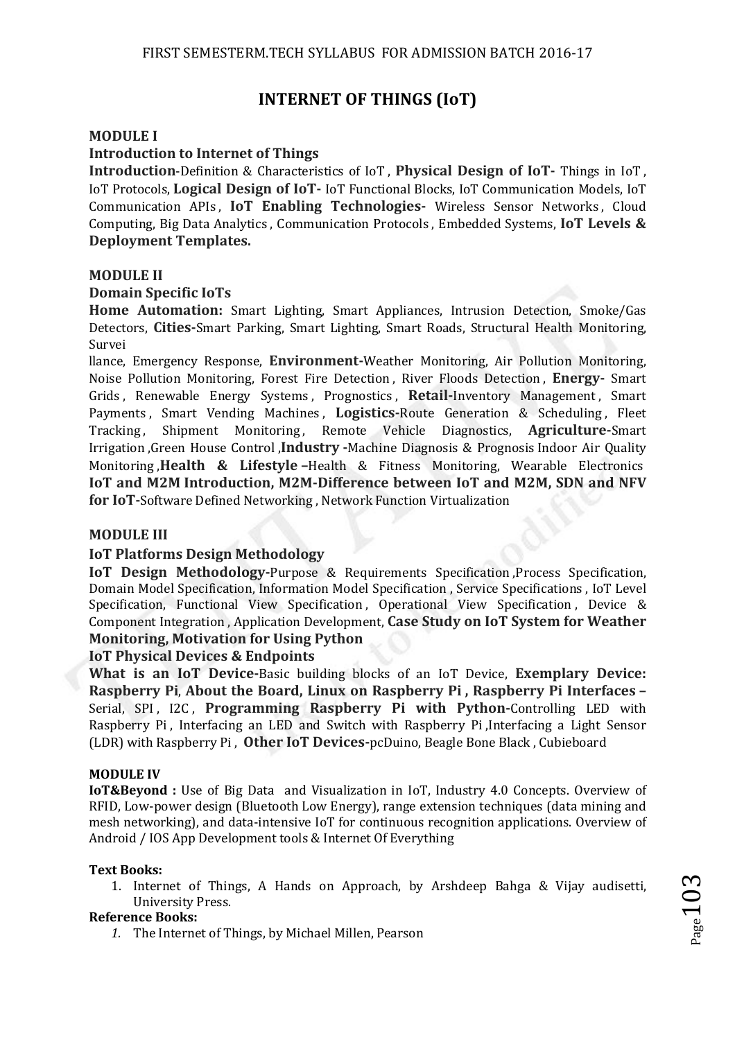# INTERNET OF THINGS (IoT)

**MODULE I**

**Introduction to Internet of Things**

**Introduction**-Definition & Characteristics of IoT , **Physical Design of IoT-** Things in IoT , IoT Protocols, **Logical Design of IoT-** IoT Functional Blocks, IoT Communication Models, IoT Communication APIs , **IoT Enabling Technologies-** Wireless Sensor Networks , Cloud Computing, Big Data Analytics , Communication Protocols , Embedded Systems, **IoT Levels & Deployment Templates.**

**MODULE II**

**Domain Specific IoTs**

**Home Automation:** Smart Lighting, Smart Appliances, Intrusion Detection, Smoke/Gas Detectors, **Cities-**Smart Parking, Smart Lighting, Smart Roads, Structural Health Monitoring, Survei

llance, Emergency Response, **Environment-**Weather Monitoring, Air Pollution Monitoring, Noise Pollution Monitoring, Forest Fire Detection , River Floods Detection , **Energy-** Smart Grids , Renewable Energy Systems , Prognostics , **Retail-**Inventory Management , Smart Payments , Smart Vending Machines , **Logistics-**Route Generation & Scheduling , Fleet Tracking , Shipment Monitoring , Remote Vehicle Diagnostics, **Agriculture-**Smart Irrigation ,Green House Control ,**Industry -**Machine Diagnosis & Prognosis Indoor Air Quality Monitoring ,**Health & Lifestyle –**Health & Fitness Monitoring, Wearable Electronics **IoT and M2M Introduction, M2M-Difference between IoT and M2M, SDN and NFV for IoT-**Software Defined Networking , Network Function Virtualization

**MODULE III**

**IoT Platforms Design Methodology**

**IoT Design Methodology-**Purpose & Requirements Specification ,Process Specification, Domain Model Specification, Information Model Specification , Service Specifications , IoT Level Specification, Functional View Specification , Operational View Specification , Device & Component Integration , Application Development, **Case Study on IoT System for Weather Monitoring, Motivation for Using Python**

**IoT Physical Devices & Endpoints**

**What is an IoT Device-**Basic building blocks of an IoT Device, **Exemplary Device: Raspberry Pi**, **About the Board, Linux on Raspberry Pi , Raspberry Pi Interfaces –** Serial, SPI , I2C , **Programming Raspberry Pi with Python-**Controlling LED with Raspberry Pi , Interfacing an LED and Switch with Raspberry Pi ,Interfacing a Light Sensor (LDR) with Raspberry Pi , **Other IoT Devices-**pcDuino, Beagle Bone Black , Cubieboard

**MODULE IV**

**IoT&Beyond :** Use of Big Data and Visualization in IoT, Industry 4.0 Concepts. Overview of RFID, Low-power design (Bluetooth Low Energy), range extension techniques (data mining and mesh networking), and data-intensive IoT for continuous recognition applications. Overview of Android / IOS App Development tools & Internet Of Everything

**Text Books:**

1. Internet of Things, A Hands on Approach, by Arshdeep Bahga & Vijay audisetti, University Press.

**Reference Books:**

1. The Internet of Things, by Michael Millen, Pearson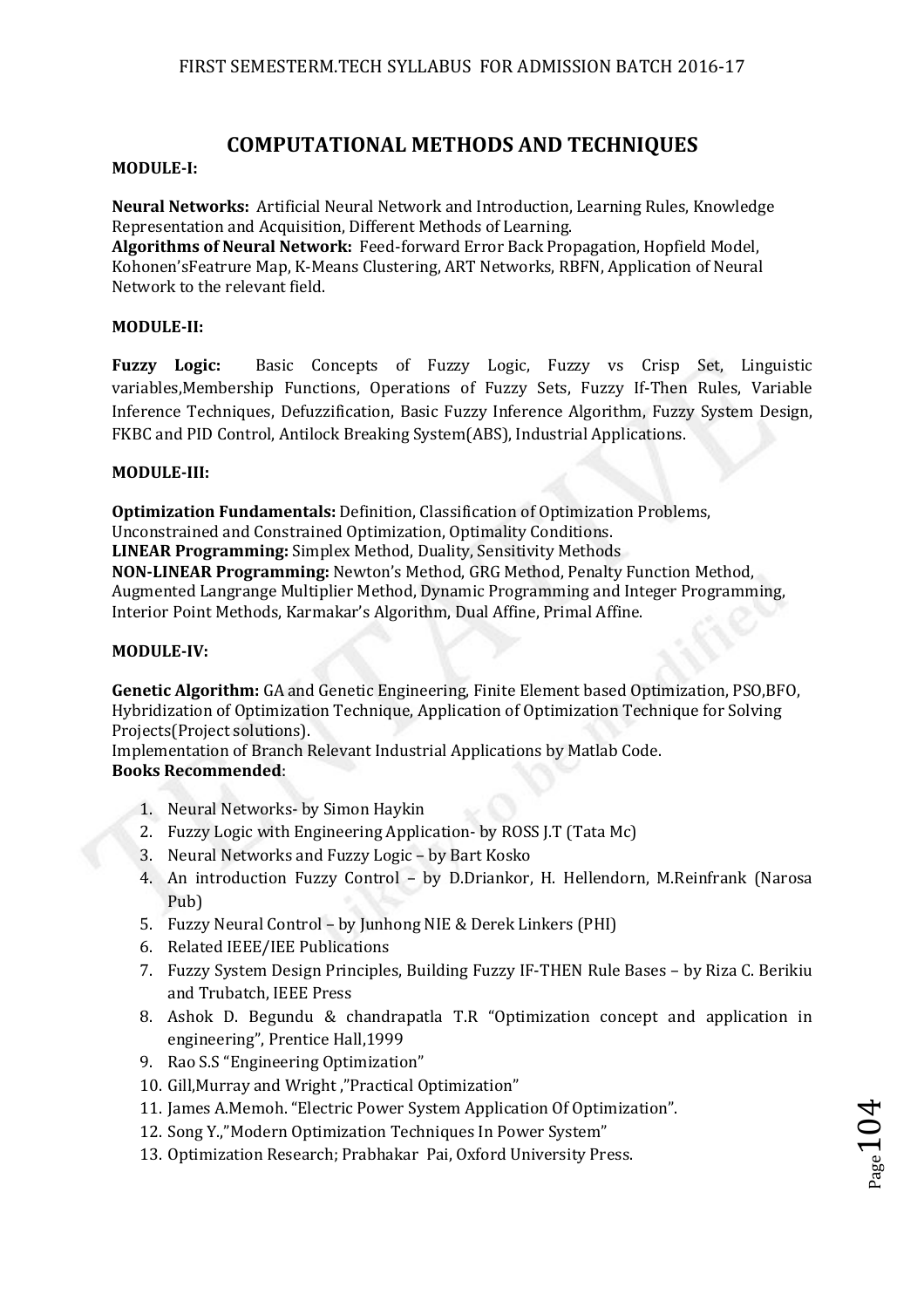# COMPUTATIONAL METHODS AND TECHNIQUES

**MODULE-I:**

**Neural Networks:** Artificial Neural Network and Introduction, Learning Rules, Knowledge Representation and Acquisition, Different Methods of Learning.
**Algorithms of Neural Network:** Feed-forward Error Back Propagation, Hopfield Model, Kohonen'sFeatrure Map, K-Means Clustering, ART Networks, RBFN, Application of Neural Network to the relevant field.

**MODULE-II:**

**Fuzzy Logic:** Basic Concepts of Fuzzy Logic, Fuzzy vs Crisp Set, Linguistic variables,Membership Functions, Operations of Fuzzy Sets, Fuzzy If-Then Rules, Variable Inference Techniques, Defuzzification, Basic Fuzzy Inference Algorithm, Fuzzy System Design, FKBC and PID Control, Antilock Breaking System(ABS), Industrial Applications.

**MODULE-III:**

**Optimization Fundamentals:** Definition, Classification of Optimization Problems, Unconstrained and Constrained Optimization, Optimality Conditions.
**LINEAR Programming:** Simplex Method, Duality, Sensitivity Methods
**NON-LINEAR Programming:** Newton's Method, GRG Method, Penalty Function Method, Augmented Langrange Multiplier Method, Dynamic Programming and Integer Programming, Interior Point Methods, Karmakar's Algorithm, Dual Affine, Primal Affine.

**MODULE-IV:**

**Genetic Algorithm:** GA and Genetic Engineering, Finite Element based Optimization, PSO,BFO, Hybridization of Optimization Technique, Application of Optimization Technique for Solving Projects(Project solutions).
Implementation of Branch Relevant Industrial Applications by Matlab Code.

**Books Recommended**:

1. Neural Networks- by Simon Haykin
2. Fuzzy Logic with Engineering Application- by ROSS J.T (Tata Mc)
3. Neural Networks and Fuzzy Logic – by Bart Kosko
4. An introduction Fuzzy Control – by D.Driankor, H. Hellendorn, M.Reinfrank (Narosa Pub)
5. Fuzzy Neural Control – by Junhong NIE & Derek Linkers (PHI)
6. Related IEEE/IEE Publications
7. Fuzzy System Design Principles, Building Fuzzy IF-THEN Rule Bases – by Riza C. Berikiu and Trubatch, IEEE Press
8. Ashok D. Begundu & chandrapatla T.R "Optimization concept and application in engineering", Prentice Hall,1999
9. Rao S.S "Engineering Optimization"
10. Gill,Murray and Wright ,"Practical Optimization"
11. James A.Memoh. "Electric Power System Application Of Optimization".
12. Song Y.,"Modern Optimization Techniques In Power System"
13. Optimization Research; Prabhakar Pai, Oxford University Press.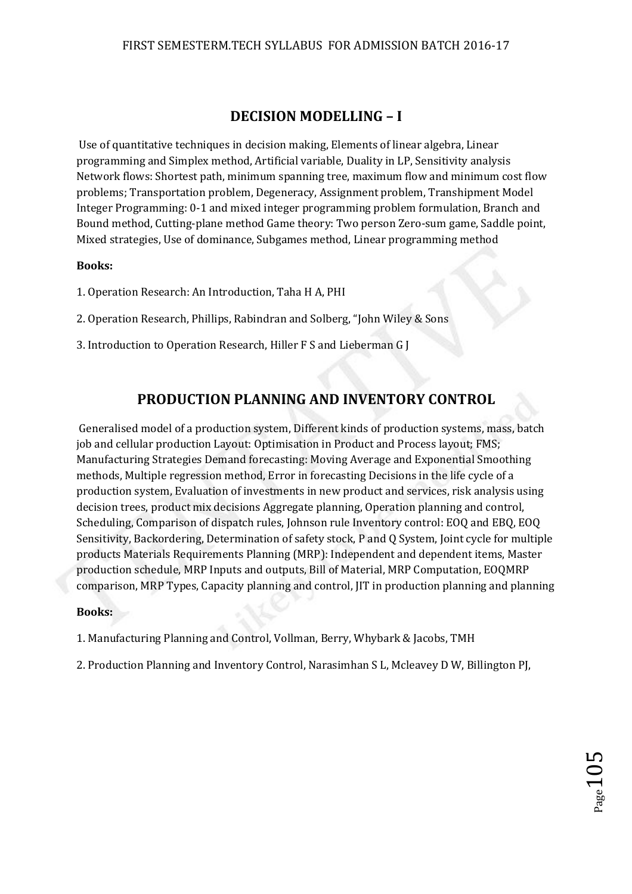## DECISION MODELLING – I

Use of quantitative techniques in decision making, Elements of linear algebra, Linear programming and Simplex method, Artificial variable, Duality in LP, Sensitivity analysis Network flows: Shortest path, minimum spanning tree, maximum flow and minimum cost flow problems; Transportation problem, Degeneracy, Assignment problem, Transhipment Model Integer Programming: 0-1 and mixed integer programming problem formulation, Branch and Bound method, Cutting-plane method Game theory: Two person Zero-sum game, Saddle point, Mixed strategies, Use of dominance, Subgames method, Linear programming method

**Books:**

1. Operation Research: An Introduction, Taha H A, PHI

2. Operation Research, Phillips, Rabindran and Solberg, "John Wiley & Sons

3. Introduction to Operation Research, Hiller F S and Lieberman G J

## PRODUCTION PLANNING AND INVENTORY CONTROL

Generalised model of a production system, Different kinds of production systems, mass, batch job and cellular production Layout: Optimisation in Product and Process layout; FMS; Manufacturing Strategies Demand forecasting: Moving Average and Exponential Smoothing methods, Multiple regression method, Error in forecasting Decisions in the life cycle of a production system, Evaluation of investments in new product and services, risk analysis using decision trees, product mix decisions Aggregate planning, Operation planning and control, Scheduling, Comparison of dispatch rules, Johnson rule Inventory control: EOQ and EBQ, EOQ Sensitivity, Backordering, Determination of safety stock, P and Q System, Joint cycle for multiple products Materials Requirements Planning (MRP): Independent and dependent items, Master production schedule, MRP Inputs and outputs, Bill of Material, MRP Computation, EOQMRP comparison, MRP Types, Capacity planning and control, JIT in production planning and planning

**Books:**

1. Manufacturing Planning and Control, Vollman, Berry, Whybark & Jacobs, TMH

2. Production Planning and Inventory Control, Narasimhan S L, Mcleavey D W, Billington PJ,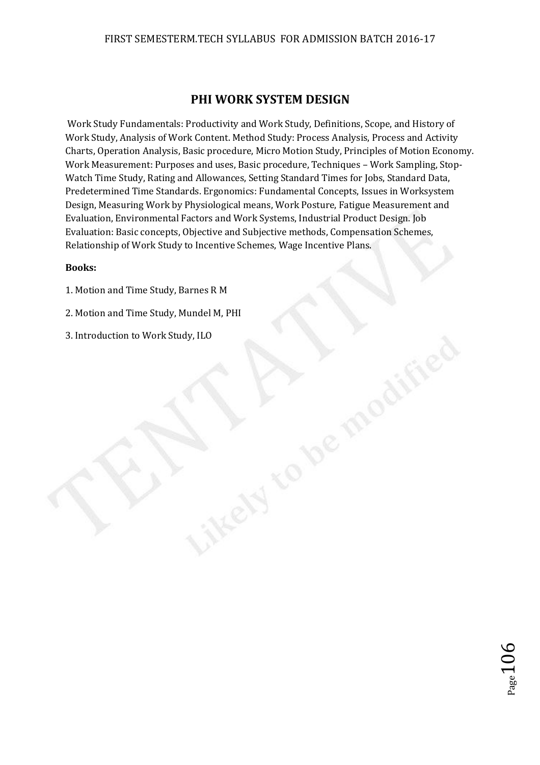## PHI WORK SYSTEM DESIGN

Work Study Fundamentals: Productivity and Work Study, Definitions, Scope, and History of Work Study, Analysis of Work Content. Method Study: Process Analysis, Process and Activity Charts, Operation Analysis, Basic procedure, Micro Motion Study, Principles of Motion Economy. Work Measurement: Purposes and uses, Basic procedure, Techniques – Work Sampling, Stop-Watch Time Study, Rating and Allowances, Setting Standard Times for Jobs, Standard Data, Predetermined Time Standards. Ergonomics: Fundamental Concepts, Issues in Worksystem Design, Measuring Work by Physiological means, Work Posture, Fatigue Measurement and Evaluation, Environmental Factors and Work Systems, Industrial Product Design. Job Evaluation: Basic concepts, Objective and Subjective methods, Compensation Schemes, Relationship of Work Study to Incentive Schemes, Wage Incentive Plans.

**Books:**

1. Motion and Time Study, Barnes R M
2. Motion and Time Study, Mundel M, PHI
3. Introduction to Work Study, ILO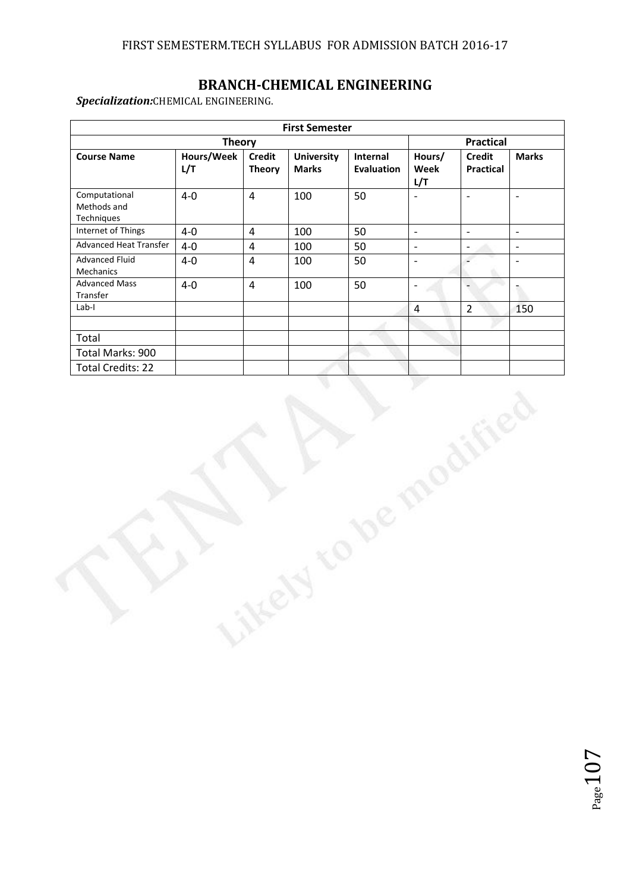# BRANCH-CHEMICAL ENGINEERING

***Specialization:*** CHEMICAL ENGINEERING.

| First Semester | | | | | | | |
|---|---|---|---|---|---|---|---|
| **Theory** | | | | | **Practical** | | |
| **Course Name** | **Hours/Week L/T** | **Credit Theory** | **University Marks** | **Internal Evaluation** | **Hours/ Week L/T** | **Credit Practical** | **Marks** |
| Computational Methods and Techniques | 4-0 | 4 | 100 | 50 | - | - | - |
| Internet of Things | 4-0 | 4 | 100 | 50 | - | - | - |
| Advanced Heat Transfer | 4-0 | 4 | 100 | 50 | - | - | - |
| Advanced Fluid Mechanics | 4-0 | 4 | 100 | 50 | - | - | - |
| Advanced Mass Transfer | 4-0 | 4 | 100 | 50 | - | - | - |
| Lab-I | | | | | 4 | 2 | 150 |
| | | | | | | | |
| Total | | | | | | | |
| Total Marks: 900 | | | | | | | |
| Total Credits: 22 | | | | | | | |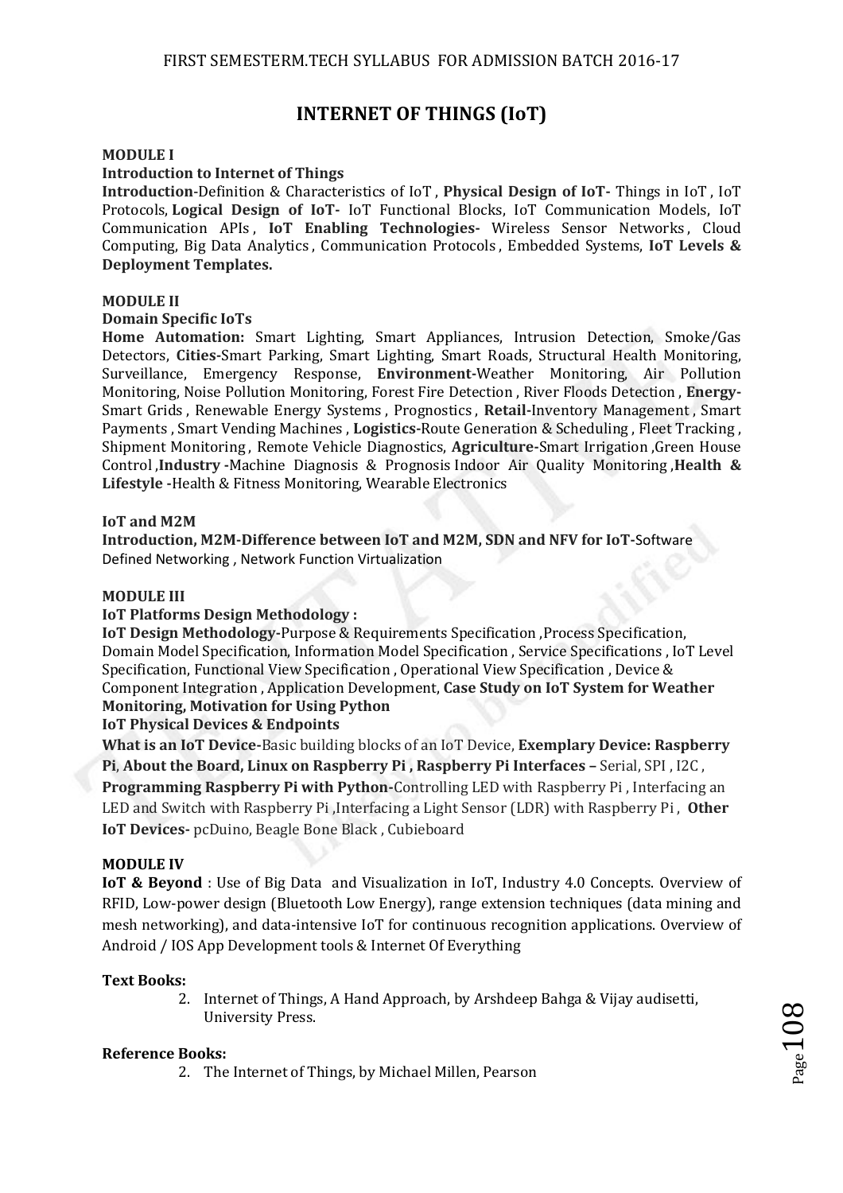# INTERNET OF THINGS (IoT)

**MODULE I**

**Introduction to Internet of Things**

**Introduction**-Definition & Characteristics of IoT , **Physical Design of IoT-** Things in IoT , IoT Protocols, **Logical Design of IoT-** IoT Functional Blocks, IoT Communication Models, IoT Communication APIs , **IoT Enabling Technologies-** Wireless Sensor Networks , Cloud Computing, Big Data Analytics , Communication Protocols , Embedded Systems, **IoT Levels & Deployment Templates.**

**MODULE II**

**Domain Specific IoTs**

**Home Automation:** Smart Lighting, Smart Appliances, Intrusion Detection, Smoke/Gas Detectors, **Cities-**Smart Parking, Smart Lighting, Smart Roads, Structural Health Monitoring, Surveillance, Emergency Response, **Environment-**Weather Monitoring, Air Pollution Monitoring, Noise Pollution Monitoring, Forest Fire Detection , River Floods Detection , **Energy-**Smart Grids , Renewable Energy Systems , Prognostics , **Retail-**Inventory Management , Smart Payments , Smart Vending Machines , **Logistics-**Route Generation & Scheduling , Fleet Tracking , Shipment Monitoring , Remote Vehicle Diagnostics, **Agriculture-**Smart Irrigation ,Green House Control ,**Industry -**Machine Diagnosis & Prognosis Indoor Air Quality Monitoring ,**Health & Lifestyle -**Health & Fitness Monitoring, Wearable Electronics

**IoT and M2M**

**Introduction, M2M-Difference between IoT and M2M, SDN and NFV for IoT-**Software Defined Networking , Network Function Virtualization

**MODULE III**

**IoT Platforms Design Methodology :**

**IoT Design Methodology-**Purpose & Requirements Specification ,Process Specification, Domain Model Specification, Information Model Specification , Service Specifications , IoT Level Specification, Functional View Specification , Operational View Specification , Device & Component Integration , Application Development, **Case Study on IoT System for Weather Monitoring, Motivation for Using Python**

**IoT Physical Devices & Endpoints**

**What is an IoT Device-**Basic building blocks of an IoT Device, **Exemplary Device: Raspberry Pi**, **About the Board, Linux on Raspberry Pi , Raspberry Pi Interfaces –** Serial, SPI , I2C , **Programming Raspberry Pi with Python-**Controlling LED with Raspberry Pi , Interfacing an LED and Switch with Raspberry Pi ,Interfacing a Light Sensor (LDR) with Raspberry Pi , **Other IoT Devices-** pcDuino, Beagle Bone Black , Cubieboard

**MODULE IV**

**IoT & Beyond** : Use of Big Data and Visualization in IoT, Industry 4.0 Concepts. Overview of RFID, Low-power design (Bluetooth Low Energy), range extension techniques (data mining and mesh networking), and data-intensive IoT for continuous recognition applications. Overview of Android / IOS App Development tools & Internet Of Everything

**Text Books:**

2. Internet of Things, A Hand Approach, by Arshdeep Bahga & Vijay audisetti, University Press.

**Reference Books:**

2. The Internet of Things, by Michael Millen, Pearson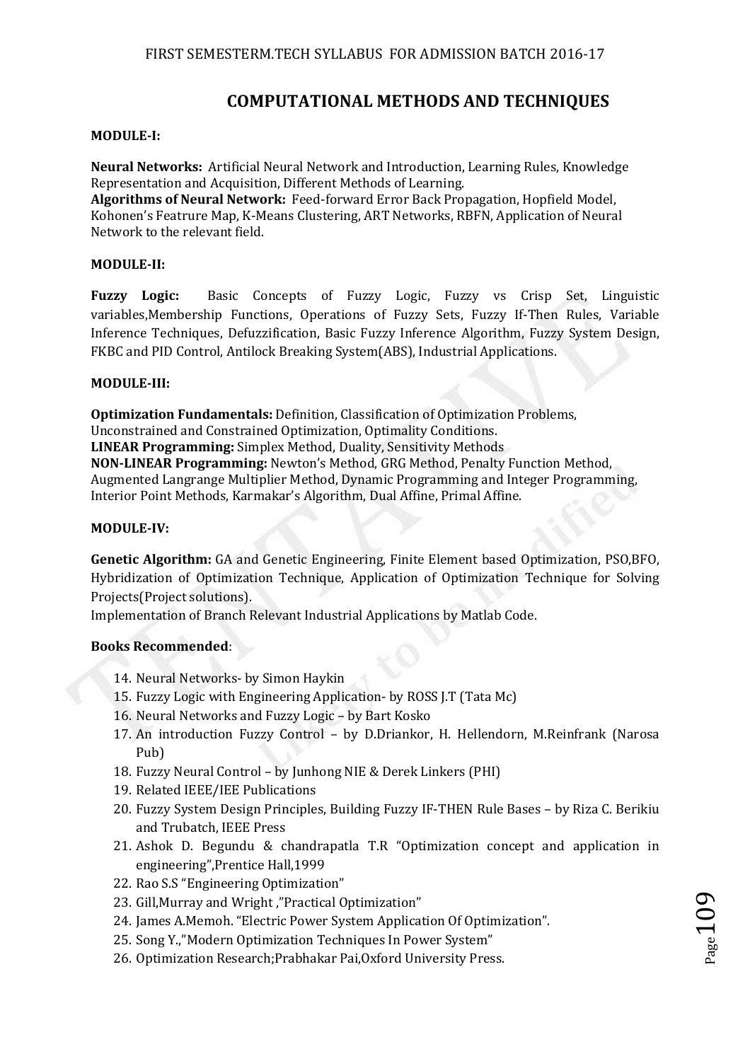# COMPUTATIONAL METHODS AND TECHNIQUES

**MODULE-I:**

**Neural Networks:** Artificial Neural Network and Introduction, Learning Rules, Knowledge Representation and Acquisition, Different Methods of Learning.
**Algorithms of Neural Network:** Feed-forward Error Back Propagation, Hopfield Model, Kohonen's Featrure Map, K-Means Clustering, ART Networks, RBFN, Application of Neural Network to the relevant field.

**MODULE-II:**

**Fuzzy Logic:** Basic Concepts of Fuzzy Logic, Fuzzy vs Crisp Set, Linguistic variables,Membership Functions, Operations of Fuzzy Sets, Fuzzy If-Then Rules, Variable Inference Techniques, Defuzzification, Basic Fuzzy Inference Algorithm, Fuzzy System Design, FKBC and PID Control, Antilock Breaking System(ABS), Industrial Applications.

**MODULE-III:**

**Optimization Fundamentals:** Definition, Classification of Optimization Problems, Unconstrained and Constrained Optimization, Optimality Conditions.
**LINEAR Programming:** Simplex Method, Duality, Sensitivity Methods
**NON-LINEAR Programming:** Newton's Method, GRG Method, Penalty Function Method, Augmented Langrange Multiplier Method, Dynamic Programming and Integer Programming, Interior Point Methods, Karmakar's Algorithm, Dual Affine, Primal Affine.

**MODULE-IV:**

**Genetic Algorithm:** GA and Genetic Engineering, Finite Element based Optimization, PSO,BFO, Hybridization of Optimization Technique, Application of Optimization Technique for Solving Projects(Project solutions).
Implementation of Branch Relevant Industrial Applications by Matlab Code.

**Books Recommended**:

14. Neural Networks- by Simon Haykin
15. Fuzzy Logic with Engineering Application- by ROSS J.T (Tata Mc)
16. Neural Networks and Fuzzy Logic – by Bart Kosko
17. An introduction Fuzzy Control – by D.Driankor, H. Hellendorn, M.Reinfrank (Narosa Pub)
18. Fuzzy Neural Control – by Junhong NIE & Derek Linkers (PHI)
19. Related IEEE/IEE Publications
20. Fuzzy System Design Principles, Building Fuzzy IF-THEN Rule Bases – by Riza C. Berikiu and Trubatch, IEEE Press
21. Ashok D. Begundu & chandrapatla T.R "Optimization concept and application in engineering",Prentice Hall,1999
22. Rao S.S "Engineering Optimization"
23. Gill,Murray and Wright ,"Practical Optimization"
24. James A.Memoh. "Electric Power System Application Of Optimization".
25. Song Y.,"Modern Optimization Techniques In Power System"
26. Optimization Research;Prabhakar Pai,Oxford University Press.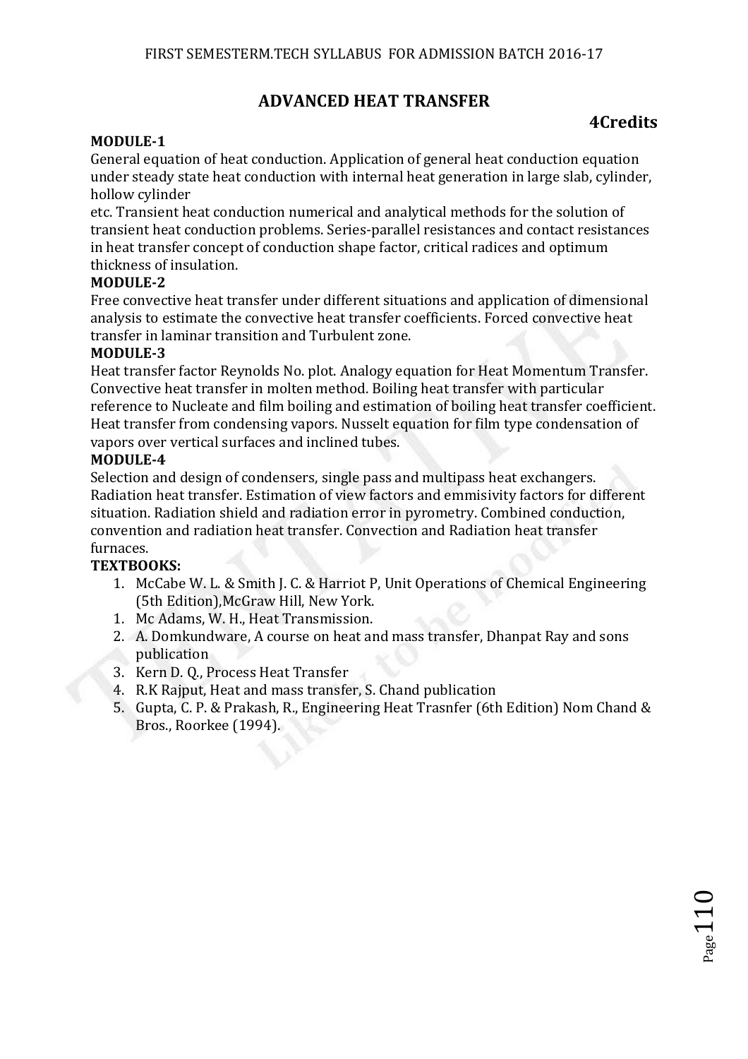# ADVANCED HEAT TRANSFER

**4Credits**

**MODULE-1**

General equation of heat conduction. Application of general heat conduction equation under steady state heat conduction with internal heat generation in large slab, cylinder, hollow cylinder
etc. Transient heat conduction numerical and analytical methods for the solution of transient heat conduction problems. Series-parallel resistances and contact resistances in heat transfer concept of conduction shape factor, critical radices and optimum thickness of insulation.

**MODULE-2**

Free convective heat transfer under different situations and application of dimensional analysis to estimate the convective heat transfer coefficients. Forced convective heat transfer in laminar transition and Turbulent zone.

**MODULE-3**

Heat transfer factor Reynolds No. plot. Analogy equation for Heat Momentum Transfer. Convective heat transfer in molten method. Boiling heat transfer with particular reference to Nucleate and film boiling and estimation of boiling heat transfer coefficient. Heat transfer from condensing vapors. Nusselt equation for film type condensation of vapors over vertical surfaces and inclined tubes.

**MODULE-4**

Selection and design of condensers, single pass and multipass heat exchangers. Radiation heat transfer. Estimation of view factors and emmisivity factors for different situation. Radiation shield and radiation error in pyrometry. Combined conduction, convention and radiation heat transfer. Convection and Radiation heat transfer furnaces.

**TEXTBOOKS:**

1. McCabe W. L. & Smith J. C. & Harriot P, Unit Operations of Chemical Engineering (5th Edition),McGraw Hill, New York.
1. Mc Adams, W. H., Heat Transmission.
2. A. Domkundware, A course on heat and mass transfer, Dhanpat Ray and sons publication
3. Kern D. Q., Process Heat Transfer
4. R.K Rajput, Heat and mass transfer, S. Chand publication
5. Gupta, C. P. & Prakash, R., Engineering Heat Trasnfer (6th Edition) Nom Chand & Bros., Roorkee (1994).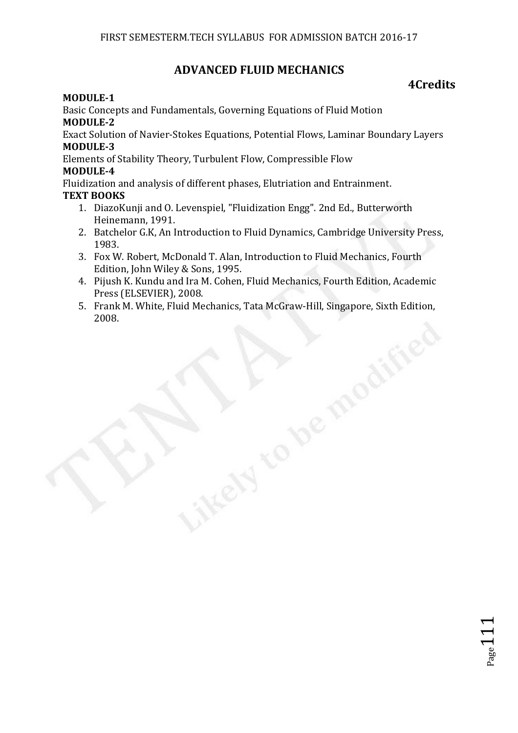# ADVANCED FLUID MECHANICS

**4Credits**

**MODULE-1**

Basic Concepts and Fundamentals, Governing Equations of Fluid Motion

**MODULE-2**

Exact Solution of Navier-Stokes Equations, Potential Flows, Laminar Boundary Layers

**MODULE-3**

Elements of Stability Theory, Turbulent Flow, Compressible Flow

**MODULE-4**

Fluidization and analysis of different phases, Elutriation and Entrainment.

**TEXT BOOKS**

1. DiazoKunji and O. Levenspiel, "Fluidization Engg". 2nd Ed., Butterworth Heinemann, 1991.
2. Batchelor G.K, An Introduction to Fluid Dynamics, Cambridge University Press, 1983.
3. Fox W. Robert, McDonald T. Alan, Introduction to Fluid Mechanics, Fourth Edition, John Wiley & Sons, 1995.
4. Pijush K. Kundu and Ira M. Cohen, Fluid Mechanics, Fourth Edition, Academic Press (ELSEVIER), 2008.
5. Frank M. White, Fluid Mechanics, Tata McGraw-Hill, Singapore, Sixth Edition, 2008.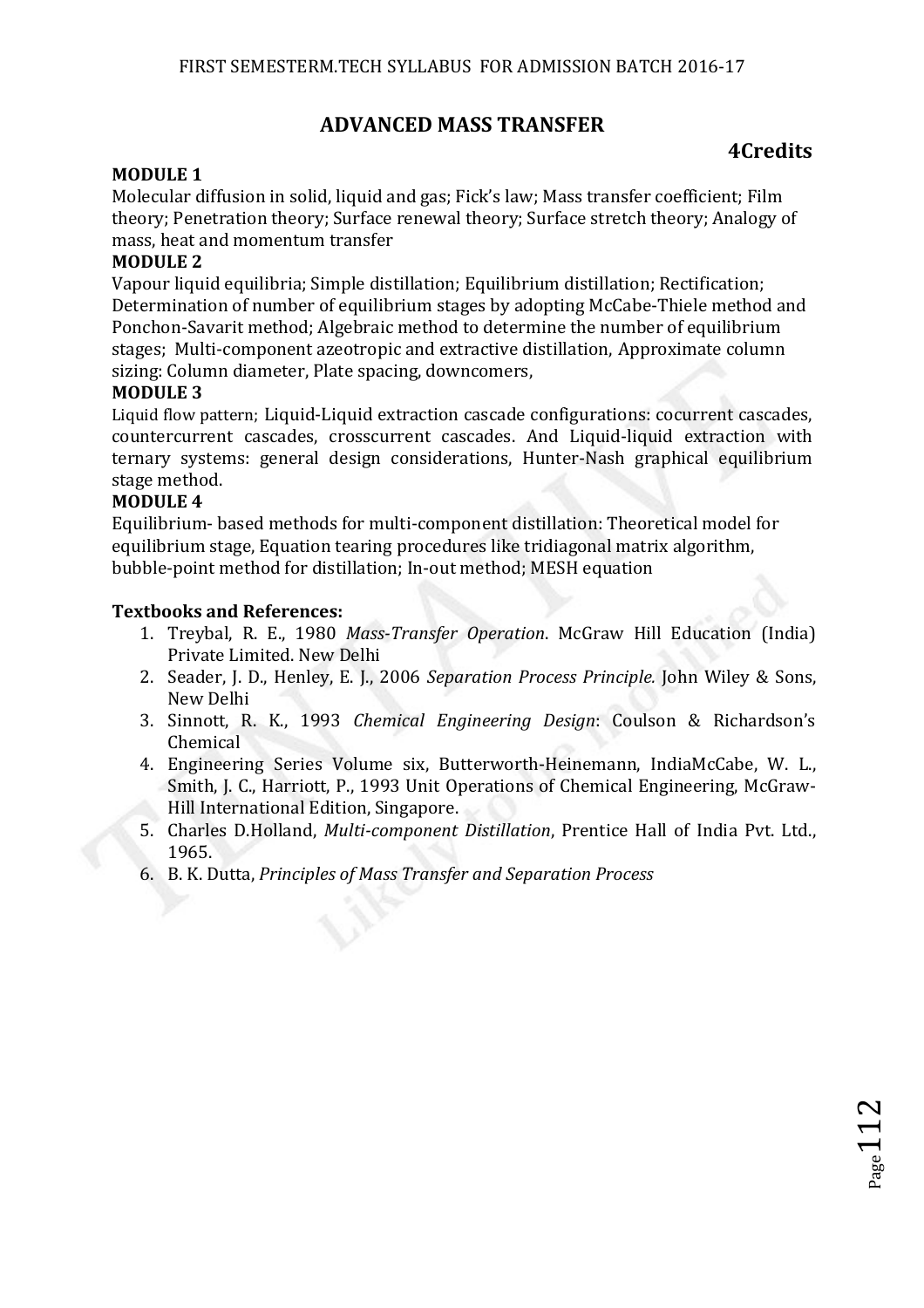## ADVANCED MASS TRANSFER

**4Credits**

**MODULE 1**

Molecular diffusion in solid, liquid and gas; Fick's law; Mass transfer coefficient; Film theory; Penetration theory; Surface renewal theory; Surface stretch theory; Analogy of mass, heat and momentum transfer

**MODULE 2**

Vapour liquid equilibria; Simple distillation; Equilibrium distillation; Rectification; Determination of number of equilibrium stages by adopting McCabe-Thiele method and Ponchon-Savarit method; Algebraic method to determine the number of equilibrium stages; Multi-component azeotropic and extractive distillation, Approximate column sizing: Column diameter, Plate spacing, downcomers,

**MODULE 3**

Liquid flow pattern; Liquid-Liquid extraction cascade configurations: cocurrent cascades, countercurrent cascades, crosscurrent cascades. And Liquid-liquid extraction with ternary systems: general design considerations, Hunter-Nash graphical equilibrium stage method.

**MODULE 4**

Equilibrium- based methods for multi-component distillation: Theoretical model for equilibrium stage, Equation tearing procedures like tridiagonal matrix algorithm, bubble-point method for distillation; In-out method; MESH equation

**Textbooks and References:**

1. Treybal, R. E., 1980 *Mass-Transfer Operation*. McGraw Hill Education (India) Private Limited. New Delhi
2. Seader, J. D., Henley, E. J., 2006 *Separation Process Principle.* John Wiley & Sons, New Delhi
3. Sinnott, R. K., 1993 *Chemical Engineering Design*: Coulson & Richardson's Chemical
4. Engineering Series Volume six, Butterworth-Heinemann, IndiaMcCabe, W. L., Smith, J. C., Harriott, P., 1993 Unit Operations of Chemical Engineering, McGraw-Hill International Edition, Singapore.
5. Charles D.Holland, *Multi-component Distillation*, Prentice Hall of India Pvt. Ltd., 1965.
6. B. K. Dutta, *Principles of Mass Transfer and Separation Process*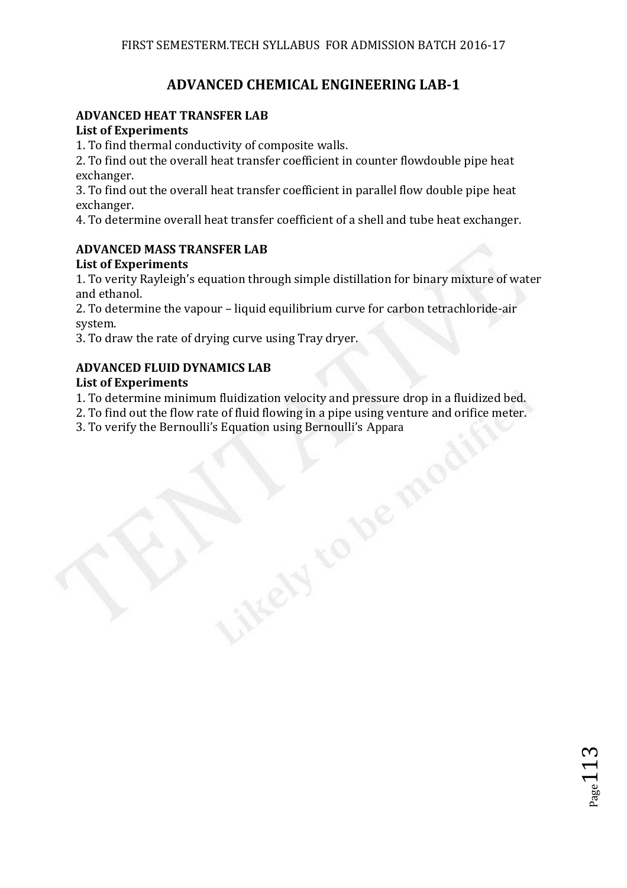# ADVANCED CHEMICAL ENGINEERING LAB-1

**ADVANCED HEAT TRANSFER LAB**

**List of Experiments**

1. To find thermal conductivity of composite walls.
2. To find out the overall heat transfer coefficient in counter flowdouble pipe heat exchanger.
3. To find out the overall heat transfer coefficient in parallel flow double pipe heat exchanger.
4. To determine overall heat transfer coefficient of a shell and tube heat exchanger.

**ADVANCED MASS TRANSFER LAB**

**List of Experiments**

1. To verity Rayleigh's equation through simple distillation for binary mixture of water and ethanol.
2. To determine the vapour – liquid equilibrium curve for carbon tetrachloride-air system.
3. To draw the rate of drying curve using Tray dryer.

**ADVANCED FLUID DYNAMICS LAB**

**List of Experiments**

1. To determine minimum fluidization velocity and pressure drop in a fluidized bed.
2. To find out the flow rate of fluid flowing in a pipe using venture and orifice meter.
3. To verify the Bernoulli's Equation using Bernoulli's Appara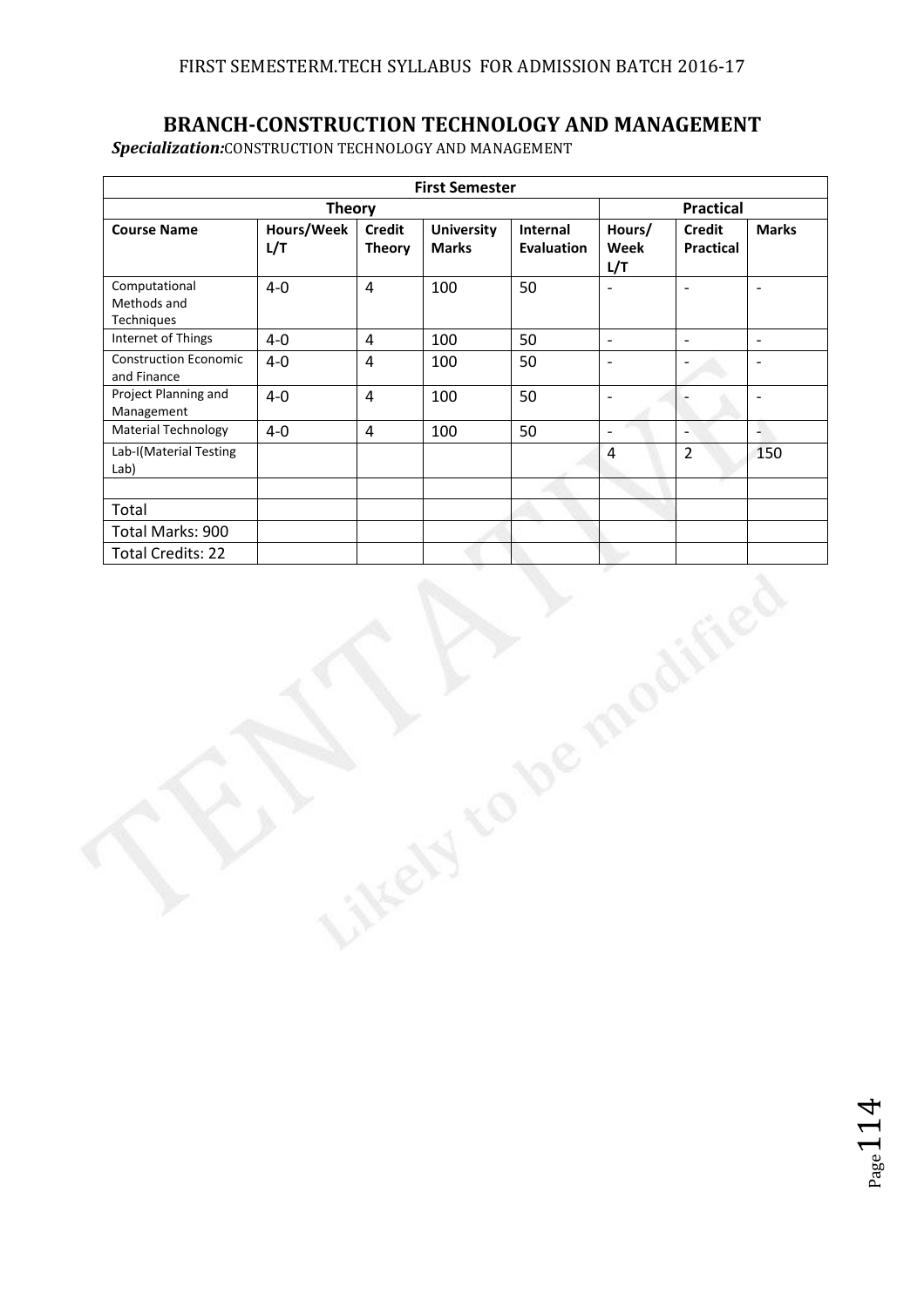FIRST SEMESTERM.TECH SYLLABUS FOR ADMISSION BATCH 2016-17

## BRANCH-CONSTRUCTION TECHNOLOGY AND MANAGEMENT

***Specialization:***CONSTRUCTION TECHNOLOGY AND MANAGEMENT

| First Semester | | | | | | | |
|---|---|---|---|---|---|---|---|
| Theory | | | | | Practical | | |
| **Course Name** | **Hours/Week L/T** | **Credit Theory** | **University Marks** | **Internal Evaluation** | **Hours/ Week L/T** | **Credit Practical** | **Marks** |
| Computational Methods and Techniques | 4-0 | 4 | 100 | 50 | - | - | - |
| Internet of Things | 4-0 | 4 | 100 | 50 | - | - | - |
| Construction Economic and Finance | 4-0 | 4 | 100 | 50 | - | - | - |
| Project Planning and Management | 4-0 | 4 | 100 | 50 | - | - | - |
| Material Technology | 4-0 | 4 | 100 | 50 | - | - | - |
| Lab-I(Material Testing Lab) | | | | | 4 | 2 | 150 |
| | | | | | | | |
| Total | | | | | | | |
| Total Marks: 900 | | | | | | | |
| Total Credits: 22 | | | | | | | |

TENTATIVE

Likely to be modified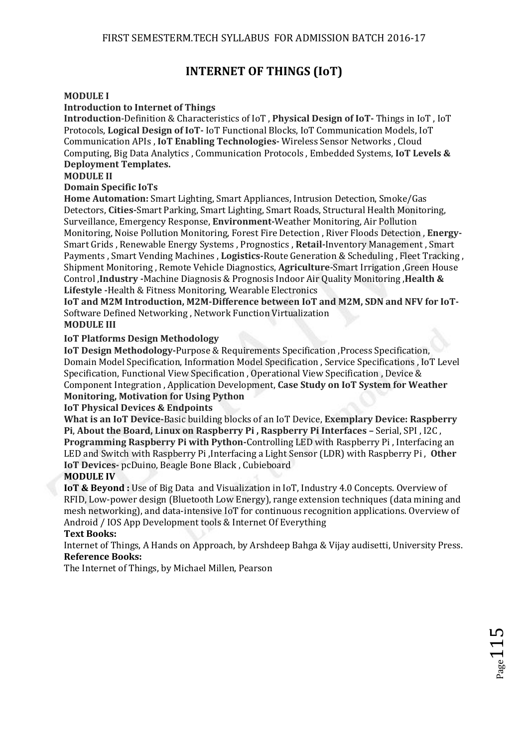# INTERNET OF THINGS (IoT)

**MODULE I**

**Introduction to Internet of Things**

**Introduction**-Definition & Characteristics of IoT , **Physical Design of IoT-** Things in IoT , IoT Protocols, **Logical Design of IoT-** IoT Functional Blocks, IoT Communication Models, IoT Communication APIs , **IoT Enabling Technologies-** Wireless Sensor Networks , Cloud Computing, Big Data Analytics , Communication Protocols , Embedded Systems, **IoT Levels & Deployment Templates.**

**MODULE II**

**Domain Specific IoTs**

**Home Automation:** Smart Lighting, Smart Appliances, Intrusion Detection, Smoke/Gas Detectors, **Cities-**Smart Parking, Smart Lighting, Smart Roads, Structural Health Monitoring, Surveillance, Emergency Response, **Environment-**Weather Monitoring, Air Pollution Monitoring, Noise Pollution Monitoring, Forest Fire Detection , River Floods Detection , **Energy-**Smart Grids , Renewable Energy Systems , Prognostics , **Retail-**Inventory Management , Smart Payments , Smart Vending Machines , **Logistics-**Route Generation & Scheduling , Fleet Tracking , Shipment Monitoring , Remote Vehicle Diagnostics, **Agriculture-**Smart Irrigation ,Green House Control ,**Industry -**Machine Diagnosis & Prognosis Indoor Air Quality Monitoring ,**Health & Lifestyle -**Health & Fitness Monitoring, Wearable Electronics

**IoT and M2M Introduction, M2M-Difference between IoT and M2M, SDN and NFV for IoT-** Software Defined Networking , Network Function Virtualization

**MODULE III**

**IoT Platforms Design Methodology**

**IoT Design Methodology-**Purpose & Requirements Specification ,Process Specification, Domain Model Specification, Information Model Specification , Service Specifications , IoT Level Specification, Functional View Specification , Operational View Specification , Device & Component Integration , Application Development, **Case Study on IoT System for Weather Monitoring, Motivation for Using Python**

**IoT Physical Devices & Endpoints**

**What is an IoT Device-**Basic building blocks of an IoT Device, **Exemplary Device: Raspberry Pi**, **About the Board, Linux on Raspberry Pi , Raspberry Pi Interfaces –** Serial, SPI , I2C , **Programming Raspberry Pi with Python-**Controlling LED with Raspberry Pi , Interfacing an LED and Switch with Raspberry Pi ,Interfacing a Light Sensor (LDR) with Raspberry Pi , **Other IoT Devices-** pcDuino, Beagle Bone Black , Cubieboard

**MODULE IV**

**IoT & Beyond :** Use of Big Data and Visualization in IoT, Industry 4.0 Concepts. Overview of RFID, Low-power design (Bluetooth Low Energy), range extension techniques (data mining and mesh networking), and data-intensive IoT for continuous recognition applications. Overview of Android / IOS App Development tools & Internet Of Everything

**Text Books:**

Internet of Things, A Hands on Approach, by Arshdeep Bahga & Vijay audisetti, University Press.

**Reference Books:**

The Internet of Things, by Michael Millen, Pearson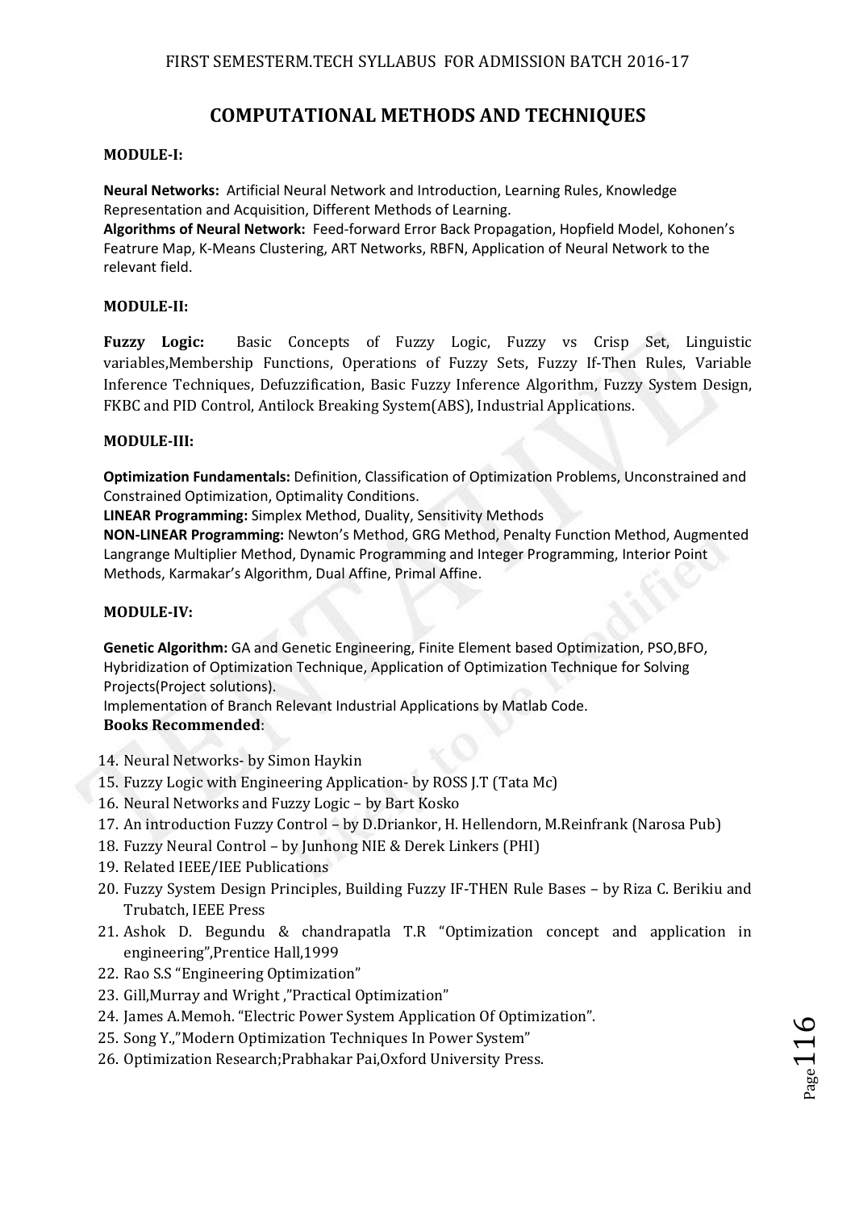## COMPUTATIONAL METHODS AND TECHNIQUES

**MODULE-I:**

**Neural Networks:** Artificial Neural Network and Introduction, Learning Rules, Knowledge Representation and Acquisition, Different Methods of Learning.
**Algorithms of Neural Network:** Feed-forward Error Back Propagation, Hopfield Model, Kohonen's Featrure Map, K-Means Clustering, ART Networks, RBFN, Application of Neural Network to the relevant field.

**MODULE-II:**

**Fuzzy Logic:** Basic Concepts of Fuzzy Logic, Fuzzy vs Crisp Set, Linguistic variables,Membership Functions, Operations of Fuzzy Sets, Fuzzy If-Then Rules, Variable Inference Techniques, Defuzzification, Basic Fuzzy Inference Algorithm, Fuzzy System Design, FKBC and PID Control, Antilock Breaking System(ABS), Industrial Applications.

**MODULE-III:**

**Optimization Fundamentals:** Definition, Classification of Optimization Problems, Unconstrained and Constrained Optimization, Optimality Conditions.
**LINEAR Programming:** Simplex Method, Duality, Sensitivity Methods
**NON-LINEAR Programming:** Newton's Method, GRG Method, Penalty Function Method, Augmented Langrange Multiplier Method, Dynamic Programming and Integer Programming, Interior Point Methods, Karmakar's Algorithm, Dual Affine, Primal Affine.

**MODULE-IV:**

**Genetic Algorithm:** GA and Genetic Engineering, Finite Element based Optimization, PSO,BFO, Hybridization of Optimization Technique, Application of Optimization Technique for Solving Projects(Project solutions).
Implementation of Branch Relevant Industrial Applications by Matlab Code.

**Books Recommended**:

14. Neural Networks- by Simon Haykin
15. Fuzzy Logic with Engineering Application- by ROSS J.T (Tata Mc)
16. Neural Networks and Fuzzy Logic – by Bart Kosko
17. An introduction Fuzzy Control – by D.Driankor, H. Hellendorn, M.Reinfrank (Narosa Pub)
18. Fuzzy Neural Control – by Junhong NIE & Derek Linkers (PHI)
19. Related IEEE/IEE Publications
20. Fuzzy System Design Principles, Building Fuzzy IF-THEN Rule Bases – by Riza C. Berikiu and Trubatch, IEEE Press
21. Ashok D. Begundu & chandrapatla T.R "Optimization concept and application in engineering",Prentice Hall,1999
22. Rao S.S "Engineering Optimization"
23. Gill,Murray and Wright ,"Practical Optimization"
24. James A.Memoh. "Electric Power System Application Of Optimization".
25. Song Y.,"Modern Optimization Techniques In Power System"
26. Optimization Research;Prabhakar Pai,Oxford University Press.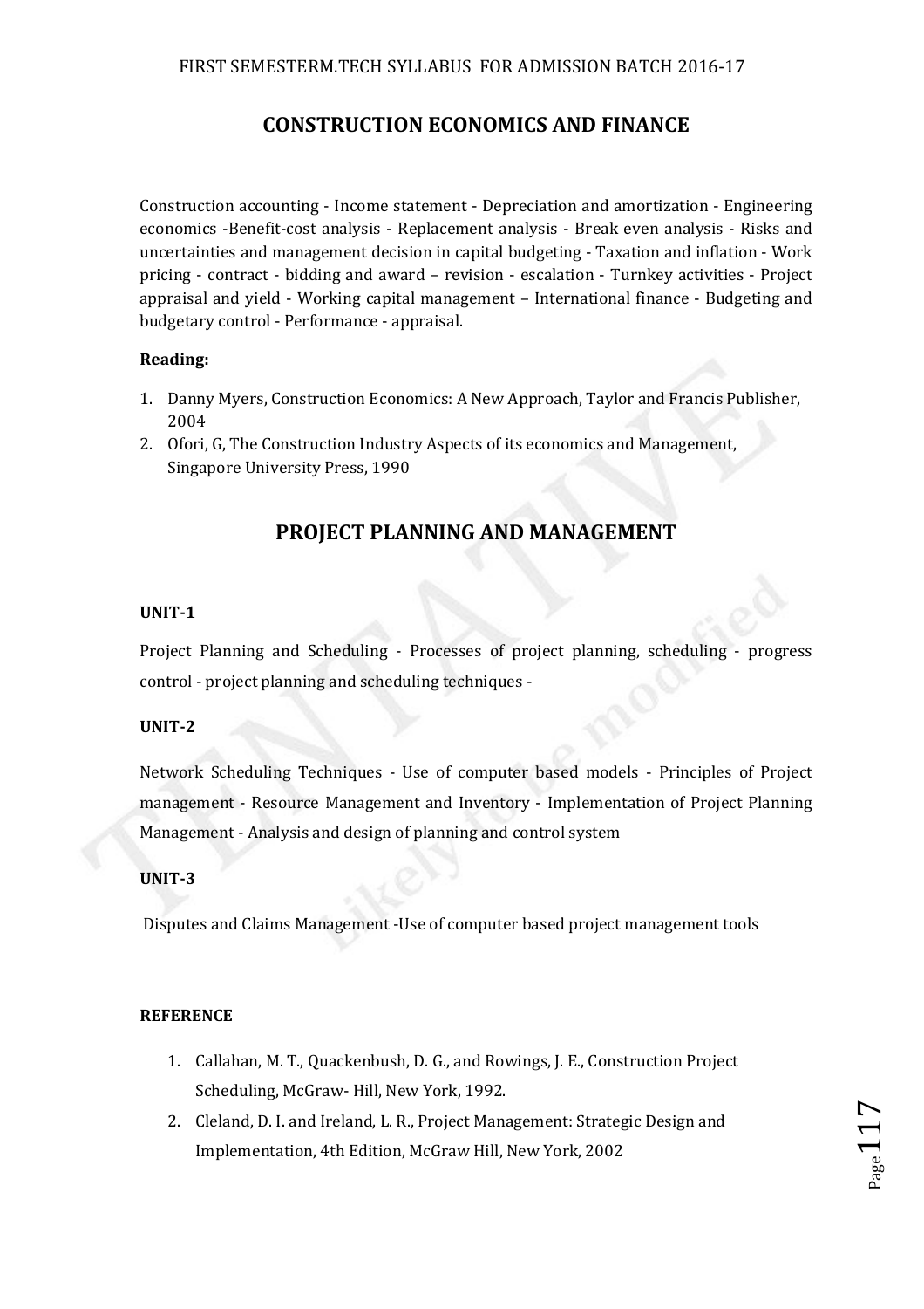# CONSTRUCTION ECONOMICS AND FINANCE

Construction accounting - Income statement - Depreciation and amortization - Engineering economics -Benefit-cost analysis - Replacement analysis - Break even analysis - Risks and uncertainties and management decision in capital budgeting - Taxation and inflation - Work pricing - contract - bidding and award – revision - escalation - Turnkey activities - Project appraisal and yield - Working capital management – International finance - Budgeting and budgetary control - Performance - appraisal.

**Reading:**

1. Danny Myers, Construction Economics: A New Approach, Taylor and Francis Publisher, 2004
2. Ofori, G, The Construction Industry Aspects of its economics and Management, Singapore University Press, 1990

# PROJECT PLANNING AND MANAGEMENT

**UNIT-1**

Project Planning and Scheduling - Processes of project planning, scheduling - progress control - project planning and scheduling techniques -

**UNIT-2**

Network Scheduling Techniques - Use of computer based models - Principles of Project management - Resource Management and Inventory - Implementation of Project Planning Management - Analysis and design of planning and control system

**UNIT-3**

Disputes and Claims Management -Use of computer based project management tools

**REFERENCE**

1. Callahan, M. T., Quackenbush, D. G., and Rowings, J. E., Construction Project Scheduling, McGraw- Hill, New York, 1992.
2. Cleland, D. I. and Ireland, L. R., Project Management: Strategic Design and Implementation, 4th Edition, McGraw Hill, New York, 2002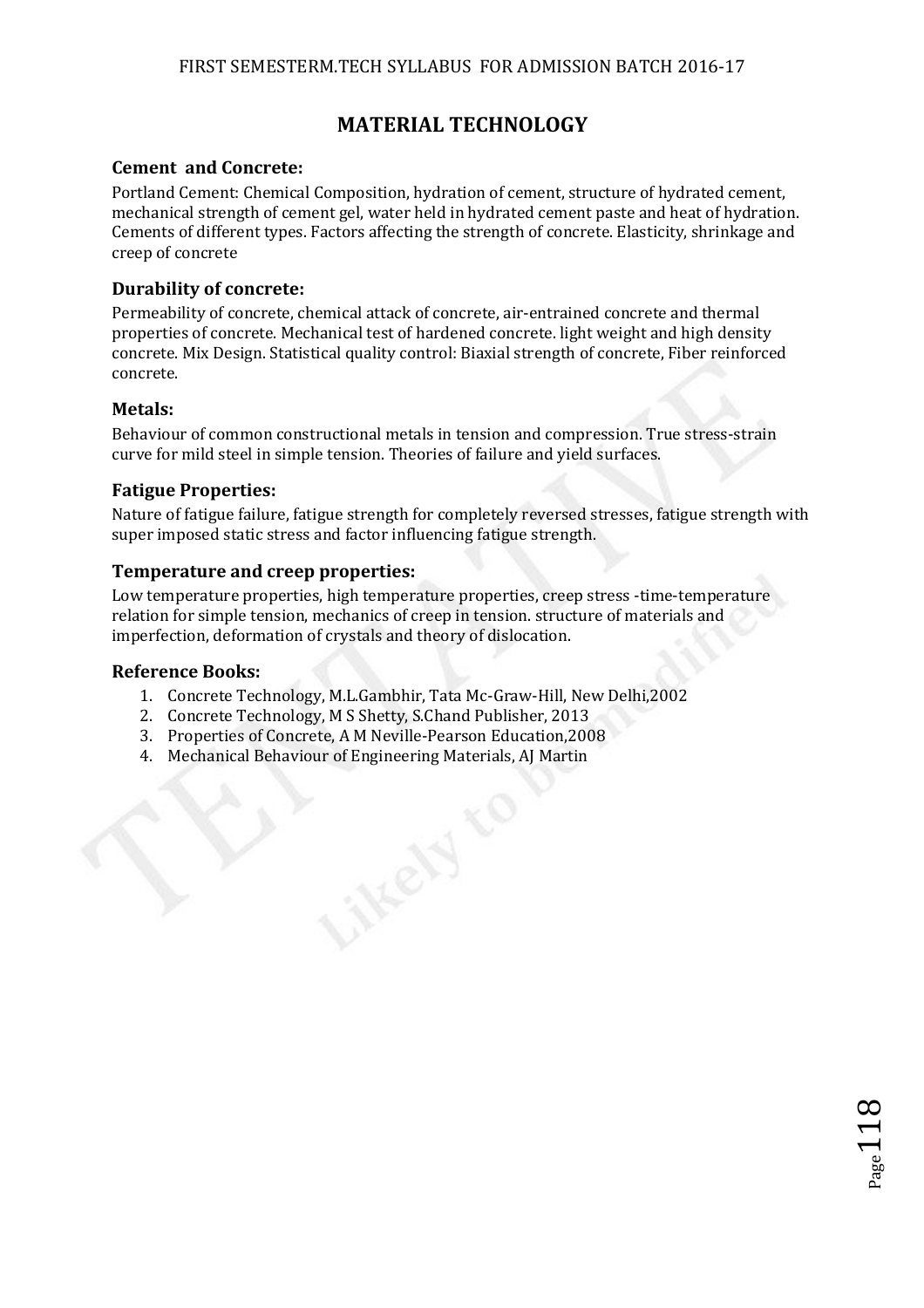# MATERIAL TECHNOLOGY

## Cement and Concrete:

Portland Cement: Chemical Composition, hydration of cement, structure of hydrated cement, mechanical strength of cement gel, water held in hydrated cement paste and heat of hydration. Cements of different types. Factors affecting the strength of concrete. Elasticity, shrinkage and creep of concrete

## Durability of concrete:

Permeability of concrete, chemical attack of concrete, air-entrained concrete and thermal properties of concrete. Mechanical test of hardened concrete. light weight and high density concrete. Mix Design. Statistical quality control: Biaxial strength of concrete, Fiber reinforced concrete.

## Metals:

Behaviour of common constructional metals in tension and compression. True stress-strain curve for mild steel in simple tension. Theories of failure and yield surfaces.

## Fatigue Properties:

Nature of fatigue failure, fatigue strength for completely reversed stresses, fatigue strength with super imposed static stress and factor influencing fatigue strength.

## Temperature and creep properties:

Low temperature properties, high temperature properties, creep stress -time-temperature relation for simple tension, mechanics of creep in tension. structure of materials and imperfection, deformation of crystals and theory of dislocation.

## Reference Books:

1. Concrete Technology, M.L.Gambhir, Tata Mc-Graw-Hill, New Delhi,2002
2. Concrete Technology, M S Shetty, S.Chand Publisher, 2013
3. Properties of Concrete, A M Neville-Pearson Education,2008
4. Mechanical Behaviour of Engineering Materials, AJ Martin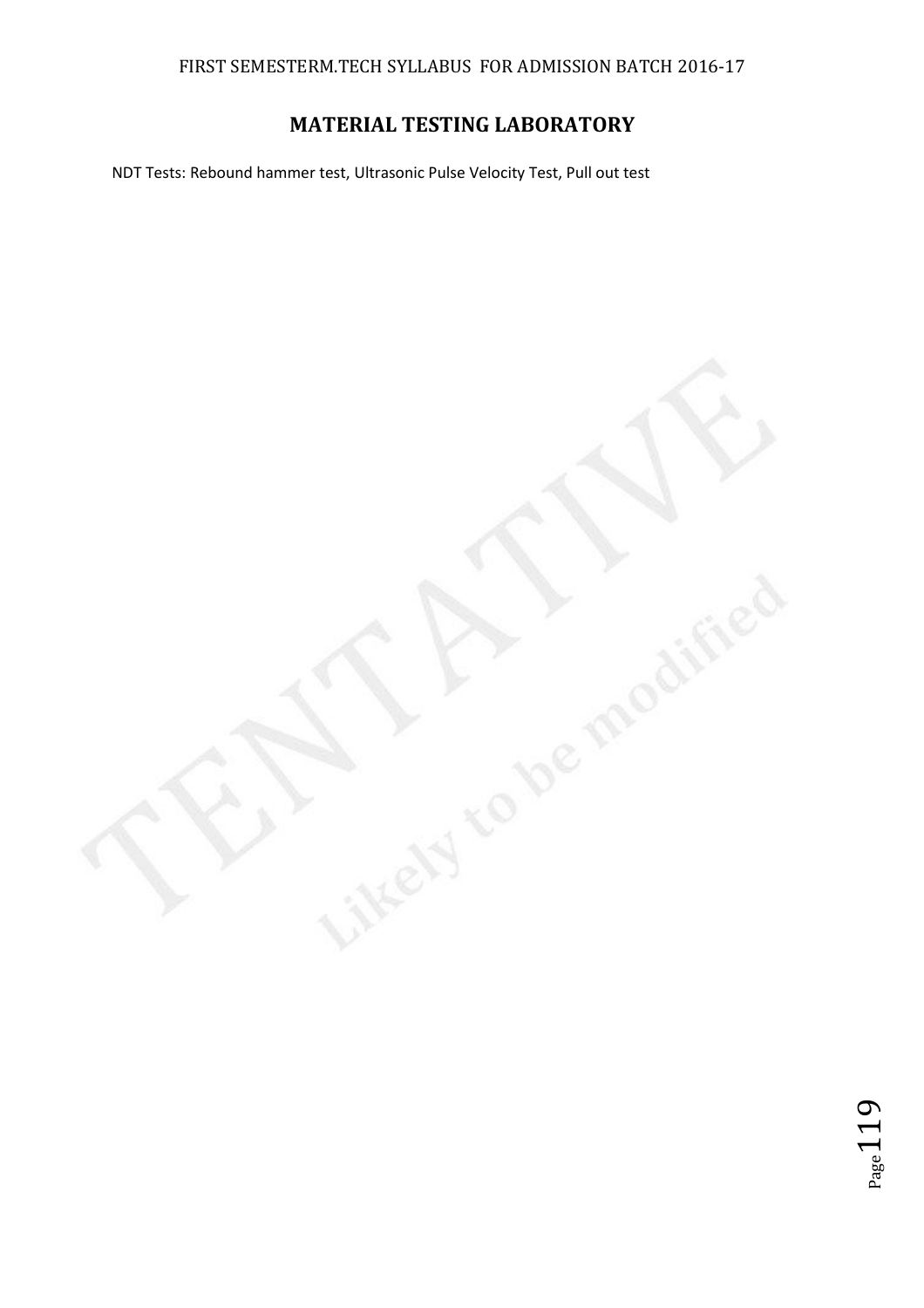# MATERIAL TESTING LABORATORY

NDT Tests: Rebound hammer test, Ultrasonic Pulse Velocity Test, Pull out test